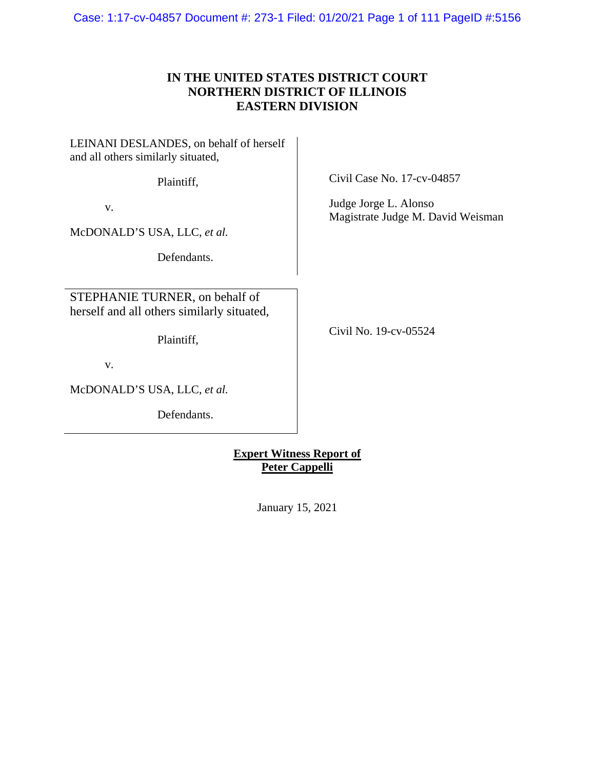**IN THE UNITED STATES DISTRICT COURT**
**NORTHERN DISTRICT OF ILLINOIS**
**EASTERN DIVISION**

| | |
|---|---|
| LEINANI DESLANDES, on behalf of herself and all others similarly situated,<br><br>Plaintiff,<br><br>v.<br><br>McDONALD'S USA, LLC, *et al.*<br><br>Defendants. | Civil Case No. 17-cv-04857<br><br>Judge Jorge L. Alonso<br>Magistrate Judge M. David Weisman |
| STEPHANIE TURNER, on behalf of herself and all others similarly situated,<br><br>Plaintiff,<br><br>v.<br><br>McDONALD'S USA, LLC, *et al.*<br><br>Defendants. | Civil No. 19-cv-05524 |

**Expert Witness Report of**
**Peter Cappelli**

January 15, 2021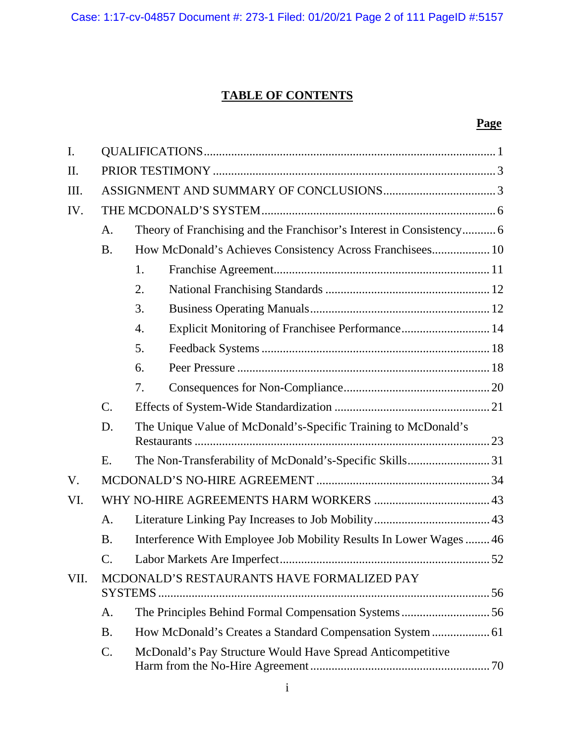# TABLE OF CONTENTS

| | | | | Page |
|---|---|---|---|---|
| I. | QUALIFICATIONS | | | 1 |
| II. | PRIOR TESTIMONY | | | 3 |
| III. | ASSIGNMENT AND SUMMARY OF CONCLUSIONS | | | 3 |
| IV. | THE MCDONALD'S SYSTEM | | | 6 |
| | A. | Theory of Franchising and the Franchisor's Interest in Consistency | | 6 |
| | B. | How McDonald's Achieves Consistency Across Franchisees | | 10 |
| | | 1. | Franchise Agreement | 11 |
| | | 2. | National Franchising Standards | 12 |
| | | 3. | Business Operating Manuals | 12 |
| | | 4. | Explicit Monitoring of Franchisee Performance | 14 |
| | | 5. | Feedback Systems | 18 |
| | | 6. | Peer Pressure | 18 |
| | | 7. | Consequences for Non-Compliance | 20 |
| | C. | Effects of System-Wide Standardization | | 21 |
| | D. | The Unique Value of McDonald's-Specific Training to McDonald's Restaurants | | 23 |
| | E. | The Non-Transferability of McDonald's-Specific Skills | | 31 |
| V. | MCDONALD'S NO-HIRE AGREEMENT | | | 34 |
| VI. | WHY NO-HIRE AGREEMENTS HARM WORKERS | | | 43 |
| | A. | Literature Linking Pay Increases to Job Mobility | | 43 |
| | B. | Interference With Employee Job Mobility Results In Lower Wages | | 46 |
| | C. | Labor Markets Are Imperfect | | 52 |
| VII. | MCDONALD'S RESTAURANTS HAVE FORMALIZED PAY SYSTEMS | | | 56 |
| | A. | The Principles Behind Formal Compensation Systems | | 56 |
| | B. | How McDonald's Creates a Standard Compensation System | | 61 |
| | C. | McDonald's Pay Structure Would Have Spread Anticompetitive Harm from the No-Hire Agreement | | 70 |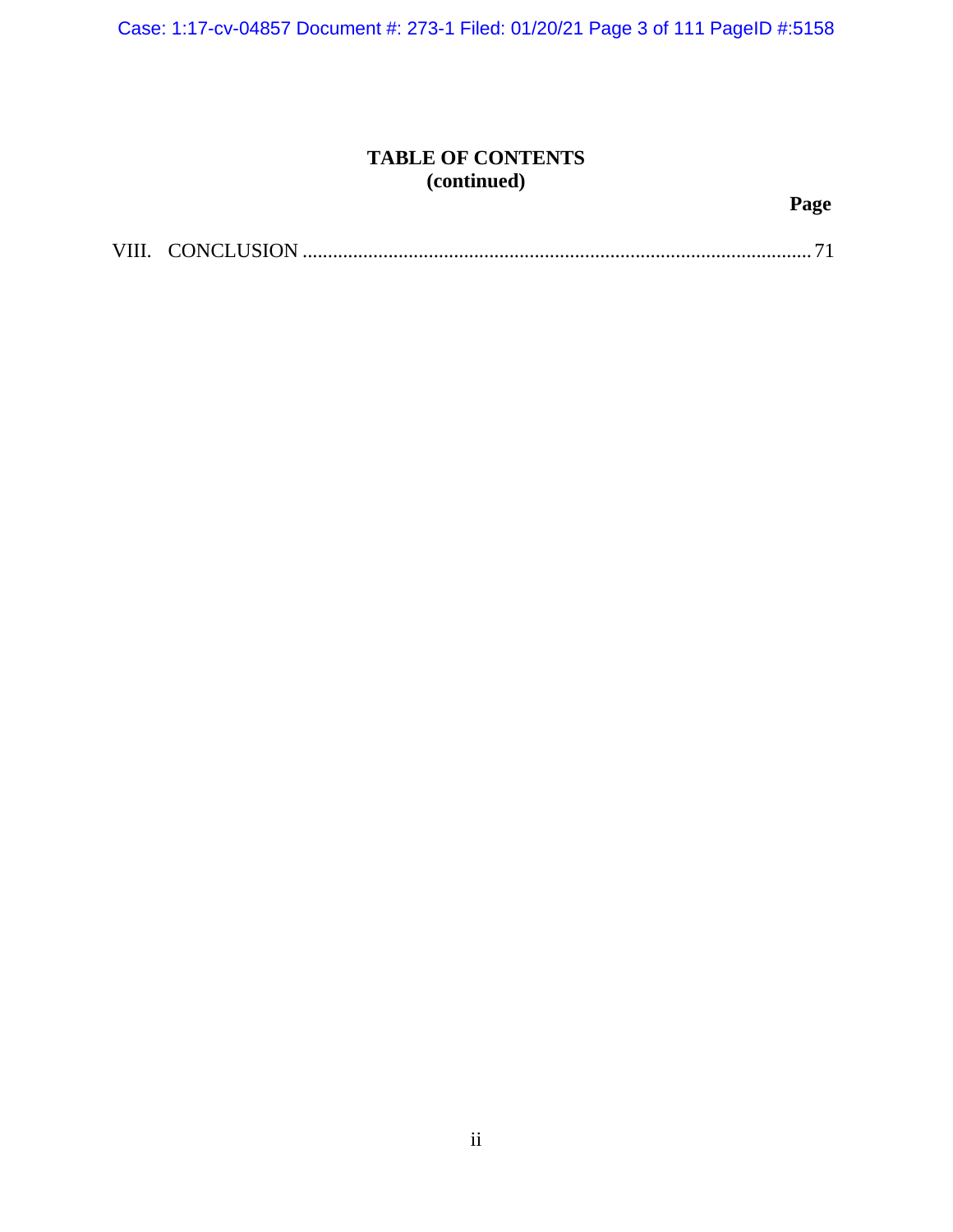**TABLE OF CONTENTS**
**(continued)**

**Page**

VIII. CONCLUSION .................................................................................................... 71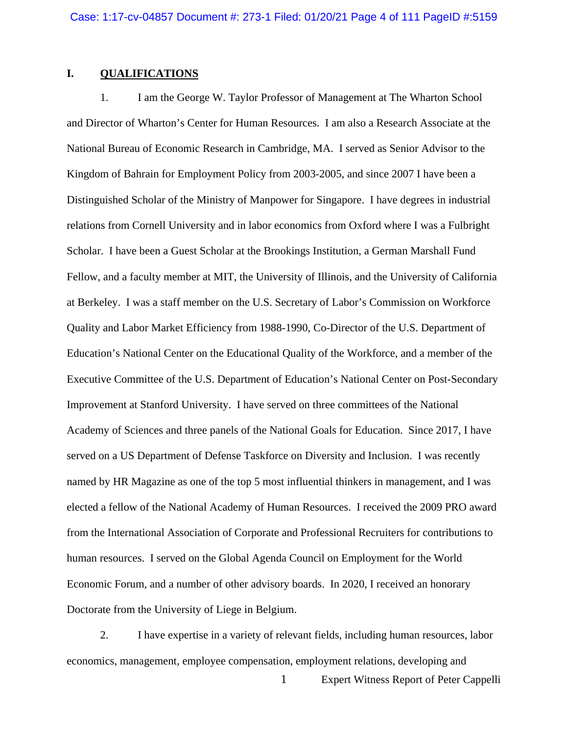## I. QUALIFICATIONS

1. I am the George W. Taylor Professor of Management at The Wharton School and Director of Wharton's Center for Human Resources. I am also a Research Associate at the National Bureau of Economic Research in Cambridge, MA. I served as Senior Advisor to the Kingdom of Bahrain for Employment Policy from 2003-2005, and since 2007 I have been a Distinguished Scholar of the Ministry of Manpower for Singapore. I have degrees in industrial relations from Cornell University and in labor economics from Oxford where I was a Fulbright Scholar. I have been a Guest Scholar at the Brookings Institution, a German Marshall Fund Fellow, and a faculty member at MIT, the University of Illinois, and the University of California at Berkeley. I was a staff member on the U.S. Secretary of Labor's Commission on Workforce Quality and Labor Market Efficiency from 1988-1990, Co-Director of the U.S. Department of Education's National Center on the Educational Quality of the Workforce, and a member of the Executive Committee of the U.S. Department of Education's National Center on Post-Secondary Improvement at Stanford University. I have served on three committees of the National Academy of Sciences and three panels of the National Goals for Education. Since 2017, I have served on a US Department of Defense Taskforce on Diversity and Inclusion. I was recently named by HR Magazine as one of the top 5 most influential thinkers in management, and I was elected a fellow of the National Academy of Human Resources. I received the 2009 PRO award from the International Association of Corporate and Professional Recruiters for contributions to human resources. I served on the Global Agenda Council on Employment for the World Economic Forum, and a number of other advisory boards. In 2020, I received an honorary Doctorate from the University of Liege in Belgium.

2. I have expertise in a variety of relevant fields, including human resources, labor economics, management, employee compensation, employment relations, developing and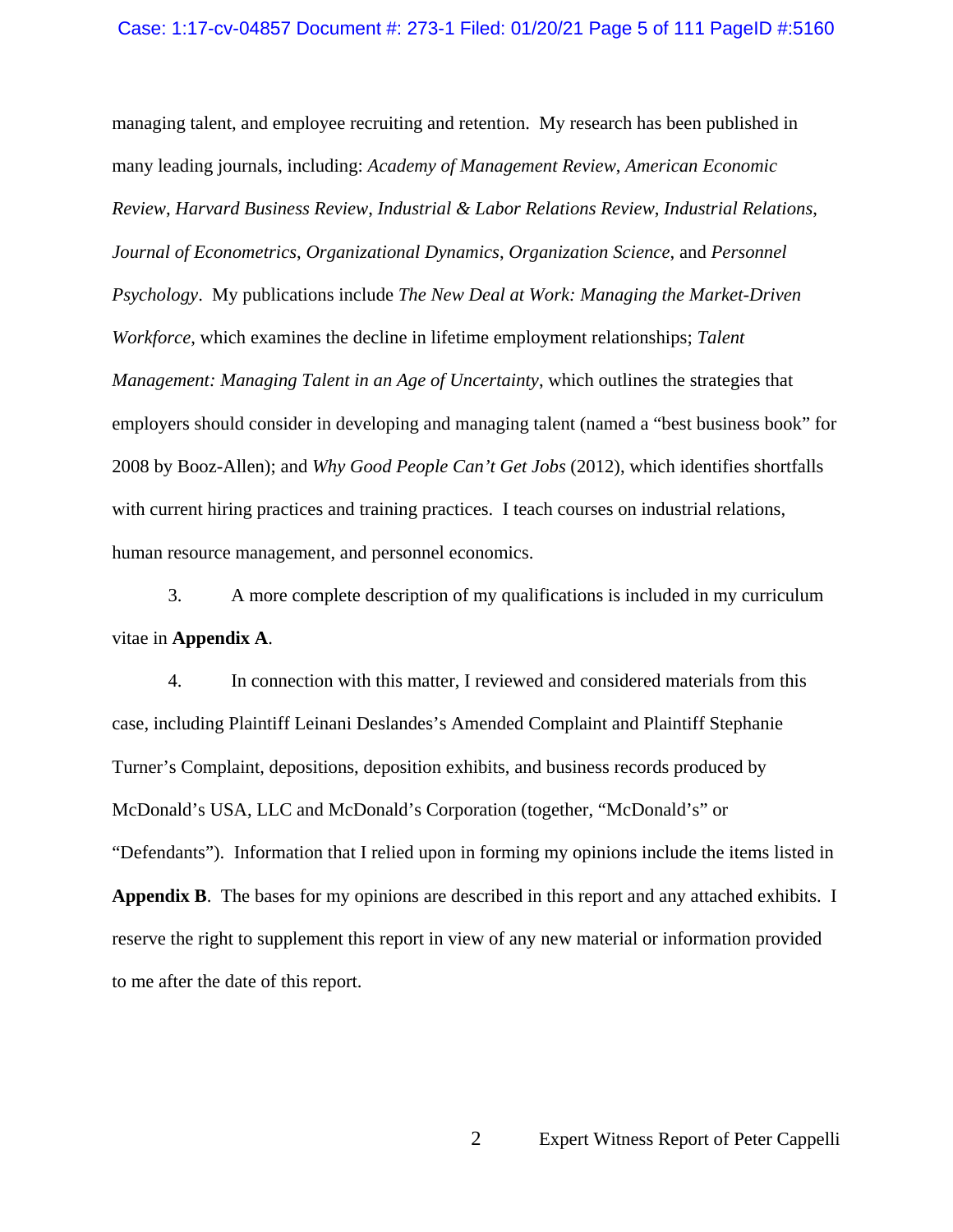managing talent, and employee recruiting and retention. My research has been published in many leading journals, including: *Academy of Management Review*, *American Economic Review*, *Harvard Business Review*, *Industrial & Labor Relations Review*, *Industrial Relations*, *Journal of Econometrics*, *Organizational Dynamics*, *Organization Science*, and *Personnel Psychology*. My publications include *The New Deal at Work: Managing the Market-Driven Workforce*, which examines the decline in lifetime employment relationships; *Talent Management: Managing Talent in an Age of Uncertainty*, which outlines the strategies that employers should consider in developing and managing talent (named a "best business book" for 2008 by Booz-Allen); and *Why Good People Can't Get Jobs* (2012), which identifies shortfalls with current hiring practices and training practices. I teach courses on industrial relations, human resource management, and personnel economics.

3. A more complete description of my qualifications is included in my curriculum vitae in **Appendix A**.

4. In connection with this matter, I reviewed and considered materials from this case, including Plaintiff Leinani Deslandes's Amended Complaint and Plaintiff Stephanie Turner's Complaint, depositions, deposition exhibits, and business records produced by McDonald's USA, LLC and McDonald's Corporation (together, "McDonald's" or "Defendants"). Information that I relied upon in forming my opinions include the items listed in **Appendix B**. The bases for my opinions are described in this report and any attached exhibits. I reserve the right to supplement this report in view of any new material or information provided to me after the date of this report.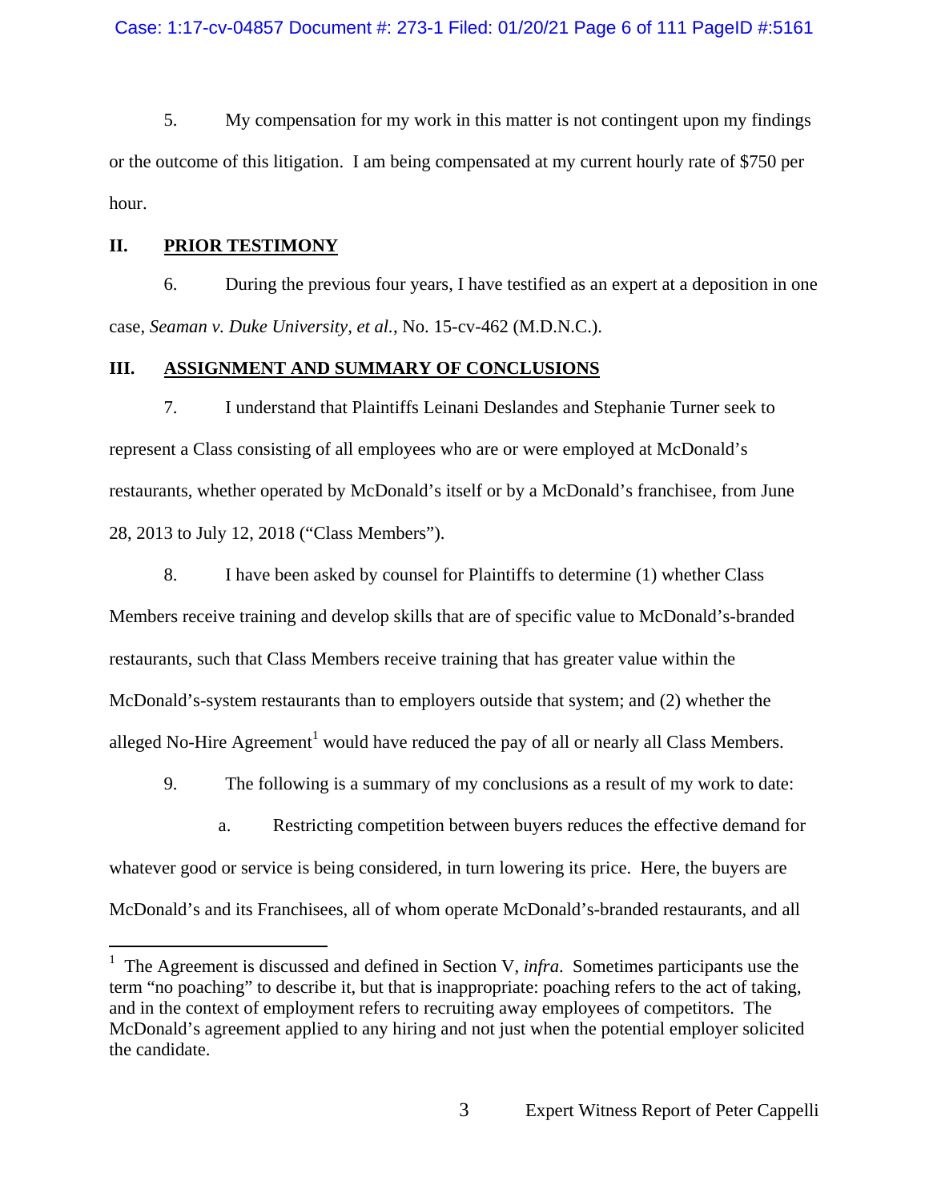5. My compensation for my work in this matter is not contingent upon my findings or the outcome of this litigation. I am being compensated at my current hourly rate of $750 per hour.

## II. PRIOR TESTIMONY

6. During the previous four years, I have testified as an expert at a deposition in one case, *Seaman v. Duke University, et al.*, No. 15-cv-462 (M.D.N.C.).

## III. ASSIGNMENT AND SUMMARY OF CONCLUSIONS

7. I understand that Plaintiffs Leinani Deslandes and Stephanie Turner seek to represent a Class consisting of all employees who are or were employed at McDonald's restaurants, whether operated by McDonald's itself or by a McDonald's franchisee, from June 28, 2013 to July 12, 2018 ("Class Members").

8. I have been asked by counsel for Plaintiffs to determine (1) whether Class Members receive training and develop skills that are of specific value to McDonald's-branded restaurants, such that Class Members receive training that has greater value within the McDonald's-system restaurants than to employers outside that system; and (2) whether the alleged No-Hire Agreement[1] would have reduced the pay of all or nearly all Class Members.

9. The following is a summary of my conclusions as a result of my work to date:

a. Restricting competition between buyers reduces the effective demand for whatever good or service is being considered, in turn lowering its price. Here, the buyers are McDonald's and its Franchisees, all of whom operate McDonald's-branded restaurants, and all

---

[1] The Agreement is discussed and defined in Section V, *infra*. Sometimes participants use the term "no poaching" to describe it, but that is inappropriate: poaching refers to the act of taking, and in the context of employment refers to recruiting away employees of competitors. The McDonald's agreement applied to any hiring and not just when the potential employer solicited the candidate.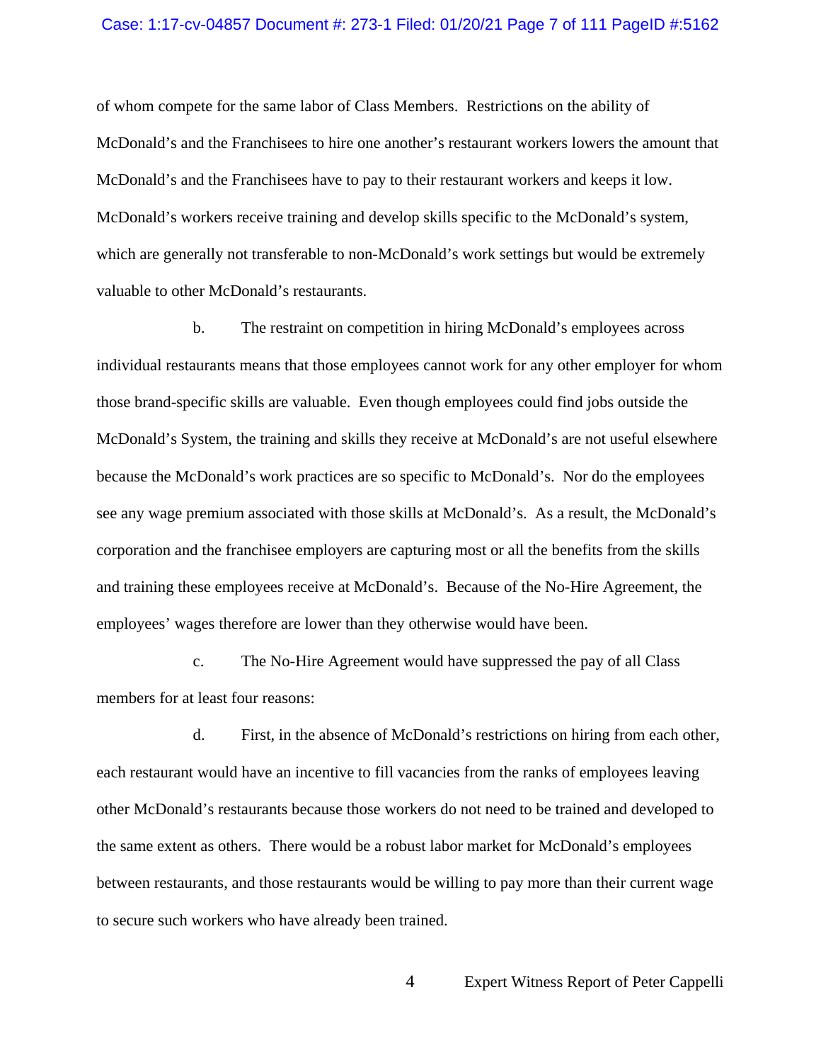of whom compete for the same labor of Class Members. Restrictions on the ability of McDonald's and the Franchisees to hire one another's restaurant workers lowers the amount that McDonald's and the Franchisees have to pay to their restaurant workers and keeps it low. McDonald's workers receive training and develop skills specific to the McDonald's system, which are generally not transferable to non-McDonald's work settings but would be extremely valuable to other McDonald's restaurants.

b. The restraint on competition in hiring McDonald's employees across individual restaurants means that those employees cannot work for any other employer for whom those brand-specific skills are valuable. Even though employees could find jobs outside the McDonald's System, the training and skills they receive at McDonald's are not useful elsewhere because the McDonald's work practices are so specific to McDonald's. Nor do the employees see any wage premium associated with those skills at McDonald's. As a result, the McDonald's corporation and the franchisee employers are capturing most or all the benefits from the skills and training these employees receive at McDonald's. Because of the No-Hire Agreement, the employees' wages therefore are lower than they otherwise would have been.

c. The No-Hire Agreement would have suppressed the pay of all Class members for at least four reasons:

d. First, in the absence of McDonald's restrictions on hiring from each other, each restaurant would have an incentive to fill vacancies from the ranks of employees leaving other McDonald's restaurants because those workers do not need to be trained and developed to the same extent as others. There would be a robust labor market for McDonald's employees between restaurants, and those restaurants would be willing to pay more than their current wage to secure such workers who have already been trained.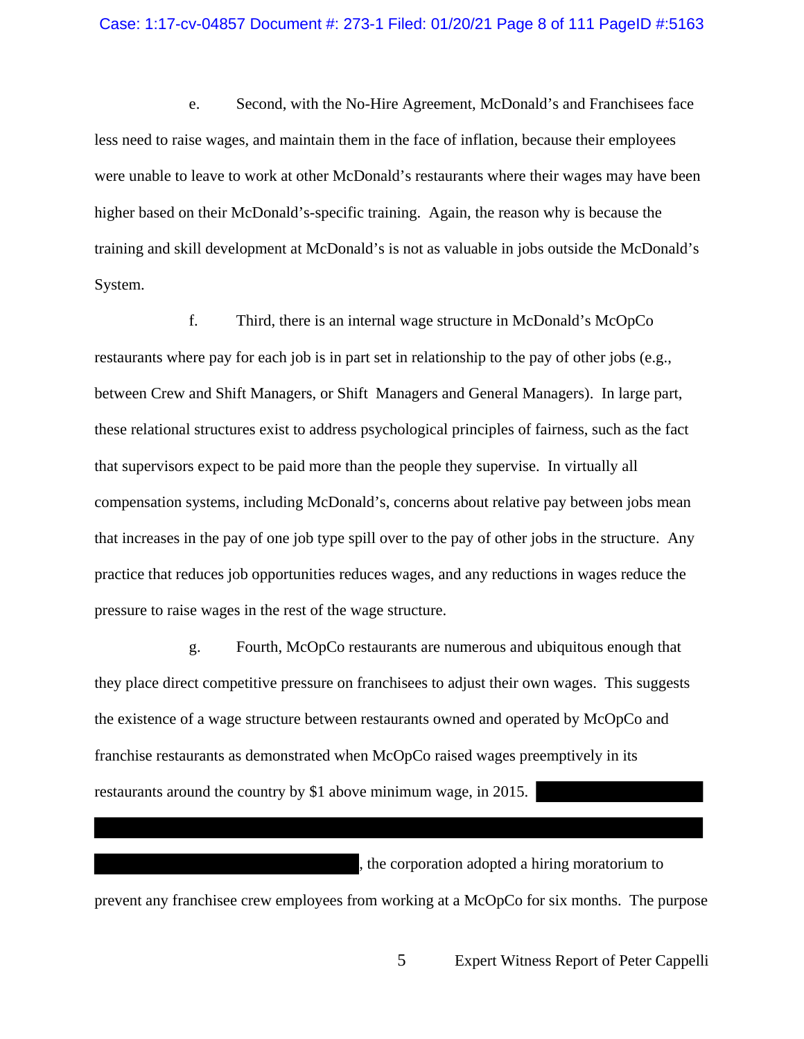e. Second, with the No-Hire Agreement, McDonald's and Franchisees face less need to raise wages, and maintain them in the face of inflation, because their employees were unable to leave to work at other McDonald's restaurants where their wages may have been higher based on their McDonald's-specific training. Again, the reason why is because the training and skill development at McDonald's is not as valuable in jobs outside the McDonald's System.

f. Third, there is an internal wage structure in McDonald's McOpCo restaurants where pay for each job is in part set in relationship to the pay of other jobs (e.g., between Crew and Shift Managers, or Shift Managers and General Managers). In large part, these relational structures exist to address psychological principles of fairness, such as the fact that supervisors expect to be paid more than the people they supervise. In virtually all compensation systems, including McDonald's, concerns about relative pay between jobs mean that increases in the pay of one job type spill over to the pay of other jobs in the structure. Any practice that reduces job opportunities reduces wages, and any reductions in wages reduce the pressure to raise wages in the rest of the wage structure.

g. Fourth, McOpCo restaurants are numerous and ubiquitous enough that they place direct competitive pressure on franchisees to adjust their own wages. This suggests the existence of a wage structure between restaurants owned and operated by McOpCo and franchise restaurants as demonstrated when McOpCo raised wages preemptively in its restaurants around the country by $1 above minimum wage, in 2015. [REDACTED], the corporation adopted a hiring moratorium to prevent any franchisee crew employees from working at a McOpCo for six months. The purpose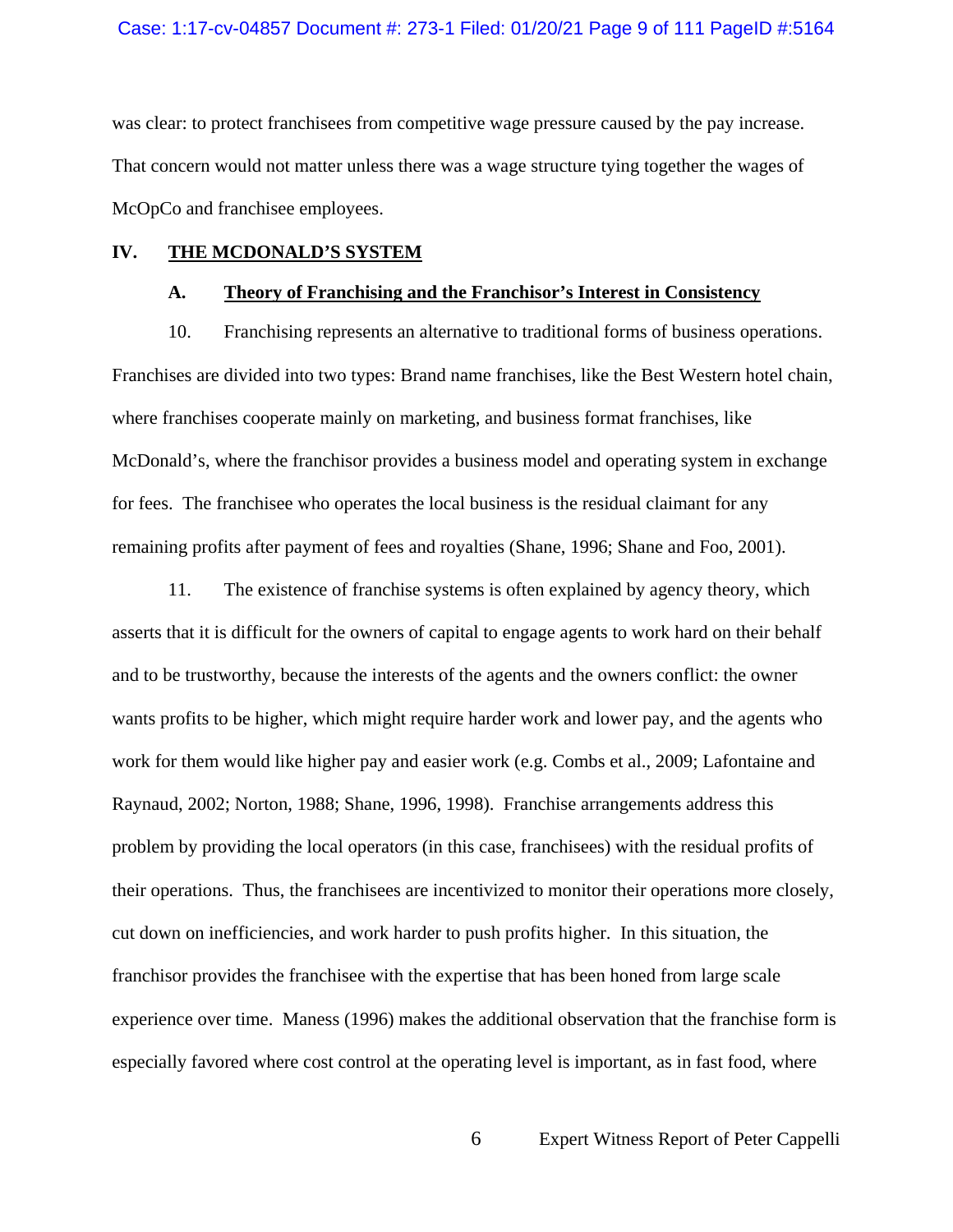was clear: to protect franchisees from competitive wage pressure caused by the pay increase. That concern would not matter unless there was a wage structure tying together the wages of McOpCo and franchisee employees.

## IV. THE MCDONALD'S SYSTEM

### A. Theory of Franchising and the Franchisor's Interest in Consistency

10. Franchising represents an alternative to traditional forms of business operations. Franchises are divided into two types: Brand name franchises, like the Best Western hotel chain, where franchises cooperate mainly on marketing, and business format franchises, like McDonald's, where the franchisor provides a business model and operating system in exchange for fees. The franchisee who operates the local business is the residual claimant for any remaining profits after payment of fees and royalties (Shane, 1996; Shane and Foo, 2001).

11. The existence of franchise systems is often explained by agency theory, which asserts that it is difficult for the owners of capital to engage agents to work hard on their behalf and to be trustworthy, because the interests of the agents and the owners conflict: the owner wants profits to be higher, which might require harder work and lower pay, and the agents who work for them would like higher pay and easier work (e.g. Combs et al., 2009; Lafontaine and Raynaud, 2002; Norton, 1988; Shane, 1996, 1998). Franchise arrangements address this problem by providing the local operators (in this case, franchisees) with the residual profits of their operations. Thus, the franchisees are incentivized to monitor their operations more closely, cut down on inefficiencies, and work harder to push profits higher. In this situation, the franchisor provides the franchisee with the expertise that has been honed from large scale experience over time. Maness (1996) makes the additional observation that the franchise form is especially favored where cost control at the operating level is important, as in fast food, where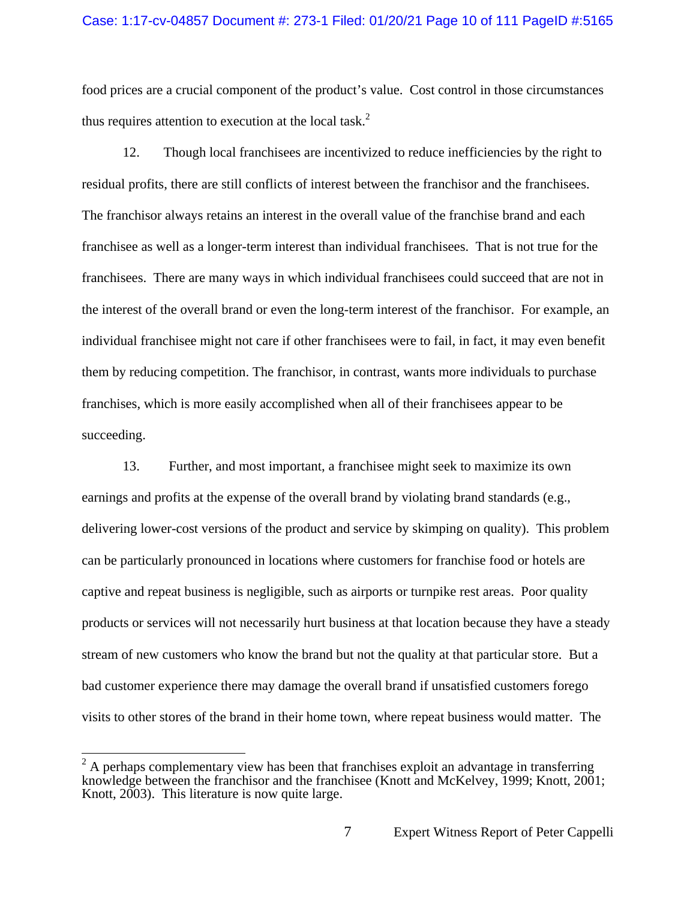food prices are a crucial component of the product's value. Cost control in those circumstances thus requires attention to execution at the local task.[2]

12. Though local franchisees are incentivized to reduce inefficiencies by the right to residual profits, there are still conflicts of interest between the franchisor and the franchisees. The franchisor always retains an interest in the overall value of the franchise brand and each franchisee as well as a longer-term interest than individual franchisees. That is not true for the franchisees. There are many ways in which individual franchisees could succeed that are not in the interest of the overall brand or even the long-term interest of the franchisor. For example, an individual franchisee might not care if other franchisees were to fail, in fact, it may even benefit them by reducing competition. The franchisor, in contrast, wants more individuals to purchase franchises, which is more easily accomplished when all of their franchisees appear to be succeeding.

13. Further, and most important, a franchisee might seek to maximize its own earnings and profits at the expense of the overall brand by violating brand standards (e.g., delivering lower-cost versions of the product and service by skimping on quality). This problem can be particularly pronounced in locations where customers for franchise food or hotels are captive and repeat business is negligible, such as airports or turnpike rest areas. Poor quality products or services will not necessarily hurt business at that location because they have a steady stream of new customers who know the brand but not the quality at that particular store. But a bad customer experience there may damage the overall brand if unsatisfied customers forego visits to other stores of the brand in their home town, where repeat business would matter. The

---

[2] A perhaps complementary view has been that franchises exploit an advantage in transferring knowledge between the franchisor and the franchisee (Knott and McKelvey, 1999; Knott, 2001; Knott, 2003). This literature is now quite large.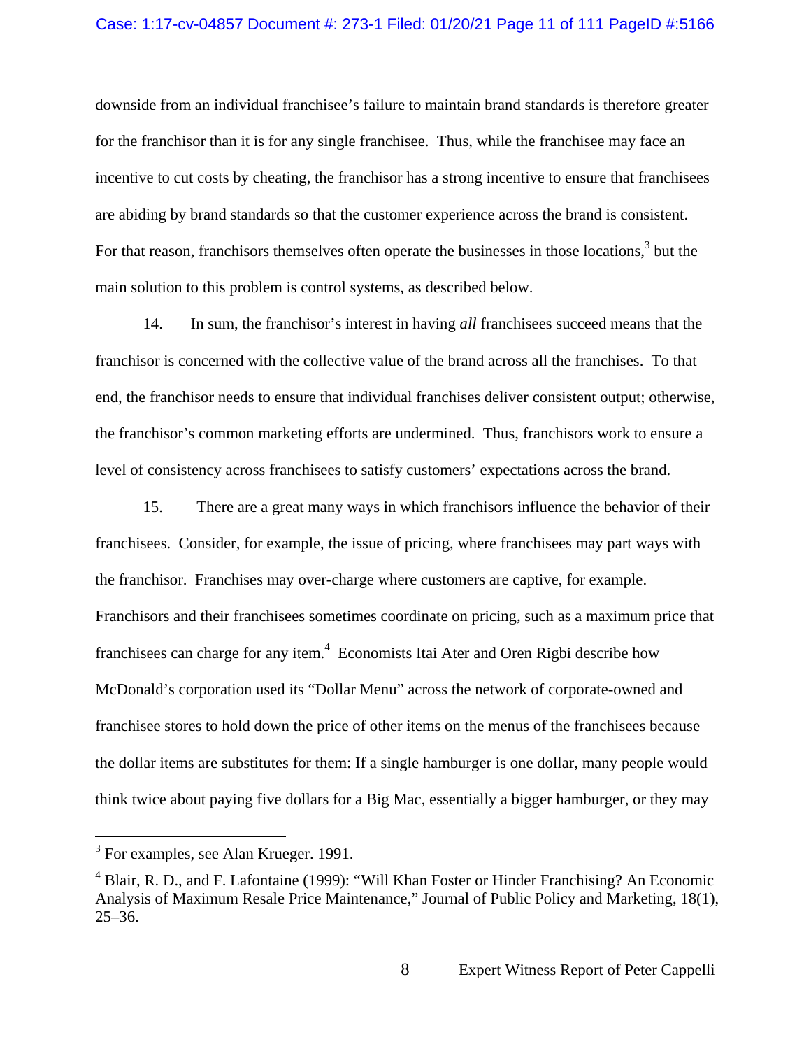downside from an individual franchisee's failure to maintain brand standards is therefore greater for the franchisor than it is for any single franchisee. Thus, while the franchisee may face an incentive to cut costs by cheating, the franchisor has a strong incentive to ensure that franchisees are abiding by brand standards so that the customer experience across the brand is consistent. For that reason, franchisors themselves often operate the businesses in those locations,[3] but the main solution to this problem is control systems, as described below.

14. In sum, the franchisor's interest in having *all* franchisees succeed means that the franchisor is concerned with the collective value of the brand across all the franchises. To that end, the franchisor needs to ensure that individual franchises deliver consistent output; otherwise, the franchisor's common marketing efforts are undermined. Thus, franchisors work to ensure a level of consistency across franchisees to satisfy customers' expectations across the brand.

15. There are a great many ways in which franchisors influence the behavior of their franchisees. Consider, for example, the issue of pricing, where franchisees may part ways with the franchisor. Franchises may over-charge where customers are captive, for example. Franchisors and their franchisees sometimes coordinate on pricing, such as a maximum price that franchisees can charge for any item.[4] Economists Itai Ater and Oren Rigbi describe how McDonald's corporation used its "Dollar Menu" across the network of corporate-owned and franchisee stores to hold down the price of other items on the menus of the franchisees because the dollar items are substitutes for them: If a single hamburger is one dollar, many people would think twice about paying five dollars for a Big Mac, essentially a bigger hamburger, or they may

---

[3] For examples, see Alan Krueger. 1991.

[4] Blair, R. D., and F. Lafontaine (1999): "Will Khan Foster or Hinder Franchising? An Economic Analysis of Maximum Resale Price Maintenance," Journal of Public Policy and Marketing, 18(1), 25–36.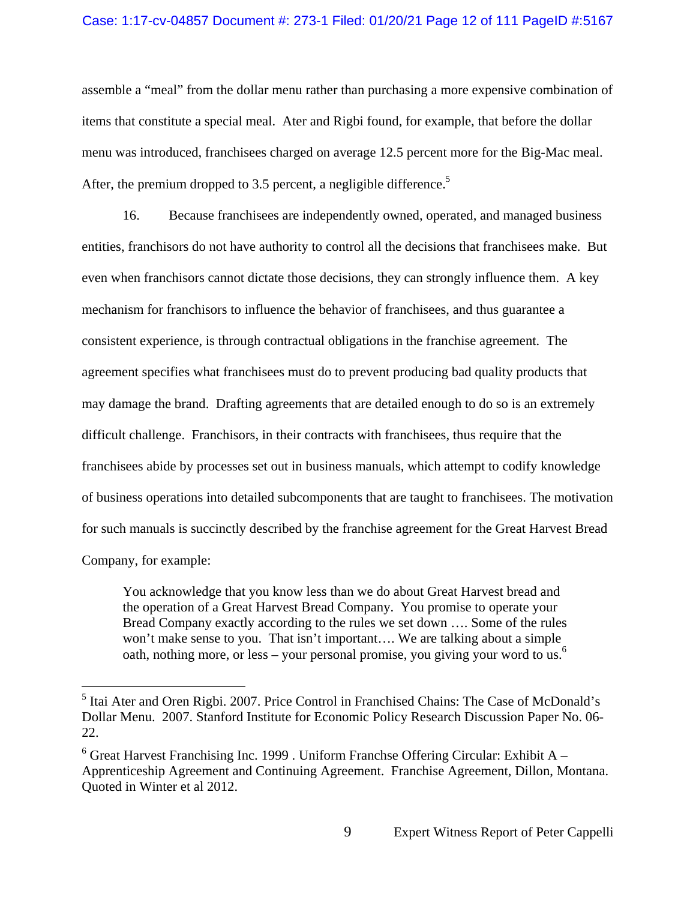assemble a "meal" from the dollar menu rather than purchasing a more expensive combination of items that constitute a special meal. Ater and Rigbi found, for example, that before the dollar menu was introduced, franchisees charged on average 12.5 percent more for the Big-Mac meal. After, the premium dropped to 3.5 percent, a negligible difference.[5]

16. Because franchisees are independently owned, operated, and managed business entities, franchisors do not have authority to control all the decisions that franchisees make. But even when franchisors cannot dictate those decisions, they can strongly influence them. A key mechanism for franchisors to influence the behavior of franchisees, and thus guarantee a consistent experience, is through contractual obligations in the franchise agreement. The agreement specifies what franchisees must do to prevent producing bad quality products that may damage the brand. Drafting agreements that are detailed enough to do so is an extremely difficult challenge. Franchisors, in their contracts with franchisees, thus require that the franchisees abide by processes set out in business manuals, which attempt to codify knowledge of business operations into detailed subcomponents that are taught to franchisees. The motivation for such manuals is succinctly described by the franchise agreement for the Great Harvest Bread Company, for example:

> You acknowledge that you know less than we do about Great Harvest bread and the operation of a Great Harvest Bread Company. You promise to operate your Bread Company exactly according to the rules we set down …. Some of the rules won't make sense to you. That isn't important…. We are talking about a simple oath, nothing more, or less – your personal promise, you giving your word to us.[6]

---

[5] Itai Ater and Oren Rigbi. 2007. Price Control in Franchised Chains: The Case of McDonald's Dollar Menu. 2007. Stanford Institute for Economic Policy Research Discussion Paper No. 06-22.

[6] Great Harvest Franchising Inc. 1999 . Uniform Franchse Offering Circular: Exhibit A – Apprenticeship Agreement and Continuing Agreement. Franchise Agreement, Dillon, Montana. Quoted in Winter et al 2012.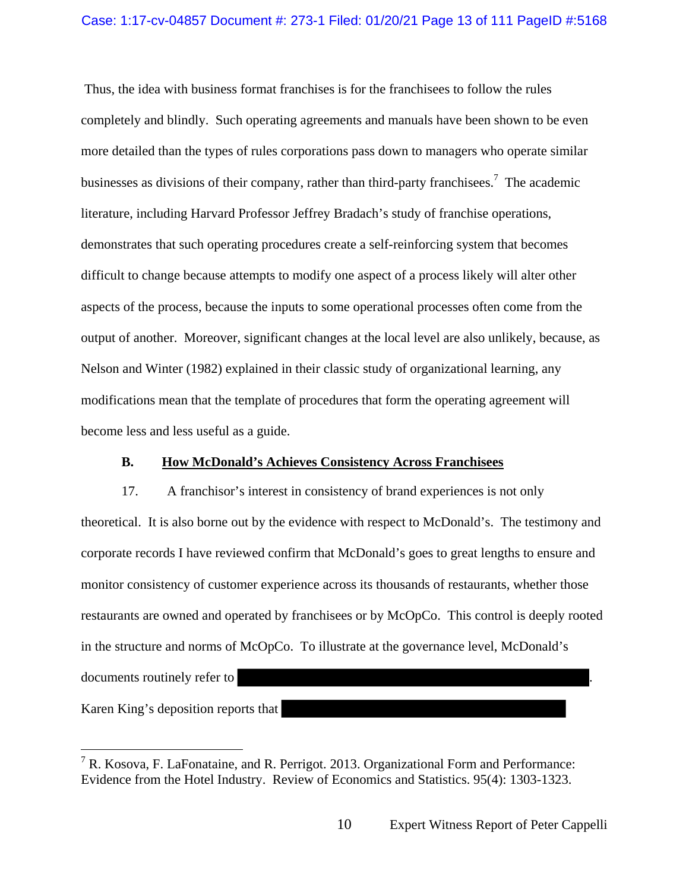Thus, the idea with business format franchises is for the franchisees to follow the rules completely and blindly. Such operating agreements and manuals have been shown to be even more detailed than the types of rules corporations pass down to managers who operate similar businesses as divisions of their company, rather than third-party franchisees.[7] The academic literature, including Harvard Professor Jeffrey Bradach's study of franchise operations, demonstrates that such operating procedures create a self-reinforcing system that becomes difficult to change because attempts to modify one aspect of a process likely will alter other aspects of the process, because the inputs to some operational processes often come from the output of another. Moreover, significant changes at the local level are also unlikely, because, as Nelson and Winter (1982) explained in their classic study of organizational learning, any modifications mean that the template of procedures that form the operating agreement will become less and less useful as a guide.

### B. <u>How McDonald's Achieves Consistency Across Franchisees</u>

17. A franchisor's interest in consistency of brand experiences is not only theoretical. It is also borne out by the evidence with respect to McDonald's. The testimony and corporate records I have reviewed confirm that McDonald's goes to great lengths to ensure and monitor consistency of customer experience across its thousands of restaurants, whether those restaurants are owned and operated by franchisees or by McOpCo. This control is deeply rooted in the structure and norms of McOpCo. To illustrate at the governance level, McDonald's documents routinely refer to [REDACTED]. Karen King's deposition reports that [REDACTED]

[7] R. Kosova, F. LaFonataine, and R. Perrigot. 2013. Organizational Form and Performance: Evidence from the Hotel Industry. Review of Economics and Statistics. 95(4): 1303-1323.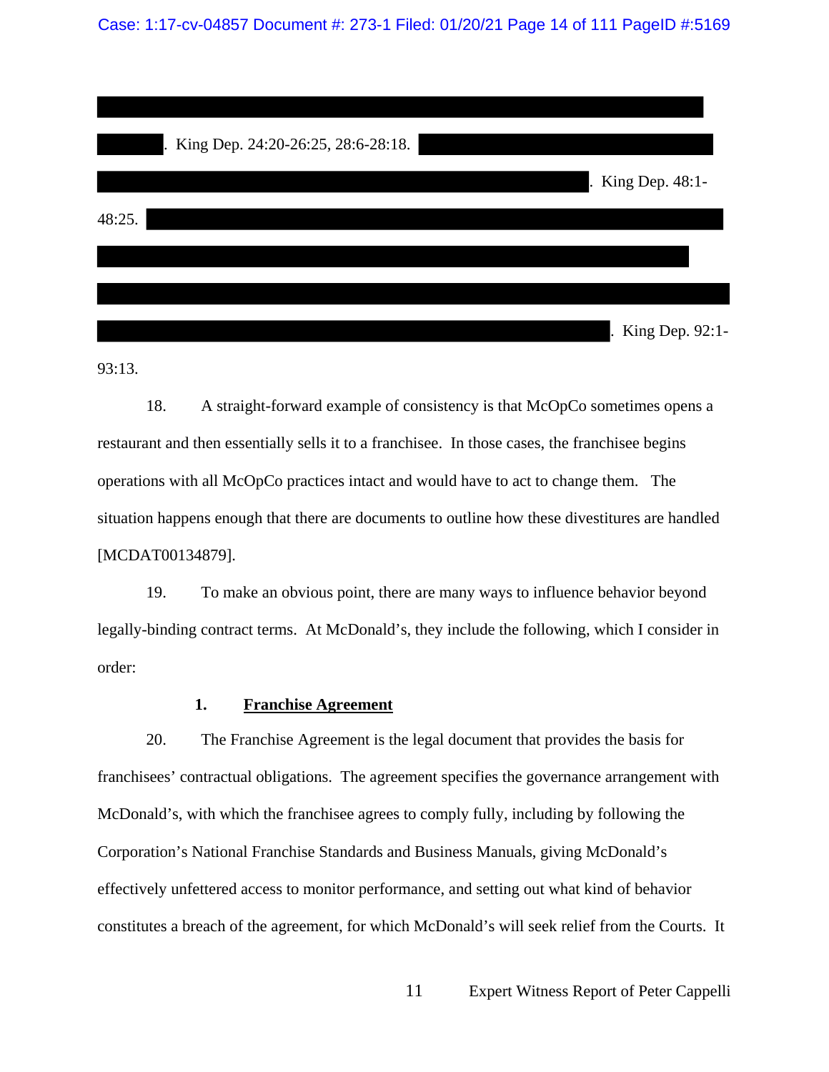[REDACTED]. King Dep. 24:20-26:25, 28:6-28:18. [REDACTED]. King Dep. 48:1-48:25. [REDACTED]. King Dep. 92:1-93:13.

18. A straight-forward example of consistency is that McOpCo sometimes opens a restaurant and then essentially sells it to a franchisee. In those cases, the franchisee begins operations with all McOpCo practices intact and would have to act to change them. The situation happens enough that there are documents to outline how these divestitures are handled [MCDAT00134879].

19. To make an obvious point, there are many ways to influence behavior beyond legally-binding contract terms. At McDonald's, they include the following, which I consider in order:

**1. <u>Franchise Agreement</u>**

20. The Franchise Agreement is the legal document that provides the basis for franchisees' contractual obligations. The agreement specifies the governance arrangement with McDonald's, with which the franchisee agrees to comply fully, including by following the Corporation's National Franchise Standards and Business Manuals, giving McDonald's effectively unfettered access to monitor performance, and setting out what kind of behavior constitutes a breach of the agreement, for which McDonald's will seek relief from the Courts. It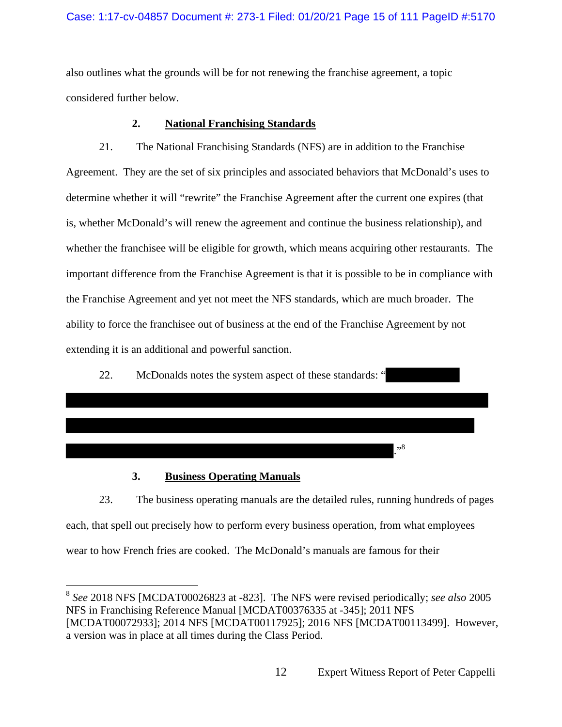also outlines what the grounds will be for not renewing the franchise agreement, a topic considered further below.

### 2. National Franchising Standards

21. The National Franchising Standards (NFS) are in addition to the Franchise Agreement. They are the set of six principles and associated behaviors that McDonald's uses to determine whether it will "rewrite" the Franchise Agreement after the current one expires (that is, whether McDonald's will renew the agreement and continue the business relationship), and whether the franchisee will be eligible for growth, which means acquiring other restaurants. The important difference from the Franchise Agreement is that it is possible to be in compliance with the Franchise Agreement and yet not meet the NFS standards, which are much broader. The ability to force the franchisee out of business at the end of the Franchise Agreement by not extending it is an additional and powerful sanction.

22. McDonalds notes the system aspect of these standards: "[REDACTED]."[8]

### 3. Business Operating Manuals

23. The business operating manuals are the detailed rules, running hundreds of pages each, that spell out precisely how to perform every business operation, from what employees wear to how French fries are cooked. The McDonald's manuals are famous for their

---

[8] *See* 2018 NFS [MCDAT00026823 at -823]. The NFS were revised periodically; *see also* 2005 NFS in Franchising Reference Manual [MCDAT00376335 at -345]; 2011 NFS [MCDAT00072933]; 2014 NFS [MCDAT00117925]; 2016 NFS [MCDAT00113499]. However, a version was in place at all times during the Class Period.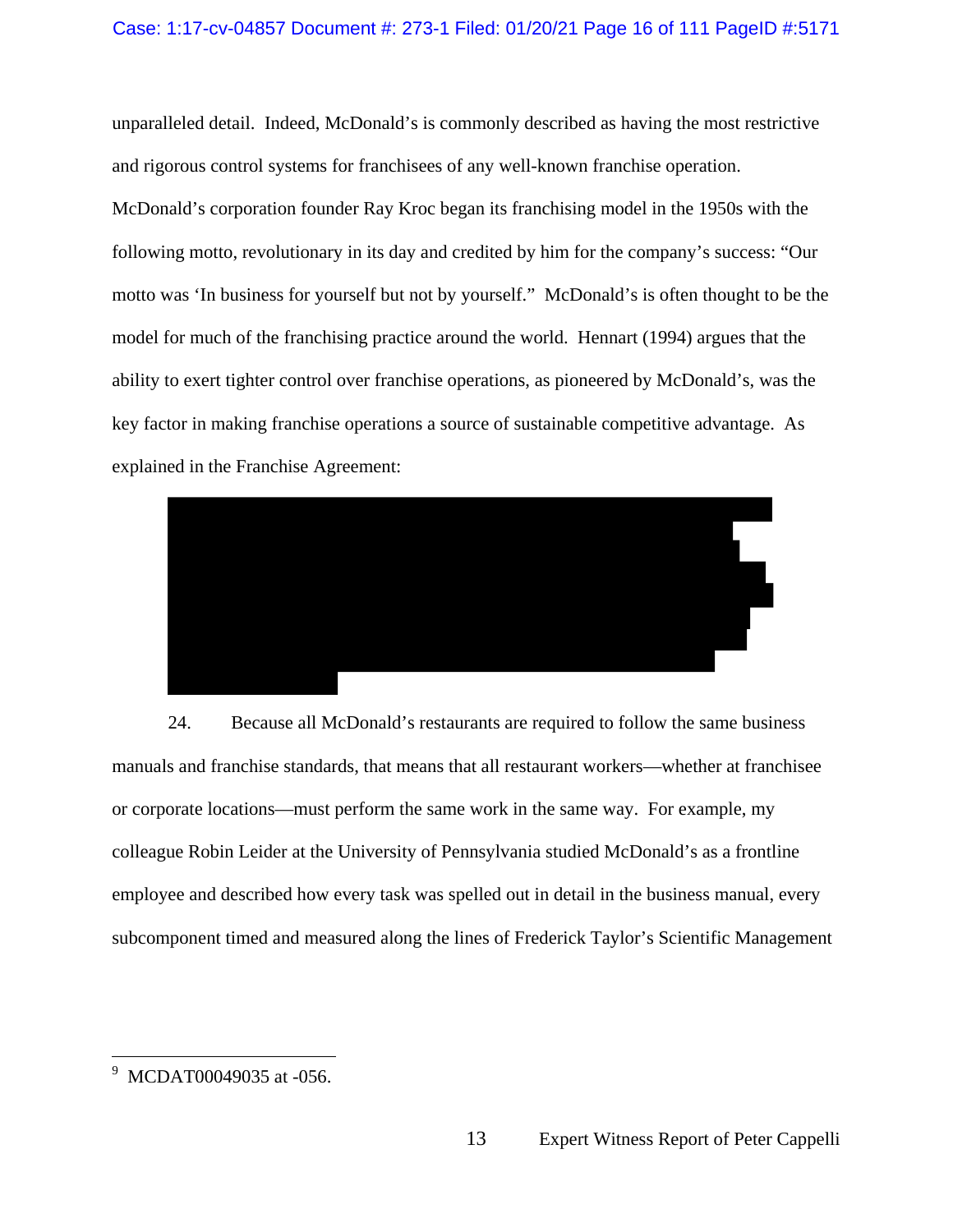unparalleled detail. Indeed, McDonald's is commonly described as having the most restrictive and rigorous control systems for franchisees of any well-known franchise operation. McDonald's corporation founder Ray Kroc began its franchising model in the 1950s with the following motto, revolutionary in its day and credited by him for the company's success: "Our motto was 'In business for yourself but not by yourself." McDonald's is often thought to be the model for much of the franchising practice around the world. Hennart (1994) argues that the ability to exert tighter control over franchise operations, as pioneered by McDonald's, was the key factor in making franchise operations a source of sustainable competitive advantage. As explained in the Franchise Agreement:

[REDACTED]

24. Because all McDonald's restaurants are required to follow the same business manuals and franchise standards, that means that all restaurant workers—whether at franchisee or corporate locations—must perform the same work in the same way. For example, my colleague Robin Leider at the University of Pennsylvania studied McDonald's as a frontline employee and described how every task was spelled out in detail in the business manual, every subcomponent timed and measured along the lines of Frederick Taylor's Scientific Management

---

[9] MCDAT00049035 at -056.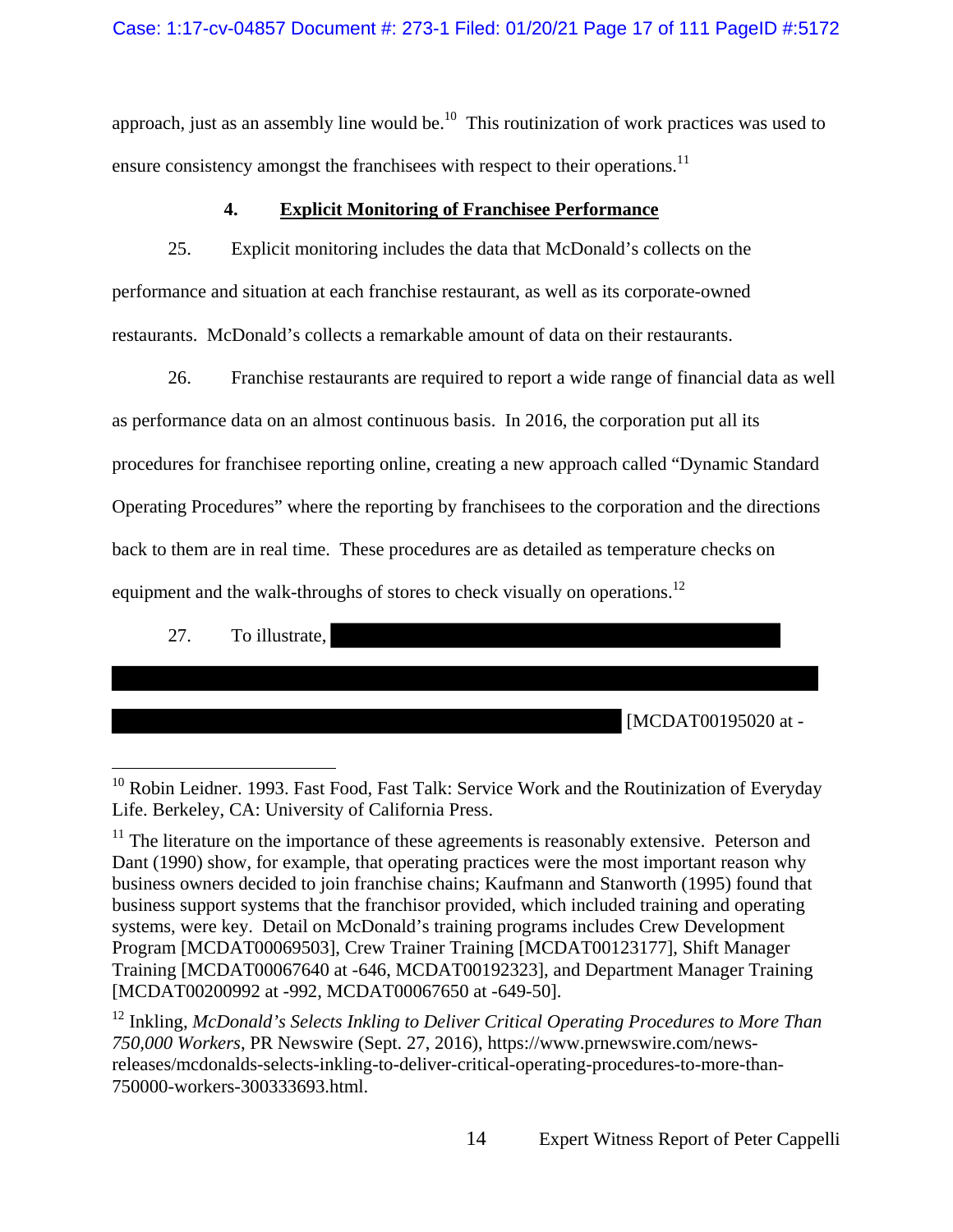approach, just as an assembly line would be.[10] This routinization of work practices was used to ensure consistency amongst the franchisees with respect to their operations.[11]

### 4. Explicit Monitoring of Franchisee Performance

25. Explicit monitoring includes the data that McDonald's collects on the performance and situation at each franchise restaurant, as well as its corporate-owned restaurants. McDonald's collects a remarkable amount of data on their restaurants.

26. Franchise restaurants are required to report a wide range of financial data as well as performance data on an almost continuous basis. In 2016, the corporation put all its procedures for franchisee reporting online, creating a new approach called "Dynamic Standard Operating Procedures" where the reporting by franchisees to the corporation and the directions back to them are in real time. These procedures are as detailed as temperature checks on equipment and the walk-throughs of stores to check visually on operations.[12]

27. To illustrate, [REDACTED] [MCDAT00195020 at -

---

[10] Robin Leidner. 1993. Fast Food, Fast Talk: Service Work and the Routinization of Everyday Life. Berkeley, CA: University of California Press.

[11] The literature on the importance of these agreements is reasonably extensive. Peterson and Dant (1990) show, for example, that operating practices were the most important reason why business owners decided to join franchise chains; Kaufmann and Stanworth (1995) found that business support systems that the franchisor provided, which included training and operating systems, were key. Detail on McDonald's training programs includes Crew Development Program [MCDAT00069503], Crew Trainer Training [MCDAT00123177], Shift Manager Training [MCDAT00067640 at -646, MCDAT00192323], and Department Manager Training [MCDAT00200992 at -992, MCDAT00067650 at -649-50].

[12] Inkling, *McDonald's Selects Inkling to Deliver Critical Operating Procedures to More Than 750,000 Workers*, PR Newswire (Sept. 27, 2016), https://www.prnewswire.com/news-releases/mcdonalds-selects-inkling-to-deliver-critical-operating-procedures-to-more-than-750000-workers-300333693.html.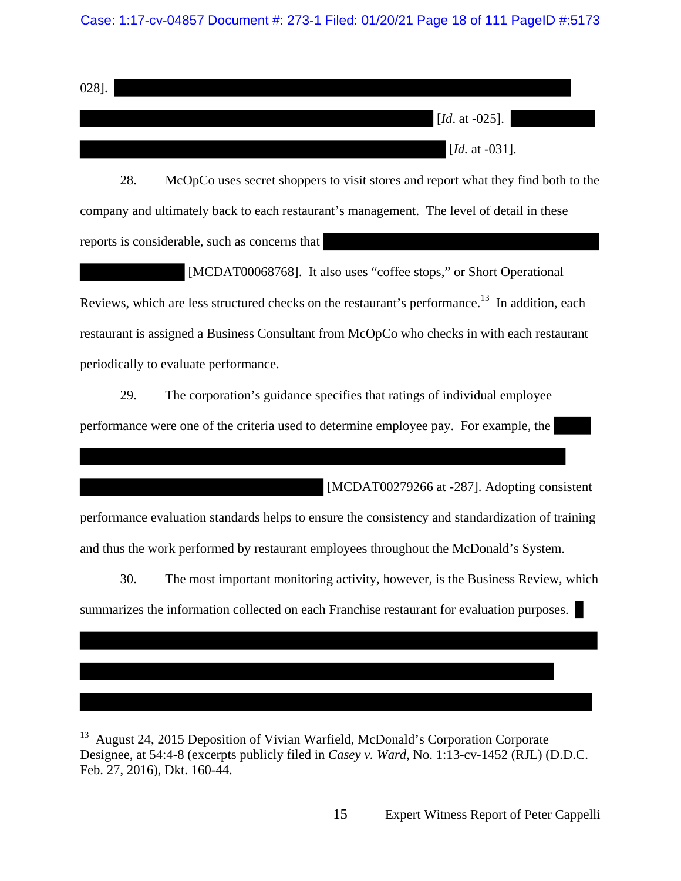028]. [Id. at -025]. [Id. at -031].

28. McOpCo uses secret shoppers to visit stores and report what they find both to the company and ultimately back to each restaurant's management. The level of detail in these reports is considerable, such as concerns that [MCDAT00068768]. It also uses "coffee stops," or Short Operational Reviews, which are less structured checks on the restaurant's performance.[13] In addition, each restaurant is assigned a Business Consultant from McOpCo who checks in with each restaurant periodically to evaluate performance.

29. The corporation's guidance specifies that ratings of individual employee performance were one of the criteria used to determine employee pay. For example, the [MCDAT00279266 at -287]. Adopting consistent performance evaluation standards helps to ensure the consistency and standardization of training and thus the work performed by restaurant employees throughout the McDonald's System.

30. The most important monitoring activity, however, is the Business Review, which summarizes the information collected on each Franchise restaurant for evaluation purposes.

---

[13] August 24, 2015 Deposition of Vivian Warfield, McDonald's Corporation Corporate Designee, at 54:4-8 (excerpts publicly filed in *Casey v. Ward*, No. 1:13-cv-1452 (RJL) (D.D.C. Feb. 27, 2016), Dkt. 160-44.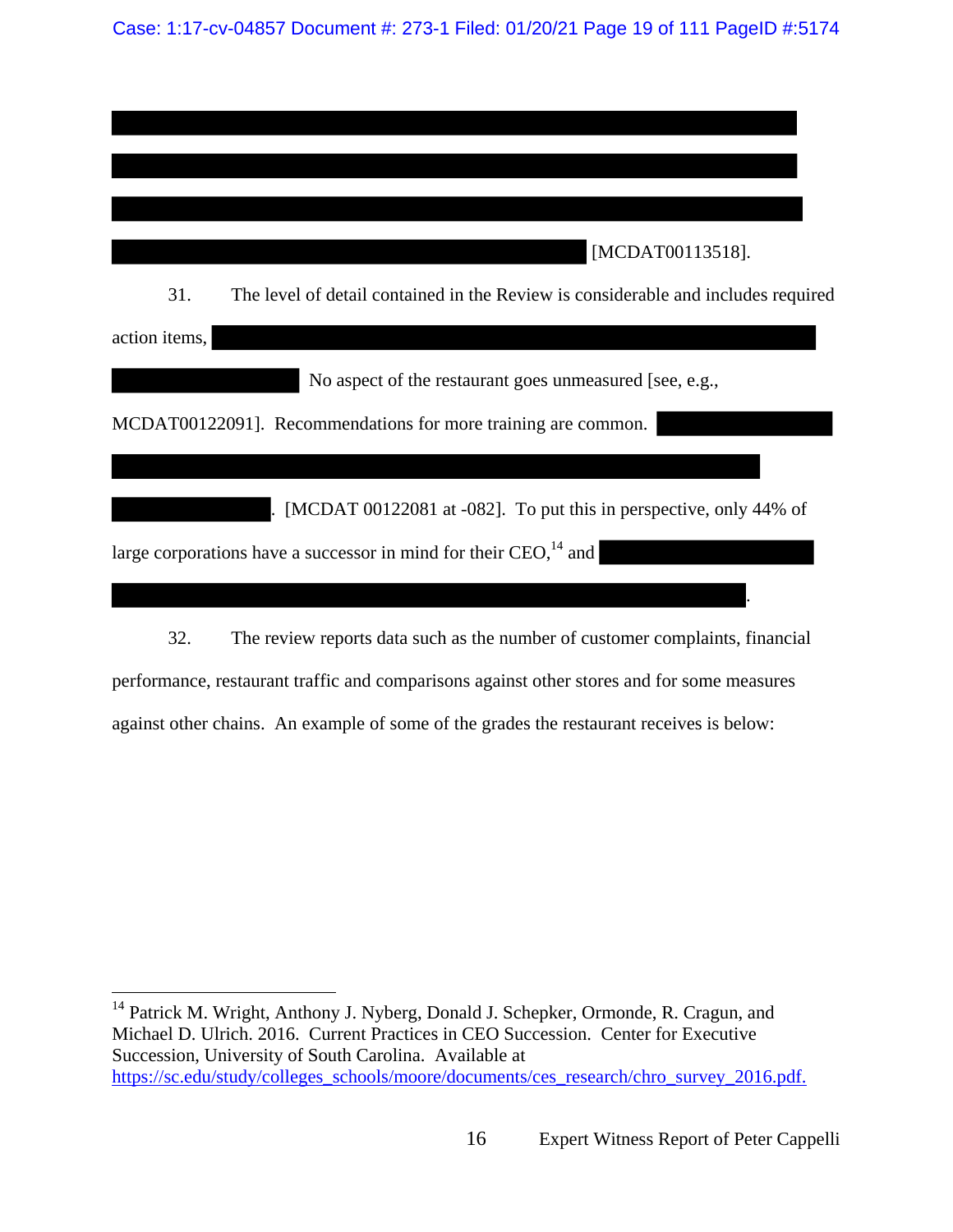[MCDAT00113518].

31. The level of detail contained in the Review is considerable and includes required action items, No aspect of the restaurant goes unmeasured [see, e.g., MCDAT00122091]. Recommendations for more training are common. . [MCDAT 00122081 at -082]. To put this in perspective, only 44% of large corporations have a successor in mind for their CEO,[14] and .

32. The review reports data such as the number of customer complaints, financial performance, restaurant traffic and comparisons against other stores and for some measures against other chains. An example of some of the grades the restaurant receives is below:

[14] Patrick M. Wright, Anthony J. Nyberg, Donald J. Schepker, Ormonde, R. Cragun, and Michael D. Ulrich. 2016. Current Practices in CEO Succession. Center for Executive Succession, University of South Carolina. Available at https://sc.edu/study/colleges_schools/moore/documents/ces_research/chro_survey_2016.pdf.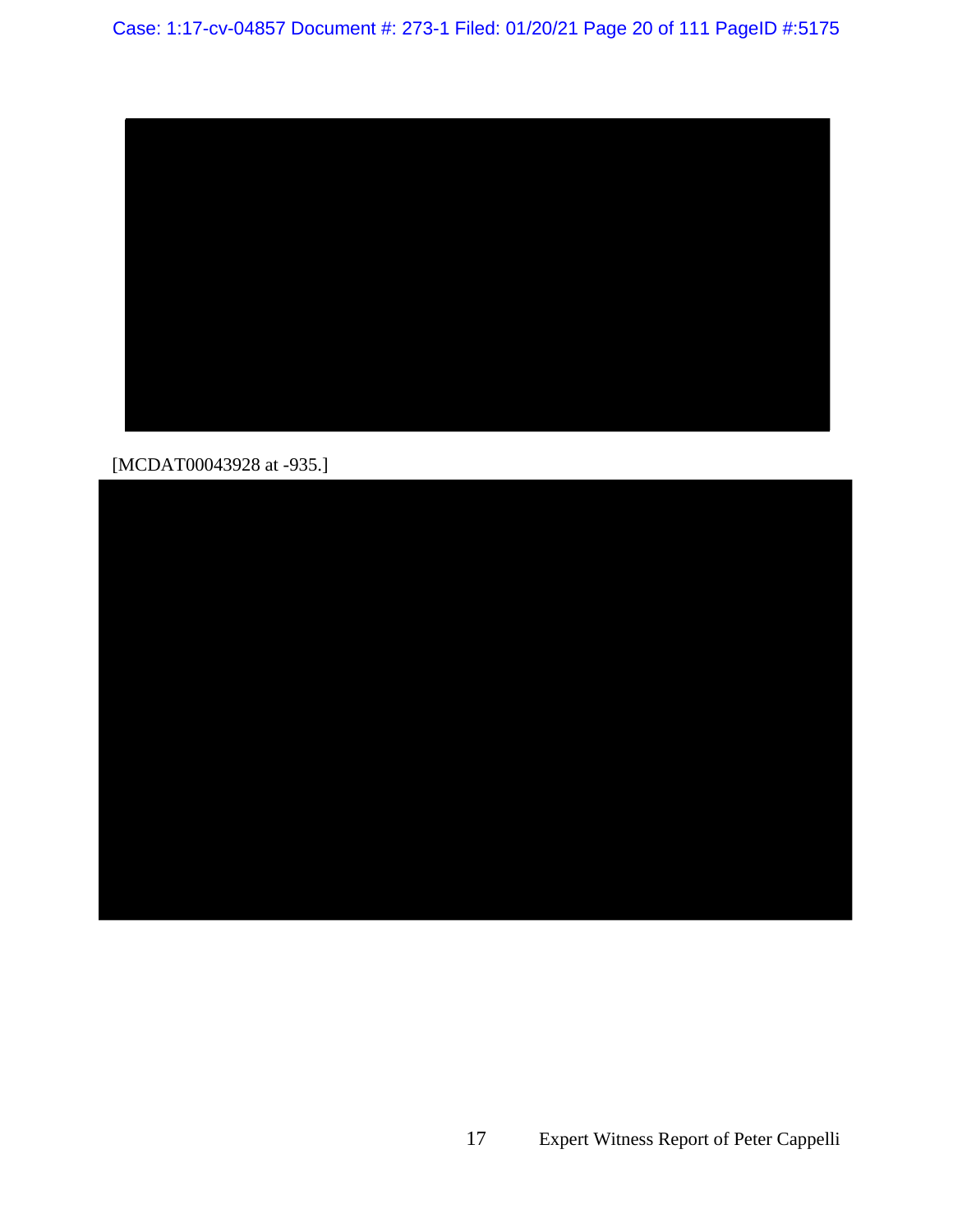[MCDAT00043928 at -935.]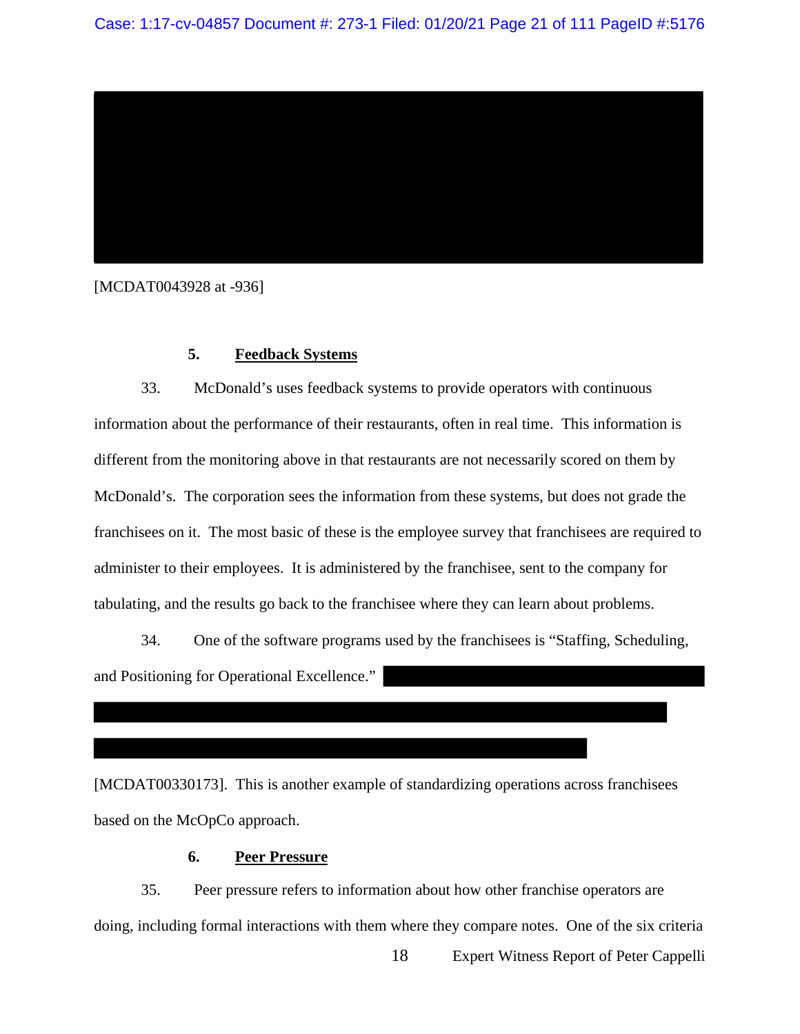[MCDAT0043928 at -936]

### 5. **Feedback Systems**

33. McDonald's uses feedback systems to provide operators with continuous information about the performance of their restaurants, often in real time. This information is different from the monitoring above in that restaurants are not necessarily scored on them by McDonald's. The corporation sees the information from these systems, but does not grade the franchisees on it. The most basic of these is the employee survey that franchisees are required to administer to their employees. It is administered by the franchisee, sent to the company for tabulating, and the results go back to the franchisee where they can learn about problems.

34. One of the software programs used by the franchisees is "Staffing, Scheduling, and Positioning for Operational Excellence."

[MCDAT00330173]. This is another example of standardizing operations across franchisees based on the McOpCo approach.

### 6. **Peer Pressure**

35. Peer pressure refers to information about how other franchise operators are doing, including formal interactions with them where they compare notes. One of the six criteria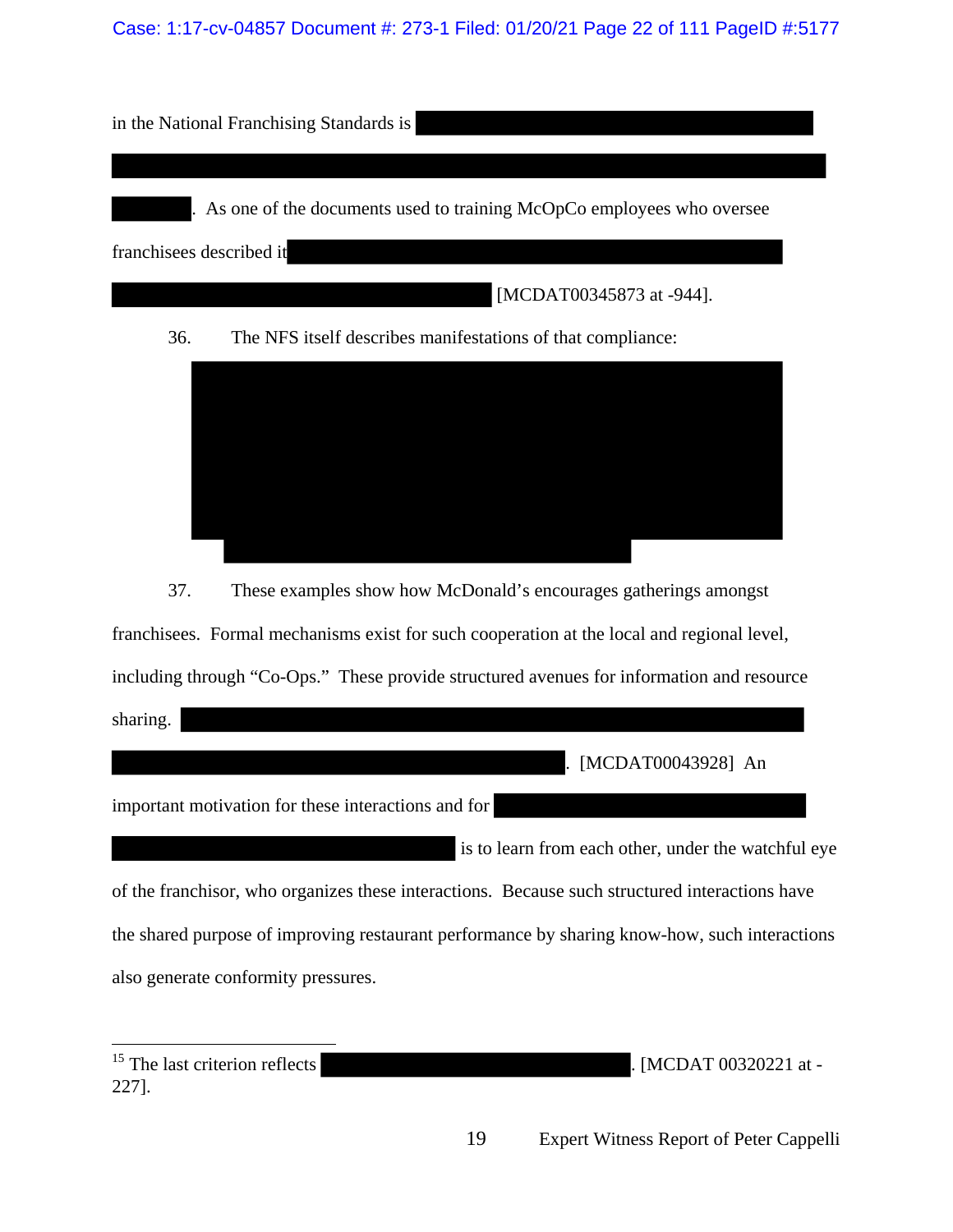in the National Franchising Standards is [REDACTED]. As one of the documents used to training McOpCo employees who oversee franchisees described it [REDACTED] [MCDAT00345873 at -944].

36. The NFS itself describes manifestations of that compliance:

[REDACTED]

37. These examples show how McDonald's encourages gatherings amongst franchisees. Formal mechanisms exist for such cooperation at the local and regional level, including through "Co-Ops." These provide structured avenues for information and resource sharing. [REDACTED]. [MCDAT00043928] An important motivation for these interactions and for [REDACTED] is to learn from each other, under the watchful eye of the franchisor, who organizes these interactions. Because such structured interactions have the shared purpose of improving restaurant performance by sharing know-how, such interactions also generate conformity pressures.

---

[15] The last criterion reflects [REDACTED]. [MCDAT 00320221 at -227].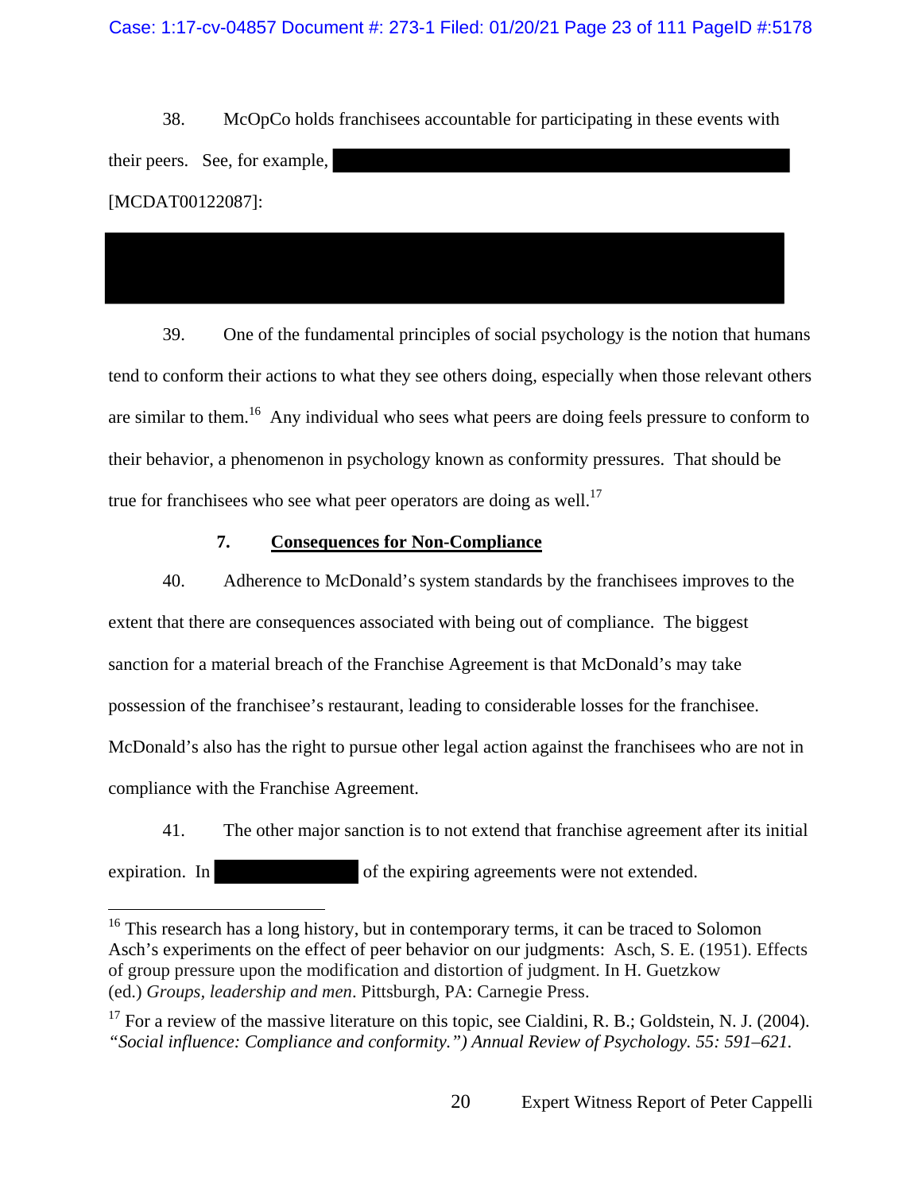38. McOpCo holds franchisees accountable for participating in these events with their peers. See, for example, [REDACTED] [MCDAT00122087]:

[REDACTED]

39. One of the fundamental principles of social psychology is the notion that humans tend to conform their actions to what they see others doing, especially when those relevant others are similar to them.[16] Any individual who sees what peers are doing feels pressure to conform to their behavior, a phenomenon in psychology known as conformity pressures. That should be true for franchisees who see what peer operators are doing as well.[17]

### 7. <u>Consequences for Non-Compliance</u>

40. Adherence to McDonald's system standards by the franchisees improves to the extent that there are consequences associated with being out of compliance. The biggest sanction for a material breach of the Franchise Agreement is that McDonald's may take possession of the franchisee's restaurant, leading to considerable losses for the franchisee. McDonald's also has the right to pursue other legal action against the franchisees who are not in compliance with the Franchise Agreement.

41. The other major sanction is to not extend that franchise agreement after its initial expiration. In [REDACTED] of the expiring agreements were not extended.

---

[16] This research has a long history, but in contemporary terms, it can be traced to Solomon Asch's experiments on the effect of peer behavior on our judgments: Asch, S. E. (1951). Effects of group pressure upon the modification and distortion of judgment. In H. Guetzkow (ed.) *Groups, leadership and men*. Pittsburgh, PA: Carnegie Press.

[17] For a review of the massive literature on this topic, see Cialdini, R. B.; Goldstein, N. J. (2004). *"Social influence: Compliance and conformity.") Annual Review of Psychology. 55: 591–621.*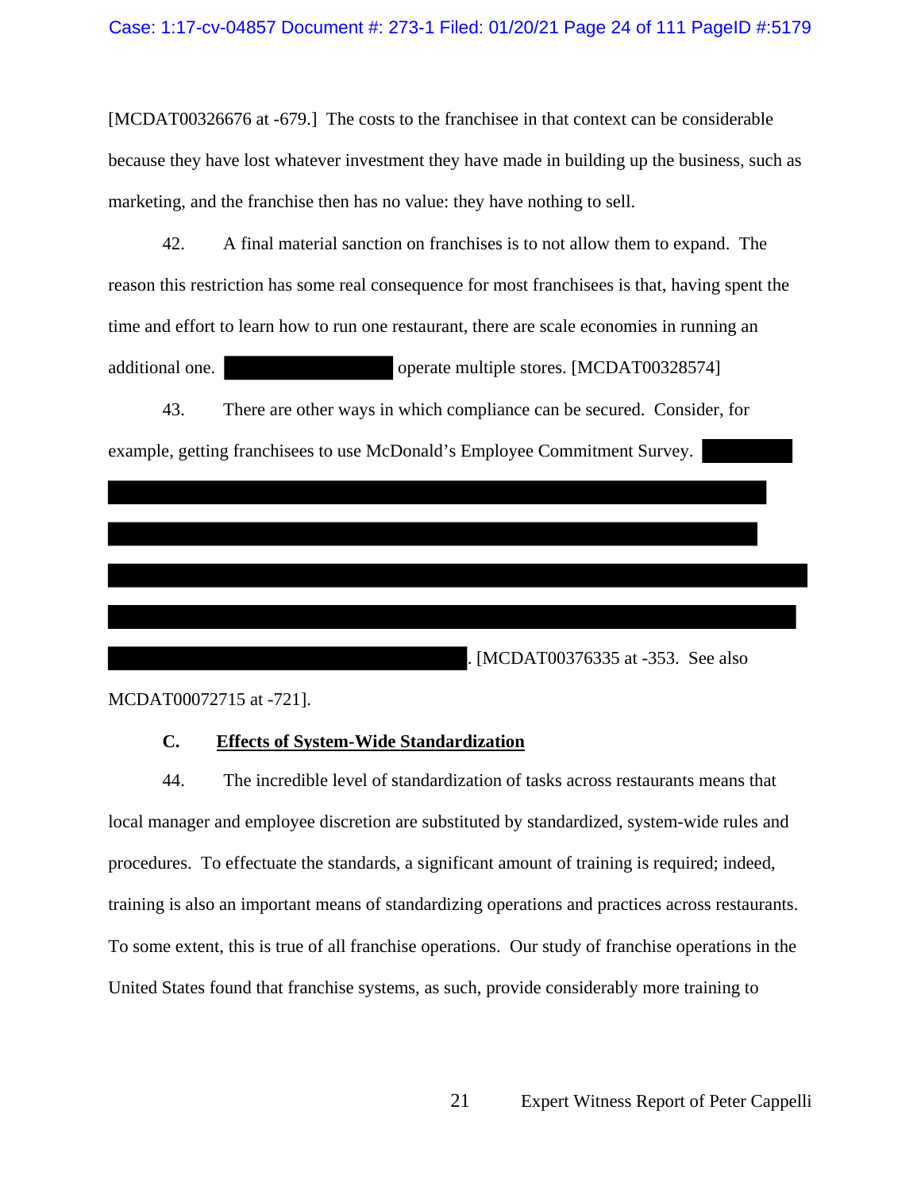[MCDAT00326676 at -679.] The costs to the franchisee in that context can be considerable because they have lost whatever investment they have made in building up the business, such as marketing, and the franchise then has no value: they have nothing to sell.

42. A final material sanction on franchises is to not allow them to expand. The reason this restriction has some real consequence for most franchisees is that, having spent the time and effort to learn how to run one restaurant, there are scale economies in running an additional one. [REDACTED] operate multiple stores. [MCDAT00328574]

43. There are other ways in which compliance can be secured. Consider, for example, getting franchisees to use McDonald's Employee Commitment Survey. [REDACTED]. [MCDAT00376335 at -353. See also MCDAT00072715 at -721].

### C. Effects of System-Wide Standardization

44. The incredible level of standardization of tasks across restaurants means that local manager and employee discretion are substituted by standardized, system-wide rules and procedures. To effectuate the standards, a significant amount of training is required; indeed, training is also an important means of standardizing operations and practices across restaurants. To some extent, this is true of all franchise operations. Our study of franchise operations in the United States found that franchise systems, as such, provide considerably more training to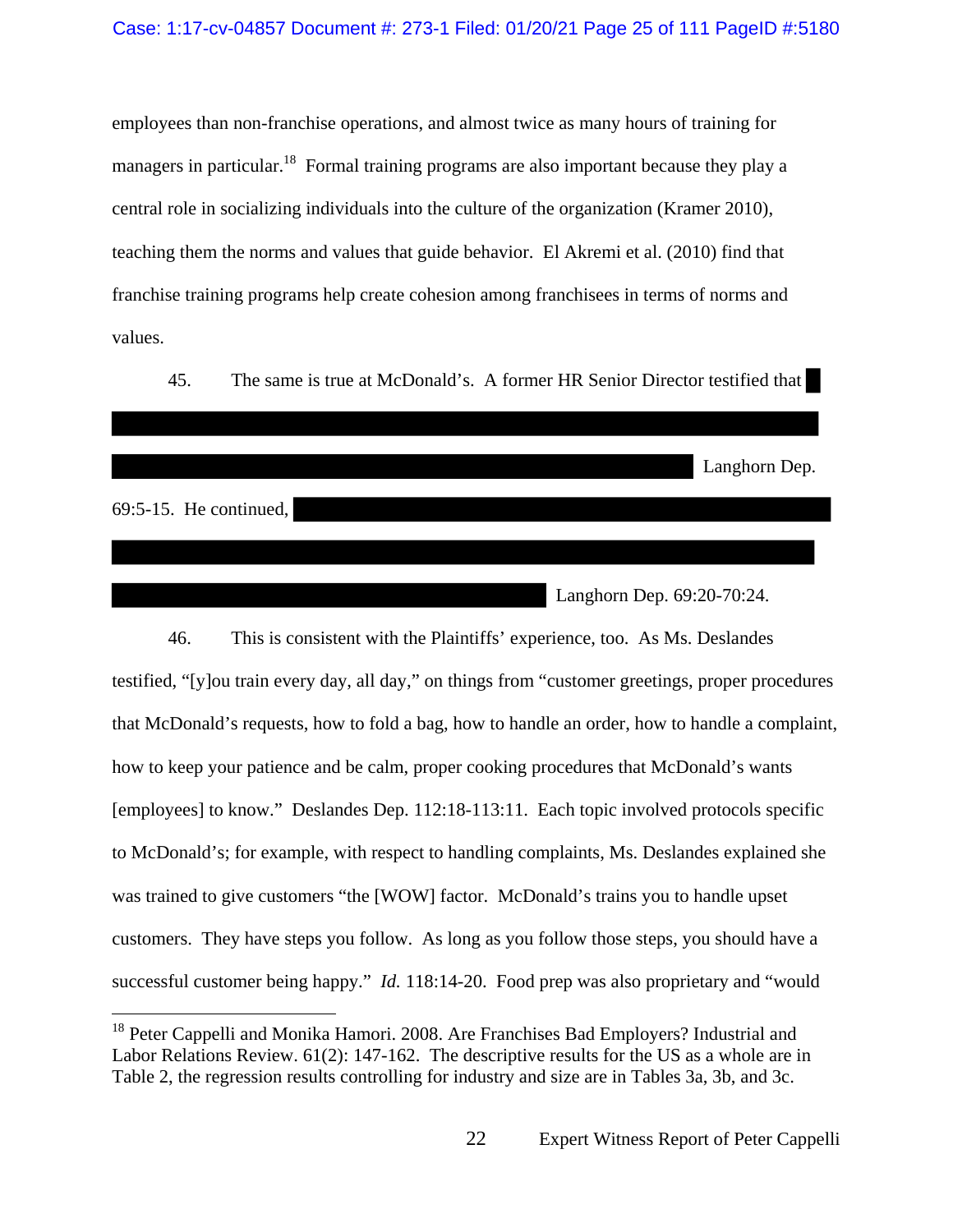employees than non-franchise operations, and almost twice as many hours of training for managers in particular.[18] Formal training programs are also important because they play a central role in socializing individuals into the culture of the organization (Kramer 2010), teaching them the norms and values that guide behavior. El Akremi et al. (2010) find that franchise training programs help create cohesion among franchisees in terms of norms and values.

45. The same is true at McDonald's. A former HR Senior Director testified that ██████████████████████████████████████████████████████████████████████████████████████████████ Langhorn Dep. 69:5-15. He continued, ██████████████████████████████████████████████████████████████████████████████████████████████ Langhorn Dep. 69:20-70:24.

46. This is consistent with the Plaintiffs' experience, too. As Ms. Deslandes testified, "[y]ou train every day, all day," on things from "customer greetings, proper procedures that McDonald's requests, how to fold a bag, how to handle an order, how to handle a complaint, how to keep your patience and be calm, proper cooking procedures that McDonald's wants [employees] to know." Deslandes Dep. 112:18-113:11. Each topic involved protocols specific to McDonald's; for example, with respect to handling complaints, Ms. Deslandes explained she was trained to give customers "the [WOW] factor. McDonald's trains you to handle upset customers. They have steps you follow. As long as you follow those steps, you should have a successful customer being happy." *Id.* 118:14-20. Food prep was also proprietary and "would

---

[18] Peter Cappelli and Monika Hamori. 2008. Are Franchises Bad Employers? Industrial and Labor Relations Review. 61(2): 147-162. The descriptive results for the US as a whole are in Table 2, the regression results controlling for industry and size are in Tables 3a, 3b, and 3c.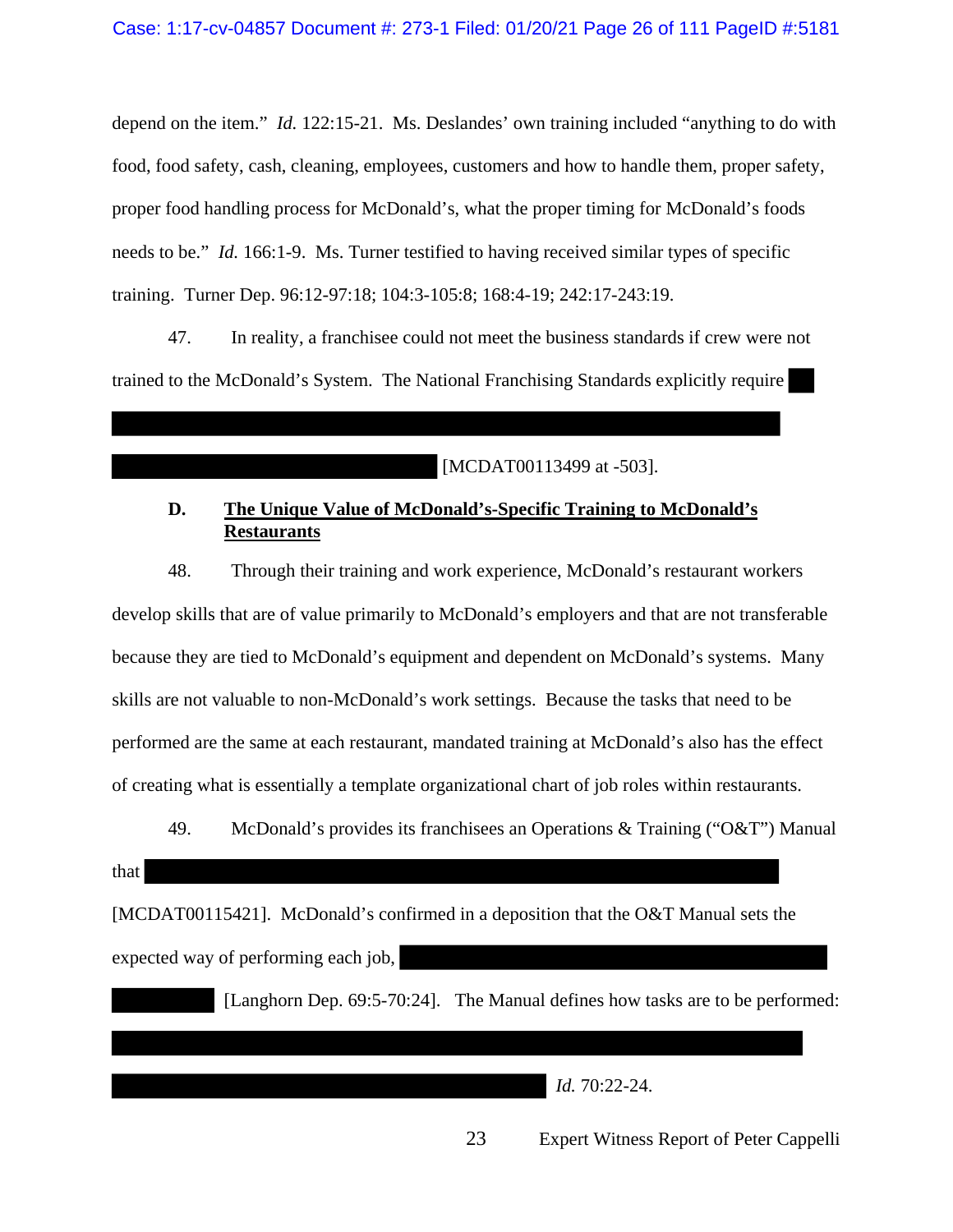depend on the item." *Id.* 122:15-21. Ms. Deslandes' own training included "anything to do with food, food safety, cash, cleaning, employees, customers and how to handle them, proper safety, proper food handling process for McDonald's, what the proper timing for McDonald's foods needs to be." *Id.* 166:1-9. Ms. Turner testified to having received similar types of specific training. Turner Dep. 96:12-97:18; 104:3-105:8; 168:4-19; 242:17-243:19.

47. In reality, a franchisee could not meet the business standards if crew were not trained to the McDonald's System. The National Franchising Standards explicitly require [REDACTED] [MCDAT00113499 at -503].

### D. The Unique Value of McDonald's-Specific Training to McDonald's Restaurants

48. Through their training and work experience, McDonald's restaurant workers develop skills that are of value primarily to McDonald's employers and that are not transferable because they are tied to McDonald's equipment and dependent on McDonald's systems. Many skills are not valuable to non-McDonald's work settings. Because the tasks that need to be performed are the same at each restaurant, mandated training at McDonald's also has the effect of creating what is essentially a template organizational chart of job roles within restaurants.

49. McDonald's provides its franchisees an Operations & Training ("O&T") Manual that [REDACTED] [MCDAT00115421]. McDonald's confirmed in a deposition that the O&T Manual sets the expected way of performing each job, [REDACTED] [Langhorn Dep. 69:5-70:24]. The Manual defines how tasks are to be performed: [REDACTED] *Id.* 70:22-24.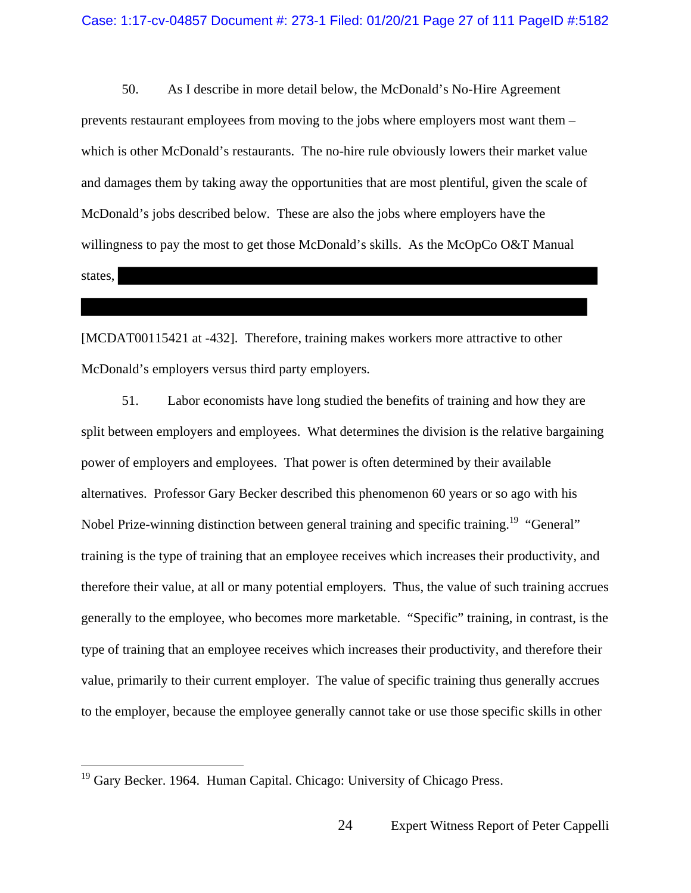50. As I describe in more detail below, the McDonald's No-Hire Agreement prevents restaurant employees from moving to the jobs where employers most want them – which is other McDonald's restaurants. The no-hire rule obviously lowers their market value and damages them by taking away the opportunities that are most plentiful, given the scale of McDonald's jobs described below. These are also the jobs where employers have the willingness to pay the most to get those McDonald's skills. As the McOpCo O&T Manual states, [REDACTED]

[MCDAT00115421 at -432]. Therefore, training makes workers more attractive to other McDonald's employers versus third party employers.

51. Labor economists have long studied the benefits of training and how they are split between employers and employees. What determines the division is the relative bargaining power of employers and employees. That power is often determined by their available alternatives. Professor Gary Becker described this phenomenon 60 years or so ago with his Nobel Prize-winning distinction between general training and specific training.[19] "General" training is the type of training that an employee receives which increases their productivity, and therefore their value, at all or many potential employers. Thus, the value of such training accrues generally to the employee, who becomes more marketable. "Specific" training, in contrast, is the type of training that an employee receives which increases their productivity, and therefore their value, primarily to their current employer. The value of specific training thus generally accrues to the employer, because the employee generally cannot take or use those specific skills in other

[19] Gary Becker. 1964. Human Capital. Chicago: University of Chicago Press.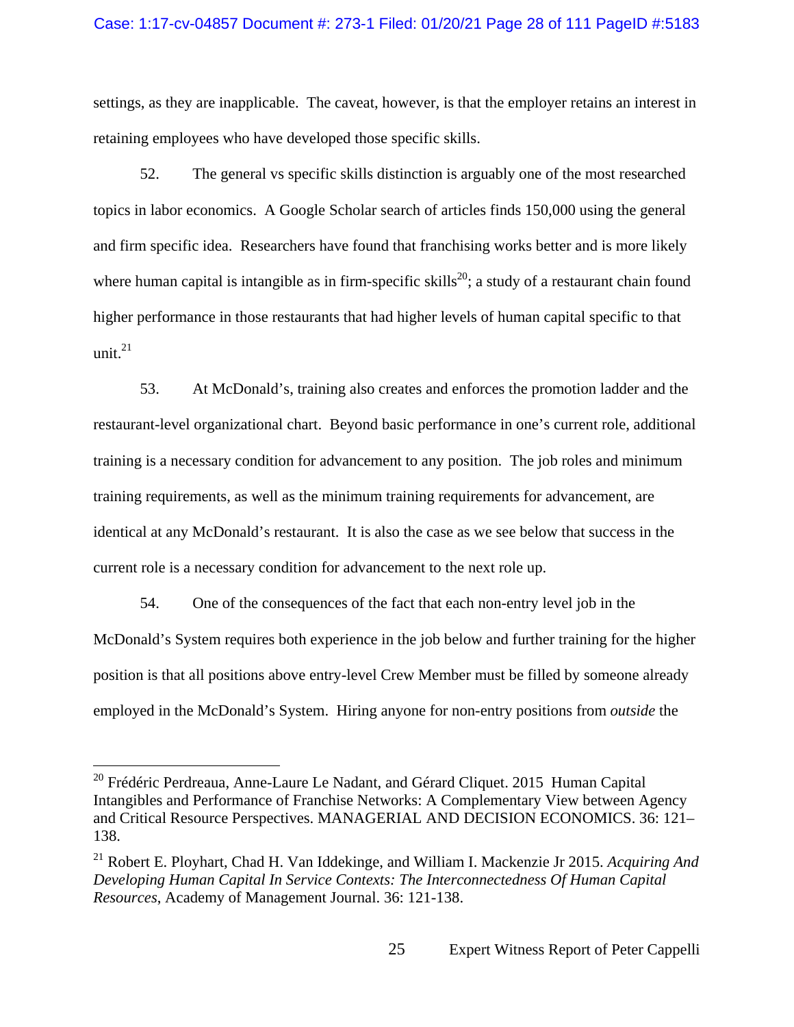settings, as they are inapplicable. The caveat, however, is that the employer retains an interest in retaining employees who have developed those specific skills.

52. The general vs specific skills distinction is arguably one of the most researched topics in labor economics. A Google Scholar search of articles finds 150,000 using the general and firm specific idea. Researchers have found that franchising works better and is more likely where human capital is intangible as in firm-specific skills[20]; a study of a restaurant chain found higher performance in those restaurants that had higher levels of human capital specific to that unit.[21]

53. At McDonald's, training also creates and enforces the promotion ladder and the restaurant-level organizational chart. Beyond basic performance in one's current role, additional training is a necessary condition for advancement to any position. The job roles and minimum training requirements, as well as the minimum training requirements for advancement, are identical at any McDonald's restaurant. It is also the case as we see below that success in the current role is a necessary condition for advancement to the next role up.

54. One of the consequences of the fact that each non-entry level job in the McDonald's System requires both experience in the job below and further training for the higher position is that all positions above entry-level Crew Member must be filled by someone already employed in the McDonald's System. Hiring anyone for non-entry positions from *outside* the

---

[20] Frédéric Perdreaua, Anne-Laure Le Nadant, and Gérard Cliquet. 2015 Human Capital Intangibles and Performance of Franchise Networks: A Complementary View between Agency and Critical Resource Perspectives. MANAGERIAL AND DECISION ECONOMICS. 36: 121–138.

[21] Robert E. Ployhart, Chad H. Van Iddekinge, and William I. Mackenzie Jr 2015. *Acquiring And Developing Human Capital In Service Contexts: The Interconnectedness Of Human Capital Resources*, Academy of Management Journal. 36: 121-138.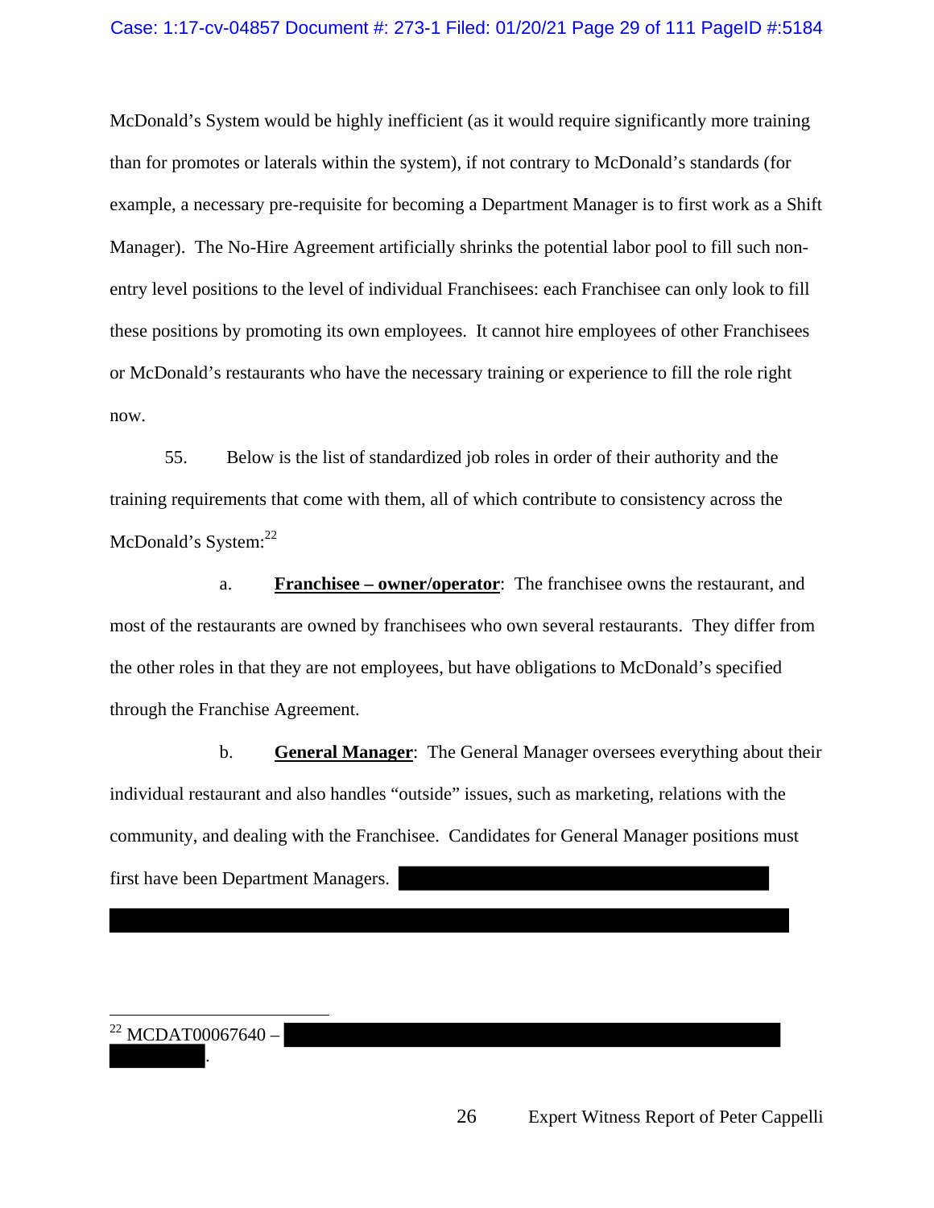McDonald's System would be highly inefficient (as it would require significantly more training than for promotes or laterals within the system), if not contrary to McDonald's standards (for example, a necessary pre-requisite for becoming a Department Manager is to first work as a Shift Manager). The No-Hire Agreement artificially shrinks the potential labor pool to fill such non-entry level positions to the level of individual Franchisees: each Franchisee can only look to fill these positions by promoting its own employees. It cannot hire employees of other Franchisees or McDonald's restaurants who have the necessary training or experience to fill the role right now.

55. Below is the list of standardized job roles in order of their authority and the training requirements that come with them, all of which contribute to consistency across the McDonald's System:[22]

a. **Franchisee – owner/operator**: The franchisee owns the restaurant, and most of the restaurants are owned by franchisees who own several restaurants. They differ from the other roles in that they are not employees, but have obligations to McDonald's specified through the Franchise Agreement.

b. **General Manager**: The General Manager oversees everything about their individual restaurant and also handles "outside" issues, such as marketing, relations with the community, and dealing with the Franchisee. Candidates for General Manager positions must first have been Department Managers. [REDACTED]

[REDACTED]

---

[22] MCDAT00067640 – [REDACTED]

[REDACTED].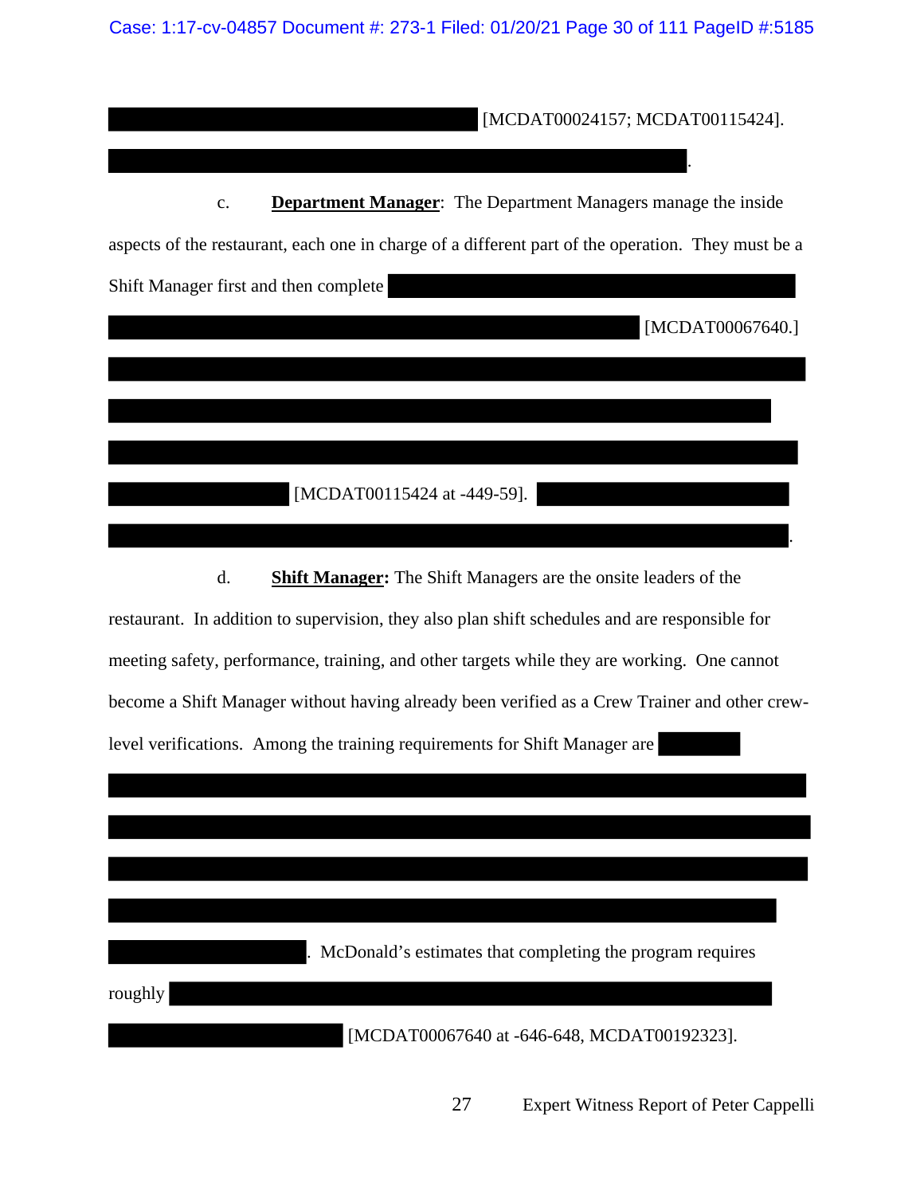[MCDAT00024157; MCDAT00115424].

.

c. **<u>Department Manager</u>**: The Department Managers manage the inside aspects of the restaurant, each one in charge of a different part of the operation. They must be a Shift Manager first and then complete [MCDAT00067640.]

[MCDAT00115424 at -449-59].

.

d. **<u>Shift Manager</u>:** The Shift Managers are the onsite leaders of the restaurant. In addition to supervision, they also plan shift schedules and are responsible for meeting safety, performance, training, and other targets while they are working. One cannot become a Shift Manager without having already been verified as a Crew Trainer and other crew-level verifications. Among the training requirements for Shift Manager are

. McDonald's estimates that completing the program requires roughly

[MCDAT00067640 at -646-648, MCDAT00192323].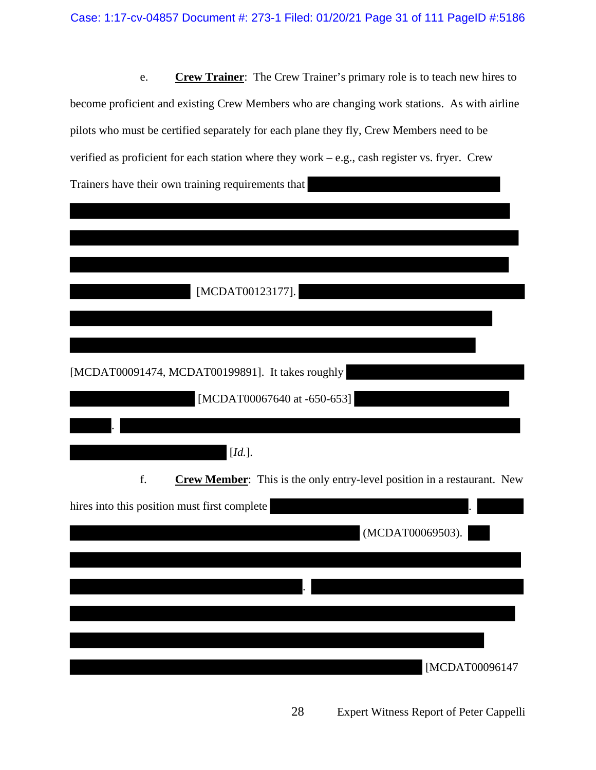e. **Crew Trainer**: The Crew Trainer's primary role is to teach new hires to become proficient and existing Crew Members who are changing work stations. As with airline pilots who must be certified separately for each plane they fly, Crew Members need to be verified as proficient for each station where they work – e.g., cash register vs. fryer. Crew Trainers have their own training requirements that [REDACTED] [MCDAT00123177]. [REDACTED] [MCDAT00091474, MCDAT00199891]. It takes roughly [REDACTED] [MCDAT00067640 at -650-653] [REDACTED]. [REDACTED] [*Id.*].

f. **Crew Member**: This is the only entry-level position in a restaurant. New hires into this position must first complete [REDACTED]. [REDACTED] (MCDAT00069503). [REDACTED]. [REDACTED] [MCDAT00096147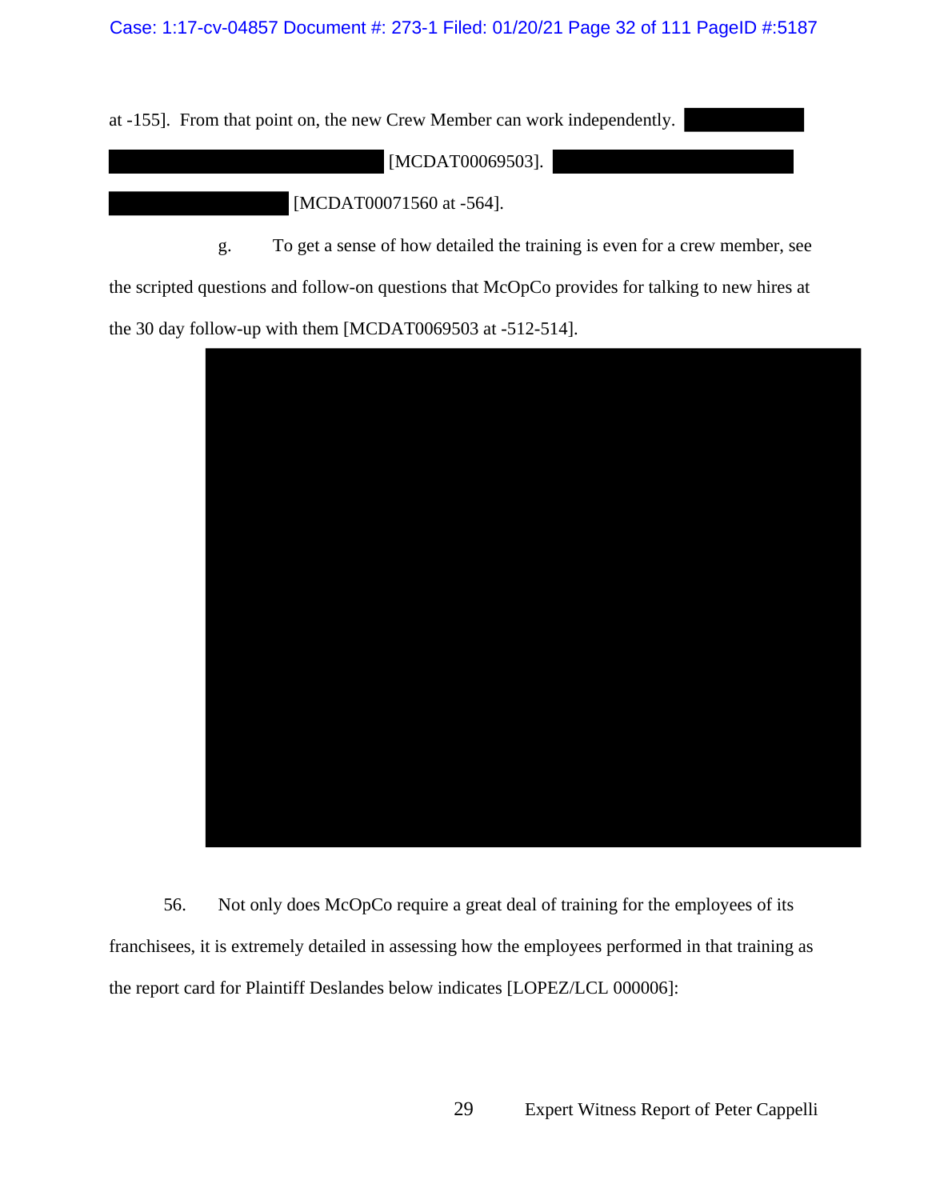at -155]. From that point on, the new Crew Member can work independently. [MCDAT00069503]. [MCDAT00071560 at -564].

g. To get a sense of how detailed the training is even for a crew member, see the scripted questions and follow-on questions that McOpCo provides for talking to new hires at the 30 day follow-up with them [MCDAT0069503 at -512-514].

56. Not only does McOpCo require a great deal of training for the employees of its franchisees, it is extremely detailed in assessing how the employees performed in that training as the report card for Plaintiff Deslandes below indicates [LOPEZ/LCL 000006]: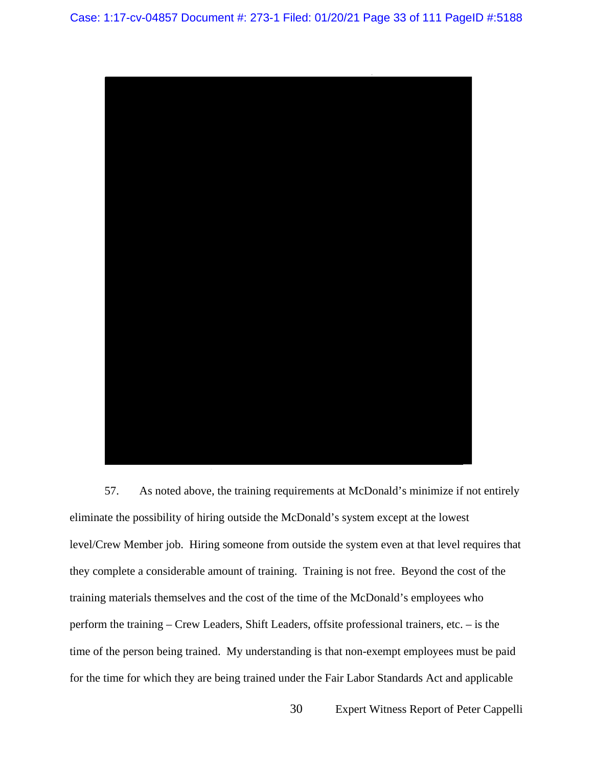57. As noted above, the training requirements at McDonald's minimize if not entirely eliminate the possibility of hiring outside the McDonald's system except at the lowest level/Crew Member job. Hiring someone from outside the system even at that level requires that they complete a considerable amount of training. Training is not free. Beyond the cost of the training materials themselves and the cost of the time of the McDonald's employees who perform the training – Crew Leaders, Shift Leaders, offsite professional trainers, etc. – is the time of the person being trained. My understanding is that non-exempt employees must be paid for the time for which they are being trained under the Fair Labor Standards Act and applicable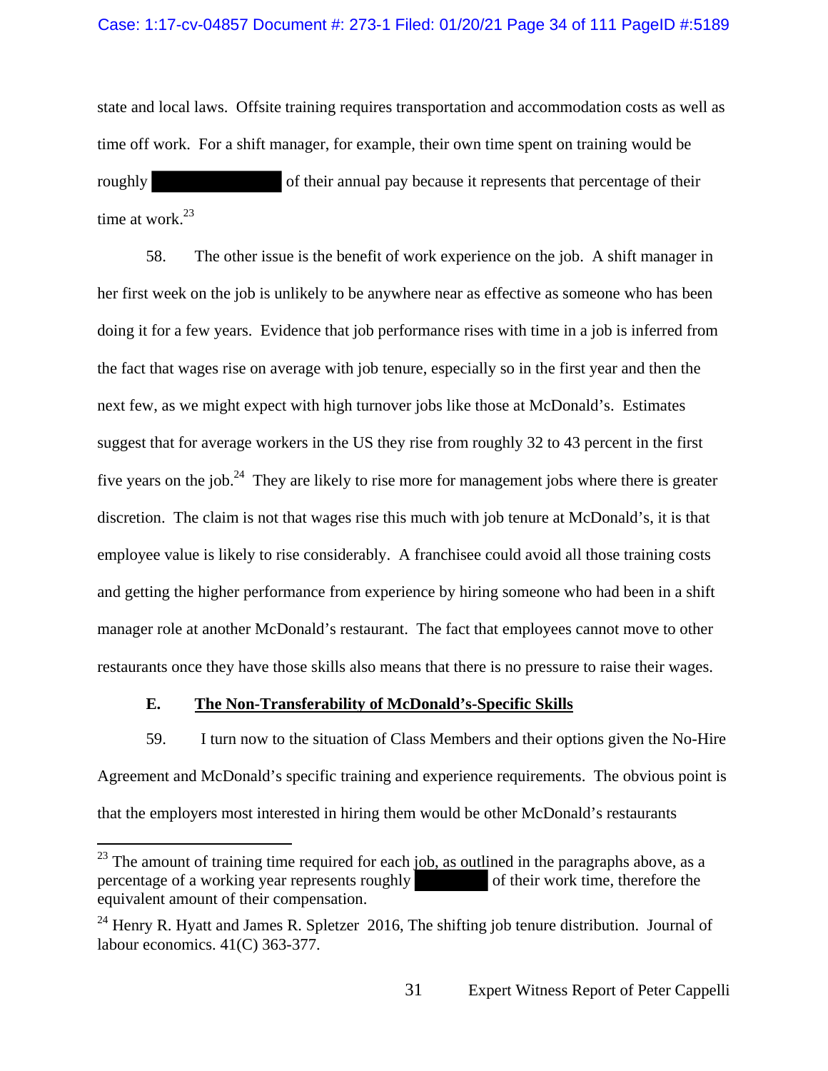state and local laws. Offsite training requires transportation and accommodation costs as well as time off work. For a shift manager, for example, their own time spent on training would be roughly [REDACTED] of their annual pay because it represents that percentage of their time at work.[23]

58. The other issue is the benefit of work experience on the job. A shift manager in her first week on the job is unlikely to be anywhere near as effective as someone who has been doing it for a few years. Evidence that job performance rises with time in a job is inferred from the fact that wages rise on average with job tenure, especially so in the first year and then the next few, as we might expect with high turnover jobs like those at McDonald's. Estimates suggest that for average workers in the US they rise from roughly 32 to 43 percent in the first five years on the job.[24] They are likely to rise more for management jobs where there is greater discretion. The claim is not that wages rise this much with job tenure at McDonald's, it is that employee value is likely to rise considerably. A franchisee could avoid all those training costs and getting the higher performance from experience by hiring someone who had been in a shift manager role at another McDonald's restaurant. The fact that employees cannot move to other restaurants once they have those skills also means that there is no pressure to raise their wages.

### E. The Non-Transferability of McDonald's-Specific Skills

59. I turn now to the situation of Class Members and their options given the No-Hire Agreement and McDonald's specific training and experience requirements. The obvious point is that the employers most interested in hiring them would be other McDonald's restaurants

---

[23] The amount of training time required for each job, as outlined in the paragraphs above, as a percentage of a working year represents roughly [REDACTED] of their work time, therefore the equivalent amount of their compensation.

[24] Henry R. Hyatt and James R. Spletzer 2016, The shifting job tenure distribution. Journal of labour economics. 41(C) 363-377.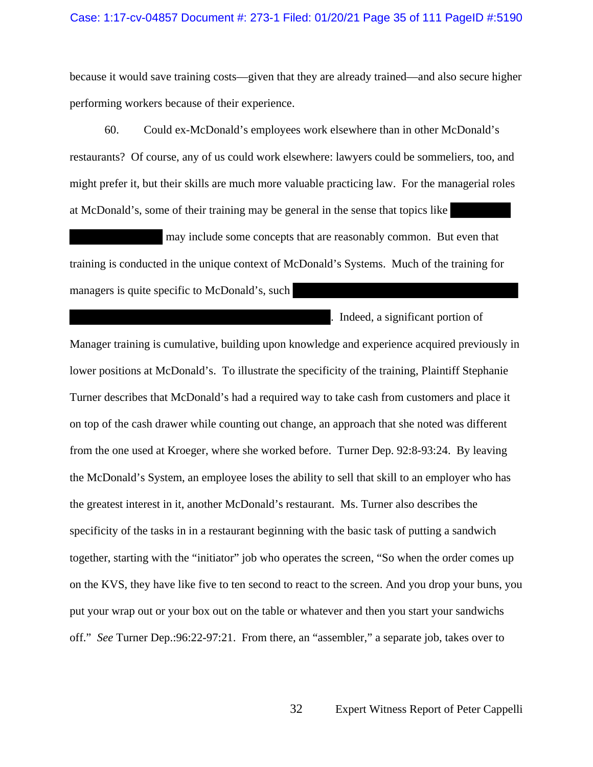because it would save training costs—given that they are already trained—and also secure higher performing workers because of their experience.

60. Could ex-McDonald's employees work elsewhere than in other McDonald's restaurants? Of course, any of us could work elsewhere: lawyers could be sommeliers, too, and might prefer it, but their skills are much more valuable practicing law. For the managerial roles at McDonald's, some of their training may be general in the sense that topics like [REDACTED] may include some concepts that are reasonably common. But even that training is conducted in the unique context of McDonald's Systems. Much of the training for managers is quite specific to McDonald's, such [REDACTED]. Indeed, a significant portion of Manager training is cumulative, building upon knowledge and experience acquired previously in lower positions at McDonald's. To illustrate the specificity of the training, Plaintiff Stephanie Turner describes that McDonald's had a required way to take cash from customers and place it on top of the cash drawer while counting out change, an approach that she noted was different from the one used at Kroeger, where she worked before. Turner Dep. 92:8-93:24. By leaving the McDonald's System, an employee loses the ability to sell that skill to an employer who has the greatest interest in it, another McDonald's restaurant. Ms. Turner also describes the specificity of the tasks in in a restaurant beginning with the basic task of putting a sandwich together, starting with the "initiator" job who operates the screen, "So when the order comes up on the KVS, they have like five to ten second to react to the screen. And you drop your buns, you put your wrap out or your box out on the table or whatever and then you start your sandwichs off." *See* Turner Dep.:96:22-97:21. From there, an "assembler," a separate job, takes over to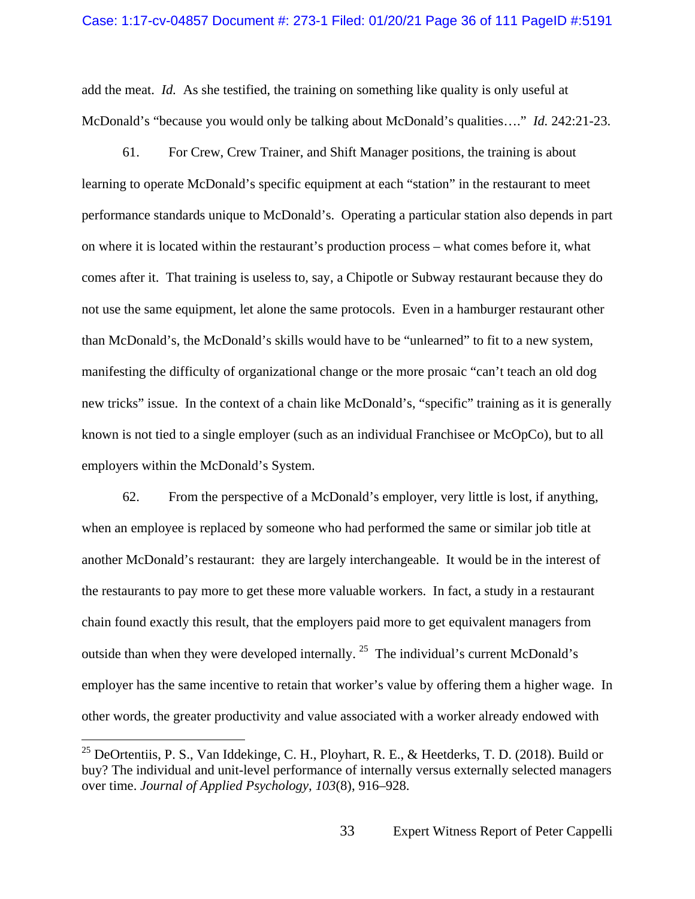add the meat. *Id.* As she testified, the training on something like quality is only useful at McDonald's "because you would only be talking about McDonald's qualities…." *Id.* 242:21-23.

61. For Crew, Crew Trainer, and Shift Manager positions, the training is about learning to operate McDonald's specific equipment at each "station" in the restaurant to meet performance standards unique to McDonald's. Operating a particular station also depends in part on where it is located within the restaurant's production process – what comes before it, what comes after it. That training is useless to, say, a Chipotle or Subway restaurant because they do not use the same equipment, let alone the same protocols. Even in a hamburger restaurant other than McDonald's, the McDonald's skills would have to be "unlearned" to fit to a new system, manifesting the difficulty of organizational change or the more prosaic "can't teach an old dog new tricks" issue. In the context of a chain like McDonald's, "specific" training as it is generally known is not tied to a single employer (such as an individual Franchisee or McOpCo), but to all employers within the McDonald's System.

62. From the perspective of a McDonald's employer, very little is lost, if anything, when an employee is replaced by someone who had performed the same or similar job title at another McDonald's restaurant: they are largely interchangeable. It would be in the interest of the restaurants to pay more to get these more valuable workers. In fact, a study in a restaurant chain found exactly this result, that the employers paid more to get equivalent managers from outside than when they were developed internally.[25] The individual's current McDonald's employer has the same incentive to retain that worker's value by offering them a higher wage. In other words, the greater productivity and value associated with a worker already endowed with

[25] DeOrtentiis, P. S., Van Iddekinge, C. H., Ployhart, R. E., & Heetderks, T. D. (2018). Build or buy? The individual and unit-level performance of internally versus externally selected managers over time. *Journal of Applied Psychology, 103*(8), 916–928.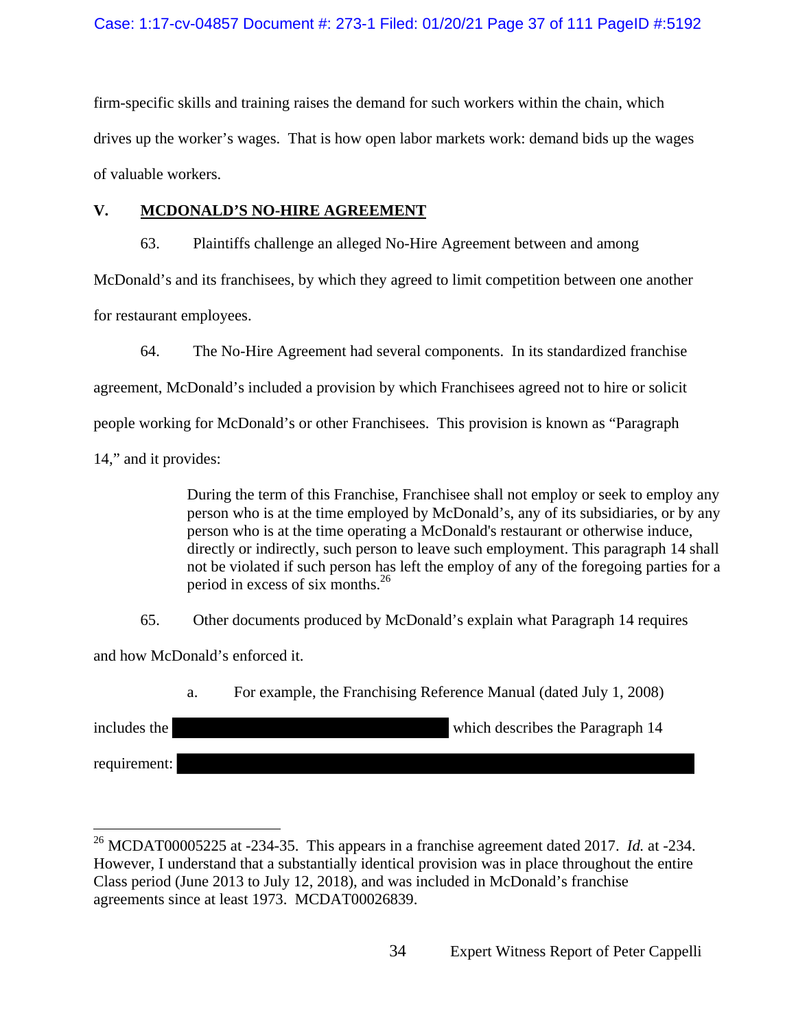firm-specific skills and training raises the demand for such workers within the chain, which drives up the worker's wages. That is how open labor markets work: demand bids up the wages of valuable workers.

## V. MCDONALD'S NO-HIRE AGREEMENT

63. Plaintiffs challenge an alleged No-Hire Agreement between and among McDonald's and its franchisees, by which they agreed to limit competition between one another for restaurant employees.

64. The No-Hire Agreement had several components. In its standardized franchise agreement, McDonald's included a provision by which Franchisees agreed not to hire or solicit people working for McDonald's or other Franchisees. This provision is known as "Paragraph 14," and it provides:

> During the term of this Franchise, Franchisee shall not employ or seek to employ any person who is at the time employed by McDonald's, any of its subsidiaries, or by any person who is at the time operating a McDonald's restaurant or otherwise induce, directly or indirectly, such person to leave such employment. This paragraph 14 shall not be violated if such person has left the employ of any of the foregoing parties for a period in excess of six months.[26]

65. Other documents produced by McDonald's explain what Paragraph 14 requires and how McDonald's enforced it.

a. For example, the Franchising Reference Manual (dated July 1, 2008) includes the [REDACTED] which describes the Paragraph 14 requirement: [REDACTED]

---

[26] MCDAT00005225 at -234-35. This appears in a franchise agreement dated 2017. *Id.* at -234. However, I understand that a substantially identical provision was in place throughout the entire Class period (June 2013 to July 12, 2018), and was included in McDonald's franchise agreements since at least 1973. MCDAT00026839.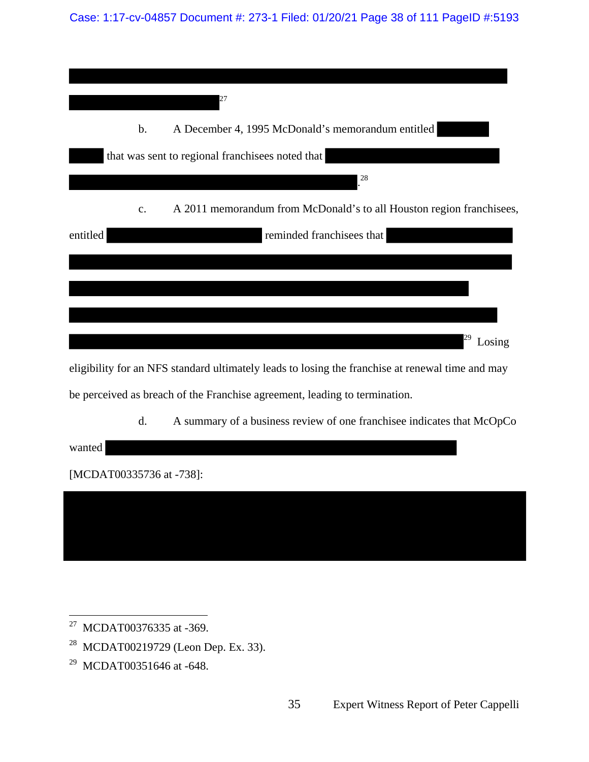[1]

b. A December 4, 1995 McDonald's memorandum entitled that was sent to regional franchisees noted that .[2]

c. A 2011 memorandum from McDonald's to all Houston region franchisees, entitled reminded franchisees that [3] Losing eligibility for an NFS standard ultimately leads to losing the franchise at renewal time and may be perceived as breach of the Franchise agreement, leading to termination.

d. A summary of a business review of one franchisee indicates that McOpCo wanted [MCDAT00335736 at -738]:

---

[1] MCDAT00376335 at -369.

[2] MCDAT00219729 (Leon Dep. Ex. 33).

[3] MCDAT00351646 at -648.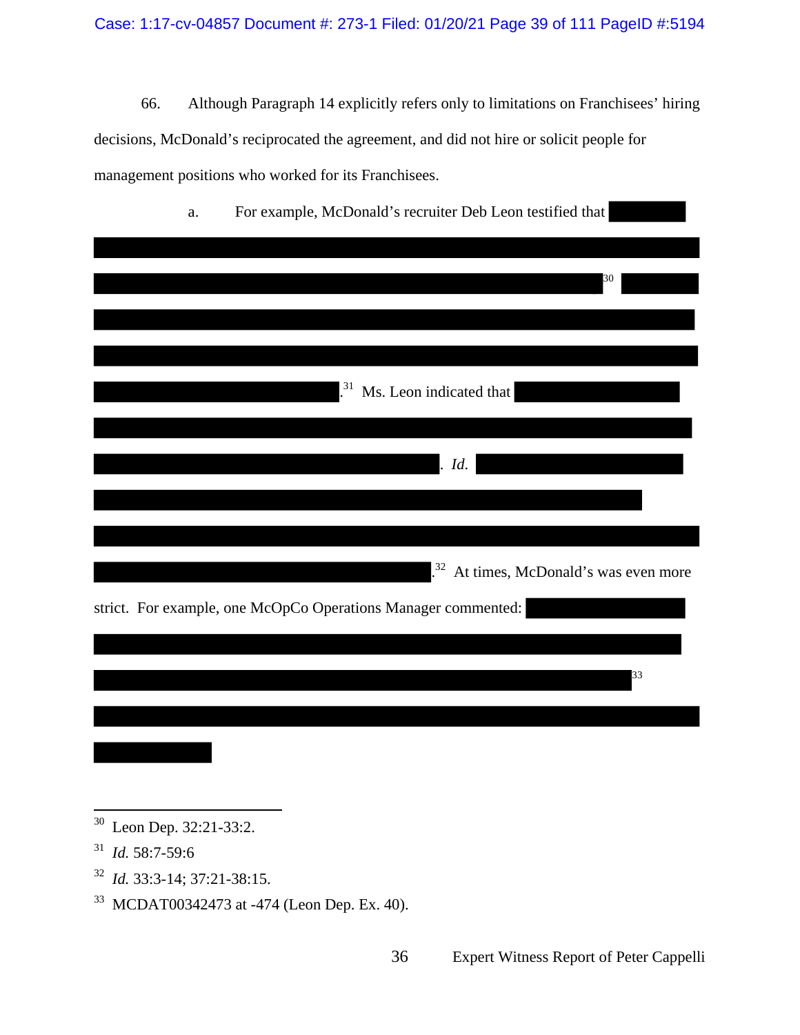66. Although Paragraph 14 explicitly refers only to limitations on Franchisees' hiring decisions, McDonald's reciprocated the agreement, and did not hire or solicit people for management positions who worked for its Franchisees.

a. For example, McDonald's recruiter Deb Leon testified that [REDACTED][30] [REDACTED].[31] Ms. Leon indicated that [REDACTED]. *Id.* [REDACTED].[32] At times, McDonald's was even more strict. For example, one McOpCo Operations Manager commented: [REDACTED][33] [REDACTED]

---

[30] Leon Dep. 32:21-33:2.

[31] *Id.* 58:7-59:6

[32] *Id.* 33:3-14; 37:21-38:15.

[33] MCDAT00342473 at -474 (Leon Dep. Ex. 40).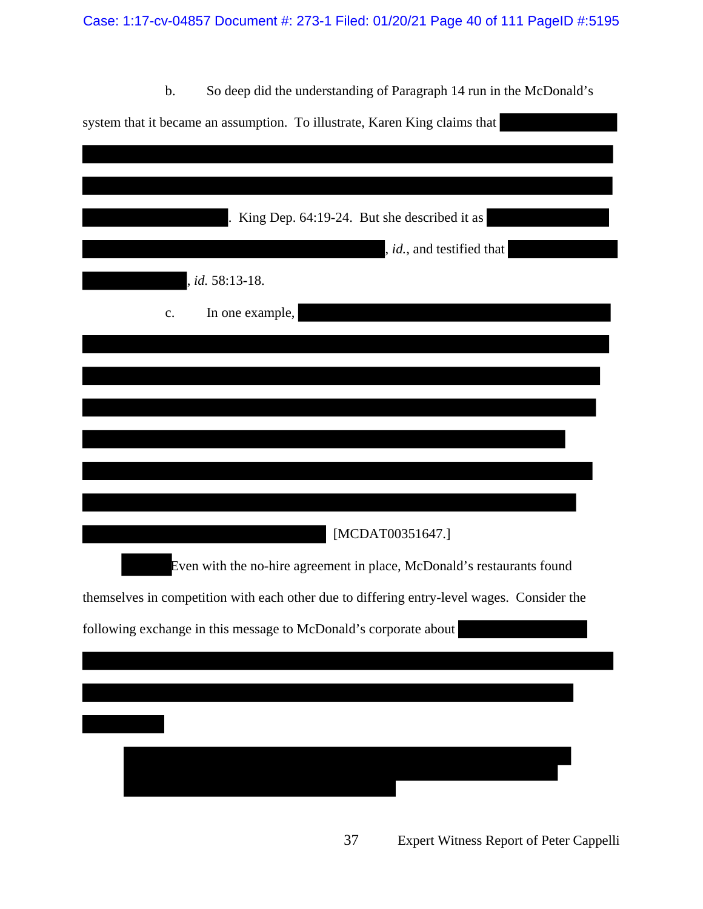b. So deep did the understanding of Paragraph 14 run in the McDonald's system that it became an assumption. To illustrate, Karen King claims that [REDACTED]. King Dep. 64:19-24. But she described it as [REDACTED], *id.*, and testified that [REDACTED], *id.* 58:13-18.

c. In one example, [REDACTED] [MCDAT00351647.]

[REDACTED] Even with the no-hire agreement in place, McDonald's restaurants found themselves in competition with each other due to differing entry-level wages. Consider the following exchange in this message to McDonald's corporate about [REDACTED]

> [REDACTED]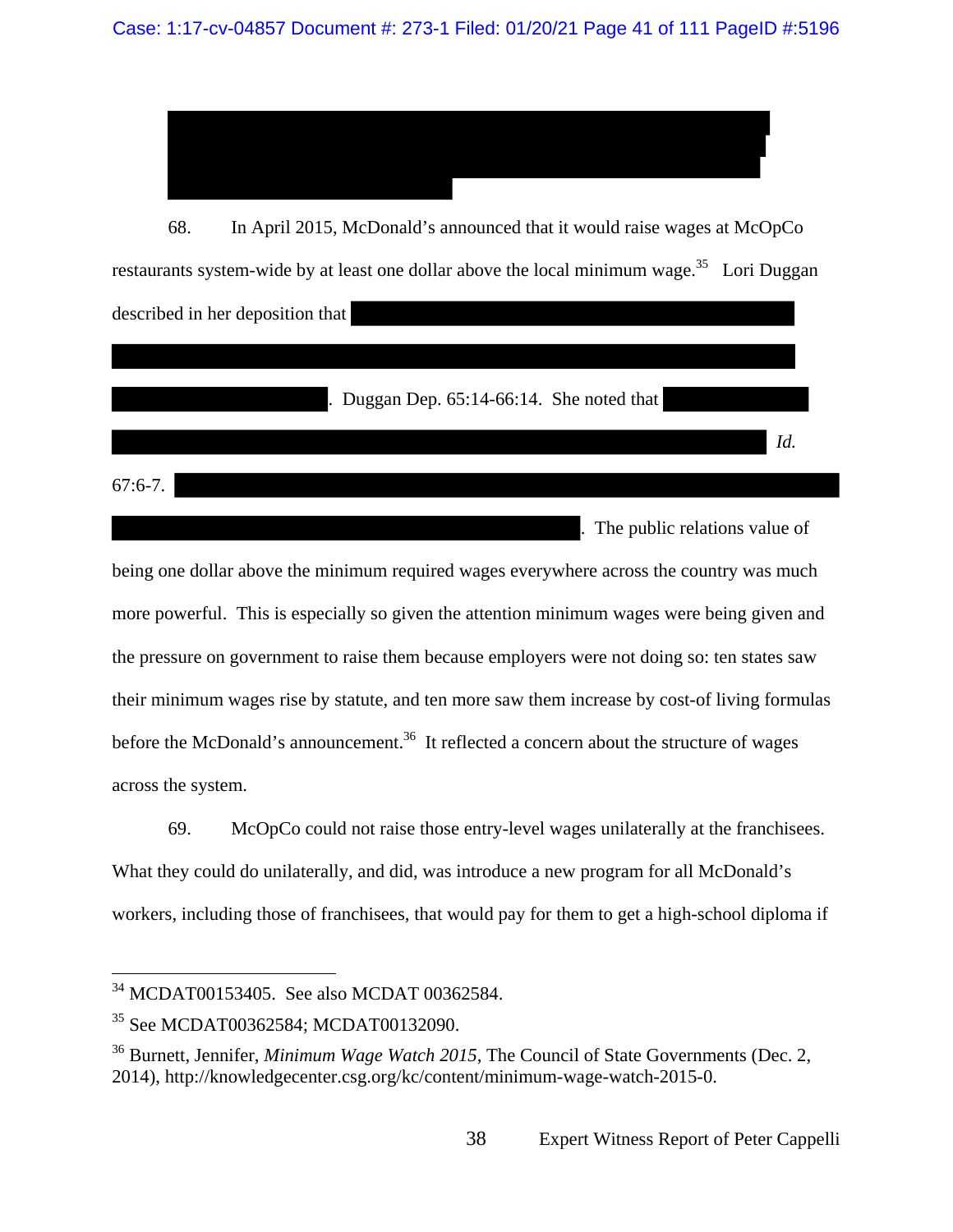68. In April 2015, McDonald's announced that it would raise wages at McOpCo restaurants system-wide by at least one dollar above the local minimum wage.[35] Lori Duggan described in her deposition that . Duggan Dep. 65:14-66:14. She noted that *Id.* 67:6-7. . The public relations value of being one dollar above the minimum required wages everywhere across the country was much more powerful. This is especially so given the attention minimum wages were being given and the pressure on government to raise them because employers were not doing so: ten states saw their minimum wages rise by statute, and ten more saw them increase by cost-of living formulas before the McDonald's announcement.[36] It reflected a concern about the structure of wages across the system.

69. McOpCo could not raise those entry-level wages unilaterally at the franchisees. What they could do unilaterally, and did, was introduce a new program for all McDonald's workers, including those of franchisees, that would pay for them to get a high-school diploma if

---

[34] MCDAT00153405. See also MCDAT 00362584.

[35] See MCDAT00362584; MCDAT00132090.

[36] Burnett, Jennifer, *Minimum Wage Watch 2015*, The Council of State Governments (Dec. 2, 2014), http://knowledgecenter.csg.org/kc/content/minimum-wage-watch-2015-0.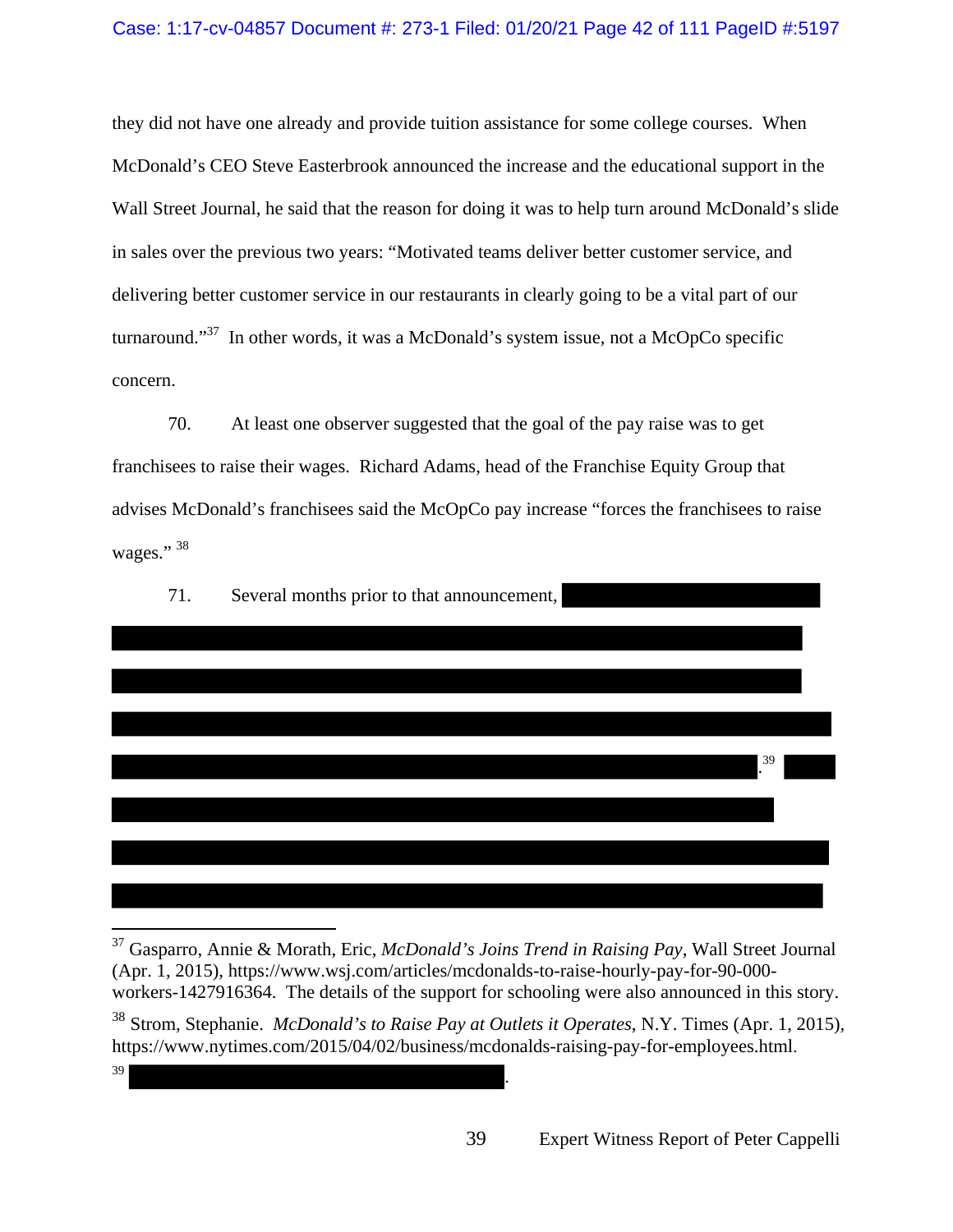they did not have one already and provide tuition assistance for some college courses. When McDonald's CEO Steve Easterbrook announced the increase and the educational support in the Wall Street Journal, he said that the reason for doing it was to help turn around McDonald's slide in sales over the previous two years: "Motivated teams deliver better customer service, and delivering better customer service in our restaurants in clearly going to be a vital part of our turnaround."[37] In other words, it was a McDonald's system issue, not a McOpCo specific concern.

70. At least one observer suggested that the goal of the pay raise was to get franchisees to raise their wages. Richard Adams, head of the Franchise Equity Group that advises McDonald's franchisees said the McOpCo pay increase "forces the franchisees to raise wages." [38]

71. Several months prior to that announcement, [REDACTED] .[39] [REDACTED]

---

[37] Gasparro, Annie & Morath, Eric, *McDonald's Joins Trend in Raising Pay*, Wall Street Journal (Apr. 1, 2015), https://www.wsj.com/articles/mcdonalds-to-raise-hourly-pay-for-90-000-workers-1427916364. The details of the support for schooling were also announced in this story.

[38] Strom, Stephanie. *McDonald's to Raise Pay at Outlets it Operates*, N.Y. Times (Apr. 1, 2015), https://www.nytimes.com/2015/04/02/business/mcdonalds-raising-pay-for-employees.html.

[39] [REDACTED].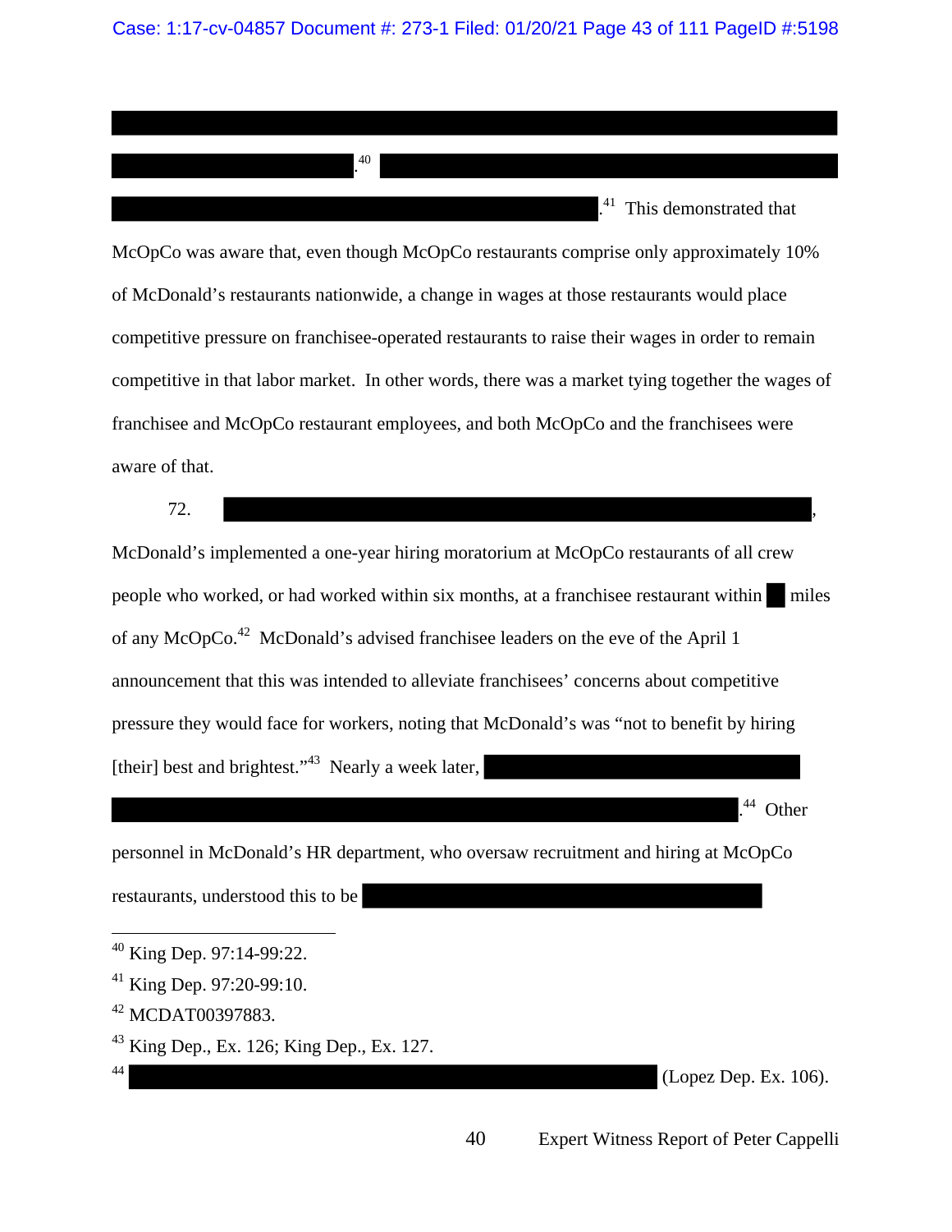[REDACTED] [REDACTED].[40] [REDACTED] [REDACTED].[41] This demonstrated that McOpCo was aware that, even though McOpCo restaurants comprise only approximately 10% of McDonald's restaurants nationwide, a change in wages at those restaurants would place competitive pressure on franchisee-operated restaurants to raise their wages in order to remain competitive in that labor market. In other words, there was a market tying together the wages of franchisee and McOpCo restaurant employees, and both McOpCo and the franchisees were aware of that.

72. [REDACTED], McDonald's implemented a one-year hiring moratorium at McOpCo restaurants of all crew people who worked, or had worked within six months, at a franchisee restaurant within [REDACTED] miles of any McOpCo.[42] McDonald's advised franchisee leaders on the eve of the April 1 announcement that this was intended to alleviate franchisees' concerns about competitive pressure they would face for workers, noting that McDonald's was "not to benefit by hiring [their] best and brightest."[43] Nearly a week later, [REDACTED] [REDACTED].[44] Other personnel in McDonald's HR department, who oversaw recruitment and hiring at McOpCo restaurants, understood this to be [REDACTED]

---

[40] King Dep. 97:14-99:22.

[41] King Dep. 97:20-99:10.

[42] MCDAT00397883.

[43] King Dep., Ex. 126; King Dep., Ex. 127.

[44] [REDACTED] (Lopez Dep. Ex. 106).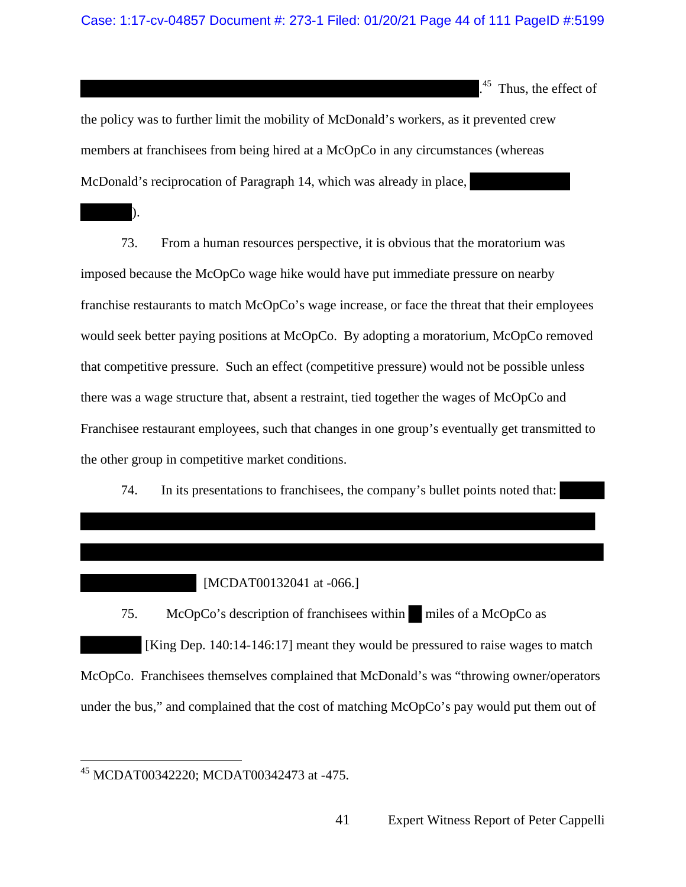[REDACTED].[45] Thus, the effect of the policy was to further limit the mobility of McDonald's workers, as it prevented crew members at franchisees from being hired at a McOpCo in any circumstances (whereas McDonald's reciprocation of Paragraph 14, which was already in place, [REDACTED]).

73. From a human resources perspective, it is obvious that the moratorium was imposed because the McOpCo wage hike would have put immediate pressure on nearby franchise restaurants to match McOpCo's wage increase, or face the threat that their employees would seek better paying positions at McOpCo. By adopting a moratorium, McOpCo removed that competitive pressure. Such an effect (competitive pressure) would not be possible unless there was a wage structure that, absent a restraint, tied together the wages of McOpCo and Franchisee restaurant employees, such that changes in one group's eventually get transmitted to the other group in competitive market conditions.

74. In its presentations to franchisees, the company's bullet points noted that: [REDACTED] [MCDAT00132041 at -066.]

75. McOpCo's description of franchisees within [REDACTED] miles of a McOpCo as [REDACTED] [King Dep. 140:14-146:17] meant they would be pressured to raise wages to match McOpCo. Franchisees themselves complained that McDonald's was "throwing owner/operators under the bus," and complained that the cost of matching McOpCo's pay would put them out of

---

[45] MCDAT00342220; MCDAT00342473 at -475.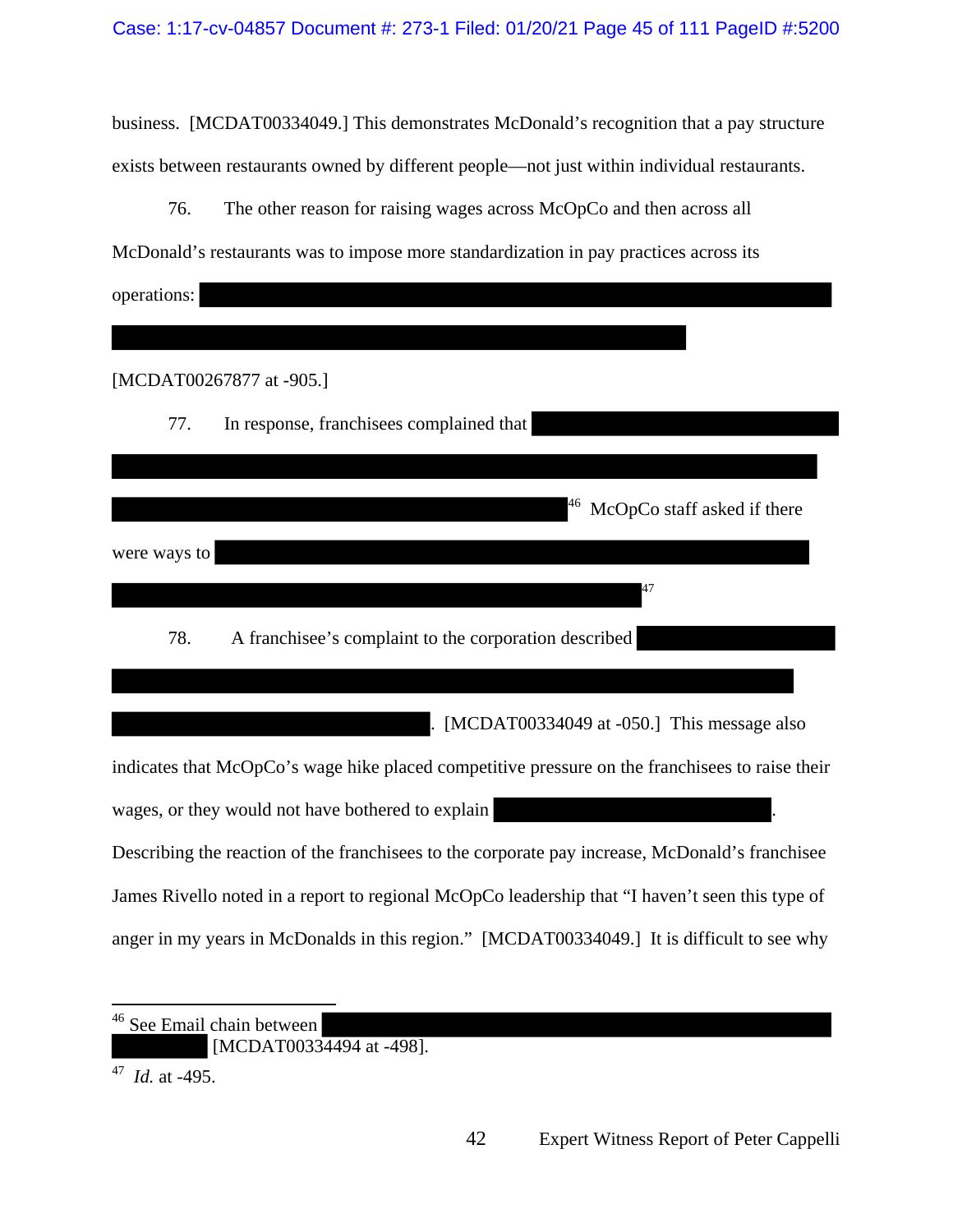business. [MCDAT00334049.] This demonstrates McDonald's recognition that a pay structure exists between restaurants owned by different people—not just within individual restaurants.

76. The other reason for raising wages across McOpCo and then across all McDonald's restaurants was to impose more standardization in pay practices across its operations: [REDACTED]

[MCDAT00267877 at -905.]

77. In response, franchisees complained that [REDACTED][46] McOpCo staff asked if there were ways to [REDACTED][47]

78. A franchisee's complaint to the corporation described [REDACTED]. [MCDAT00334049 at -050.] This message also indicates that McOpCo's wage hike placed competitive pressure on the franchisees to raise their wages, or they would not have bothered to explain [REDACTED]. Describing the reaction of the franchisees to the corporate pay increase, McDonald's franchisee James Rivello noted in a report to regional McOpCo leadership that "I haven't seen this type of anger in my years in McDonalds in this region." [MCDAT00334049.] It is difficult to see why

---

[46] See Email chain between [REDACTED] [MCDAT00334494 at -498].

[47] *Id.* at -495.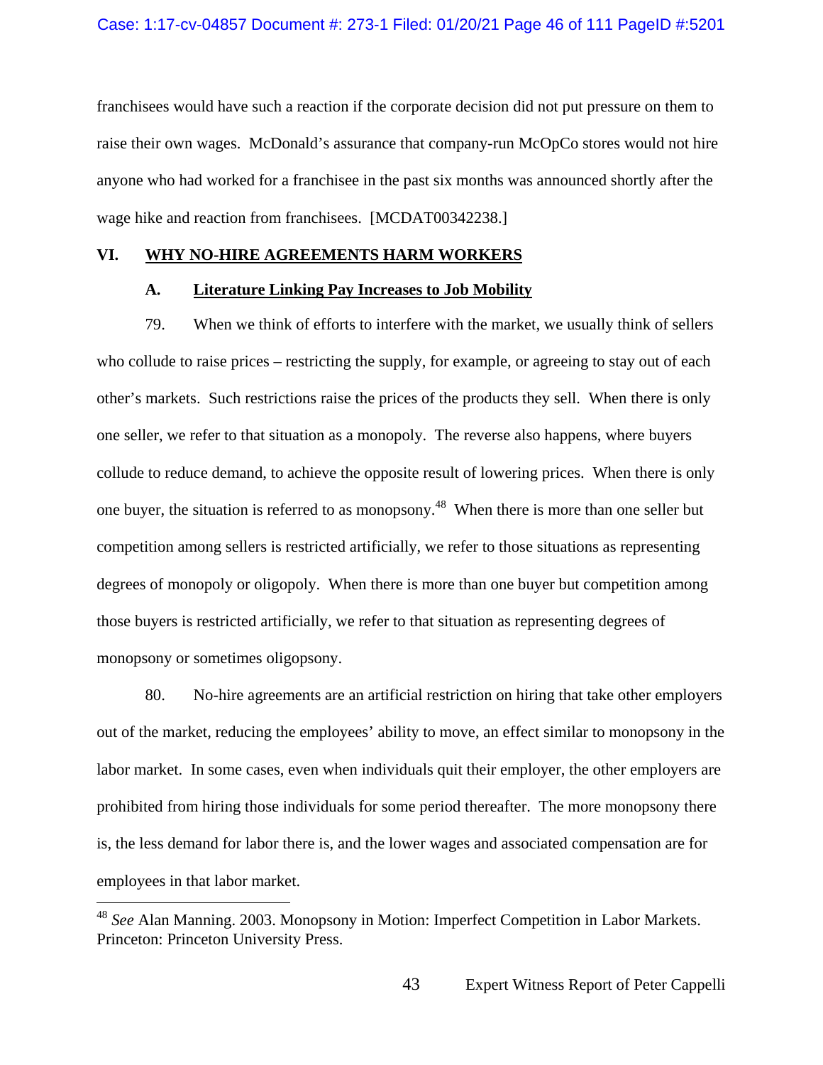franchisees would have such a reaction if the corporate decision did not put pressure on them to raise their own wages. McDonald's assurance that company-run McOpCo stores would not hire anyone who had worked for a franchisee in the past six months was announced shortly after the wage hike and reaction from franchisees. [MCDAT00342238.]

## VI. WHY NO-HIRE AGREEMENTS HARM WORKERS

### A. Literature Linking Pay Increases to Job Mobility

79. When we think of efforts to interfere with the market, we usually think of sellers who collude to raise prices – restricting the supply, for example, or agreeing to stay out of each other's markets. Such restrictions raise the prices of the products they sell. When there is only one seller, we refer to that situation as a monopoly. The reverse also happens, where buyers collude to reduce demand, to achieve the opposite result of lowering prices. When there is only one buyer, the situation is referred to as monopsony.[48] When there is more than one seller but competition among sellers is restricted artificially, we refer to those situations as representing degrees of monopoly or oligopoly. When there is more than one buyer but competition among those buyers is restricted artificially, we refer to that situation as representing degrees of monopsony or sometimes oligopsony.

80. No-hire agreements are an artificial restriction on hiring that take other employers out of the market, reducing the employees' ability to move, an effect similar to monopsony in the labor market. In some cases, even when individuals quit their employer, the other employers are prohibited from hiring those individuals for some period thereafter. The more monopsony there is, the less demand for labor there is, and the lower wages and associated compensation are for employees in that labor market.

---

[48] *See* Alan Manning. 2003. Monopsony in Motion: Imperfect Competition in Labor Markets. Princeton: Princeton University Press.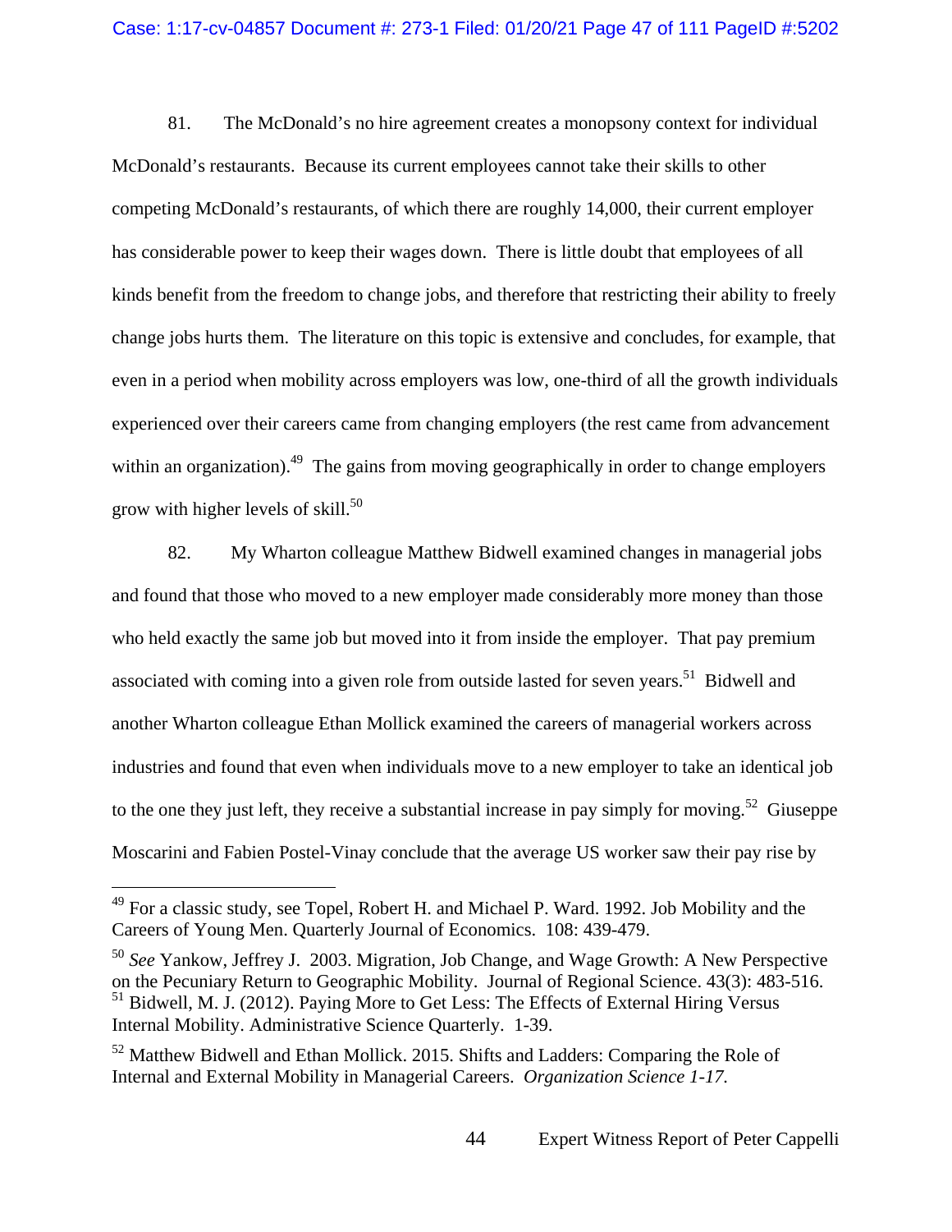81. The McDonald's no hire agreement creates a monopsony context for individual McDonald's restaurants. Because its current employees cannot take their skills to other competing McDonald's restaurants, of which there are roughly 14,000, their current employer has considerable power to keep their wages down. There is little doubt that employees of all kinds benefit from the freedom to change jobs, and therefore that restricting their ability to freely change jobs hurts them. The literature on this topic is extensive and concludes, for example, that even in a period when mobility across employers was low, one-third of all the growth individuals experienced over their careers came from changing employers (the rest came from advancement within an organization).[49] The gains from moving geographically in order to change employers grow with higher levels of skill.[50]

82. My Wharton colleague Matthew Bidwell examined changes in managerial jobs and found that those who moved to a new employer made considerably more money than those who held exactly the same job but moved into it from inside the employer. That pay premium associated with coming into a given role from outside lasted for seven years.[51] Bidwell and another Wharton colleague Ethan Mollick examined the careers of managerial workers across industries and found that even when individuals move to a new employer to take an identical job to the one they just left, they receive a substantial increase in pay simply for moving.[52] Giuseppe Moscarini and Fabien Postel-Vinay conclude that the average US worker saw their pay rise by

---

[49] For a classic study, see Topel, Robert H. and Michael P. Ward. 1992. Job Mobility and the Careers of Young Men. Quarterly Journal of Economics. 108: 439-479.

[50] *See* Yankow, Jeffrey J. 2003. Migration, Job Change, and Wage Growth: A New Perspective on the Pecuniary Return to Geographic Mobility. Journal of Regional Science. 43(3): 483-516.

[51] Bidwell, M. J. (2012). Paying More to Get Less: The Effects of External Hiring Versus Internal Mobility. Administrative Science Quarterly. 1-39.

[52] Matthew Bidwell and Ethan Mollick. 2015. Shifts and Ladders: Comparing the Role of Internal and External Mobility in Managerial Careers. *Organization Science 1-17.*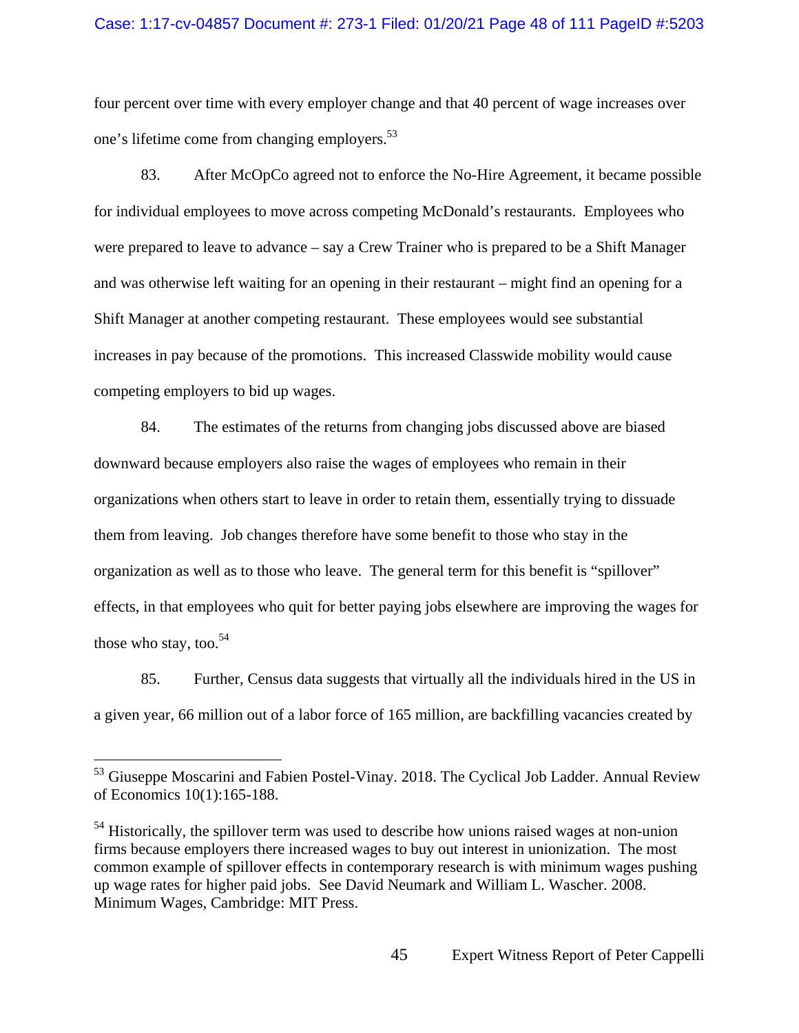four percent over time with every employer change and that 40 percent of wage increases over one's lifetime come from changing employers.[53]

83. After McOpCo agreed not to enforce the No-Hire Agreement, it became possible for individual employees to move across competing McDonald's restaurants. Employees who were prepared to leave to advance – say a Crew Trainer who is prepared to be a Shift Manager and was otherwise left waiting for an opening in their restaurant – might find an opening for a Shift Manager at another competing restaurant. These employees would see substantial increases in pay because of the promotions. This increased Classwide mobility would cause competing employers to bid up wages.

84. The estimates of the returns from changing jobs discussed above are biased downward because employers also raise the wages of employees who remain in their organizations when others start to leave in order to retain them, essentially trying to dissuade them from leaving. Job changes therefore have some benefit to those who stay in the organization as well as to those who leave. The general term for this benefit is "spillover" effects, in that employees who quit for better paying jobs elsewhere are improving the wages for those who stay, too.[54]

85. Further, Census data suggests that virtually all the individuals hired in the US in a given year, 66 million out of a labor force of 165 million, are backfilling vacancies created by

---

[53] Giuseppe Moscarini and Fabien Postel-Vinay. 2018. The Cyclical Job Ladder. Annual Review of Economics 10(1):165-188.

[54] Historically, the spillover term was used to describe how unions raised wages at non-union firms because employers there increased wages to buy out interest in unionization. The most common example of spillover effects in contemporary research is with minimum wages pushing up wage rates for higher paid jobs. See David Neumark and William L. Wascher. 2008. Minimum Wages, Cambridge: MIT Press.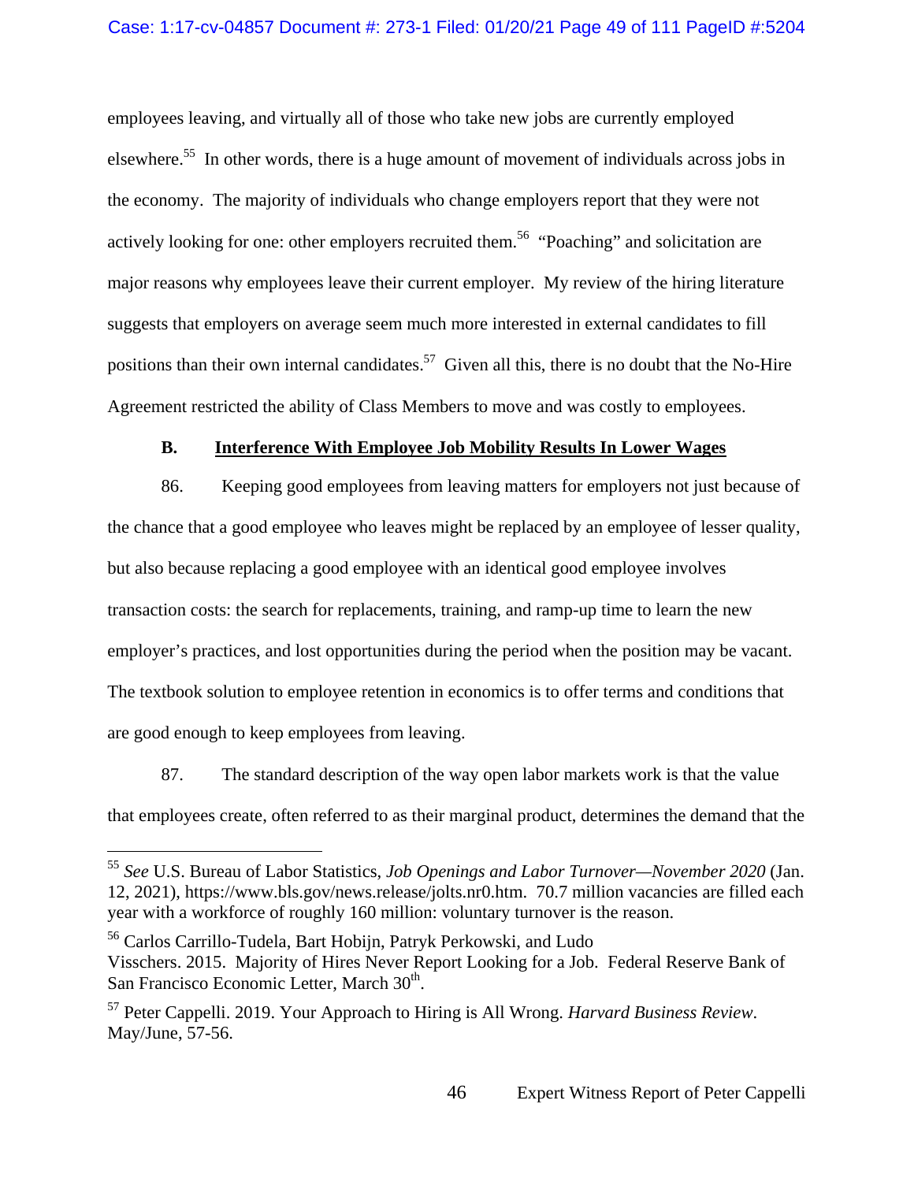employees leaving, and virtually all of those who take new jobs are currently employed elsewhere.[55] In other words, there is a huge amount of movement of individuals across jobs in the economy. The majority of individuals who change employers report that they were not actively looking for one: other employers recruited them.[56] "Poaching" and solicitation are major reasons why employees leave their current employer. My review of the hiring literature suggests that employers on average seem much more interested in external candidates to fill positions than their own internal candidates.[57] Given all this, there is no doubt that the No-Hire Agreement restricted the ability of Class Members to move and was costly to employees.

### B. Interference With Employee Job Mobility Results In Lower Wages

86. Keeping good employees from leaving matters for employers not just because of the chance that a good employee who leaves might be replaced by an employee of lesser quality, but also because replacing a good employee with an identical good employee involves transaction costs: the search for replacements, training, and ramp-up time to learn the new employer's practices, and lost opportunities during the period when the position may be vacant. The textbook solution to employee retention in economics is to offer terms and conditions that are good enough to keep employees from leaving.

87. The standard description of the way open labor markets work is that the value that employees create, often referred to as their marginal product, determines the demand that the

---

[55] *See* U.S. Bureau of Labor Statistics, *Job Openings and Labor Turnover—November 2020* (Jan. 12, 2021), https://www.bls.gov/news.release/jolts.nr0.htm. 70.7 million vacancies are filled each year with a workforce of roughly 160 million: voluntary turnover is the reason.

[56] Carlos Carrillo-Tudela, Bart Hobijn, Patryk Perkowski, and Ludo Visschers. 2015. Majority of Hires Never Report Looking for a Job. Federal Reserve Bank of San Francisco Economic Letter, March 30th.

[57] Peter Cappelli. 2019. Your Approach to Hiring is All Wrong. *Harvard Business Review*. May/June, 57-56.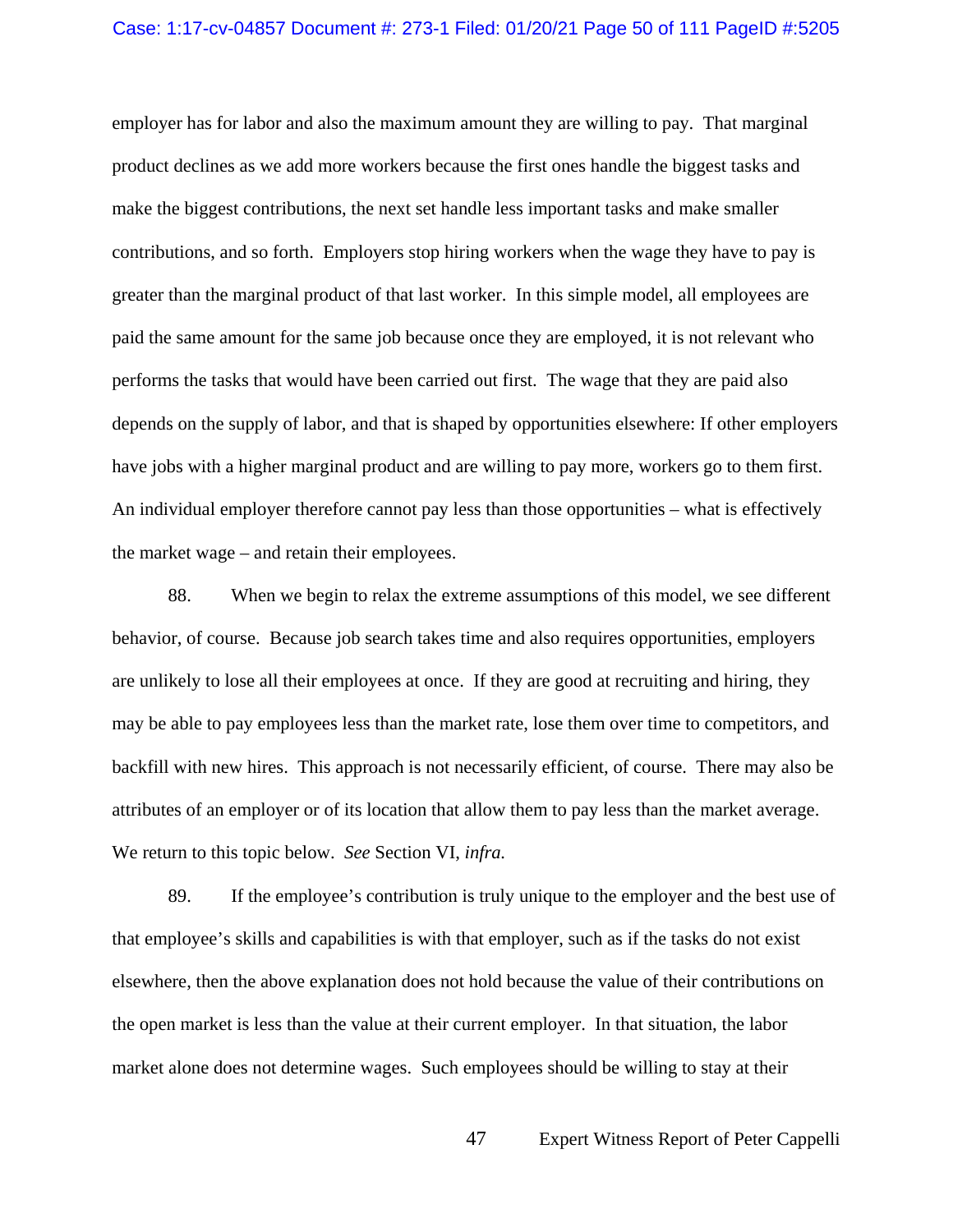employer has for labor and also the maximum amount they are willing to pay. That marginal product declines as we add more workers because the first ones handle the biggest tasks and make the biggest contributions, the next set handle less important tasks and make smaller contributions, and so forth. Employers stop hiring workers when the wage they have to pay is greater than the marginal product of that last worker. In this simple model, all employees are paid the same amount for the same job because once they are employed, it is not relevant who performs the tasks that would have been carried out first. The wage that they are paid also depends on the supply of labor, and that is shaped by opportunities elsewhere: If other employers have jobs with a higher marginal product and are willing to pay more, workers go to them first. An individual employer therefore cannot pay less than those opportunities – what is effectively the market wage – and retain their employees.

88. When we begin to relax the extreme assumptions of this model, we see different behavior, of course. Because job search takes time and also requires opportunities, employers are unlikely to lose all their employees at once. If they are good at recruiting and hiring, they may be able to pay employees less than the market rate, lose them over time to competitors, and backfill with new hires. This approach is not necessarily efficient, of course. There may also be attributes of an employer or of its location that allow them to pay less than the market average. We return to this topic below. *See* Section VI, *infra.*

89. If the employee's contribution is truly unique to the employer and the best use of that employee's skills and capabilities is with that employer, such as if the tasks do not exist elsewhere, then the above explanation does not hold because the value of their contributions on the open market is less than the value at their current employer. In that situation, the labor market alone does not determine wages. Such employees should be willing to stay at their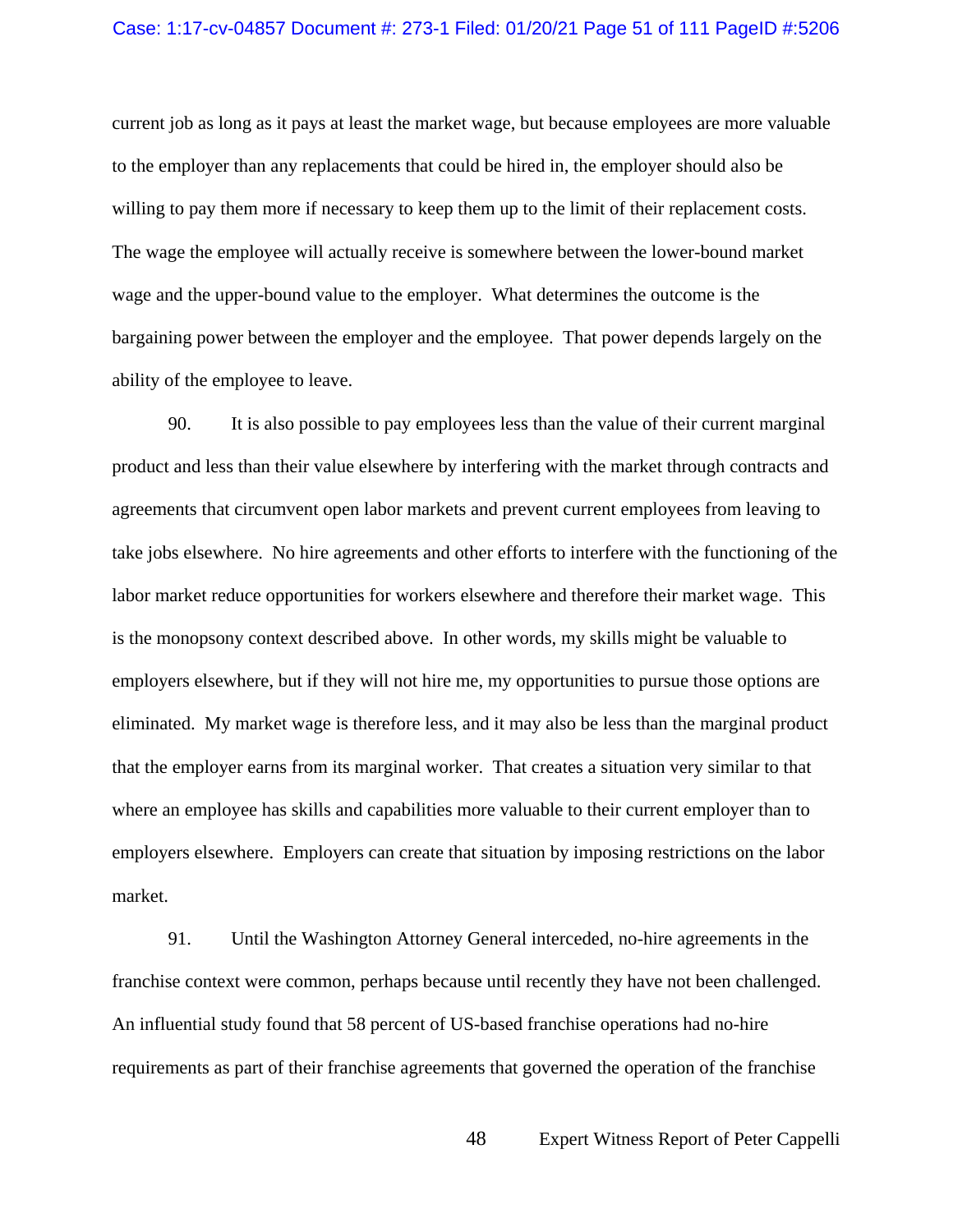current job as long as it pays at least the market wage, but because employees are more valuable to the employer than any replacements that could be hired in, the employer should also be willing to pay them more if necessary to keep them up to the limit of their replacement costs. The wage the employee will actually receive is somewhere between the lower-bound market wage and the upper-bound value to the employer. What determines the outcome is the bargaining power between the employer and the employee. That power depends largely on the ability of the employee to leave.

90. It is also possible to pay employees less than the value of their current marginal product and less than their value elsewhere by interfering with the market through contracts and agreements that circumvent open labor markets and prevent current employees from leaving to take jobs elsewhere. No hire agreements and other efforts to interfere with the functioning of the labor market reduce opportunities for workers elsewhere and therefore their market wage. This is the monopsony context described above. In other words, my skills might be valuable to employers elsewhere, but if they will not hire me, my opportunities to pursue those options are eliminated. My market wage is therefore less, and it may also be less than the marginal product that the employer earns from its marginal worker. That creates a situation very similar to that where an employee has skills and capabilities more valuable to their current employer than to employers elsewhere. Employers can create that situation by imposing restrictions on the labor market.

91. Until the Washington Attorney General interceded, no-hire agreements in the franchise context were common, perhaps because until recently they have not been challenged. An influential study found that 58 percent of US-based franchise operations had no-hire requirements as part of their franchise agreements that governed the operation of the franchise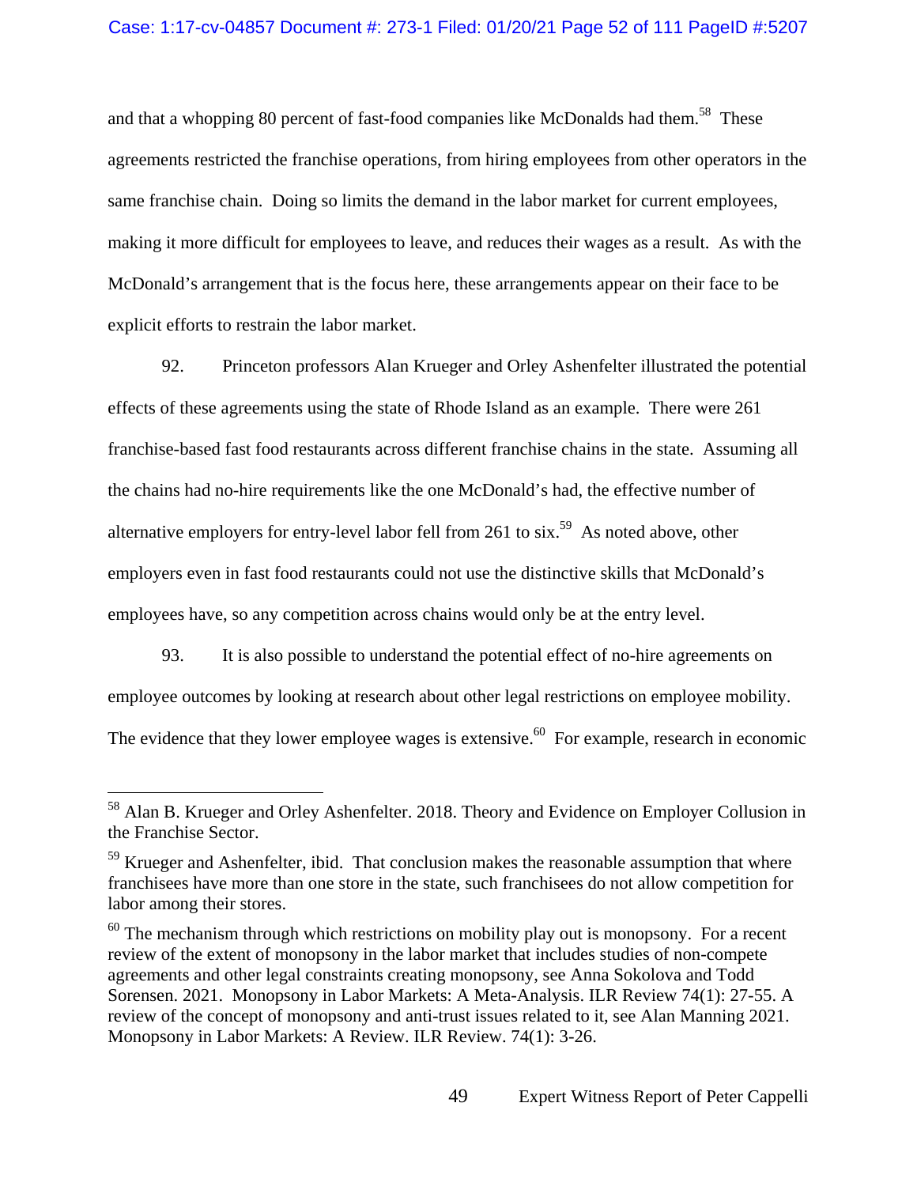and that a whopping 80 percent of fast-food companies like McDonalds had them.[58] These agreements restricted the franchise operations, from hiring employees from other operators in the same franchise chain. Doing so limits the demand in the labor market for current employees, making it more difficult for employees to leave, and reduces their wages as a result. As with the McDonald's arrangement that is the focus here, these arrangements appear on their face to be explicit efforts to restrain the labor market.

92. Princeton professors Alan Krueger and Orley Ashenfelter illustrated the potential effects of these agreements using the state of Rhode Island as an example. There were 261 franchise-based fast food restaurants across different franchise chains in the state. Assuming all the chains had no-hire requirements like the one McDonald's had, the effective number of alternative employers for entry-level labor fell from 261 to six.[59] As noted above, other employers even in fast food restaurants could not use the distinctive skills that McDonald's employees have, so any competition across chains would only be at the entry level.

93. It is also possible to understand the potential effect of no-hire agreements on employee outcomes by looking at research about other legal restrictions on employee mobility. The evidence that they lower employee wages is extensive.[60] For example, research in economic

---

[58] Alan B. Krueger and Orley Ashenfelter. 2018. Theory and Evidence on Employer Collusion in the Franchise Sector.

[59] Krueger and Ashenfelter, ibid. That conclusion makes the reasonable assumption that where franchisees have more than one store in the state, such franchisees do not allow competition for labor among their stores.

[60] The mechanism through which restrictions on mobility play out is monopsony. For a recent review of the extent of monopsony in the labor market that includes studies of non-compete agreements and other legal constraints creating monopsony, see Anna Sokolova and Todd Sorensen. 2021. Monopsony in Labor Markets: A Meta-Analysis. ILR Review 74(1): 27-55. A review of the concept of monopsony and anti-trust issues related to it, see Alan Manning 2021. Monopsony in Labor Markets: A Review. ILR Review. 74(1): 3-26.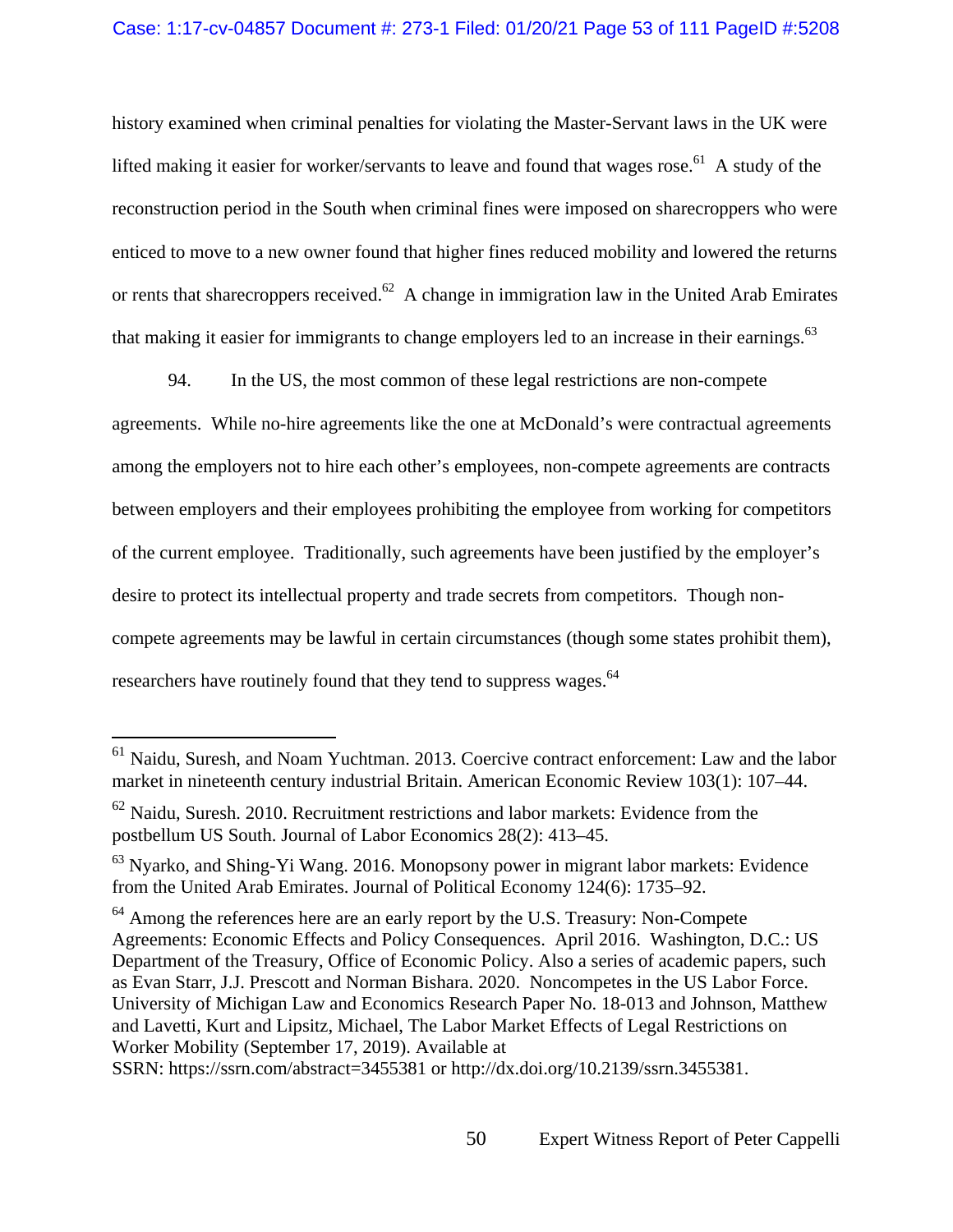history examined when criminal penalties for violating the Master-Servant laws in the UK were lifted making it easier for worker/servants to leave and found that wages rose.[61] A study of the reconstruction period in the South when criminal fines were imposed on sharecroppers who were enticed to move to a new owner found that higher fines reduced mobility and lowered the returns or rents that sharecroppers received.[62] A change in immigration law in the United Arab Emirates that making it easier for immigrants to change employers led to an increase in their earnings.[63]

94. In the US, the most common of these legal restrictions are non-compete agreements. While no-hire agreements like the one at McDonald's were contractual agreements among the employers not to hire each other's employees, non-compete agreements are contracts between employers and their employees prohibiting the employee from working for competitors of the current employee. Traditionally, such agreements have been justified by the employer's desire to protect its intellectual property and trade secrets from competitors. Though non-compete agreements may be lawful in certain circumstances (though some states prohibit them), researchers have routinely found that they tend to suppress wages.[64]

---

[61] Naidu, Suresh, and Noam Yuchtman. 2013. Coercive contract enforcement: Law and the labor market in nineteenth century industrial Britain. American Economic Review 103(1): 107–44.

[62] Naidu, Suresh. 2010. Recruitment restrictions and labor markets: Evidence from the postbellum US South. Journal of Labor Economics 28(2): 413–45.

[63] Nyarko, and Shing-Yi Wang. 2016. Monopsony power in migrant labor markets: Evidence from the United Arab Emirates. Journal of Political Economy 124(6): 1735–92.

[64] Among the references here are an early report by the U.S. Treasury: Non-Compete Agreements: Economic Effects and Policy Consequences. April 2016. Washington, D.C.: US Department of the Treasury, Office of Economic Policy. Also a series of academic papers, such as Evan Starr, J.J. Prescott and Norman Bishara. 2020. Noncompetes in the US Labor Force. University of Michigan Law and Economics Research Paper No. 18-013 and Johnson, Matthew and Lavetti, Kurt and Lipsitz, Michael, The Labor Market Effects of Legal Restrictions on Worker Mobility (September 17, 2019). Available at SSRN: https://ssrn.com/abstract=3455381 or http://dx.doi.org/10.2139/ssrn.3455381.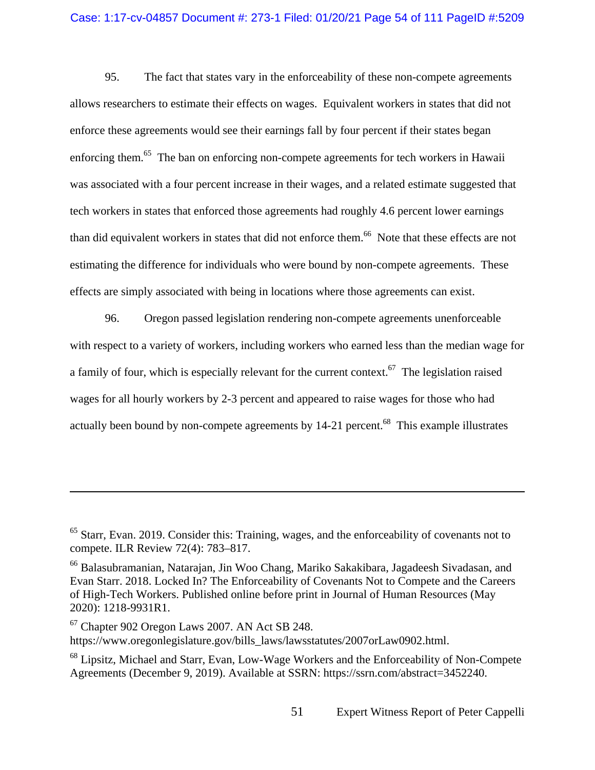95. The fact that states vary in the enforceability of these non-compete agreements allows researchers to estimate their effects on wages. Equivalent workers in states that did not enforce these agreements would see their earnings fall by four percent if their states began enforcing them.[65] The ban on enforcing non-compete agreements for tech workers in Hawaii was associated with a four percent increase in their wages, and a related estimate suggested that tech workers in states that enforced those agreements had roughly 4.6 percent lower earnings than did equivalent workers in states that did not enforce them.[66] Note that these effects are not estimating the difference for individuals who were bound by non-compete agreements. These effects are simply associated with being in locations where those agreements can exist.

96. Oregon passed legislation rendering non-compete agreements unenforceable with respect to a variety of workers, including workers who earned less than the median wage for a family of four, which is especially relevant for the current context.[67] The legislation raised wages for all hourly workers by 2-3 percent and appeared to raise wages for those who had actually been bound by non-compete agreements by 14-21 percent.[68] This example illustrates

---

[65] Starr, Evan. 2019. Consider this: Training, wages, and the enforceability of covenants not to compete. ILR Review 72(4): 783–817.

[66] Balasubramanian, Natarajan, Jin Woo Chang, Mariko Sakakibara, Jagadeesh Sivadasan, and Evan Starr. 2018. Locked In? The Enforceability of Covenants Not to Compete and the Careers of High-Tech Workers. Published online before print in Journal of Human Resources (May 2020): 1218-9931R1.

[67] Chapter 902 Oregon Laws 2007. AN Act SB 248. https://www.oregonlegislature.gov/bills_laws/lawsstatutes/2007orLaw0902.html.

[68] Lipsitz, Michael and Starr, Evan, Low-Wage Workers and the Enforceability of Non-Compete Agreements (December 9, 2019). Available at SSRN: https://ssrn.com/abstract=3452240.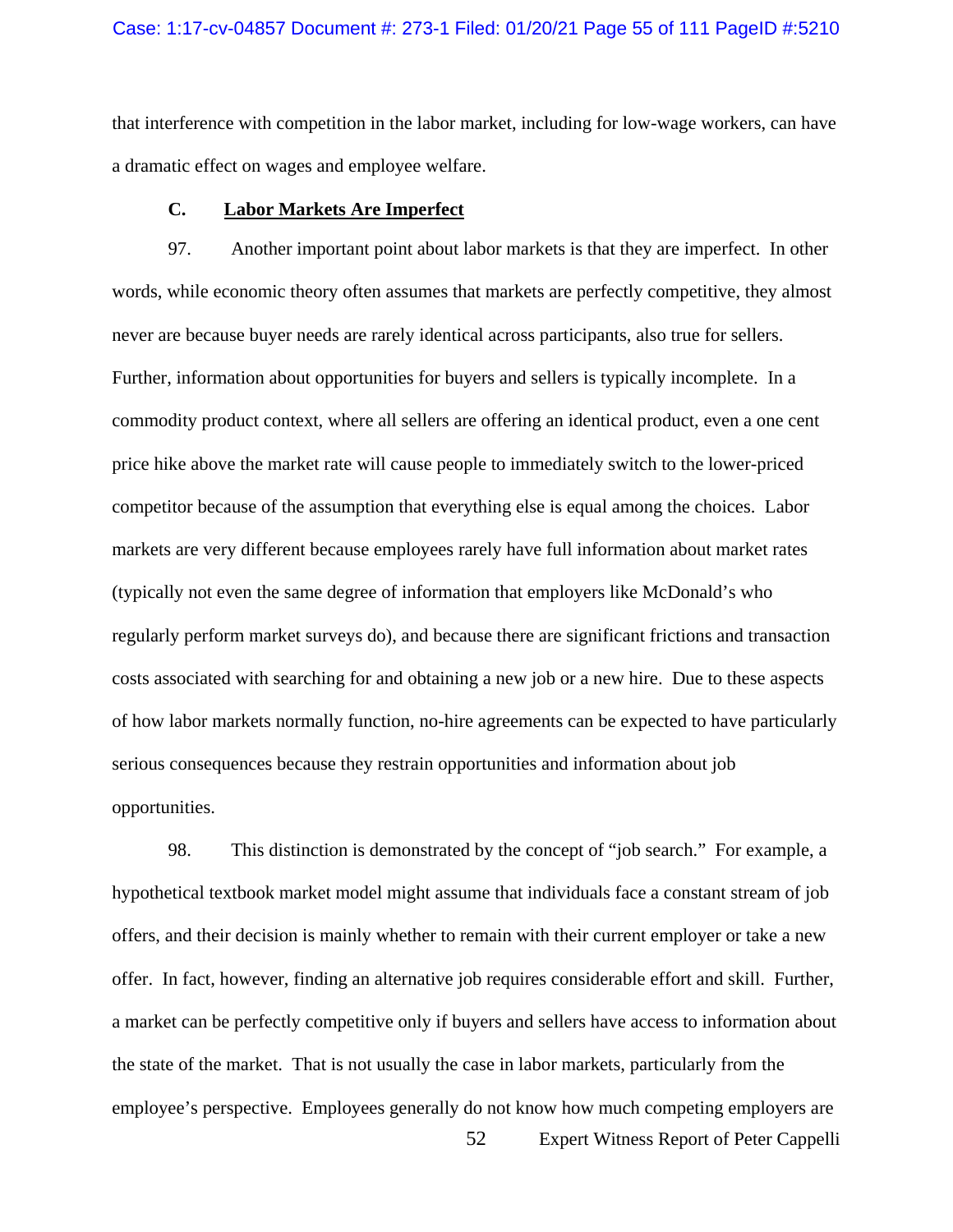that interference with competition in the labor market, including for low-wage workers, can have a dramatic effect on wages and employee welfare.

### C. Labor Markets Are Imperfect

97. Another important point about labor markets is that they are imperfect. In other words, while economic theory often assumes that markets are perfectly competitive, they almost never are because buyer needs are rarely identical across participants, also true for sellers. Further, information about opportunities for buyers and sellers is typically incomplete. In a commodity product context, where all sellers are offering an identical product, even a one cent price hike above the market rate will cause people to immediately switch to the lower-priced competitor because of the assumption that everything else is equal among the choices. Labor markets are very different because employees rarely have full information about market rates (typically not even the same degree of information that employers like McDonald's who regularly perform market surveys do), and because there are significant frictions and transaction costs associated with searching for and obtaining a new job or a new hire. Due to these aspects of how labor markets normally function, no-hire agreements can be expected to have particularly serious consequences because they restrain opportunities and information about job opportunities.

98. This distinction is demonstrated by the concept of "job search." For example, a hypothetical textbook market model might assume that individuals face a constant stream of job offers, and their decision is mainly whether to remain with their current employer or take a new offer. In fact, however, finding an alternative job requires considerable effort and skill. Further, a market can be perfectly competitive only if buyers and sellers have access to information about the state of the market. That is not usually the case in labor markets, particularly from the employee's perspective. Employees generally do not know how much competing employers are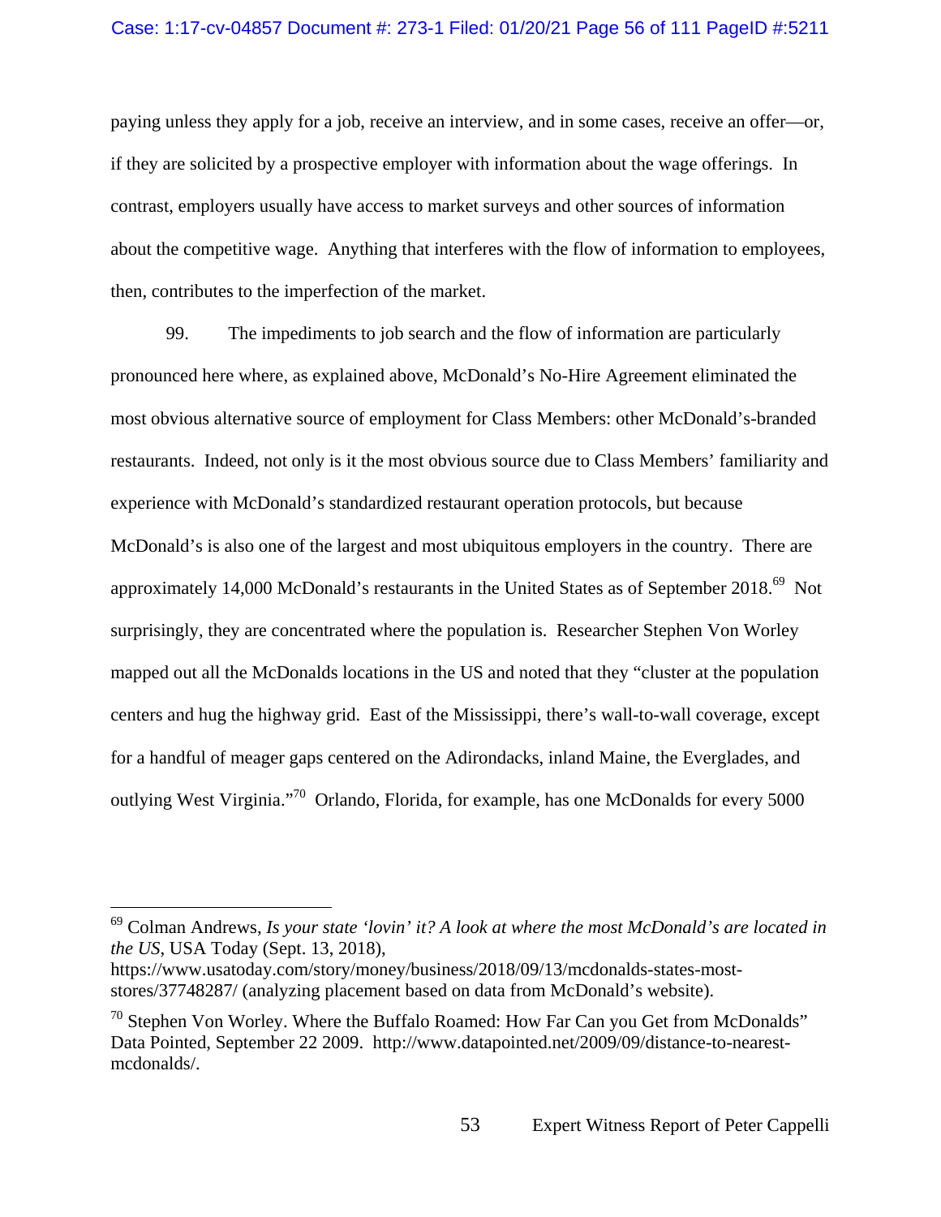paying unless they apply for a job, receive an interview, and in some cases, receive an offer—or, if they are solicited by a prospective employer with information about the wage offerings. In contrast, employers usually have access to market surveys and other sources of information about the competitive wage. Anything that interferes with the flow of information to employees, then, contributes to the imperfection of the market.

99. The impediments to job search and the flow of information are particularly pronounced here where, as explained above, McDonald's No-Hire Agreement eliminated the most obvious alternative source of employment for Class Members: other McDonald's-branded restaurants. Indeed, not only is it the most obvious source due to Class Members' familiarity and experience with McDonald's standardized restaurant operation protocols, but because McDonald's is also one of the largest and most ubiquitous employers in the country. There are approximately 14,000 McDonald's restaurants in the United States as of September 2018.[69] Not surprisingly, they are concentrated where the population is. Researcher Stephen Von Worley mapped out all the McDonalds locations in the US and noted that they "cluster at the population centers and hug the highway grid. East of the Mississippi, there's wall-to-wall coverage, except for a handful of meager gaps centered on the Adirondacks, inland Maine, the Everglades, and outlying West Virginia."[70] Orlando, Florida, for example, has one McDonalds for every 5000

---

[69] Colman Andrews, *Is your state 'lovin' it? A look at where the most McDonald's are located in the US*, USA Today (Sept. 13, 2018), https://www.usatoday.com/story/money/business/2018/09/13/mcdonalds-states-most-stores/37748287/ (analyzing placement based on data from McDonald's website).

[70] Stephen Von Worley. Where the Buffalo Roamed: How Far Can you Get from McDonalds" Data Pointed, September 22 2009. http://www.datapointed.net/2009/09/distance-to-nearest-mcdonalds/.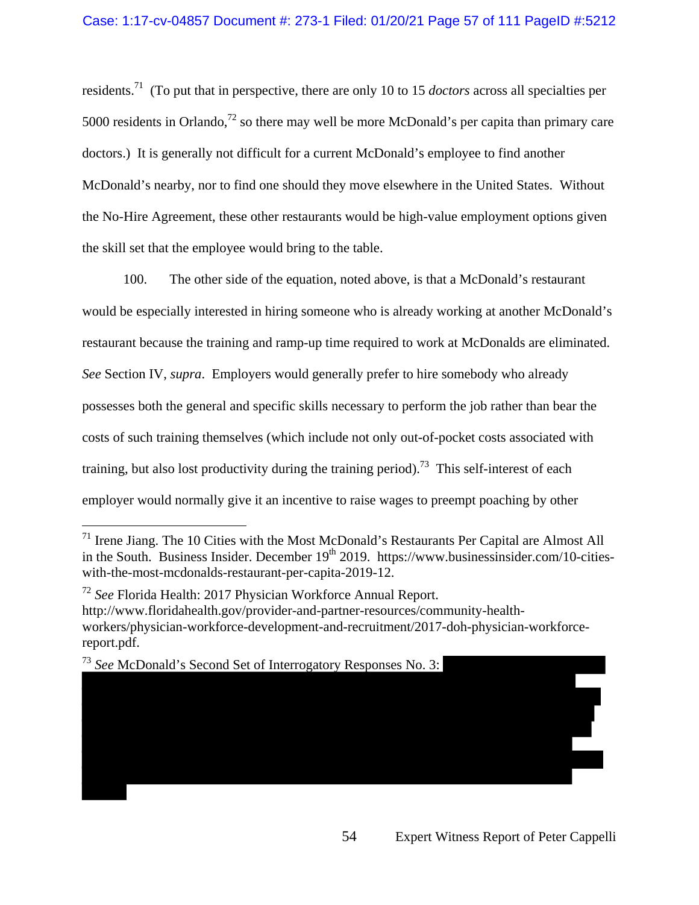residents.[71] (To put that in perspective, there are only 10 to 15 *doctors* across all specialties per 5000 residents in Orlando,[72] so there may well be more McDonald's per capita than primary care doctors.) It is generally not difficult for a current McDonald's employee to find another McDonald's nearby, nor to find one should they move elsewhere in the United States. Without the No-Hire Agreement, these other restaurants would be high-value employment options given the skill set that the employee would bring to the table.

100. The other side of the equation, noted above, is that a McDonald's restaurant would be especially interested in hiring someone who is already working at another McDonald's restaurant because the training and ramp-up time required to work at McDonalds are eliminated. *See* Section IV, *supra*. Employers would generally prefer to hire somebody who already possesses both the general and specific skills necessary to perform the job rather than bear the costs of such training themselves (which include not only out-of-pocket costs associated with training, but also lost productivity during the training period).[73] This self-interest of each employer would normally give it an incentive to raise wages to preempt poaching by other

---

[71] Irene Jiang. The 10 Cities with the Most McDonald's Restaurants Per Capital are Almost All in the South. Business Insider. December 19th 2019. https://www.businessinsider.com/10-cities-with-the-most-mcdonalds-restaurant-per-capita-2019-12.

[72] *See* Florida Health: 2017 Physician Workforce Annual Report. http://www.floridahealth.gov/provider-and-partner-resources/community-health-workers/physician-workforce-development-and-recruitment/2017-doh-physician-workforce-report.pdf.

[73] *See* McDonald's Second Set of Interrogatory Responses No. 3: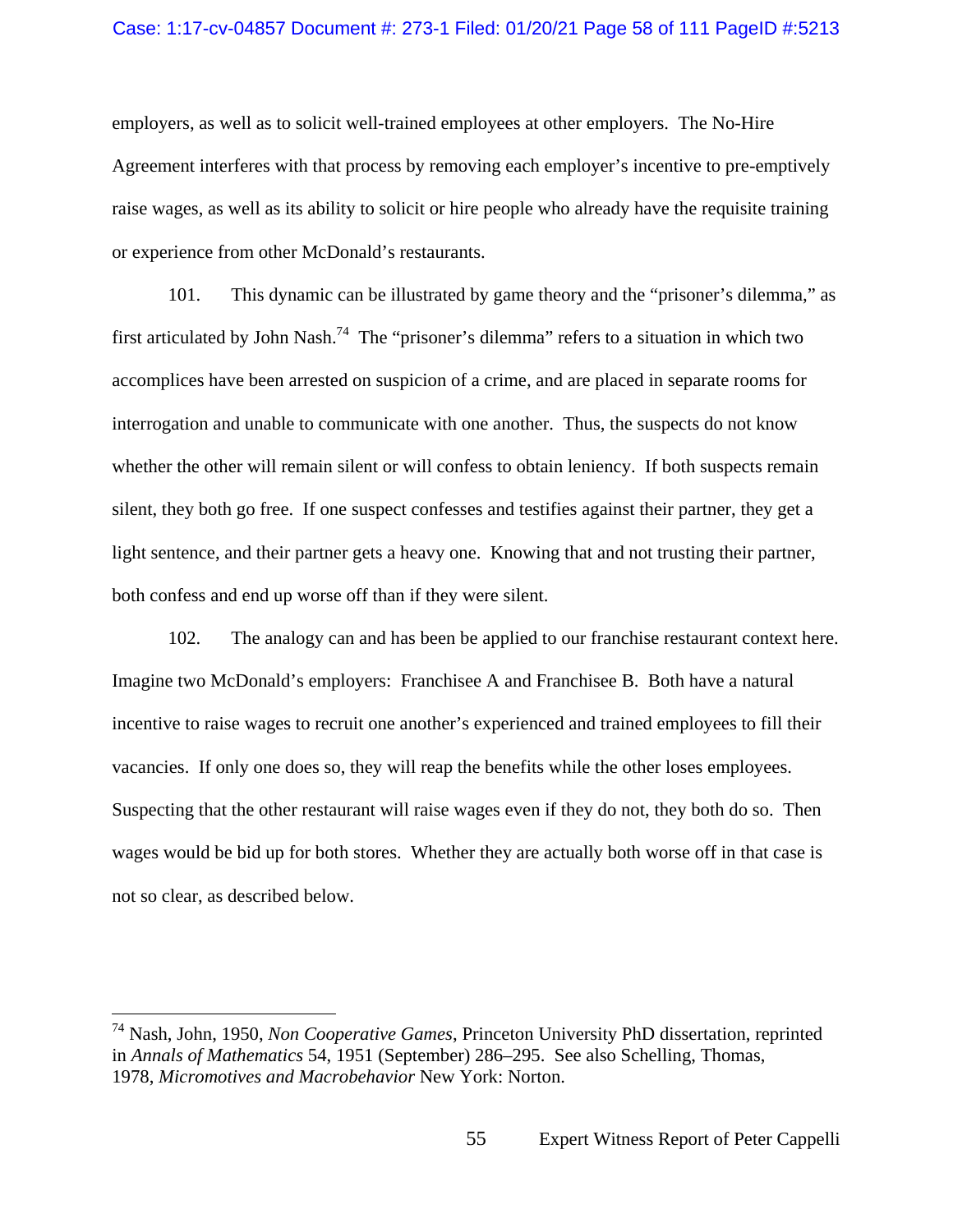employers, as well as to solicit well-trained employees at other employers. The No-Hire Agreement interferes with that process by removing each employer's incentive to pre-emptively raise wages, as well as its ability to solicit or hire people who already have the requisite training or experience from other McDonald's restaurants.

101. This dynamic can be illustrated by game theory and the "prisoner's dilemma," as first articulated by John Nash.[74] The "prisoner's dilemma" refers to a situation in which two accomplices have been arrested on suspicion of a crime, and are placed in separate rooms for interrogation and unable to communicate with one another. Thus, the suspects do not know whether the other will remain silent or will confess to obtain leniency. If both suspects remain silent, they both go free. If one suspect confesses and testifies against their partner, they get a light sentence, and their partner gets a heavy one. Knowing that and not trusting their partner, both confess and end up worse off than if they were silent.

102. The analogy can and has been be applied to our franchise restaurant context here. Imagine two McDonald's employers: Franchisee A and Franchisee B. Both have a natural incentive to raise wages to recruit one another's experienced and trained employees to fill their vacancies. If only one does so, they will reap the benefits while the other loses employees. Suspecting that the other restaurant will raise wages even if they do not, they both do so. Then wages would be bid up for both stores. Whether they are actually both worse off in that case is not so clear, as described below.

---

[74] Nash, John, 1950, *Non Cooperative Games*, Princeton University PhD dissertation, reprinted in *Annals of Mathematics* 54, 1951 (September) 286–295. See also Schelling, Thomas, 1978, *Micromotives and Macrobehavior* New York: Norton.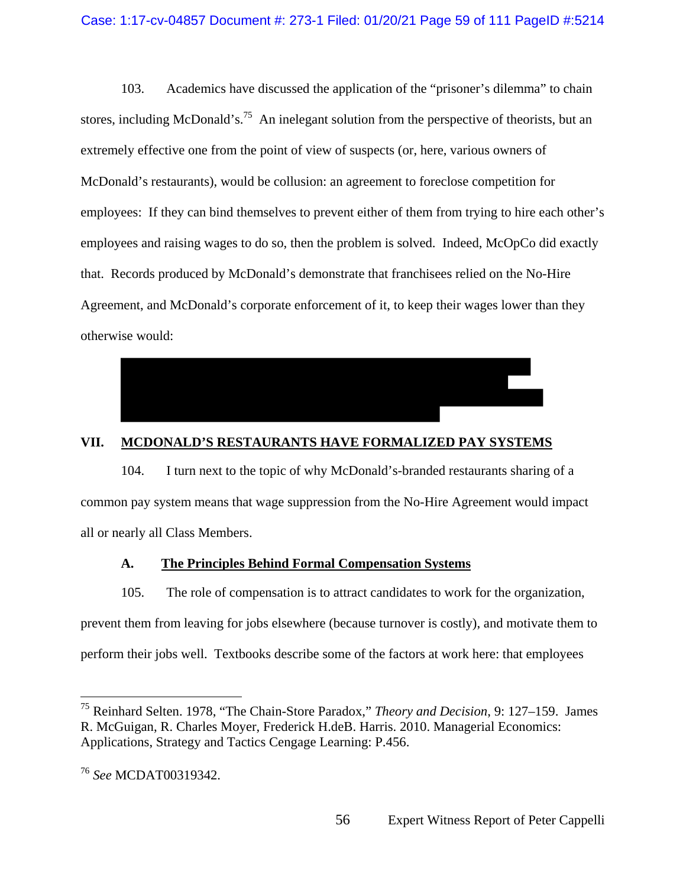103. Academics have discussed the application of the "prisoner's dilemma" to chain stores, including McDonald's.[75] An inelegant solution from the perspective of theorists, but an extremely effective one from the point of view of suspects (or, here, various owners of McDonald's restaurants), would be collusion: an agreement to foreclose competition for employees: If they can bind themselves to prevent either of them from trying to hire each other's employees and raising wages to do so, then the problem is solved. Indeed, McOpCo did exactly that. Records produced by McDonald's demonstrate that franchisees relied on the No-Hire Agreement, and McDonald's corporate enforcement of it, to keep their wages lower than they otherwise would:

## VII. MCDONALD'S RESTAURANTS HAVE FORMALIZED PAY SYSTEMS

104. I turn next to the topic of why McDonald's-branded restaurants sharing of a common pay system means that wage suppression from the No-Hire Agreement would impact all or nearly all Class Members.

### A. The Principles Behind Formal Compensation Systems

105. The role of compensation is to attract candidates to work for the organization, prevent them from leaving for jobs elsewhere (because turnover is costly), and motivate them to perform their jobs well. Textbooks describe some of the factors at work here: that employees

---

[75] Reinhard Selten. 1978, "The Chain-Store Paradox," *Theory and Decision*, 9: 127–159. James R. McGuigan, R. Charles Moyer, Frederick H.deB. Harris. 2010. Managerial Economics: Applications, Strategy and Tactics Cengage Learning: P.456.

[76] *See* MCDAT00319342.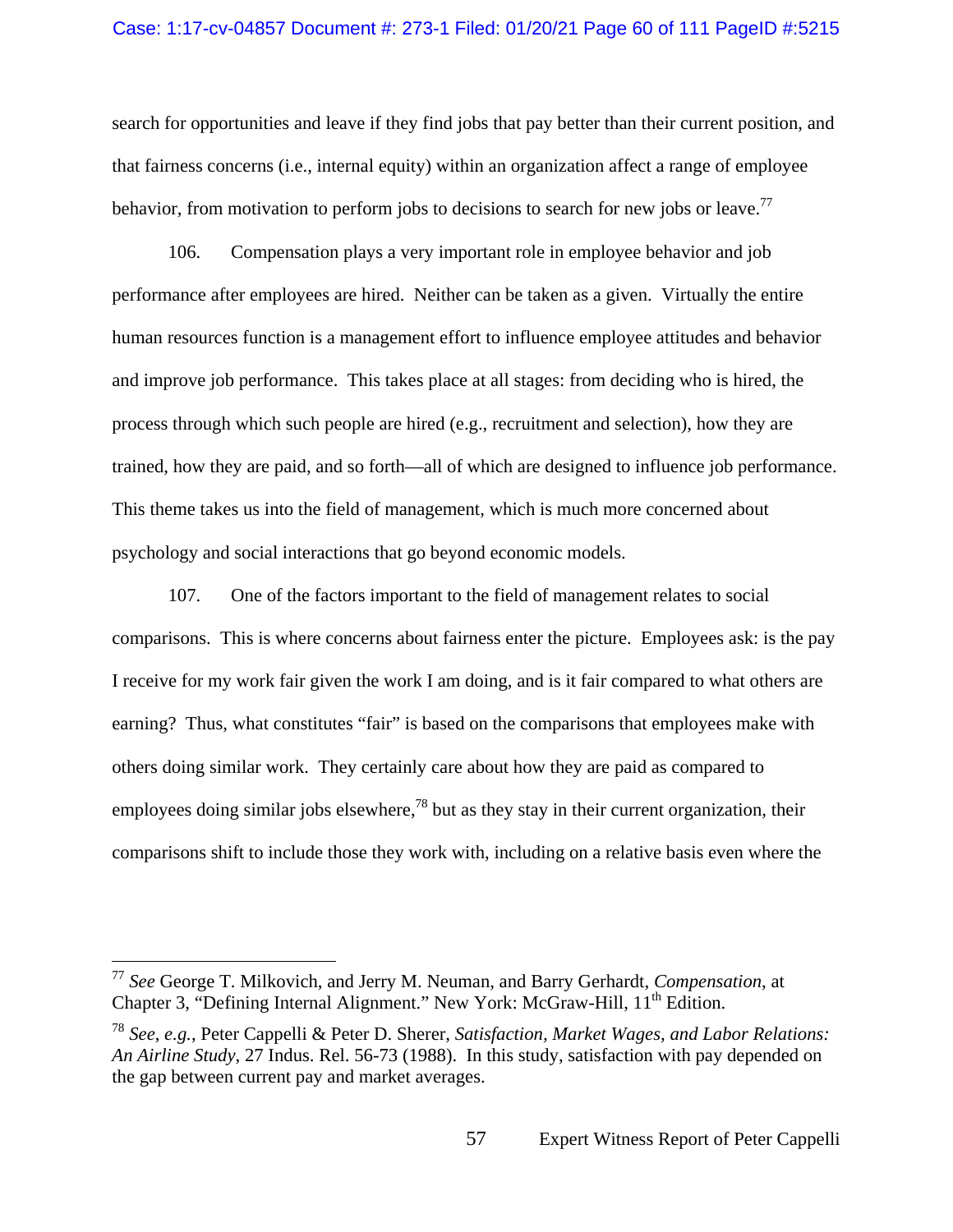search for opportunities and leave if they find jobs that pay better than their current position, and that fairness concerns (i.e., internal equity) within an organization affect a range of employee behavior, from motivation to perform jobs to decisions to search for new jobs or leave.[77]

106. Compensation plays a very important role in employee behavior and job performance after employees are hired. Neither can be taken as a given. Virtually the entire human resources function is a management effort to influence employee attitudes and behavior and improve job performance. This takes place at all stages: from deciding who is hired, the process through which such people are hired (e.g., recruitment and selection), how they are trained, how they are paid, and so forth—all of which are designed to influence job performance. This theme takes us into the field of management, which is much more concerned about psychology and social interactions that go beyond economic models.

107. One of the factors important to the field of management relates to social comparisons. This is where concerns about fairness enter the picture. Employees ask: is the pay I receive for my work fair given the work I am doing, and is it fair compared to what others are earning? Thus, what constitutes "fair" is based on the comparisons that employees make with others doing similar work. They certainly care about how they are paid as compared to employees doing similar jobs elsewhere,[78] but as they stay in their current organization, their comparisons shift to include those they work with, including on a relative basis even where the

---

[77] *See* George T. Milkovich, and Jerry M. Neuman, and Barry Gerhardt, *Compensation*, at Chapter 3, "Defining Internal Alignment." New York: McGraw-Hill, 11th Edition.

[78] *See, e.g.*, Peter Cappelli & Peter D. Sherer, *Satisfaction, Market Wages, and Labor Relations: An Airline Study*, 27 Indus. Rel. 56-73 (1988). In this study, satisfaction with pay depended on the gap between current pay and market averages.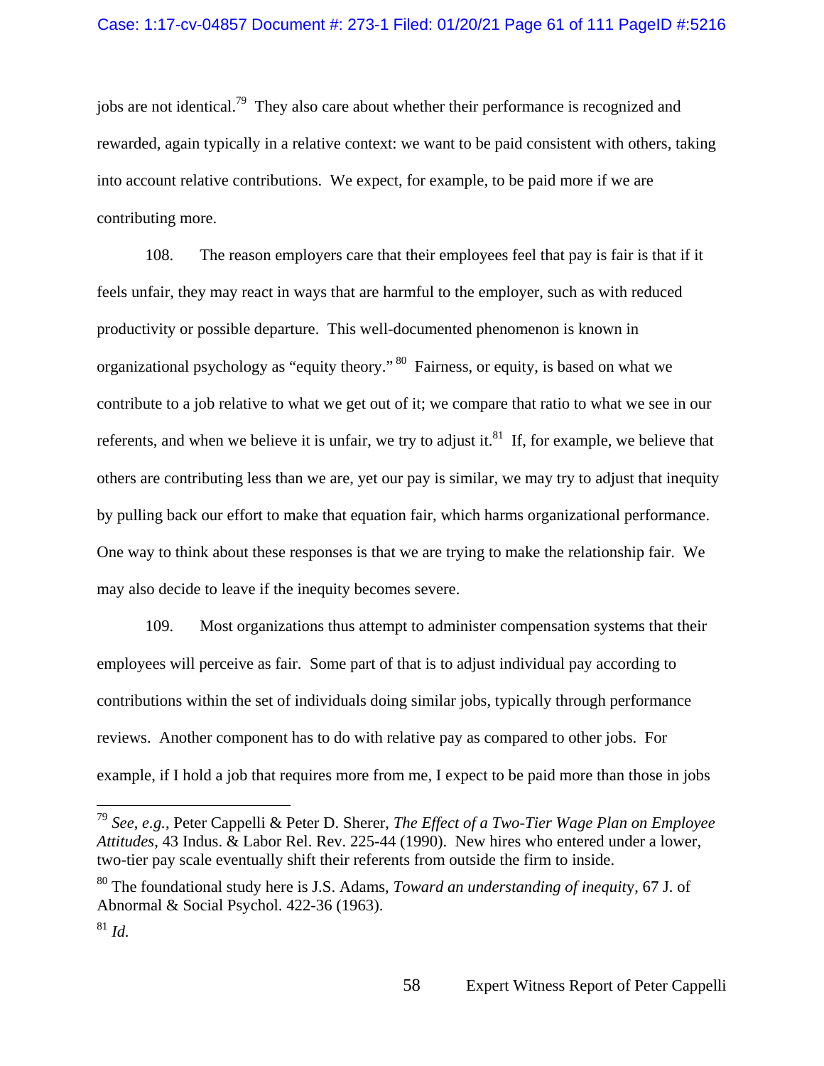jobs are not identical.[79] They also care about whether their performance is recognized and rewarded, again typically in a relative context: we want to be paid consistent with others, taking into account relative contributions. We expect, for example, to be paid more if we are contributing more.

108. The reason employers care that their employees feel that pay is fair is that if it feels unfair, they may react in ways that are harmful to the employer, such as with reduced productivity or possible departure. This well-documented phenomenon is known in organizational psychology as "equity theory."[80] Fairness, or equity, is based on what we contribute to a job relative to what we get out of it; we compare that ratio to what we see in our referents, and when we believe it is unfair, we try to adjust it.[81] If, for example, we believe that others are contributing less than we are, yet our pay is similar, we may try to adjust that inequity by pulling back our effort to make that equation fair, which harms organizational performance. One way to think about these responses is that we are trying to make the relationship fair. We may also decide to leave if the inequity becomes severe.

109. Most organizations thus attempt to administer compensation systems that their employees will perceive as fair. Some part of that is to adjust individual pay according to contributions within the set of individuals doing similar jobs, typically through performance reviews. Another component has to do with relative pay as compared to other jobs. For example, if I hold a job that requires more from me, I expect to be paid more than those in jobs

---

[79] *See*, *e.g.*, Peter Cappelli & Peter D. Sherer, *The Effect of a Two-Tier Wage Plan on Employee Attitudes*, 43 Indus. & Labor Rel. Rev. 225-44 (1990). New hires who entered under a lower, two-tier pay scale eventually shift their referents from outside the firm to inside.

[80] The foundational study here is J.S. Adams, *Toward an understanding of inequity*, 67 J. of Abnormal & Social Psychol. 422-36 (1963).

[81] *Id.*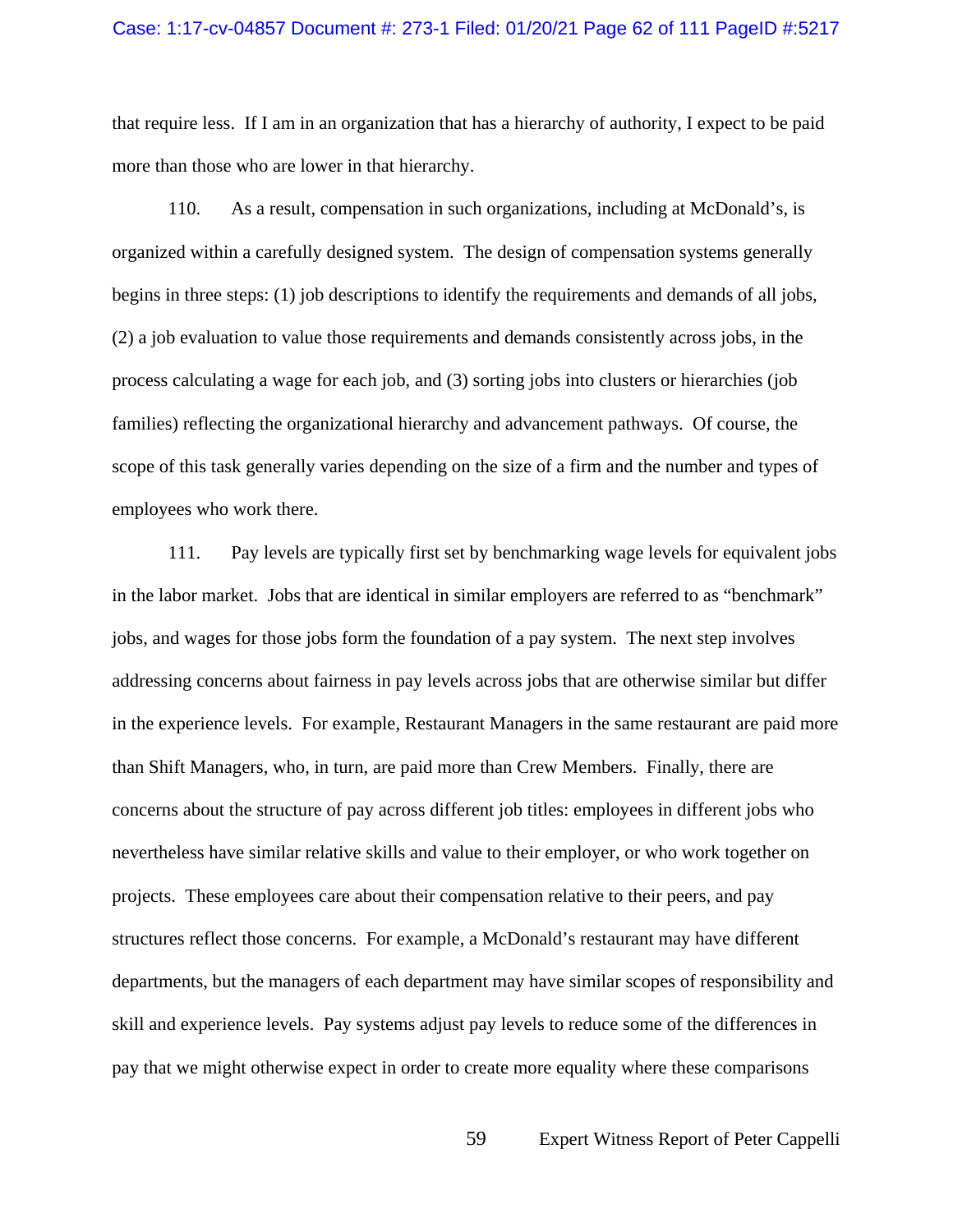that require less. If I am in an organization that has a hierarchy of authority, I expect to be paid more than those who are lower in that hierarchy.

110. As a result, compensation in such organizations, including at McDonald's, is organized within a carefully designed system. The design of compensation systems generally begins in three steps: (1) job descriptions to identify the requirements and demands of all jobs, (2) a job evaluation to value those requirements and demands consistently across jobs, in the process calculating a wage for each job, and (3) sorting jobs into clusters or hierarchies (job families) reflecting the organizational hierarchy and advancement pathways. Of course, the scope of this task generally varies depending on the size of a firm and the number and types of employees who work there.

111. Pay levels are typically first set by benchmarking wage levels for equivalent jobs in the labor market. Jobs that are identical in similar employers are referred to as "benchmark" jobs, and wages for those jobs form the foundation of a pay system. The next step involves addressing concerns about fairness in pay levels across jobs that are otherwise similar but differ in the experience levels. For example, Restaurant Managers in the same restaurant are paid more than Shift Managers, who, in turn, are paid more than Crew Members. Finally, there are concerns about the structure of pay across different job titles: employees in different jobs who nevertheless have similar relative skills and value to their employer, or who work together on projects. These employees care about their compensation relative to their peers, and pay structures reflect those concerns. For example, a McDonald's restaurant may have different departments, but the managers of each department may have similar scopes of responsibility and skill and experience levels. Pay systems adjust pay levels to reduce some of the differences in pay that we might otherwise expect in order to create more equality where these comparisons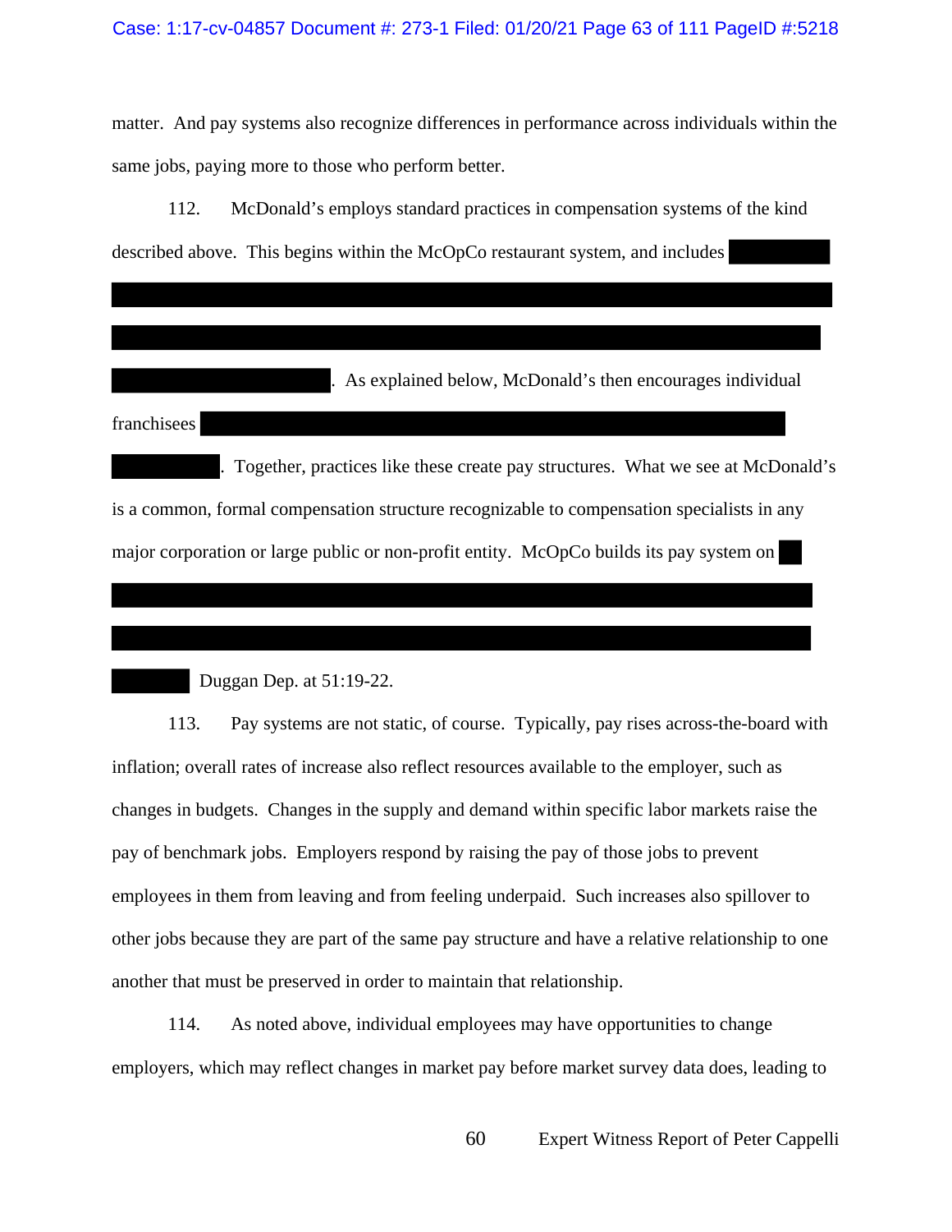matter. And pay systems also recognize differences in performance across individuals within the same jobs, paying more to those who perform better.

112. McDonald's employs standard practices in compensation systems of the kind described above. This begins within the McOpCo restaurant system, and includes [REDACTED]. As explained below, McDonald's then encourages individual franchisees [REDACTED]. Together, practices like these create pay structures. What we see at McDonald's is a common, formal compensation structure recognizable to compensation specialists in any major corporation or large public or non-profit entity. McOpCo builds its pay system on [REDACTED] Duggan Dep. at 51:19-22.

113. Pay systems are not static, of course. Typically, pay rises across-the-board with inflation; overall rates of increase also reflect resources available to the employer, such as changes in budgets. Changes in the supply and demand within specific labor markets raise the pay of benchmark jobs. Employers respond by raising the pay of those jobs to prevent employees in them from leaving and from feeling underpaid. Such increases also spillover to other jobs because they are part of the same pay structure and have a relative relationship to one another that must be preserved in order to maintain that relationship.

114. As noted above, individual employees may have opportunities to change employers, which may reflect changes in market pay before market survey data does, leading to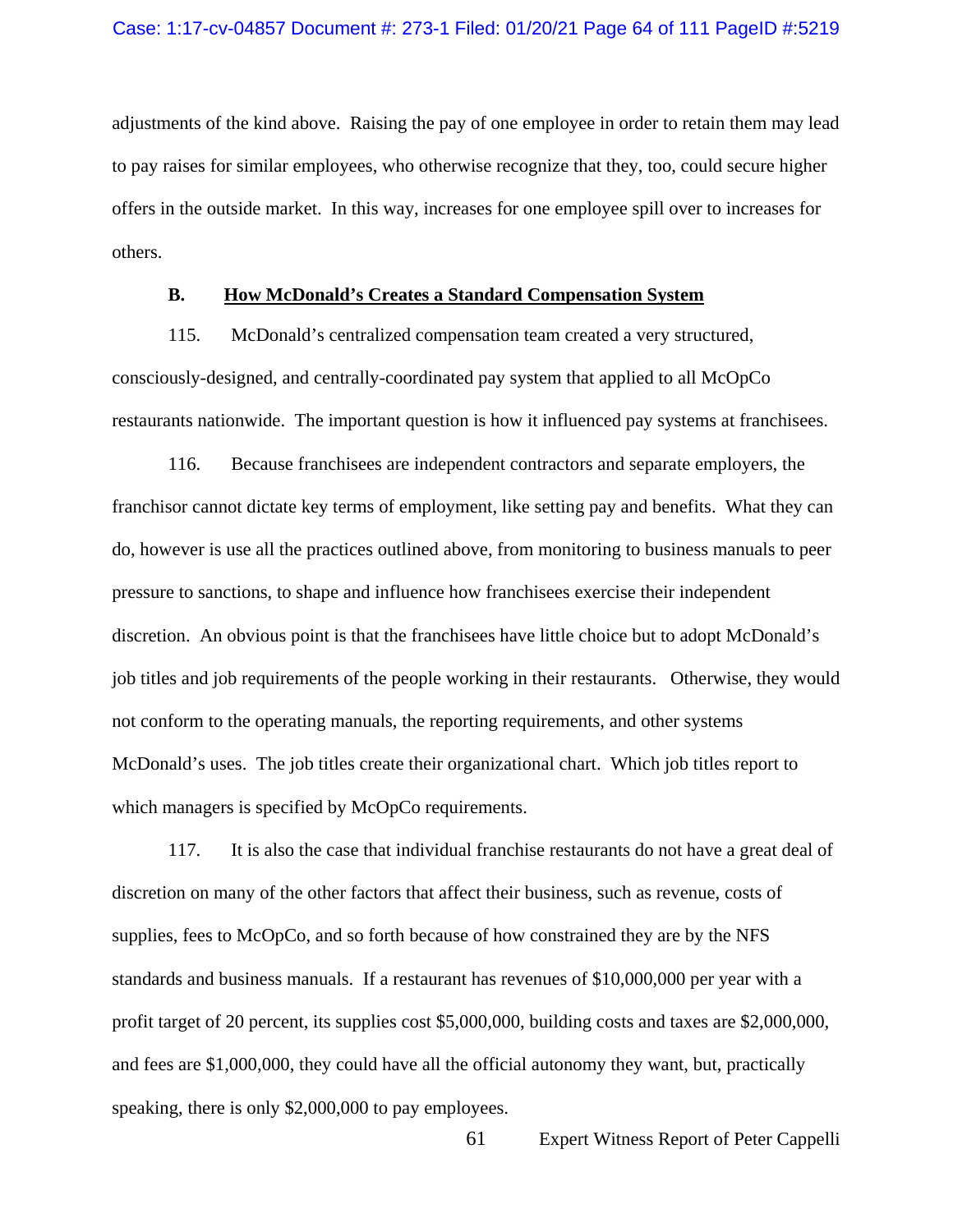adjustments of the kind above. Raising the pay of one employee in order to retain them may lead to pay raises for similar employees, who otherwise recognize that they, too, could secure higher offers in the outside market. In this way, increases for one employee spill over to increases for others.

### B. How McDonald's Creates a Standard Compensation System

115. McDonald's centralized compensation team created a very structured, consciously-designed, and centrally-coordinated pay system that applied to all McOpCo restaurants nationwide. The important question is how it influenced pay systems at franchisees.

116. Because franchisees are independent contractors and separate employers, the franchisor cannot dictate key terms of employment, like setting pay and benefits. What they can do, however is use all the practices outlined above, from monitoring to business manuals to peer pressure to sanctions, to shape and influence how franchisees exercise their independent discretion. An obvious point is that the franchisees have little choice but to adopt McDonald's job titles and job requirements of the people working in their restaurants. Otherwise, they would not conform to the operating manuals, the reporting requirements, and other systems McDonald's uses. The job titles create their organizational chart. Which job titles report to which managers is specified by McOpCo requirements.

117. It is also the case that individual franchise restaurants do not have a great deal of discretion on many of the other factors that affect their business, such as revenue, costs of supplies, fees to McOpCo, and so forth because of how constrained they are by the NFS standards and business manuals. If a restaurant has revenues of $10,000,000 per year with a profit target of 20 percent, its supplies cost $5,000,000, building costs and taxes are $2,000,000, and fees are $1,000,000, they could have all the official autonomy they want, but, practically speaking, there is only $2,000,000 to pay employees.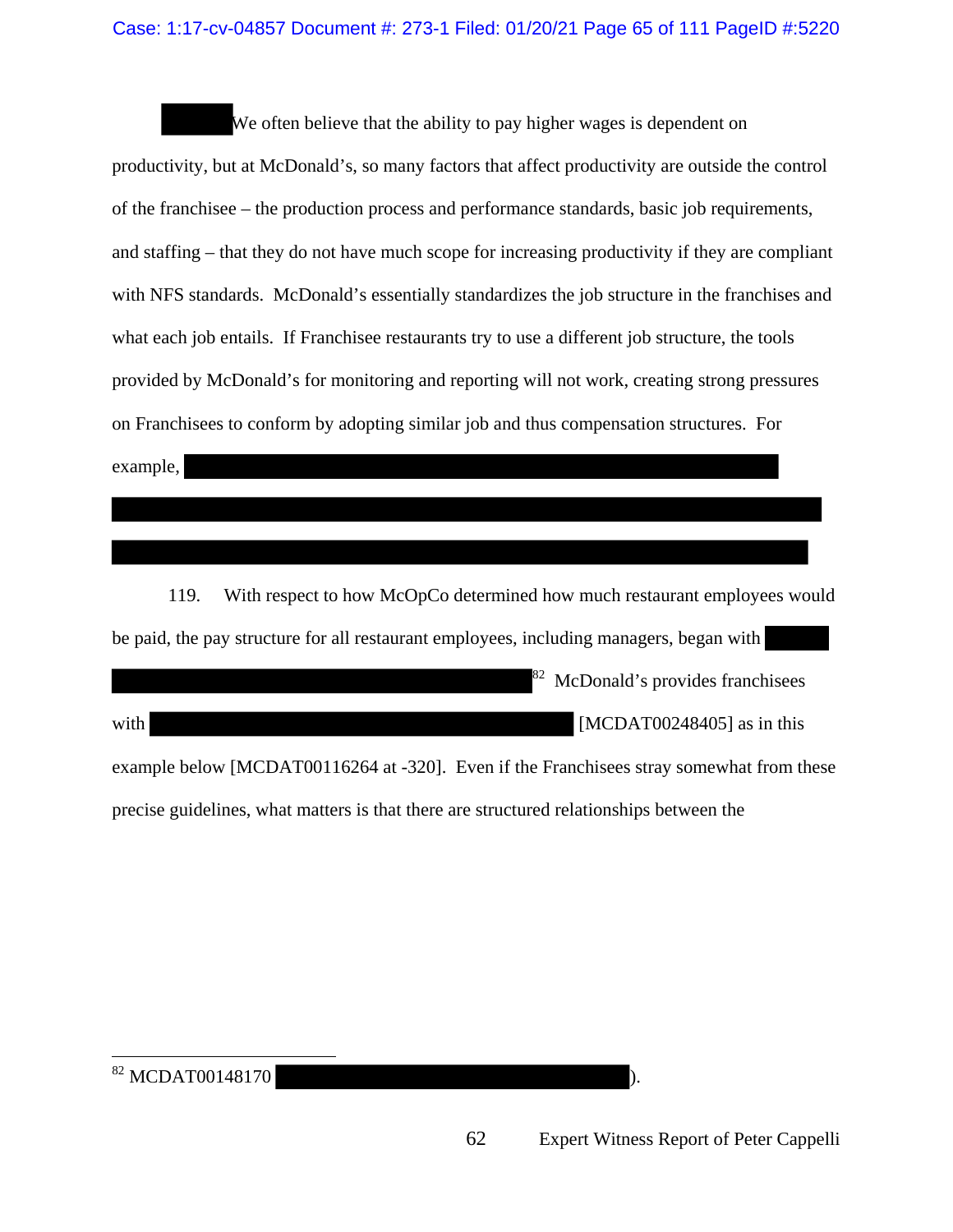We often believe that the ability to pay higher wages is dependent on productivity, but at McDonald's, so many factors that affect productivity are outside the control of the franchisee – the production process and performance standards, basic job requirements, and staffing – that they do not have much scope for increasing productivity if they are compliant with NFS standards. McDonald's essentially standardizes the job structure in the franchises and what each job entails. If Franchisee restaurants try to use a different job structure, the tools provided by McDonald's for monitoring and reporting will not work, creating strong pressures on Franchisees to conform by adopting similar job and thus compensation structures. For example,

119. With respect to how McOpCo determined how much restaurant employees would be paid, the pay structure for all restaurant employees, including managers, began with [82] McDonald's provides franchisees with [MCDAT00248405] as in this example below [MCDAT00116264 at -320]. Even if the Franchisees stray somewhat from these precise guidelines, what matters is that there are structured relationships between the

---

[82] MCDAT00148170 ).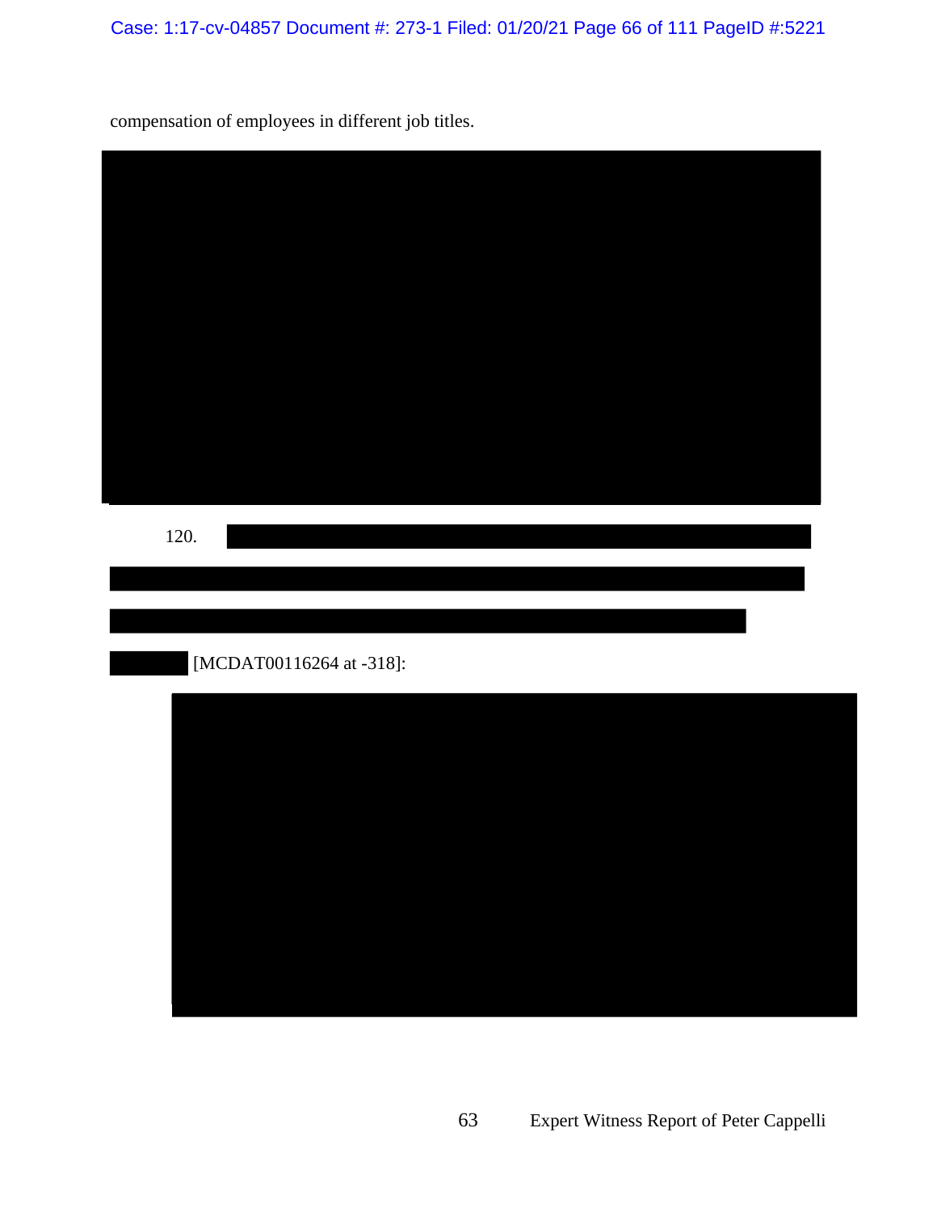compensation of employees in different job titles.

120. [MCDAT00116264 at -318]: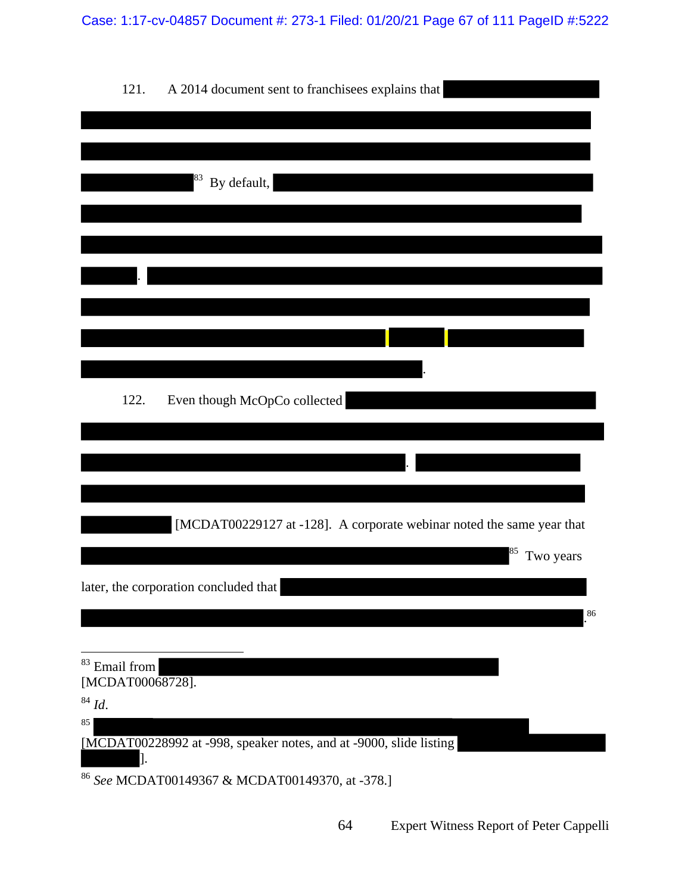121. A 2014 document sent to franchisees explains that [REDACTED][83] By default, [REDACTED]. [REDACTED].

122. Even though McOpCo collected [REDACTED]. [REDACTED] [MCDAT00229127 at -128]. A corporate webinar noted the same year that [REDACTED][85] Two years later, the corporation concluded that [REDACTED].[86]

---

[83] Email from [REDACTED] [MCDAT00068728].

[84] *Id*.

[85] [REDACTED] [MCDAT00228992 at -998, speaker notes, and at -9000, slide listing [REDACTED]].

[86] *See* MCDAT00149367 & MCDAT00149370, at -378.]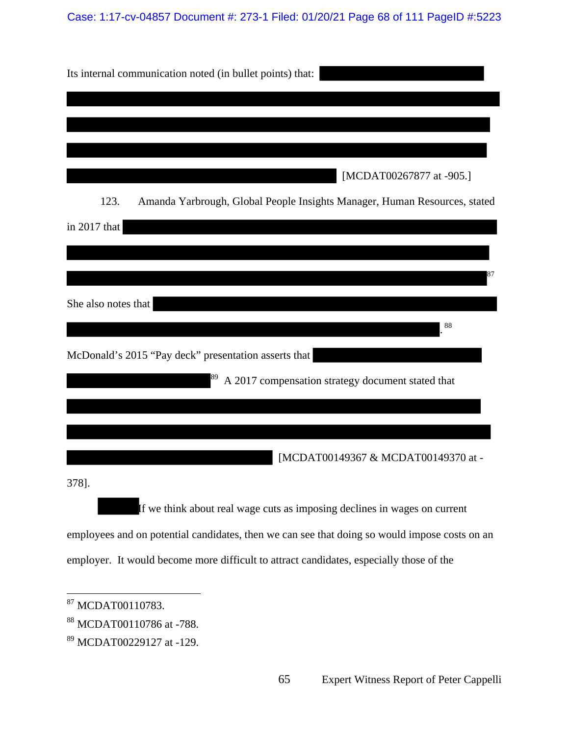Its internal communication noted (in bullet points) that: [MCDAT00267877 at -905.]

123. Amanda Yarbrough, Global People Insights Manager, Human Resources, stated in 2017 that [87] She also notes that .[88] McDonald's 2015 "Pay deck" presentation asserts that [89] A 2017 compensation strategy document stated that [MCDAT00149367 & MCDAT00149370 at -378].

If we think about real wage cuts as imposing declines in wages on current employees and on potential candidates, then we can see that doing so would impose costs on an employer. It would become more difficult to attract candidates, especially those of the

---

[87] MCDAT00110783.

[88] MCDAT00110786 at -788.

[89] MCDAT00229127 at -129.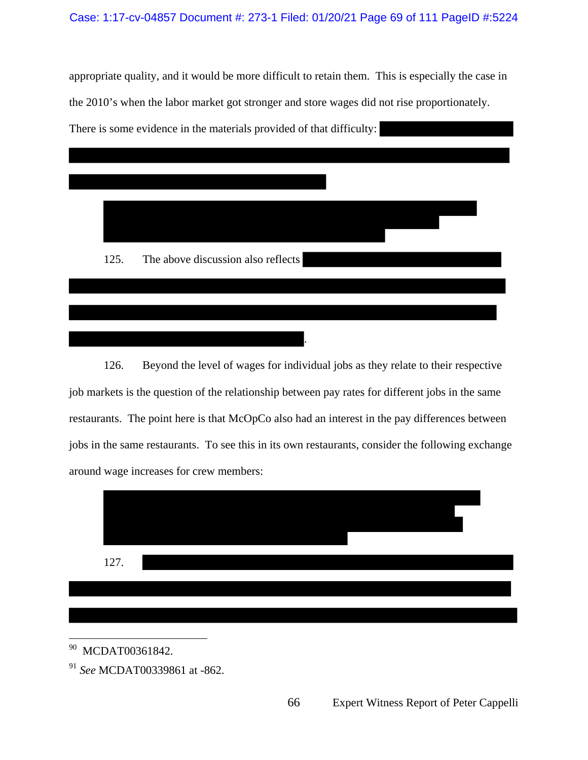appropriate quality, and it would be more difficult to retain them. This is especially the case in the 2010's when the labor market got stronger and store wages did not rise proportionately. There is some evidence in the materials provided of that difficulty:

125. The above discussion also reflects

126. Beyond the level of wages for individual jobs as they relate to their respective job markets is the question of the relationship between pay rates for different jobs in the same restaurants. The point here is that McOpCo also had an interest in the pay differences between jobs in the same restaurants. To see this in its own restaurants, consider the following exchange around wage increases for crew members:

127.

---

[90] MCDAT00361842.

[91] *See* MCDAT00339861 at -862.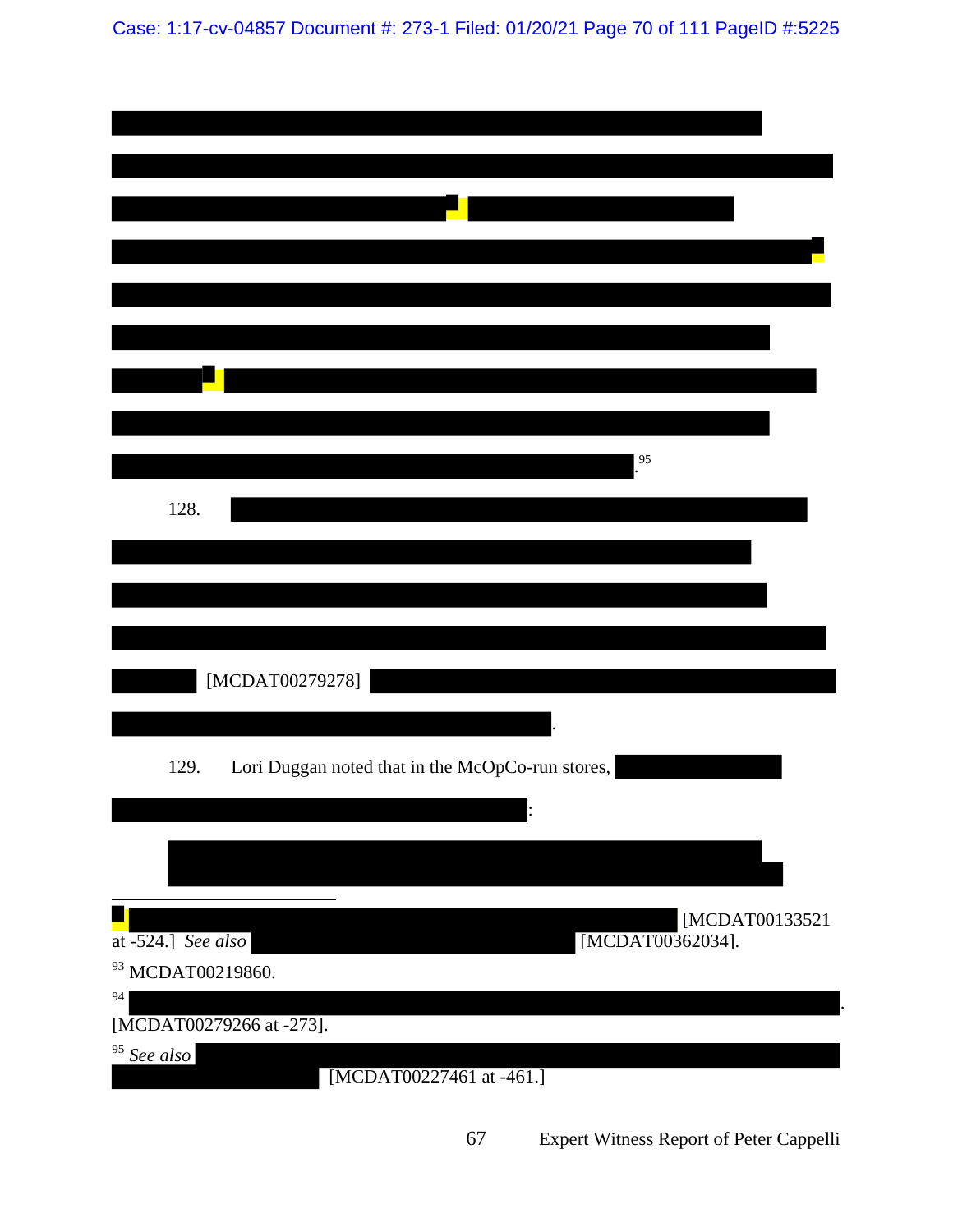.[95]

128. [MCDAT00279278] .

129. Lori Duggan noted that in the McOpCo-run stores, :

---

[MCDAT00133521 at -524.] *See also* [MCDAT00362034].

[93] MCDAT00219860.

[94] .
[MCDAT00279266 at -273].

[95] *See also* [MCDAT00227461 at -461.]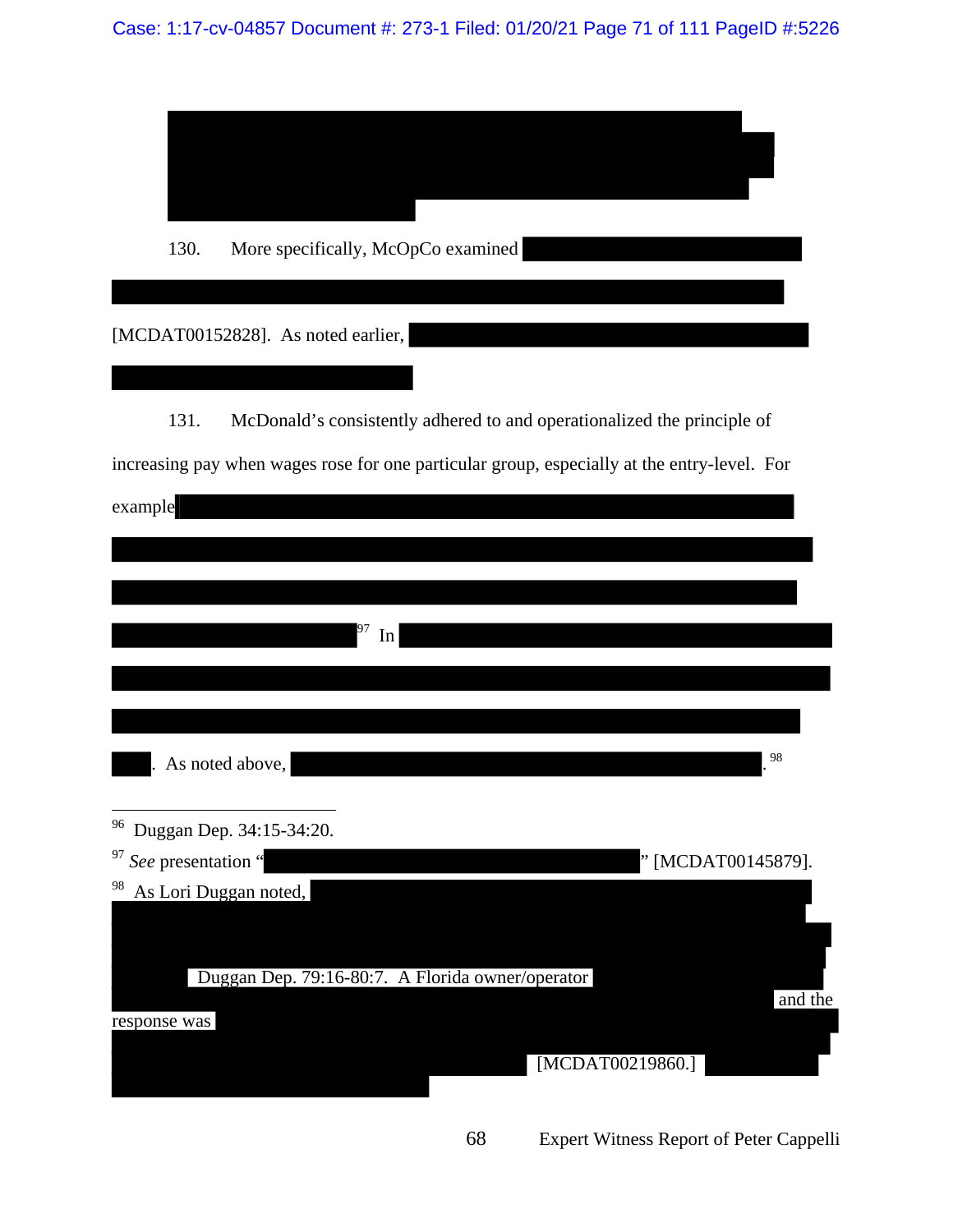130. More specifically, McOpCo examined [REDACTED] [MCDAT00152828]. As noted earlier, [REDACTED]

131. McDonald's consistently adhered to and operationalized the principle of increasing pay when wages rose for one particular group, especially at the entry-level. For example [REDACTED][97] In [REDACTED]. As noted above, [REDACTED].[98]

---

[96] Duggan Dep. 34:15-34:20.

[97] *See* presentation "[REDACTED]" [MCDAT00145879].

[98] As Lori Duggan noted, [REDACTED] Duggan Dep. 79:16-80:7. A Florida owner/operator [REDACTED] and the response was [REDACTED] [MCDAT00219860.] [REDACTED]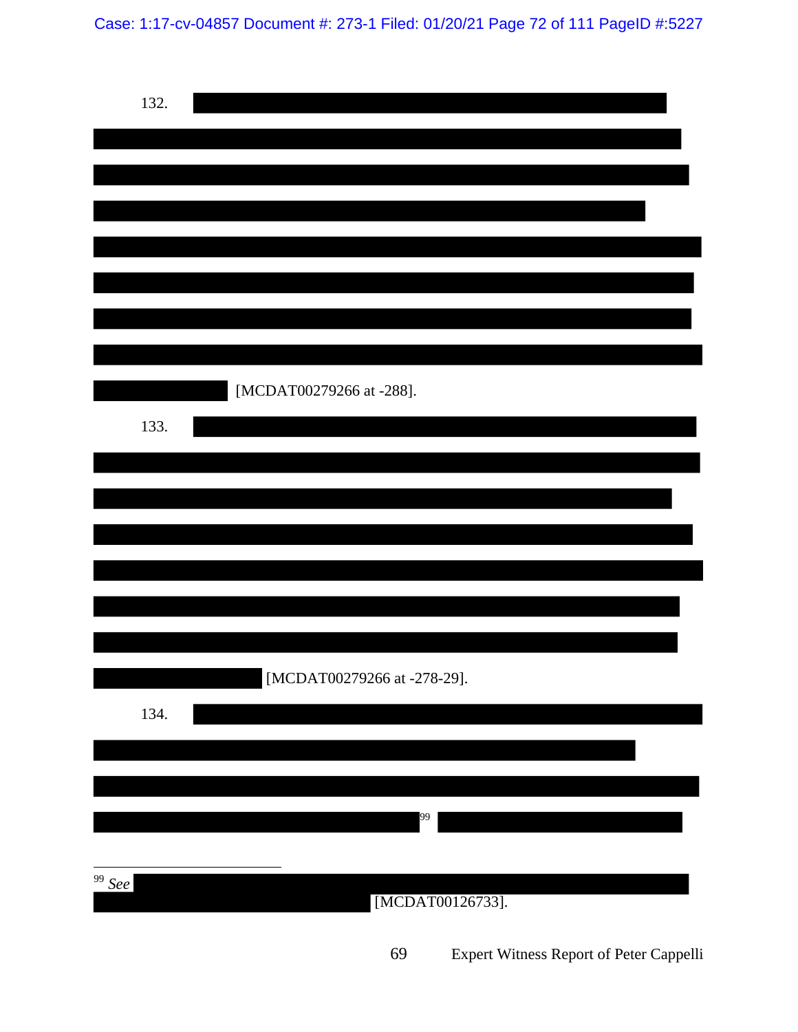132. [REDACTED] [MCDAT00279266 at -288].

133. [REDACTED] [MCDAT00279266 at -278-29].

134. [REDACTED][99] [REDACTED]

[99] *See* [REDACTED] [MCDAT00126733].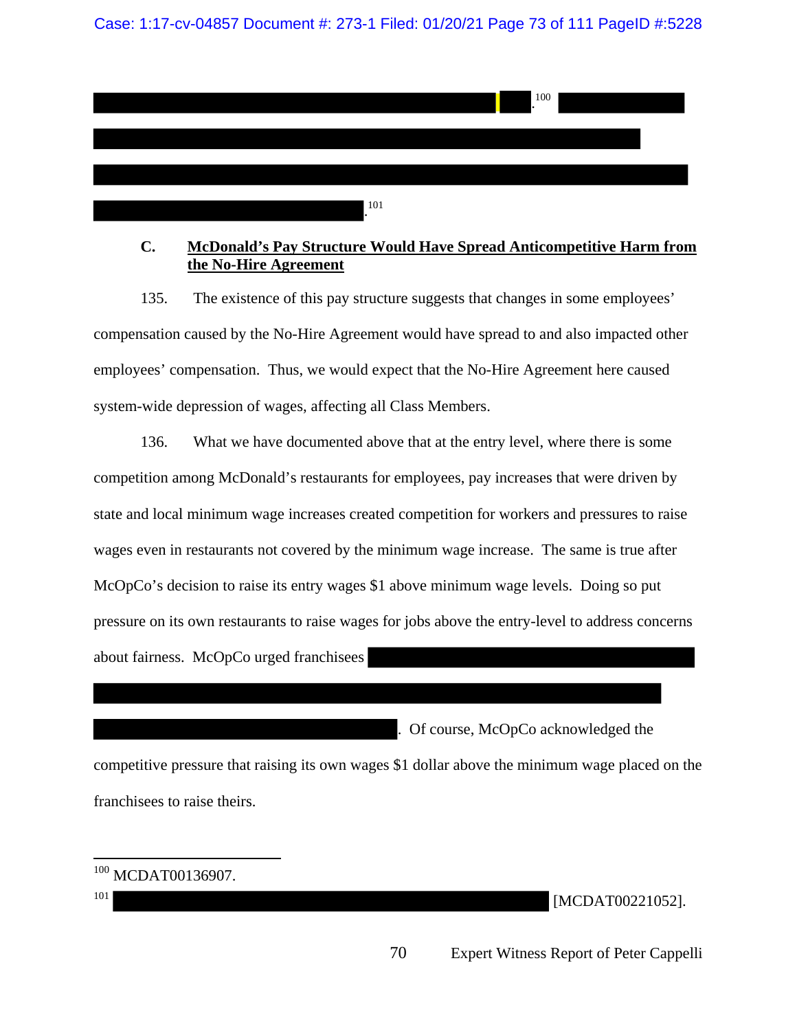.[100] 

.[101]

### C. McDonald's Pay Structure Would Have Spread Anticompetitive Harm from the No-Hire Agreement

135. The existence of this pay structure suggests that changes in some employees' compensation caused by the No-Hire Agreement would have spread to and also impacted other employees' compensation. Thus, we would expect that the No-Hire Agreement here caused system-wide depression of wages, affecting all Class Members.

136. What we have documented above that at the entry level, where there is some competition among McDonald's restaurants for employees, pay increases that were driven by state and local minimum wage increases created competition for workers and pressures to raise wages even in restaurants not covered by the minimum wage increase. The same is true after McOpCo's decision to raise its entry wages $1 above minimum wage levels. Doing so put pressure on its own restaurants to raise wages for jobs above the entry-level to address concerns about fairness. McOpCo urged franchisees 

. Of course, McOpCo acknowledged the competitive pressure that raising its own wages $1 dollar above the minimum wage placed on the franchisees to raise theirs.

---

[100] MCDAT00136907.

[101] [MCDAT00221052].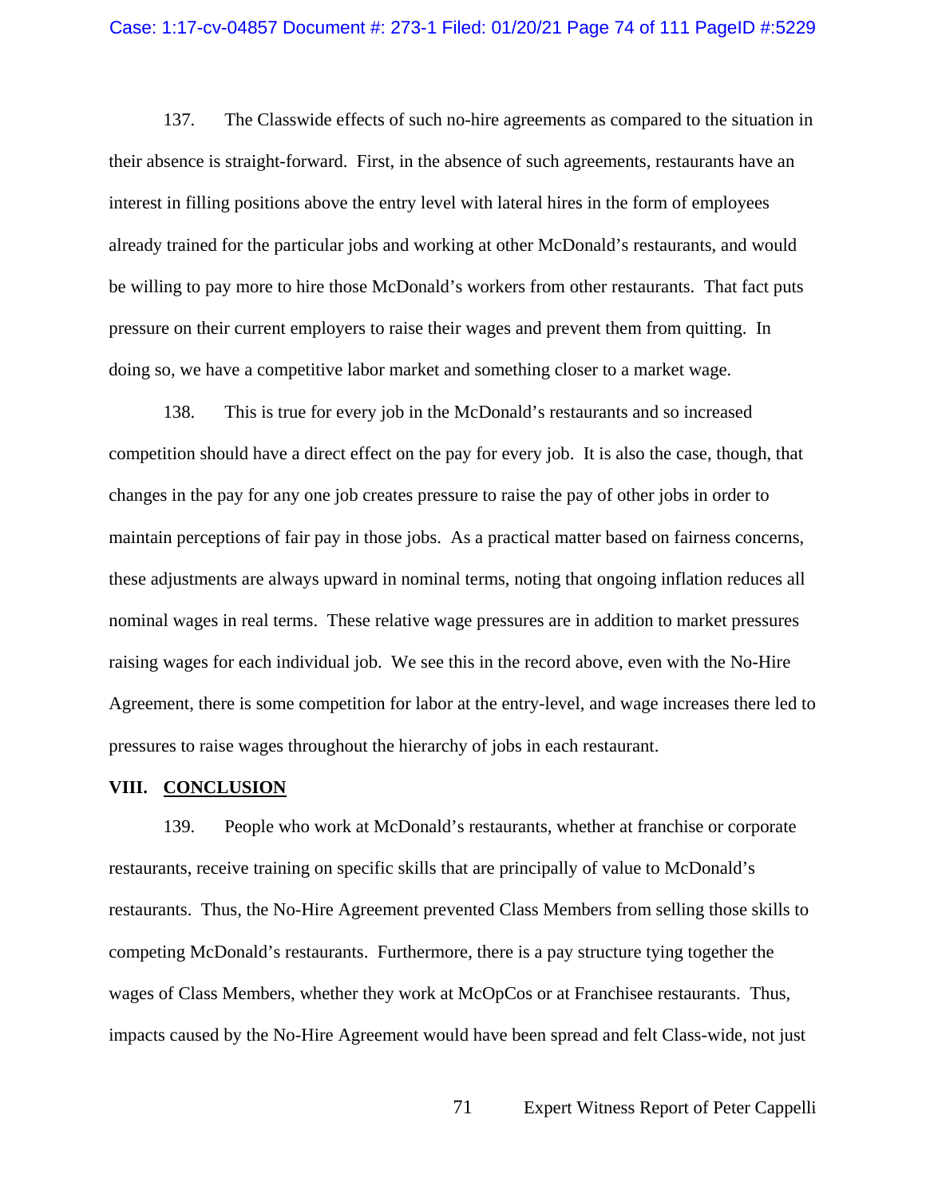137. The Classwide effects of such no-hire agreements as compared to the situation in their absence is straight-forward. First, in the absence of such agreements, restaurants have an interest in filling positions above the entry level with lateral hires in the form of employees already trained for the particular jobs and working at other McDonald's restaurants, and would be willing to pay more to hire those McDonald's workers from other restaurants. That fact puts pressure on their current employers to raise their wages and prevent them from quitting. In doing so, we have a competitive labor market and something closer to a market wage.

138. This is true for every job in the McDonald's restaurants and so increased competition should have a direct effect on the pay for every job. It is also the case, though, that changes in the pay for any one job creates pressure to raise the pay of other jobs in order to maintain perceptions of fair pay in those jobs. As a practical matter based on fairness concerns, these adjustments are always upward in nominal terms, noting that ongoing inflation reduces all nominal wages in real terms. These relative wage pressures are in addition to market pressures raising wages for each individual job. We see this in the record above, even with the No-Hire Agreement, there is some competition for labor at the entry-level, and wage increases there led to pressures to raise wages throughout the hierarchy of jobs in each restaurant.

## VIII. CONCLUSION

139. People who work at McDonald's restaurants, whether at franchise or corporate restaurants, receive training on specific skills that are principally of value to McDonald's restaurants. Thus, the No-Hire Agreement prevented Class Members from selling those skills to competing McDonald's restaurants. Furthermore, there is a pay structure tying together the wages of Class Members, whether they work at McOpCos or at Franchisee restaurants. Thus, impacts caused by the No-Hire Agreement would have been spread and felt Class-wide, not just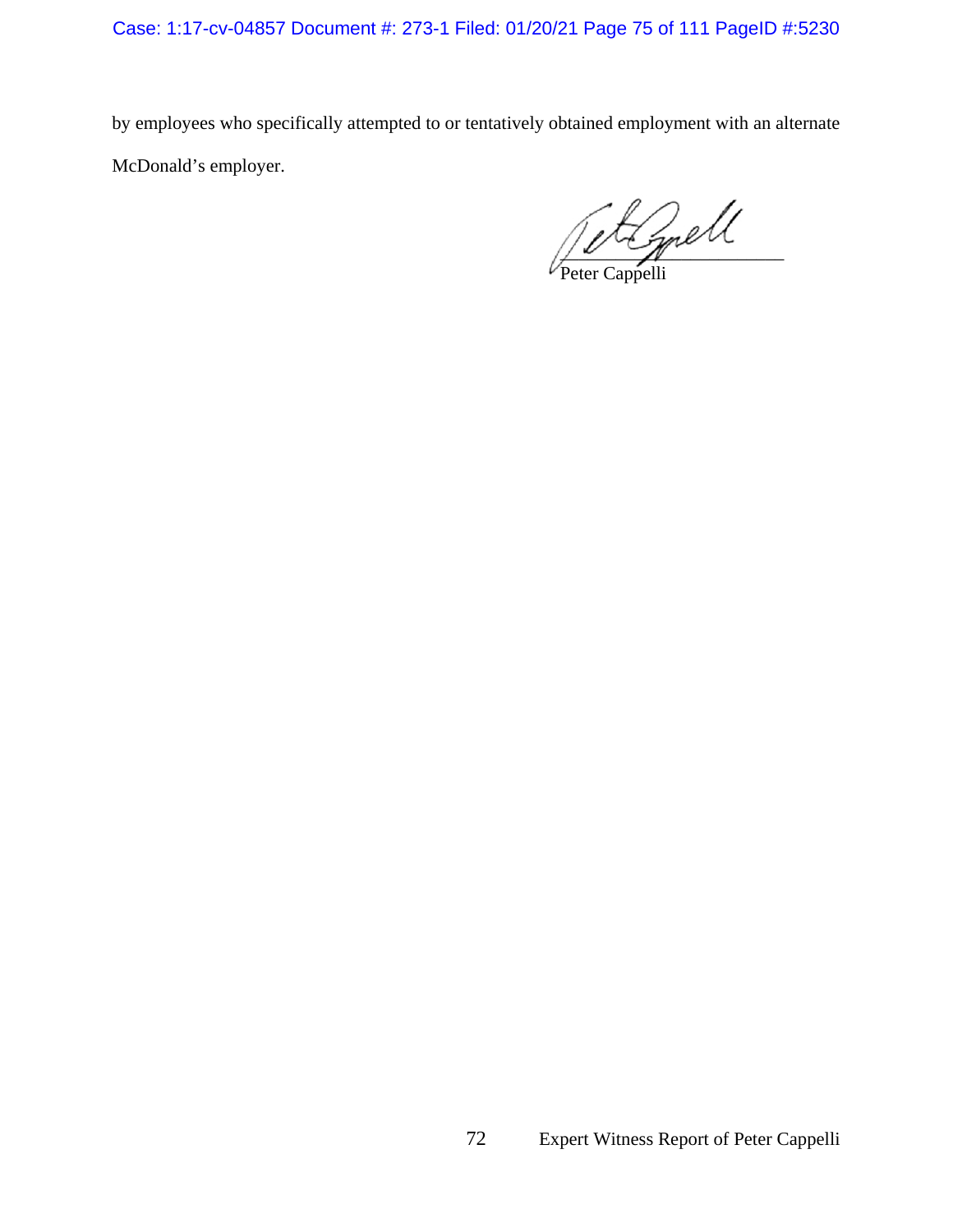by employees who specifically attempted to or tentatively obtained employment with an alternate McDonald's employer.

Peter Cappelli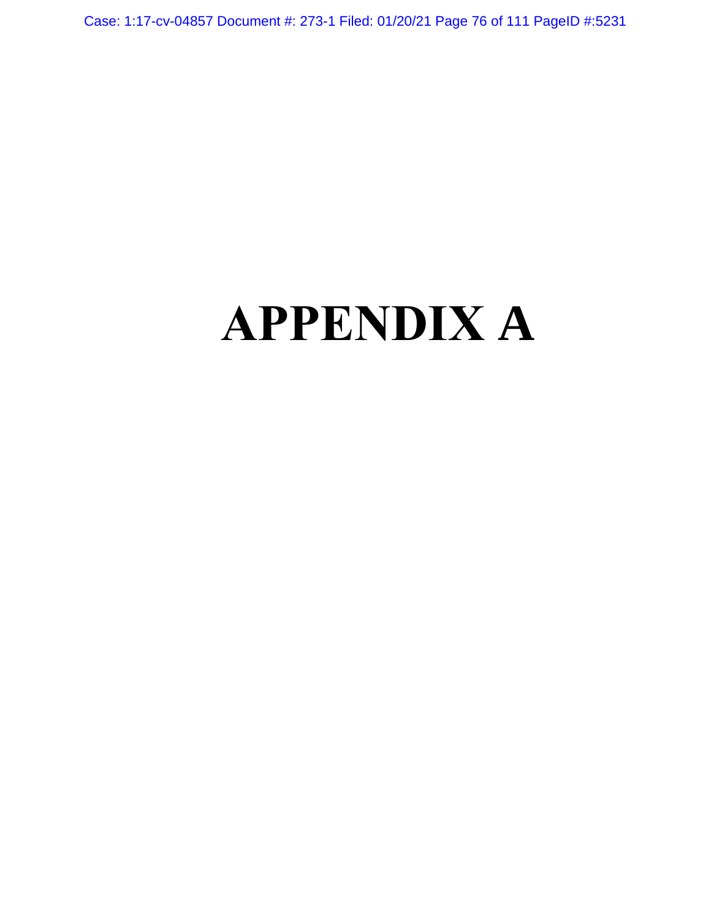# APPENDIX A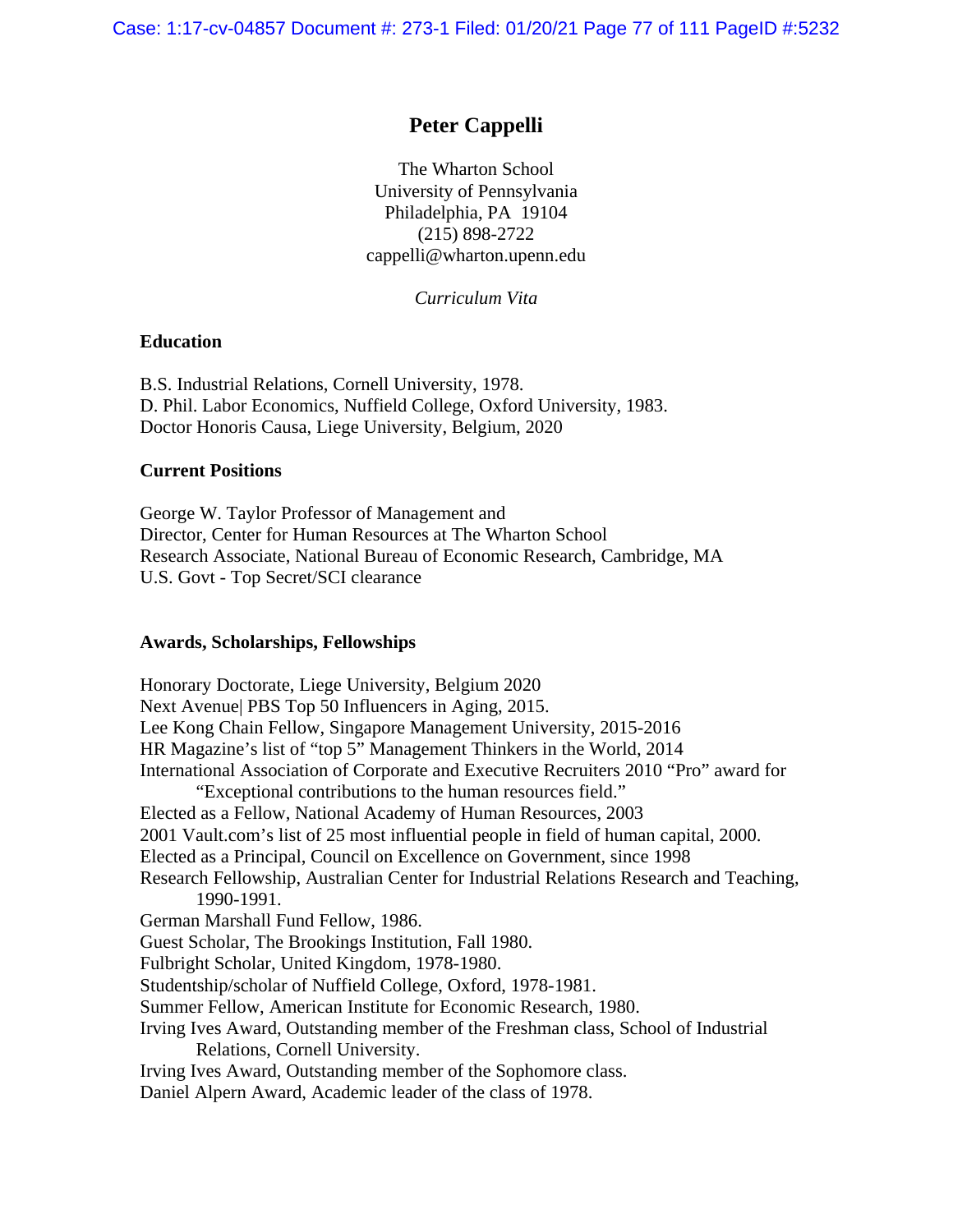# Peter Cappelli

The Wharton School
University of Pennsylvania
Philadelphia, PA 19104
(215) 898-2722
cappelli@wharton.upenn.edu

*Curriculum Vita*

## Education

B.S. Industrial Relations, Cornell University, 1978.
D. Phil. Labor Economics, Nuffield College, Oxford University, 1983.
Doctor Honoris Causa, Liege University, Belgium, 2020

## Current Positions

George W. Taylor Professor of Management and
Director, Center for Human Resources at The Wharton School
Research Associate, National Bureau of Economic Research, Cambridge, MA
U.S. Govt - Top Secret/SCI clearance

## Awards, Scholarships, Fellowships

Honorary Doctorate, Liege University, Belgium 2020
Next Avenue| PBS Top 50 Influencers in Aging, 2015.
Lee Kong Chain Fellow, Singapore Management University, 2015-2016
HR Magazine's list of "top 5" Management Thinkers in the World, 2014
International Association of Corporate and Executive Recruiters 2010 "Pro" award for "Exceptional contributions to the human resources field."
Elected as a Fellow, National Academy of Human Resources, 2003
2001 Vault.com's list of 25 most influential people in field of human capital, 2000.
Elected as a Principal, Council on Excellence on Government, since 1998
Research Fellowship, Australian Center for Industrial Relations Research and Teaching, 1990-1991.
German Marshall Fund Fellow, 1986.
Guest Scholar, The Brookings Institution, Fall 1980.
Fulbright Scholar, United Kingdom, 1978-1980.
Studentship/scholar of Nuffield College, Oxford, 1978-1981.
Summer Fellow, American Institute for Economic Research, 1980.
Irving Ives Award, Outstanding member of the Freshman class, School of Industrial Relations, Cornell University.
Irving Ives Award, Outstanding member of the Sophomore class.
Daniel Alpern Award, Academic leader of the class of 1978.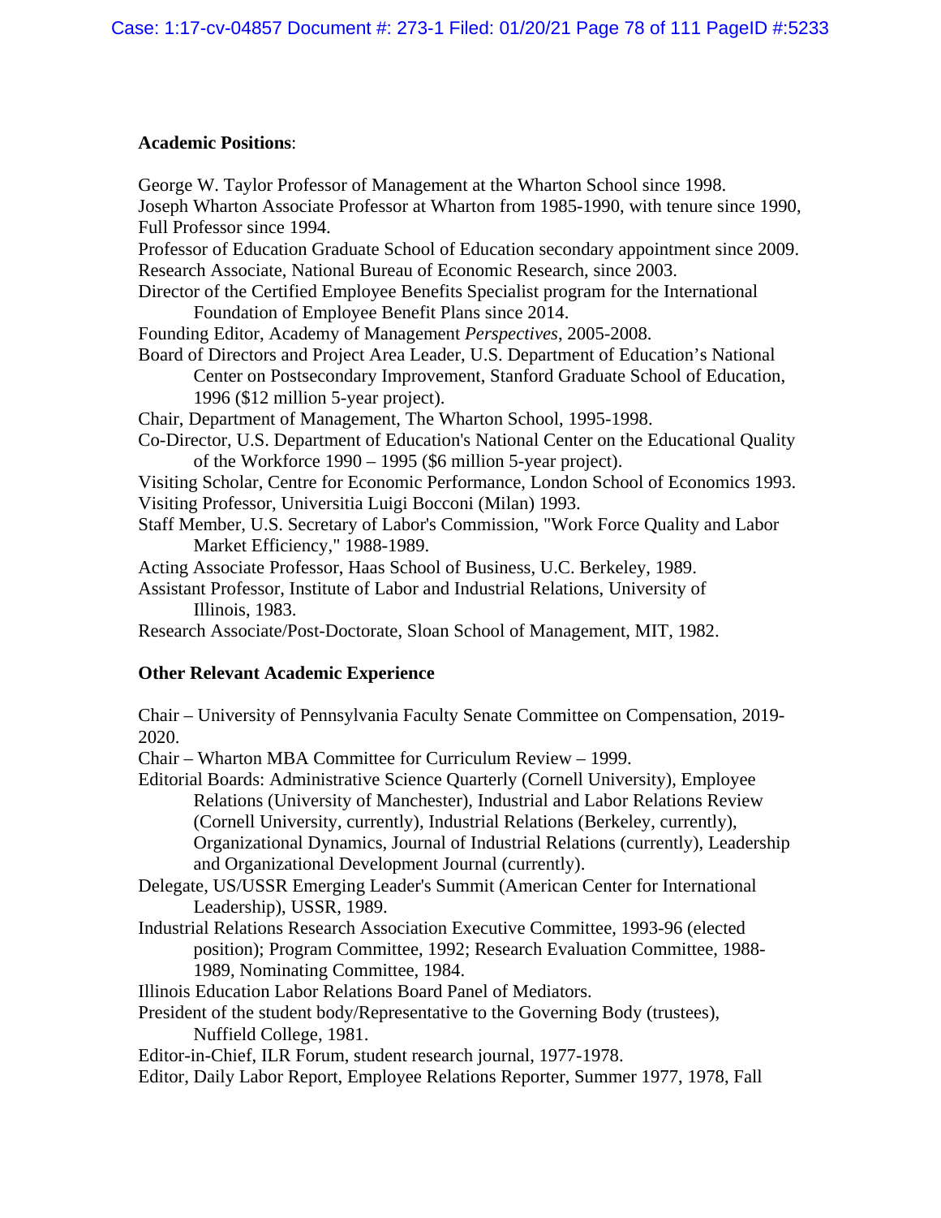**Academic Positions**:

George W. Taylor Professor of Management at the Wharton School since 1998.
Joseph Wharton Associate Professor at Wharton from 1985-1990, with tenure since 1990, Full Professor since 1994.
Professor of Education Graduate School of Education secondary appointment since 2009.
Research Associate, National Bureau of Economic Research, since 2003.
Director of the Certified Employee Benefits Specialist program for the International Foundation of Employee Benefit Plans since 2014.
Founding Editor, Academy of Management *Perspectives*, 2005-2008.
Board of Directors and Project Area Leader, U.S. Department of Education's National Center on Postsecondary Improvement, Stanford Graduate School of Education, 1996 ($12 million 5-year project).
Chair, Department of Management, The Wharton School, 1995-1998.
Co-Director, U.S. Department of Education's National Center on the Educational Quality of the Workforce 1990 – 1995 ($6 million 5-year project).
Visiting Scholar, Centre for Economic Performance, London School of Economics 1993.
Visiting Professor, Universitia Luigi Bocconi (Milan) 1993.
Staff Member, U.S. Secretary of Labor's Commission, "Work Force Quality and Labor Market Efficiency," 1988-1989.
Acting Associate Professor, Haas School of Business, U.C. Berkeley, 1989.
Assistant Professor, Institute of Labor and Industrial Relations, University of Illinois, 1983.
Research Associate/Post-Doctorate, Sloan School of Management, MIT, 1982.

**Other Relevant Academic Experience**

Chair – University of Pennsylvania Faculty Senate Committee on Compensation, 2019-2020.
Chair – Wharton MBA Committee for Curriculum Review – 1999.
Editorial Boards: Administrative Science Quarterly (Cornell University), Employee Relations (University of Manchester), Industrial and Labor Relations Review (Cornell University, currently), Industrial Relations (Berkeley, currently), Organizational Dynamics, Journal of Industrial Relations (currently), Leadership and Organizational Development Journal (currently).
Delegate, US/USSR Emerging Leader's Summit (American Center for International Leadership), USSR, 1989.
Industrial Relations Research Association Executive Committee, 1993-96 (elected position); Program Committee, 1992; Research Evaluation Committee, 1988-1989, Nominating Committee, 1984.
Illinois Education Labor Relations Board Panel of Mediators.
President of the student body/Representative to the Governing Body (trustees), Nuffield College, 1981.
Editor-in-Chief, ILR Forum, student research journal, 1977-1978.
Editor, Daily Labor Report, Employee Relations Reporter, Summer 1977, 1978, Fall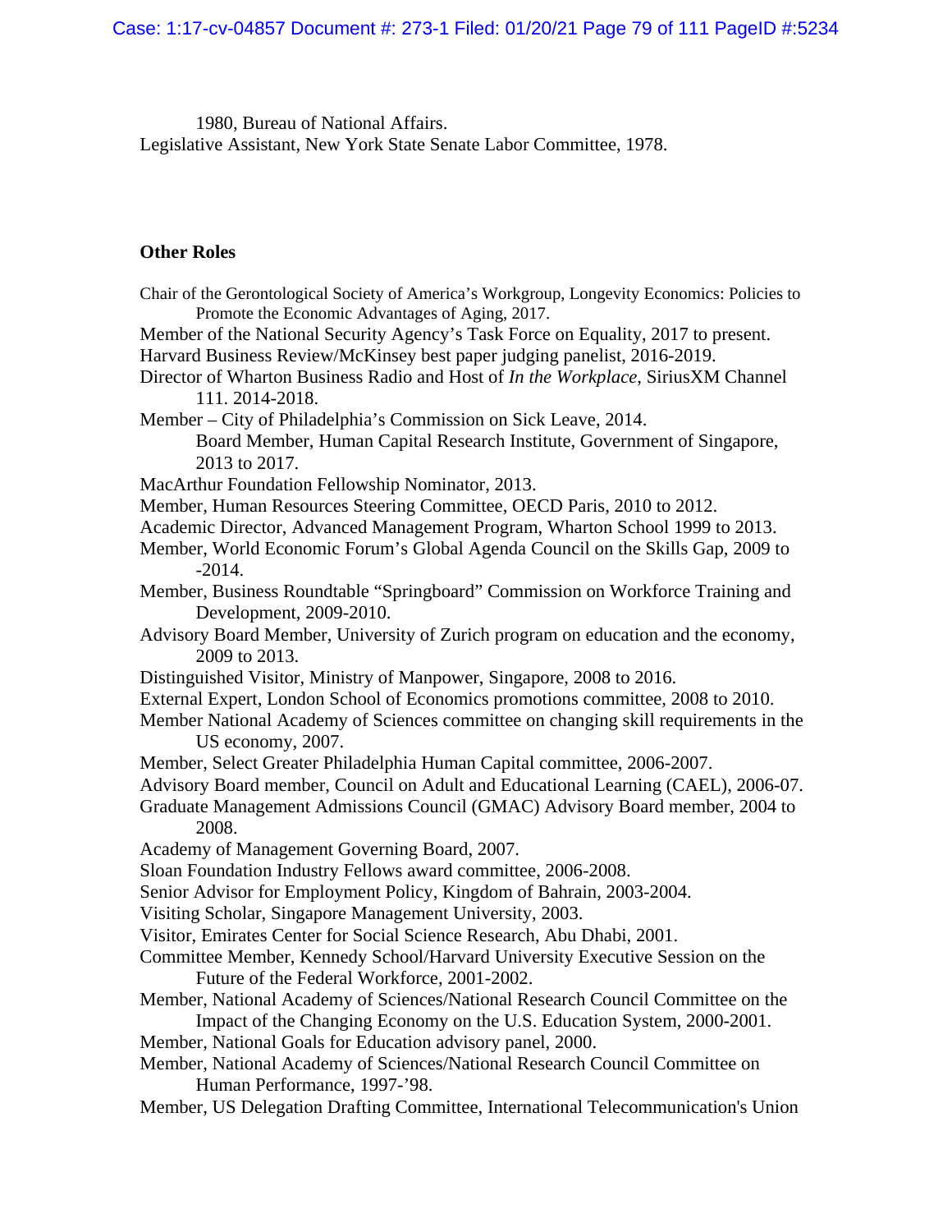1980, Bureau of National Affairs.

Legislative Assistant, New York State Senate Labor Committee, 1978.

**Other Roles**

Chair of the Gerontological Society of America's Workgroup, Longevity Economics: Policies to Promote the Economic Advantages of Aging, 2017.

Member of the National Security Agency's Task Force on Equality, 2017 to present.

Harvard Business Review/McKinsey best paper judging panelist, 2016-2019.

Director of Wharton Business Radio and Host of *In the Workplace*, SiriusXM Channel 111. 2014-2018.

Member – City of Philadelphia's Commission on Sick Leave, 2014.

Board Member, Human Capital Research Institute, Government of Singapore, 2013 to 2017.

MacArthur Foundation Fellowship Nominator, 2013.

Member, Human Resources Steering Committee, OECD Paris, 2010 to 2012.

Academic Director, Advanced Management Program, Wharton School 1999 to 2013.

Member, World Economic Forum's Global Agenda Council on the Skills Gap, 2009 to -2014.

Member, Business Roundtable "Springboard" Commission on Workforce Training and Development, 2009-2010.

Advisory Board Member, University of Zurich program on education and the economy, 2009 to 2013.

Distinguished Visitor, Ministry of Manpower, Singapore, 2008 to 2016.

External Expert, London School of Economics promotions committee, 2008 to 2010.

Member National Academy of Sciences committee on changing skill requirements in the US economy, 2007.

Member, Select Greater Philadelphia Human Capital committee, 2006-2007.

Advisory Board member, Council on Adult and Educational Learning (CAEL), 2006-07.

Graduate Management Admissions Council (GMAC) Advisory Board member, 2004 to 2008.

Academy of Management Governing Board, 2007.

Sloan Foundation Industry Fellows award committee, 2006-2008.

Senior Advisor for Employment Policy, Kingdom of Bahrain, 2003-2004.

Visiting Scholar, Singapore Management University, 2003.

Visitor, Emirates Center for Social Science Research, Abu Dhabi, 2001.

Committee Member, Kennedy School/Harvard University Executive Session on the Future of the Federal Workforce, 2001-2002.

Member, National Academy of Sciences/National Research Council Committee on the Impact of the Changing Economy on the U.S. Education System, 2000-2001.

Member, National Goals for Education advisory panel, 2000.

Member, National Academy of Sciences/National Research Council Committee on Human Performance, 1997-'98.

Member, US Delegation Drafting Committee, International Telecommunication's Union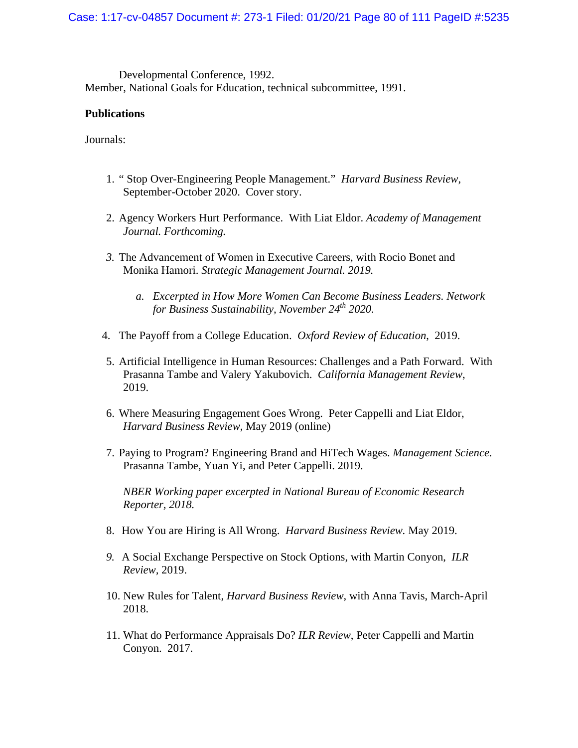Developmental Conference, 1992.

Member, National Goals for Education, technical subcommittee, 1991.

**Publications**

Journals:

1. " Stop Over-Engineering People Management." *Harvard Business Review*, September-October 2020. Cover story.

2. Agency Workers Hurt Performance. With Liat Eldor. *Academy of Management Journal. Forthcoming.*

3. The Advancement of Women in Executive Careers, with Rocio Bonet and Monika Hamori. *Strategic Management Journal. 2019.*

   a. *Excerpted in How More Women Can Become Business Leaders. Network for Business Sustainability, November 24th 2020.*

4. The Payoff from a College Education. *Oxford Review of Education*, 2019.

5. Artificial Intelligence in Human Resources: Challenges and a Path Forward. With Prasanna Tambe and Valery Yakubovich. *California Management Review*, 2019.

6. Where Measuring Engagement Goes Wrong. Peter Cappelli and Liat Eldor, *Harvard Business Review*, May 2019 (online)

7. Paying to Program? Engineering Brand and HiTech Wages. *Management Science.* Prasanna Tambe, Yuan Yi, and Peter Cappelli. 2019.

   *NBER Working paper excerpted in National Bureau of Economic Research Reporter, 2018.*

8. How You are Hiring is All Wrong. *Harvard Business Review.* May 2019.

9. A Social Exchange Perspective on Stock Options, with Martin Conyon, *ILR Review*, 2019.

10. New Rules for Talent, *Harvard Business Review*, with Anna Tavis, March-April 2018.

11. What do Performance Appraisals Do? *ILR Review*, Peter Cappelli and Martin Conyon. 2017.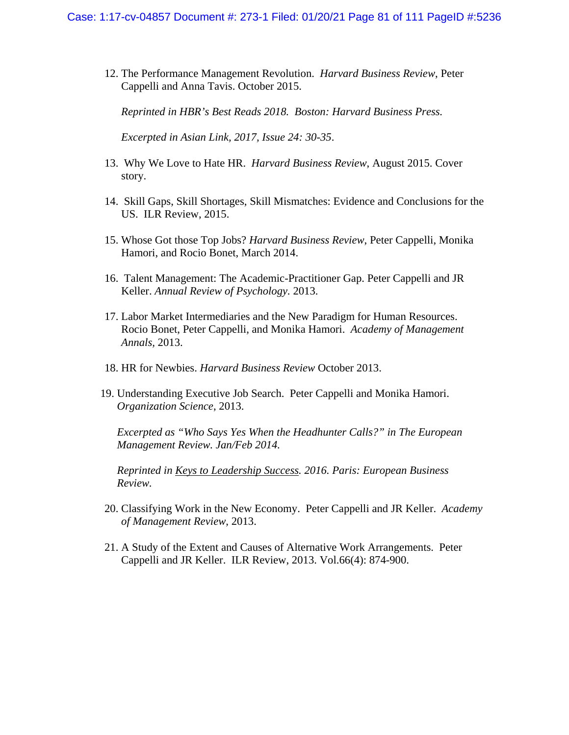12. The Performance Management Revolution. *Harvard Business Review*, Peter Cappelli and Anna Tavis. October 2015.

    *Reprinted in HBR's Best Reads 2018. Boston: Harvard Business Press.*

    *Excerpted in Asian Link, 2017, Issue 24: 30-35*.

13. Why We Love to Hate HR. *Harvard Business Review*, August 2015. Cover story.

14. Skill Gaps, Skill Shortages, Skill Mismatches: Evidence and Conclusions for the US. ILR Review, 2015.

15. Whose Got those Top Jobs? *Harvard Business Review*, Peter Cappelli, Monika Hamori, and Rocio Bonet, March 2014.

16. Talent Management: The Academic-Practitioner Gap. Peter Cappelli and JR Keller. *Annual Review of Psychology.* 2013.

17. Labor Market Intermediaries and the New Paradigm for Human Resources. Rocio Bonet, Peter Cappelli, and Monika Hamori. *Academy of Management Annals*, 2013.

18. HR for Newbies. *Harvard Business Review* October 2013.

19. Understanding Executive Job Search. Peter Cappelli and Monika Hamori. *Organization Science*, 2013.

    *Excerpted as "Who Says Yes When the Headhunter Calls?" in The European Management Review. Jan/Feb 2014.*

    *Reprinted in Keys to Leadership Success. 2016. Paris: European Business Review.*

20. Classifying Work in the New Economy. Peter Cappelli and JR Keller. *Academy of Management Review*, 2013.

21. A Study of the Extent and Causes of Alternative Work Arrangements. Peter Cappelli and JR Keller. ILR Review, 2013. Vol.66(4): 874-900.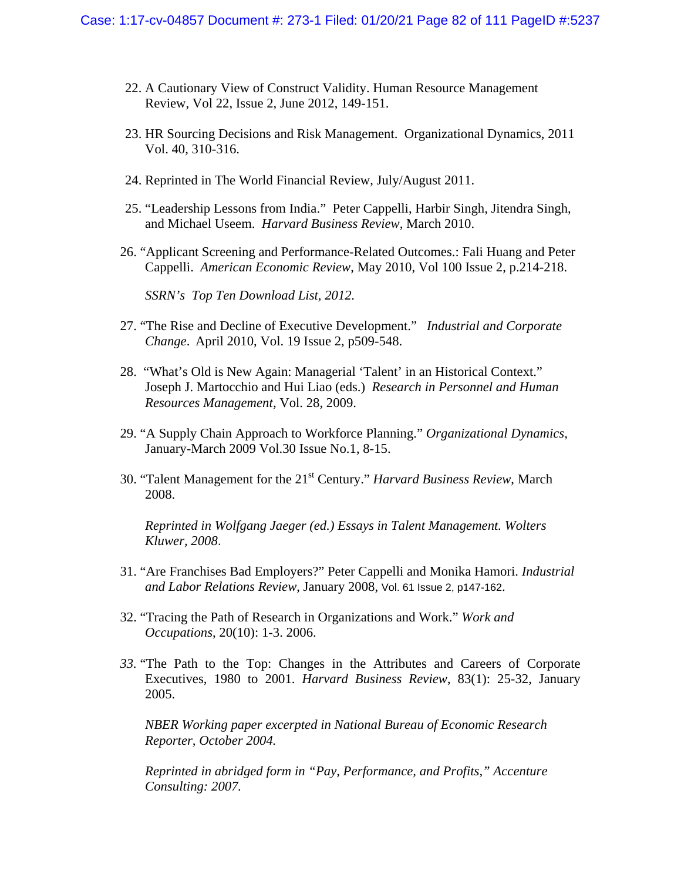22. A Cautionary View of Construct Validity. Human Resource Management Review, Vol 22, Issue 2, June 2012, 149-151.

23. HR Sourcing Decisions and Risk Management. Organizational Dynamics, 2011 Vol. 40, 310-316.

24. Reprinted in The World Financial Review, July/August 2011.

25. "Leadership Lessons from India." Peter Cappelli, Harbir Singh, Jitendra Singh, and Michael Useem. *Harvard Business Review*, March 2010.

26. "Applicant Screening and Performance-Related Outcomes.: Fali Huang and Peter Cappelli. *American Economic Review*, May 2010, Vol 100 Issue 2, p.214-218.

    *SSRN's Top Ten Download List, 2012.*

27. "The Rise and Decline of Executive Development." *Industrial and Corporate Change*. April 2010, Vol. 19 Issue 2, p509-548.

28. "What's Old is New Again: Managerial 'Talent' in an Historical Context." Joseph J. Martocchio and Hui Liao (eds.) *Research in Personnel and Human Resources Management*, Vol. 28, 2009.

29. "A Supply Chain Approach to Workforce Planning." *Organizational Dynamics*, January-March 2009 Vol.30 Issue No.1, 8-15.

30. "Talent Management for the 21st Century." *Harvard Business Review*, March 2008.

    *Reprinted in Wolfgang Jaeger (ed.) Essays in Talent Management. Wolters Kluwer, 2008*.

31. "Are Franchises Bad Employers?" Peter Cappelli and Monika Hamori. *Industrial and Labor Relations Review*, January 2008, Vol. 61 Issue 2, p147-162.

32. "Tracing the Path of Research in Organizations and Work." *Work and Occupations*, 20(10): 1-3. 2006.

33. "The Path to the Top: Changes in the Attributes and Careers of Corporate Executives, 1980 to 2001. *Harvard Business Review*, 83(1): 25-32, January 2005.

    *NBER Working paper excerpted in National Bureau of Economic Research Reporter, October 2004.*

    *Reprinted in abridged form in "Pay, Performance, and Profits," Accenture Consulting: 2007.*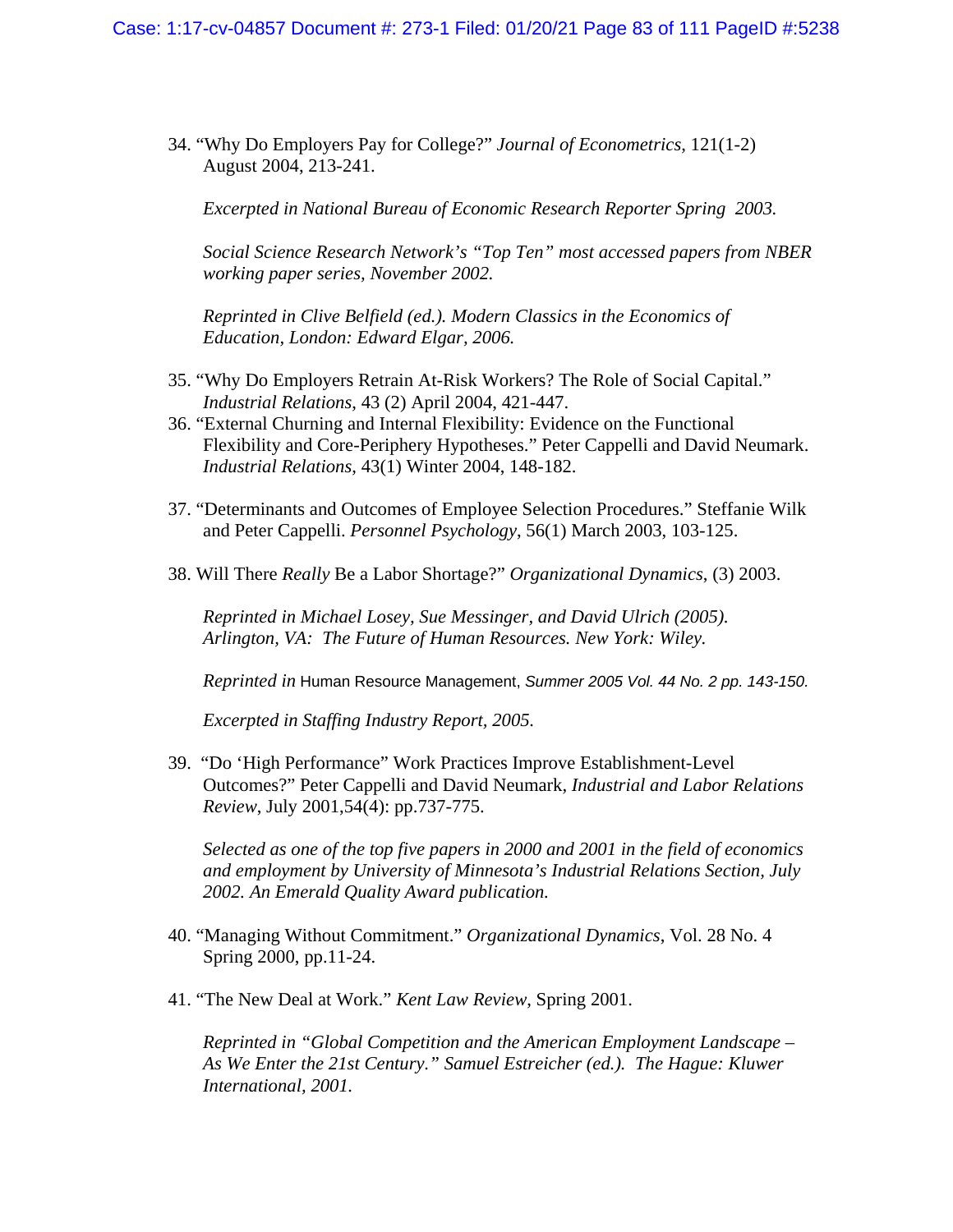34. "Why Do Employers Pay for College?" *Journal of Econometrics*, 121(1-2) August 2004, 213-241.

    *Excerpted in National Bureau of Economic Research Reporter Spring 2003.*

    *Social Science Research Network's "Top Ten" most accessed papers from NBER working paper series, November 2002.*

    *Reprinted in Clive Belfield (ed.). Modern Classics in the Economics of Education, London: Edward Elgar, 2006.*

35. "Why Do Employers Retrain At-Risk Workers? The Role of Social Capital." *Industrial Relations*, 43 (2) April 2004, 421-447.

36. "External Churning and Internal Flexibility: Evidence on the Functional Flexibility and Core-Periphery Hypotheses." Peter Cappelli and David Neumark. *Industrial Relations*, 43(1) Winter 2004, 148-182.

37. "Determinants and Outcomes of Employee Selection Procedures." Steffanie Wilk and Peter Cappelli. *Personnel Psychology*, 56(1) March 2003, 103-125.

38. Will There *Really* Be a Labor Shortage?" *Organizational Dynamics*, (3) 2003.

    *Reprinted in Michael Losey, Sue Messinger, and David Ulrich (2005). Arlington, VA: The Future of Human Resources. New York: Wiley.*

    *Reprinted in* Human Resource Management, *Summer 2005 Vol. 44 No. 2 pp. 143-150.*

    *Excerpted in Staffing Industry Report, 2005.*

39. "Do 'High Performance" Work Practices Improve Establishment-Level Outcomes?" Peter Cappelli and David Neumark, *Industrial and Labor Relations Review*, July 2001,54(4): pp.737-775.

    *Selected as one of the top five papers in 2000 and 2001 in the field of economics and employment by University of Minnesota's Industrial Relations Section, July 2002. An Emerald Quality Award publication.*

40. "Managing Without Commitment." *Organizational Dynamics*, Vol. 28 No. 4 Spring 2000, pp.11-24.

41. "The New Deal at Work." *Kent Law Review*, Spring 2001.

    *Reprinted in "Global Competition and the American Employment Landscape – As We Enter the 21st Century." Samuel Estreicher (ed.). The Hague: Kluwer International, 2001.*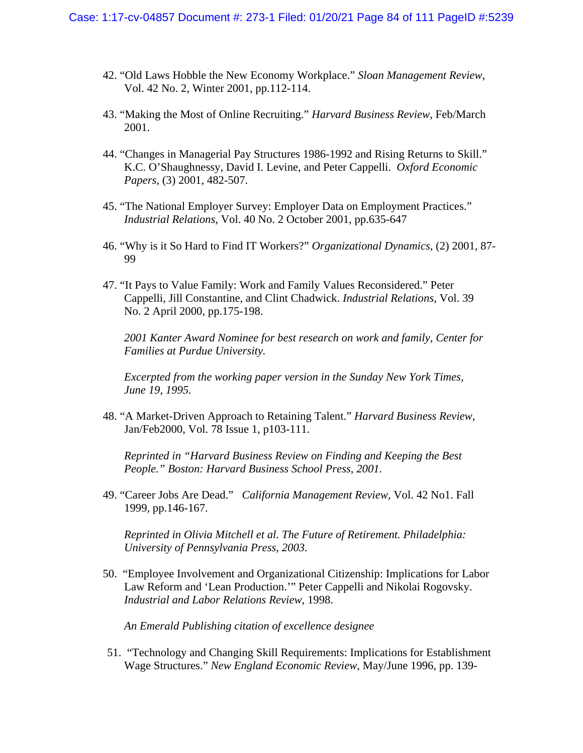42. "Old Laws Hobble the New Economy Workplace." *Sloan Management Review*, Vol. 42 No. 2, Winter 2001, pp.112-114.

43. "Making the Most of Online Recruiting." *Harvard Business Review*, Feb/March 2001.

44. "Changes in Managerial Pay Structures 1986-1992 and Rising Returns to Skill." K.C. O'Shaughnessy, David I. Levine, and Peter Cappelli. *Oxford Economic Papers*, (3) 2001, 482-507.

45. "The National Employer Survey: Employer Data on Employment Practices." *Industrial Relations*, Vol. 40 No. 2 October 2001, pp.635-647

46. "Why is it So Hard to Find IT Workers?" *Organizational Dynamics*, (2) 2001, 87-99

47. "It Pays to Value Family: Work and Family Values Reconsidered." Peter Cappelli, Jill Constantine, and Clint Chadwick. *Industrial Relations*, Vol. 39 No. 2 April 2000, pp.175-198.

   *2001 Kanter Award Nominee for best research on work and family, Center for Families at Purdue University.*

   *Excerpted from the working paper version in the Sunday New York Times, June 19, 1995.*

48. "A Market-Driven Approach to Retaining Talent." *Harvard Business Review*, Jan/Feb2000, Vol. 78 Issue 1, p103-111.

   *Reprinted in "Harvard Business Review on Finding and Keeping the Best People." Boston: Harvard Business School Press, 2001.*

49. "Career Jobs Are Dead." *California Management Review*, Vol. 42 No1. Fall 1999, pp.146-167.

   *Reprinted in Olivia Mitchell et al. The Future of Retirement. Philadelphia: University of Pennsylvania Press, 2003.*

50. "Employee Involvement and Organizational Citizenship: Implications for Labor Law Reform and 'Lean Production.'" Peter Cappelli and Nikolai Rogovsky. *Industrial and Labor Relations Review*, 1998.

   *An Emerald Publishing citation of excellence designee*

51. "Technology and Changing Skill Requirements: Implications for Establishment Wage Structures." *New England Economic Review*, May/June 1996, pp. 139-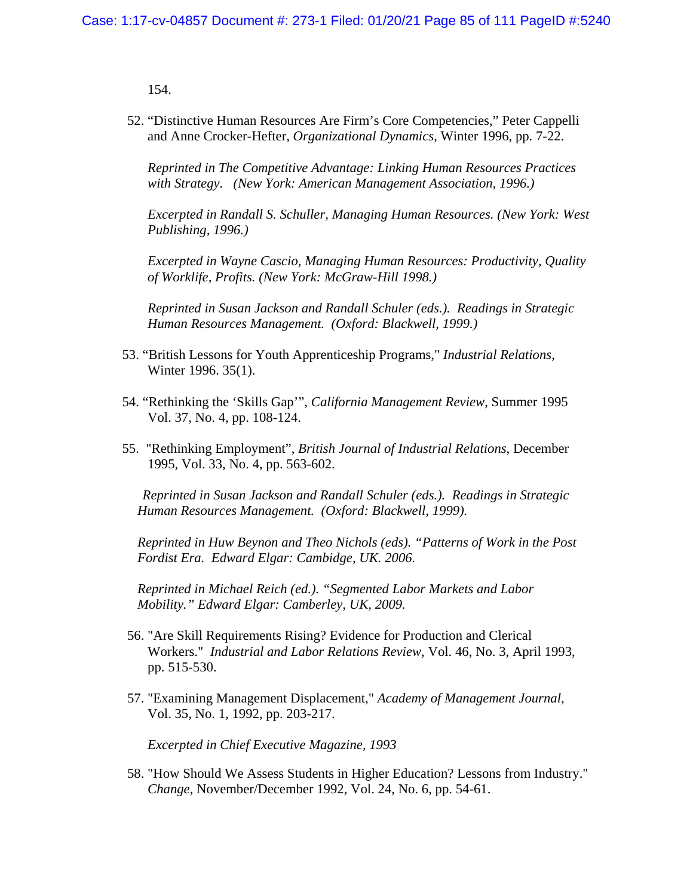154.

52. "Distinctive Human Resources Are Firm's Core Competencies," Peter Cappelli and Anne Crocker-Hefter, *Organizational Dynamics*, Winter 1996, pp. 7-22.

    *Reprinted in The Competitive Advantage: Linking Human Resources Practices with Strategy. (New York: American Management Association, 1996.)*

    *Excerpted in Randall S. Schuller, Managing Human Resources. (New York: West Publishing, 1996.)*

    *Excerpted in Wayne Cascio, Managing Human Resources: Productivity, Quality of Worklife, Profits. (New York: McGraw-Hill 1998.)*

    *Reprinted in Susan Jackson and Randall Schuler (eds.). Readings in Strategic Human Resources Management. (Oxford: Blackwell, 1999.)*

53. "British Lessons for Youth Apprenticeship Programs," *Industrial Relations*, Winter 1996. 35(1).

54. "Rethinking the 'Skills Gap'", *California Management Review*, Summer 1995 Vol. 37, No. 4, pp. 108-124.

55. "Rethinking Employment", *British Journal of Industrial Relations*, December 1995, Vol. 33, No. 4, pp. 563-602.

    *Reprinted in Susan Jackson and Randall Schuler (eds.). Readings in Strategic Human Resources Management. (Oxford: Blackwell, 1999).*

    *Reprinted in Huw Beynon and Theo Nichols (eds). "Patterns of Work in the Post Fordist Era. Edward Elgar: Cambidge, UK. 2006.*

    *Reprinted in Michael Reich (ed.). "Segmented Labor Markets and Labor Mobility." Edward Elgar: Camberley, UK, 2009.*

56. "Are Skill Requirements Rising? Evidence for Production and Clerical Workers." *Industrial and Labor Relations Review*, Vol. 46, No. 3, April 1993, pp. 515-530.

57. "Examining Management Displacement," *Academy of Management Journal*, Vol. 35, No. 1, 1992, pp. 203-217.

    *Excerpted in Chief Executive Magazine, 1993*

58. "How Should We Assess Students in Higher Education? Lessons from Industry." *Change*, November/December 1992, Vol. 24, No. 6, pp. 54-61.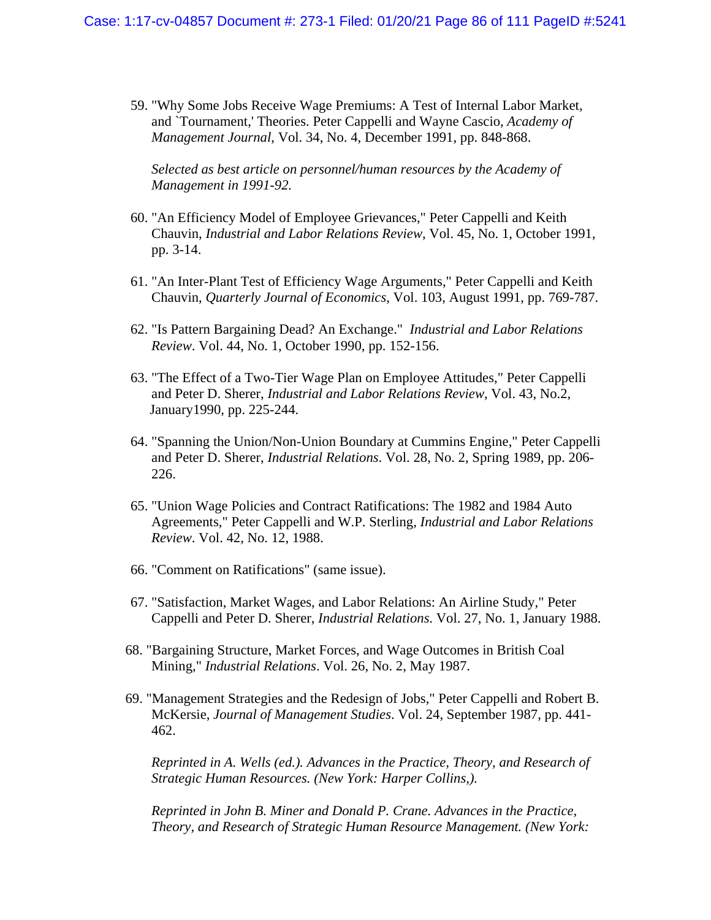59. "Why Some Jobs Receive Wage Premiums: A Test of Internal Labor Market, and `Tournament,' Theories. Peter Cappelli and Wayne Cascio, *Academy of Management Journal*, Vol. 34, No. 4, December 1991, pp. 848-868.

    *Selected as best article on personnel/human resources by the Academy of Management in 1991-92.*

60. "An Efficiency Model of Employee Grievances," Peter Cappelli and Keith Chauvin, *Industrial and Labor Relations Review*, Vol. 45, No. 1, October 1991, pp. 3-14.

61. "An Inter-Plant Test of Efficiency Wage Arguments," Peter Cappelli and Keith Chauvin, *Quarterly Journal of Economics*, Vol. 103, August 1991, pp. 769-787.

62. "Is Pattern Bargaining Dead? An Exchange." *Industrial and Labor Relations Review*. Vol. 44, No. 1, October 1990, pp. 152-156.

63. "The Effect of a Two-Tier Wage Plan on Employee Attitudes," Peter Cappelli and Peter D. Sherer, *Industrial and Labor Relations Review*, Vol. 43, No.2, January1990, pp. 225-244.

64. "Spanning the Union/Non-Union Boundary at Cummins Engine," Peter Cappelli and Peter D. Sherer, *Industrial Relations*. Vol. 28, No. 2, Spring 1989, pp. 206-226.

65. "Union Wage Policies and Contract Ratifications: The 1982 and 1984 Auto Agreements," Peter Cappelli and W.P. Sterling, *Industrial and Labor Relations Review*. Vol. 42, No. 12, 1988.

66. "Comment on Ratifications" (same issue).

67. "Satisfaction, Market Wages, and Labor Relations: An Airline Study," Peter Cappelli and Peter D. Sherer, *Industrial Relations*. Vol. 27, No. 1, January 1988.

68. "Bargaining Structure, Market Forces, and Wage Outcomes in British Coal Mining," *Industrial Relations*. Vol. 26, No. 2, May 1987.

69. "Management Strategies and the Redesign of Jobs," Peter Cappelli and Robert B. McKersie, *Journal of Management Studies*. Vol. 24, September 1987, pp. 441-462.

    *Reprinted in A. Wells (ed.). Advances in the Practice, Theory, and Research of Strategic Human Resources. (New York: Harper Collins,).*

    *Reprinted in John B. Miner and Donald P. Crane. Advances in the Practice, Theory, and Research of Strategic Human Resource Management. (New York:*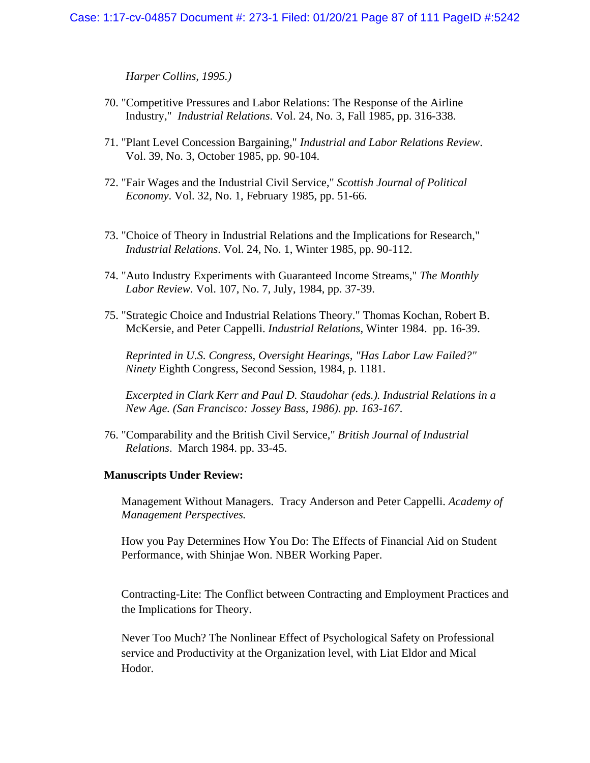*Harper Collins, 1995.)*

70. "Competitive Pressures and Labor Relations: The Response of the Airline Industry," *Industrial Relations*. Vol. 24, No. 3, Fall 1985, pp. 316-338.

71. "Plant Level Concession Bargaining," *Industrial and Labor Relations Review*. Vol. 39, No. 3, October 1985, pp. 90-104.

72. "Fair Wages and the Industrial Civil Service," *Scottish Journal of Political Economy*. Vol. 32, No. 1, February 1985, pp. 51-66.

73. "Choice of Theory in Industrial Relations and the Implications for Research," *Industrial Relations*. Vol. 24, No. 1, Winter 1985, pp. 90-112.

74. "Auto Industry Experiments with Guaranteed Income Streams," *The Monthly Labor Review*. Vol. 107, No. 7, July, 1984, pp. 37-39.

75. "Strategic Choice and Industrial Relations Theory." Thomas Kochan, Robert B. McKersie, and Peter Cappelli. *Industrial Relations*, Winter 1984. pp. 16-39.

    *Reprinted in U.S. Congress, Oversight Hearings, "Has Labor Law Failed?" Ninety* Eighth Congress, Second Session, 1984, p. 1181.

    *Excerpted in Clark Kerr and Paul D. Staudohar (eds.). Industrial Relations in a New Age. (San Francisco: Jossey Bass, 1986). pp. 163-167.*

76. "Comparability and the British Civil Service," *British Journal of Industrial Relations*. March 1984. pp. 33-45.

**Manuscripts Under Review:**

Management Without Managers. Tracy Anderson and Peter Cappelli. *Academy of Management Perspectives.*

How you Pay Determines How You Do: The Effects of Financial Aid on Student Performance, with Shinjae Won. NBER Working Paper.

Contracting-Lite: The Conflict between Contracting and Employment Practices and the Implications for Theory.

Never Too Much? The Nonlinear Effect of Psychological Safety on Professional service and Productivity at the Organization level, with Liat Eldor and Mical Hodor.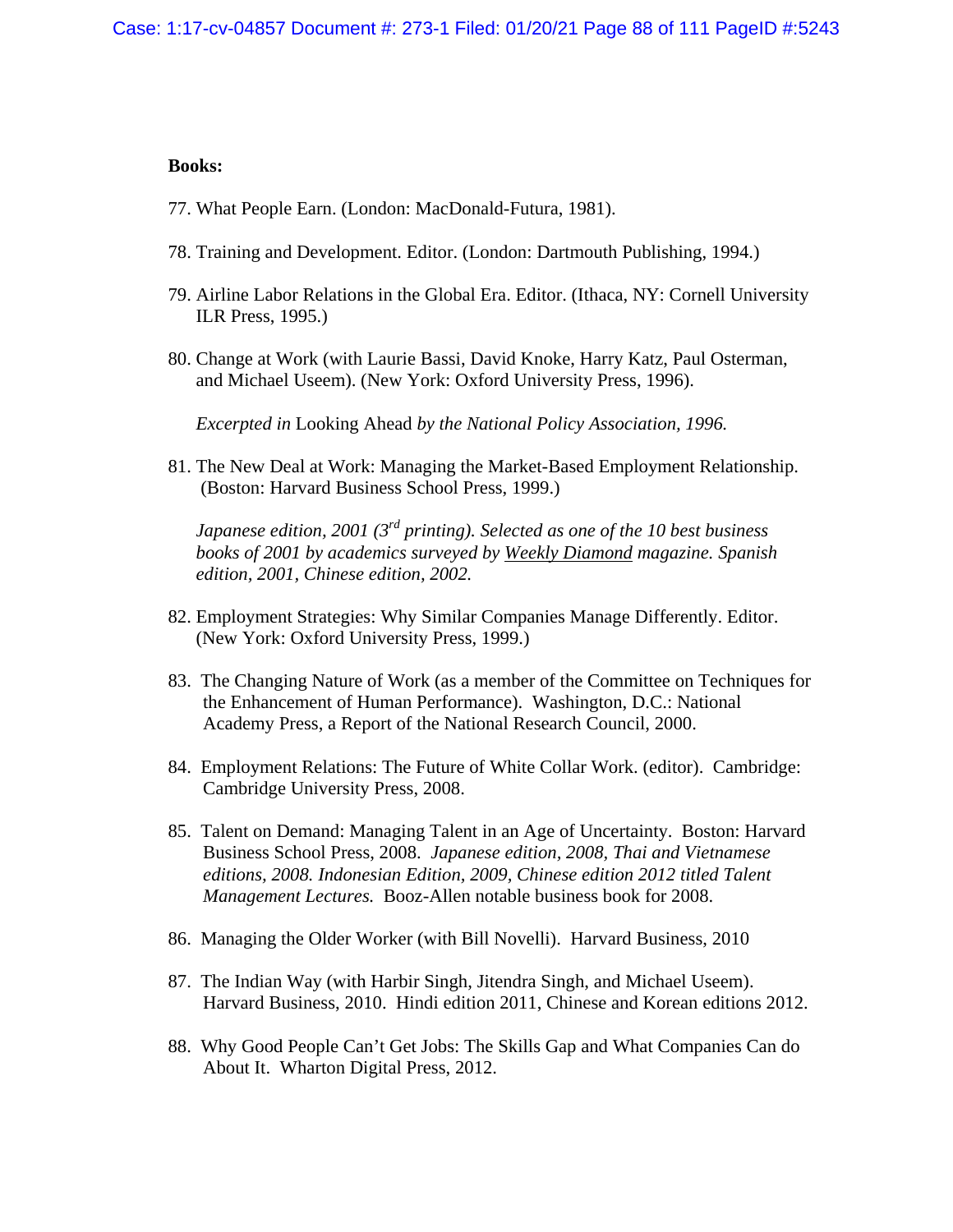**Books:**

77. What People Earn. (London: MacDonald-Futura, 1981).

78. Training and Development. Editor. (London: Dartmouth Publishing, 1994.)

79. Airline Labor Relations in the Global Era. Editor. (Ithaca, NY: Cornell University ILR Press, 1995.)

80. Change at Work (with Laurie Bassi, David Knoke, Harry Katz, Paul Osterman, and Michael Useem). (New York: Oxford University Press, 1996).

    *Excerpted in* Looking Ahead *by the National Policy Association, 1996.*

81. The New Deal at Work: Managing the Market-Based Employment Relationship. (Boston: Harvard Business School Press, 1999.)

    *Japanese edition, 2001 (3rd printing). Selected as one of the 10 best business books of 2001 by academics surveyed by Weekly Diamond magazine. Spanish edition, 2001, Chinese edition, 2002.*

82. Employment Strategies: Why Similar Companies Manage Differently. Editor. (New York: Oxford University Press, 1999.)

83. The Changing Nature of Work (as a member of the Committee on Techniques for the Enhancement of Human Performance). Washington, D.C.: National Academy Press, a Report of the National Research Council, 2000.

84. Employment Relations: The Future of White Collar Work. (editor). Cambridge: Cambridge University Press, 2008.

85. Talent on Demand: Managing Talent in an Age of Uncertainty. Boston: Harvard Business School Press, 2008. *Japanese edition, 2008, Thai and Vietnamese editions, 2008. Indonesian Edition, 2009, Chinese edition 2012 titled Talent Management Lectures.* Booz-Allen notable business book for 2008.

86. Managing the Older Worker (with Bill Novelli). Harvard Business, 2010

87. The Indian Way (with Harbir Singh, Jitendra Singh, and Michael Useem). Harvard Business, 2010. Hindi edition 2011, Chinese and Korean editions 2012.

88. Why Good People Can't Get Jobs: The Skills Gap and What Companies Can do About It. Wharton Digital Press, 2012.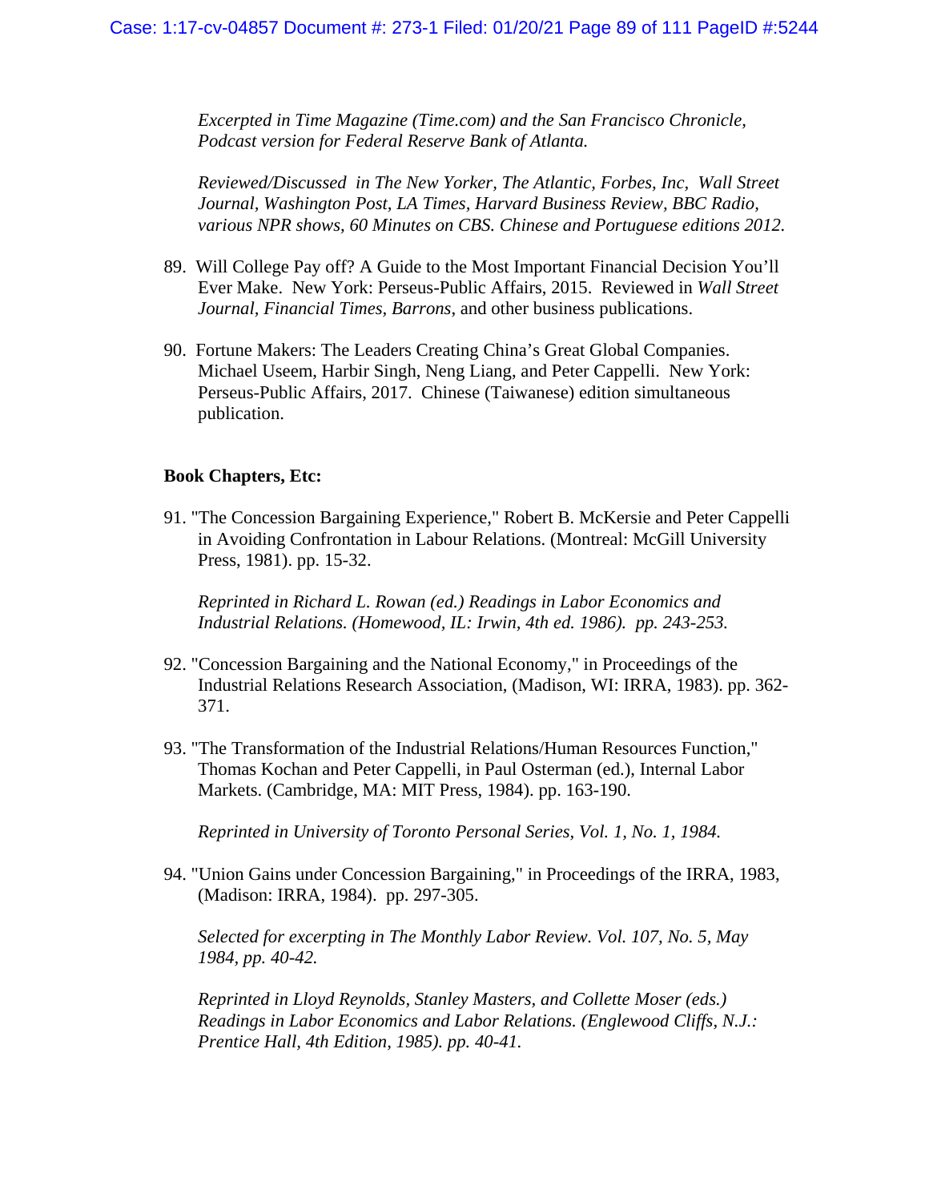*Excerpted in Time Magazine (Time.com) and the San Francisco Chronicle, Podcast version for Federal Reserve Bank of Atlanta.*

*Reviewed/Discussed in The New Yorker, The Atlantic, Forbes, Inc, Wall Street Journal, Washington Post, LA Times, Harvard Business Review, BBC Radio, various NPR shows, 60 Minutes on CBS. Chinese and Portuguese editions 2012.*

89. Will College Pay off? A Guide to the Most Important Financial Decision You'll Ever Make. New York: Perseus-Public Affairs, 2015. Reviewed in *Wall Street Journal, Financial Times, Barrons*, and other business publications.

90. Fortune Makers: The Leaders Creating China's Great Global Companies. Michael Useem, Harbir Singh, Neng Liang, and Peter Cappelli. New York: Perseus-Public Affairs, 2017. Chinese (Taiwanese) edition simultaneous publication.

**Book Chapters, Etc:**

91. "The Concession Bargaining Experience," Robert B. McKersie and Peter Cappelli in Avoiding Confrontation in Labour Relations. (Montreal: McGill University Press, 1981). pp. 15-32.

    *Reprinted in Richard L. Rowan (ed.) Readings in Labor Economics and Industrial Relations. (Homewood, IL: Irwin, 4th ed. 1986). pp. 243-253.*

92. "Concession Bargaining and the National Economy," in Proceedings of the Industrial Relations Research Association, (Madison, WI: IRRA, 1983). pp. 362-371.

93. "The Transformation of the Industrial Relations/Human Resources Function," Thomas Kochan and Peter Cappelli, in Paul Osterman (ed.), Internal Labor Markets. (Cambridge, MA: MIT Press, 1984). pp. 163-190.

    *Reprinted in University of Toronto Personal Series, Vol. 1, No. 1, 1984.*

94. "Union Gains under Concession Bargaining," in Proceedings of the IRRA, 1983, (Madison: IRRA, 1984). pp. 297-305.

    *Selected for excerpting in The Monthly Labor Review. Vol. 107, No. 5, May 1984, pp. 40-42.*

    *Reprinted in Lloyd Reynolds, Stanley Masters, and Collette Moser (eds.) Readings in Labor Economics and Labor Relations. (Englewood Cliffs, N.J.: Prentice Hall, 4th Edition, 1985). pp. 40-41.*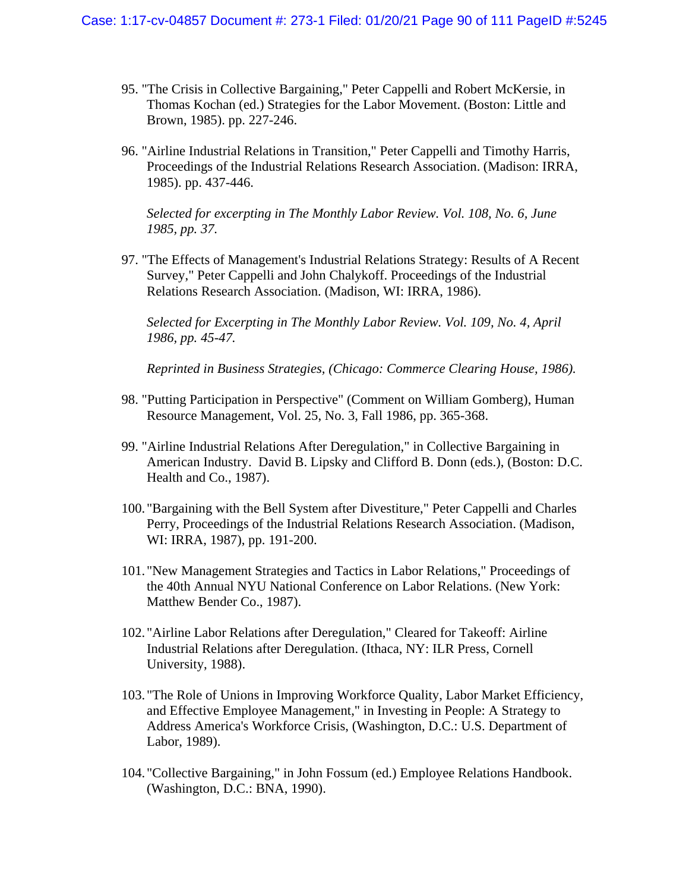95. "The Crisis in Collective Bargaining," Peter Cappelli and Robert McKersie, in Thomas Kochan (ed.) Strategies for the Labor Movement. (Boston: Little and Brown, 1985). pp. 227-246.

96. "Airline Industrial Relations in Transition," Peter Cappelli and Timothy Harris, Proceedings of the Industrial Relations Research Association. (Madison: IRRA, 1985). pp. 437-446.

    *Selected for excerpting in The Monthly Labor Review. Vol. 108, No. 6, June 1985, pp. 37.*

97. "The Effects of Management's Industrial Relations Strategy: Results of A Recent Survey," Peter Cappelli and John Chalykoff. Proceedings of the Industrial Relations Research Association. (Madison, WI: IRRA, 1986).

    *Selected for Excerpting in The Monthly Labor Review. Vol. 109, No. 4, April 1986, pp. 45-47.*

    *Reprinted in Business Strategies, (Chicago: Commerce Clearing House, 1986).*

98. "Putting Participation in Perspective" (Comment on William Gomberg), Human Resource Management, Vol. 25, No. 3, Fall 1986, pp. 365-368.

99. "Airline Industrial Relations After Deregulation," in Collective Bargaining in American Industry. David B. Lipsky and Clifford B. Donn (eds.), (Boston: D.C. Health and Co., 1987).

100. "Bargaining with the Bell System after Divestiture," Peter Cappelli and Charles Perry, Proceedings of the Industrial Relations Research Association. (Madison, WI: IRRA, 1987), pp. 191-200.

101. "New Management Strategies and Tactics in Labor Relations," Proceedings of the 40th Annual NYU National Conference on Labor Relations. (New York: Matthew Bender Co., 1987).

102. "Airline Labor Relations after Deregulation," Cleared for Takeoff: Airline Industrial Relations after Deregulation. (Ithaca, NY: ILR Press, Cornell University, 1988).

103. "The Role of Unions in Improving Workforce Quality, Labor Market Efficiency, and Effective Employee Management," in Investing in People: A Strategy to Address America's Workforce Crisis, (Washington, D.C.: U.S. Department of Labor, 1989).

104. "Collective Bargaining," in John Fossum (ed.) Employee Relations Handbook. (Washington, D.C.: BNA, 1990).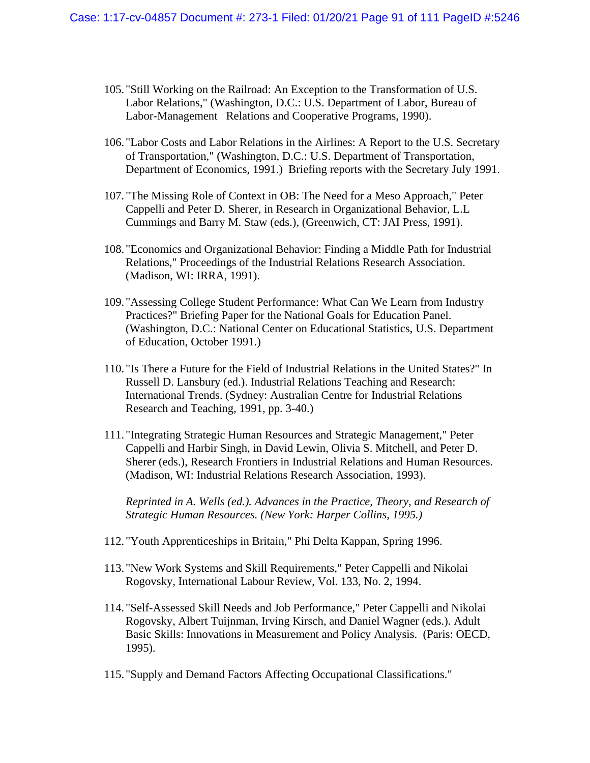105. "Still Working on the Railroad: An Exception to the Transformation of U.S. Labor Relations," (Washington, D.C.: U.S. Department of Labor, Bureau of Labor-Management Relations and Cooperative Programs, 1990).

106. "Labor Costs and Labor Relations in the Airlines: A Report to the U.S. Secretary of Transportation," (Washington, D.C.: U.S. Department of Transportation, Department of Economics, 1991.) Briefing reports with the Secretary July 1991.

107. "The Missing Role of Context in OB: The Need for a Meso Approach," Peter Cappelli and Peter D. Sherer, in Research in Organizational Behavior, L.L Cummings and Barry M. Staw (eds.), (Greenwich, CT: JAI Press, 1991).

108. "Economics and Organizational Behavior: Finding a Middle Path for Industrial Relations," Proceedings of the Industrial Relations Research Association. (Madison, WI: IRRA, 1991).

109. "Assessing College Student Performance: What Can We Learn from Industry Practices?" Briefing Paper for the National Goals for Education Panel. (Washington, D.C.: National Center on Educational Statistics, U.S. Department of Education, October 1991.)

110. "Is There a Future for the Field of Industrial Relations in the United States?" In Russell D. Lansbury (ed.). Industrial Relations Teaching and Research: International Trends. (Sydney: Australian Centre for Industrial Relations Research and Teaching, 1991, pp. 3-40.)

111. "Integrating Strategic Human Resources and Strategic Management," Peter Cappelli and Harbir Singh, in David Lewin, Olivia S. Mitchell, and Peter D. Sherer (eds.), Research Frontiers in Industrial Relations and Human Resources. (Madison, WI: Industrial Relations Research Association, 1993).

    *Reprinted in A. Wells (ed.). Advances in the Practice, Theory, and Research of Strategic Human Resources. (New York: Harper Collins, 1995.)*

112. "Youth Apprenticeships in Britain," Phi Delta Kappan, Spring 1996.

113. "New Work Systems and Skill Requirements," Peter Cappelli and Nikolai Rogovsky, International Labour Review, Vol. 133, No. 2, 1994.

114. "Self-Assessed Skill Needs and Job Performance," Peter Cappelli and Nikolai Rogovsky, Albert Tuijnman, Irving Kirsch, and Daniel Wagner (eds.). Adult Basic Skills: Innovations in Measurement and Policy Analysis. (Paris: OECD, 1995).

115. "Supply and Demand Factors Affecting Occupational Classifications."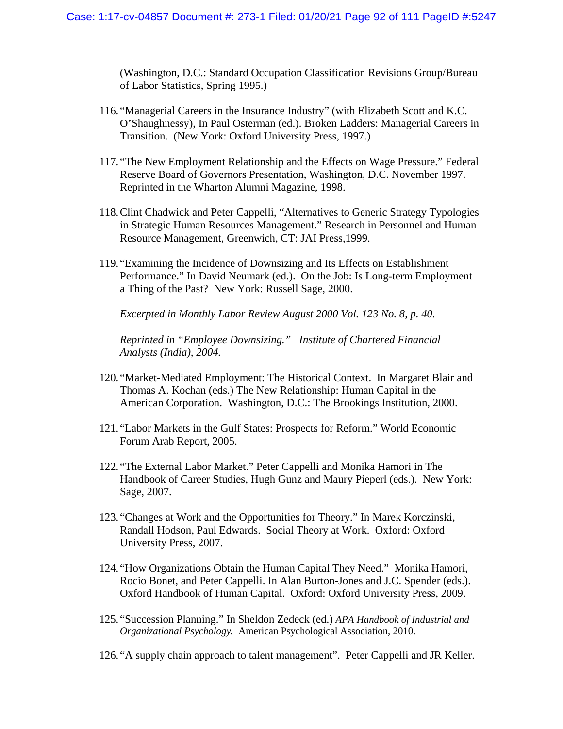(Washington, D.C.: Standard Occupation Classification Revisions Group/Bureau of Labor Statistics, Spring 1995.)

116. "Managerial Careers in the Insurance Industry" (with Elizabeth Scott and K.C. O'Shaughnessy), In Paul Osterman (ed.). Broken Ladders: Managerial Careers in Transition. (New York: Oxford University Press, 1997.)

117. "The New Employment Relationship and the Effects on Wage Pressure." Federal Reserve Board of Governors Presentation, Washington, D.C. November 1997. Reprinted in the Wharton Alumni Magazine, 1998.

118. Clint Chadwick and Peter Cappelli, "Alternatives to Generic Strategy Typologies in Strategic Human Resources Management." Research in Personnel and Human Resource Management, Greenwich, CT: JAI Press,1999.

119. "Examining the Incidence of Downsizing and Its Effects on Establishment Performance." In David Neumark (ed.). On the Job: Is Long-term Employment a Thing of the Past? New York: Russell Sage, 2000.

    *Excerpted in Monthly Labor Review August 2000 Vol. 123 No. 8, p. 40.*

    *Reprinted in "Employee Downsizing." Institute of Chartered Financial Analysts (India), 2004.*

120. "Market-Mediated Employment: The Historical Context. In Margaret Blair and Thomas A. Kochan (eds.) The New Relationship: Human Capital in the American Corporation. Washington, D.C.: The Brookings Institution, 2000.

121. "Labor Markets in the Gulf States: Prospects for Reform." World Economic Forum Arab Report, 2005.

122. "The External Labor Market." Peter Cappelli and Monika Hamori in The Handbook of Career Studies, Hugh Gunz and Maury Pieperl (eds.). New York: Sage, 2007.

123. "Changes at Work and the Opportunities for Theory." In Marek Korczinski, Randall Hodson, Paul Edwards. Social Theory at Work. Oxford: Oxford University Press, 2007.

124. "How Organizations Obtain the Human Capital They Need." Monika Hamori, Rocio Bonet, and Peter Cappelli. In Alan Burton-Jones and J.C. Spender (eds.). Oxford Handbook of Human Capital. Oxford: Oxford University Press, 2009.

125. "Succession Planning." In Sheldon Zedeck (ed.) *APA Handbook of Industrial and Organizational Psychology.* American Psychological Association, 2010.

126. "A supply chain approach to talent management". Peter Cappelli and JR Keller.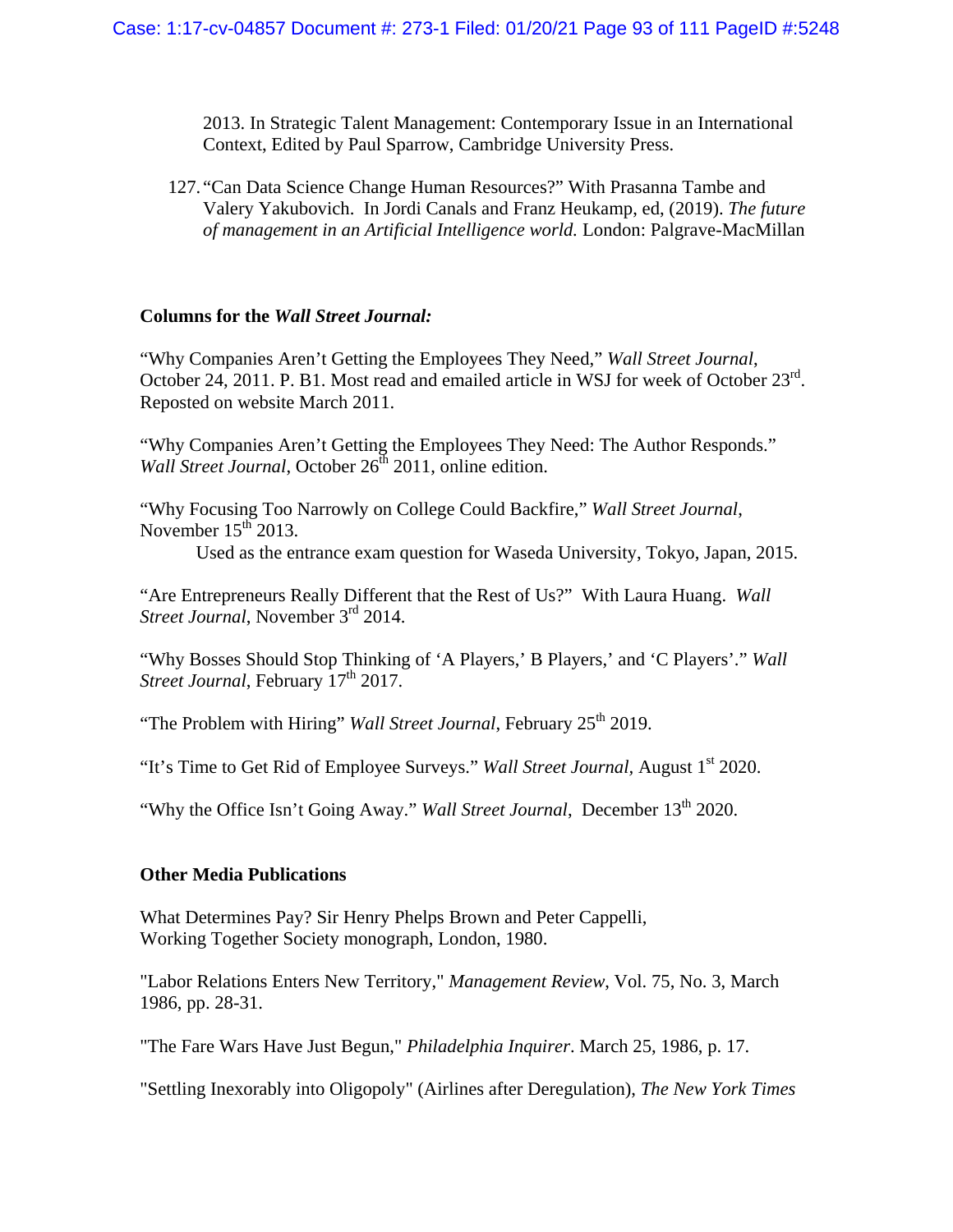2013. In Strategic Talent Management: Contemporary Issue in an International Context, Edited by Paul Sparrow, Cambridge University Press.

127. "Can Data Science Change Human Resources?" With Prasanna Tambe and Valery Yakubovich. In Jordi Canals and Franz Heukamp, ed, (2019). *The future of management in an Artificial Intelligence world.* London: Palgrave-MacMillan

**Columns for the *Wall Street Journal:***

"Why Companies Aren't Getting the Employees They Need," *Wall Street Journal*, October 24, 2011. P. B1. Most read and emailed article in WSJ for week of October 23rd. Reposted on website March 2011.

"Why Companies Aren't Getting the Employees They Need: The Author Responds." *Wall Street Journal*, October 26th 2011, online edition.

"Why Focusing Too Narrowly on College Could Backfire," *Wall Street Journal*, November 15th 2013.

Used as the entrance exam question for Waseda University, Tokyo, Japan, 2015.

"Are Entrepreneurs Really Different that the Rest of Us?" With Laura Huang. *Wall Street Journal*, November 3rd 2014.

"Why Bosses Should Stop Thinking of 'A Players,' B Players,' and 'C Players'." *Wall Street Journal*, February 17th 2017.

"The Problem with Hiring" *Wall Street Journal*, February 25th 2019.

"It's Time to Get Rid of Employee Surveys." *Wall Street Journal*, August 1st 2020.

"Why the Office Isn't Going Away." *Wall Street Journal*, December 13th 2020.

**Other Media Publications**

What Determines Pay? Sir Henry Phelps Brown and Peter Cappelli, Working Together Society monograph, London, 1980.

"Labor Relations Enters New Territory," *Management Review*, Vol. 75, No. 3, March 1986, pp. 28-31.

"The Fare Wars Have Just Begun," *Philadelphia Inquirer*. March 25, 1986, p. 17.

"Settling Inexorably into Oligopoly" (Airlines after Deregulation), *The New York Times*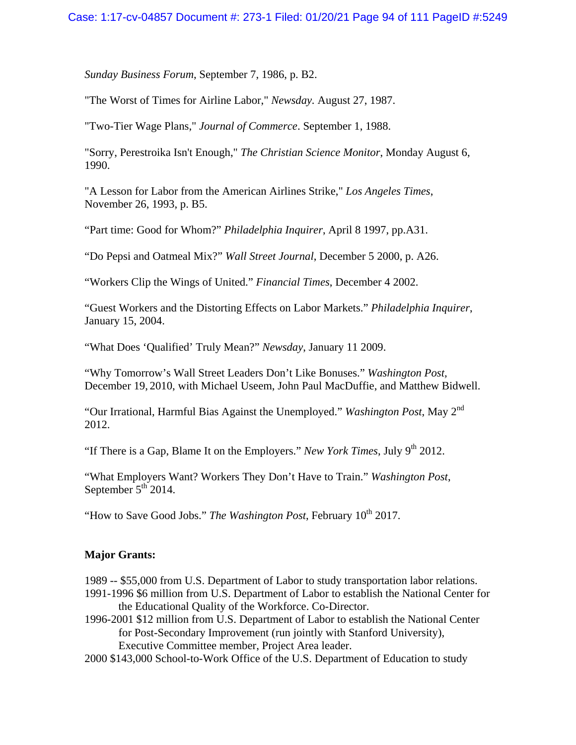*Sunday Business Forum*, September 7, 1986, p. B2.

"The Worst of Times for Airline Labor," *Newsday.* August 27, 1987.

"Two-Tier Wage Plans," *Journal of Commerce*. September 1, 1988.

"Sorry, Perestroika Isn't Enough," *The Christian Science Monitor*, Monday August 6, 1990.

"A Lesson for Labor from the American Airlines Strike," *Los Angeles Times*, November 26, 1993, p. B5.

"Part time: Good for Whom?" *Philadelphia Inquirer*, April 8 1997, pp.A31.

"Do Pepsi and Oatmeal Mix?" *Wall Street Journal*, December 5 2000, p. A26.

"Workers Clip the Wings of United." *Financial Times*, December 4 2002.

"Guest Workers and the Distorting Effects on Labor Markets." *Philadelphia Inquirer*, January 15, 2004.

"What Does 'Qualified' Truly Mean?" *Newsday*, January 11 2009.

"Why Tomorrow's Wall Street Leaders Don't Like Bonuses." *Washington Post*, December 19, 2010, with Michael Useem, John Paul MacDuffie, and Matthew Bidwell.

"Our Irrational, Harmful Bias Against the Unemployed." *Washington Post*, May 2nd 2012.

"If There is a Gap, Blame It on the Employers." *New York Times*, July 9th 2012.

"What Employers Want? Workers They Don't Have to Train." *Washington Post*, September 5th 2014.

"How to Save Good Jobs." *The Washington Post*, February 10th 2017.

**Major Grants:**

1989 -- $55,000 from U.S. Department of Labor to study transportation labor relations.

1991-1996 $6 million from U.S. Department of Labor to establish the National Center for the Educational Quality of the Workforce. Co-Director.

1996-2001 $12 million from U.S. Department of Labor to establish the National Center for Post-Secondary Improvement (run jointly with Stanford University), Executive Committee member, Project Area leader.

2000 $143,000 School-to-Work Office of the U.S. Department of Education to study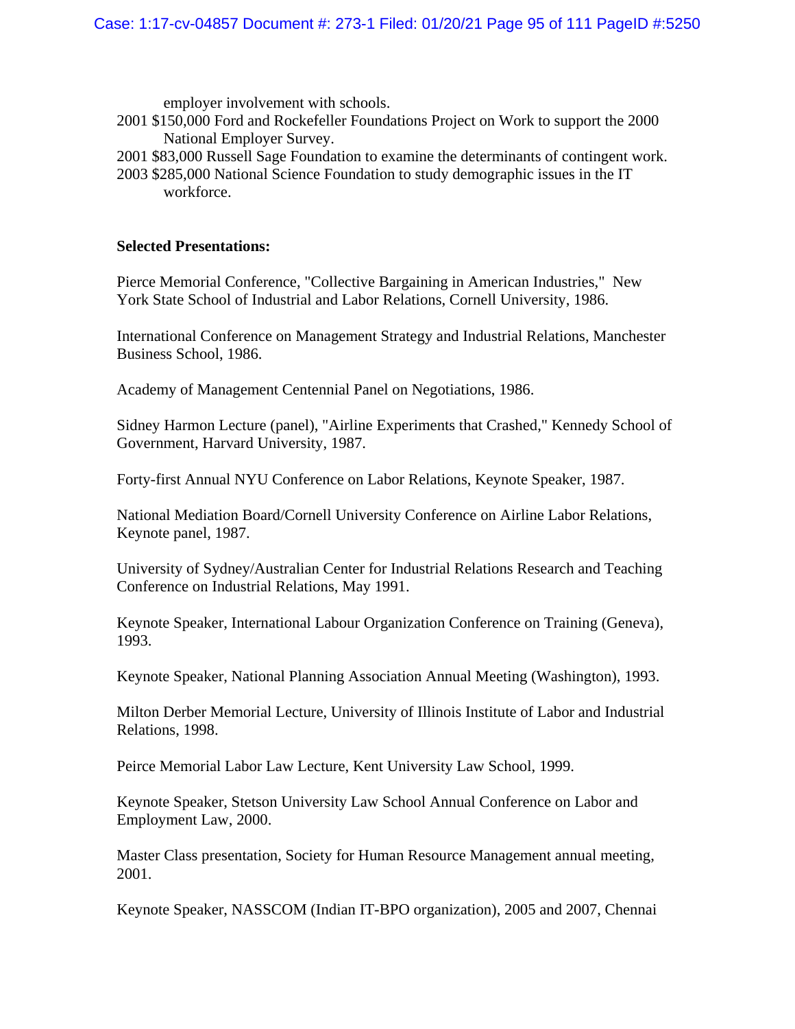employer involvement with schools.

2001 $150,000 Ford and Rockefeller Foundations Project on Work to support the 2000 National Employer Survey.

2001 $83,000 Russell Sage Foundation to examine the determinants of contingent work.

2003 $285,000 National Science Foundation to study demographic issues in the IT workforce.

**Selected Presentations:**

Pierce Memorial Conference, "Collective Bargaining in American Industries," New York State School of Industrial and Labor Relations, Cornell University, 1986.

International Conference on Management Strategy and Industrial Relations, Manchester Business School, 1986.

Academy of Management Centennial Panel on Negotiations, 1986.

Sidney Harmon Lecture (panel), "Airline Experiments that Crashed," Kennedy School of Government, Harvard University, 1987.

Forty-first Annual NYU Conference on Labor Relations, Keynote Speaker, 1987.

National Mediation Board/Cornell University Conference on Airline Labor Relations, Keynote panel, 1987.

University of Sydney/Australian Center for Industrial Relations Research and Teaching Conference on Industrial Relations, May 1991.

Keynote Speaker, International Labour Organization Conference on Training (Geneva), 1993.

Keynote Speaker, National Planning Association Annual Meeting (Washington), 1993.

Milton Derber Memorial Lecture, University of Illinois Institute of Labor and Industrial Relations, 1998.

Peirce Memorial Labor Law Lecture, Kent University Law School, 1999.

Keynote Speaker, Stetson University Law School Annual Conference on Labor and Employment Law, 2000.

Master Class presentation, Society for Human Resource Management annual meeting, 2001.

Keynote Speaker, NASSCOM (Indian IT-BPO organization), 2005 and 2007, Chennai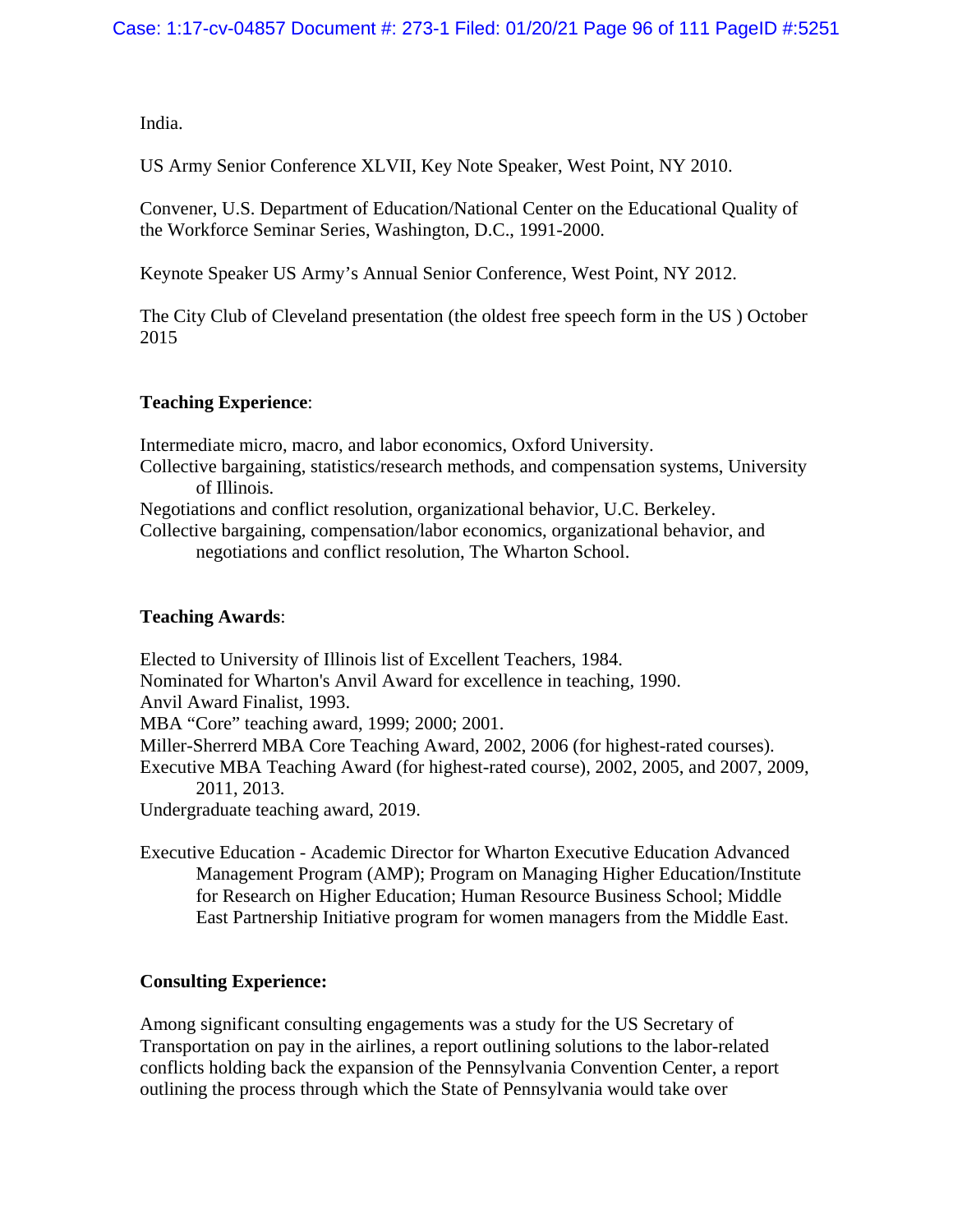India.

US Army Senior Conference XLVII, Key Note Speaker, West Point, NY 2010.

Convener, U.S. Department of Education/National Center on the Educational Quality of the Workforce Seminar Series, Washington, D.C., 1991-2000.

Keynote Speaker US Army's Annual Senior Conference, West Point, NY 2012.

The City Club of Cleveland presentation (the oldest free speech form in the US ) October 2015

**Teaching Experience**:

Intermediate micro, macro, and labor economics, Oxford University.
Collective bargaining, statistics/research methods, and compensation systems, University of Illinois.
Negotiations and conflict resolution, organizational behavior, U.C. Berkeley.
Collective bargaining, compensation/labor economics, organizational behavior, and negotiations and conflict resolution, The Wharton School.

**Teaching Awards**:

Elected to University of Illinois list of Excellent Teachers, 1984.
Nominated for Wharton's Anvil Award for excellence in teaching, 1990.
Anvil Award Finalist, 1993.
MBA "Core" teaching award, 1999; 2000; 2001.
Miller-Sherrerd MBA Core Teaching Award, 2002, 2006 (for highest-rated courses).
Executive MBA Teaching Award (for highest-rated course), 2002, 2005, and 2007, 2009, 2011, 2013.
Undergraduate teaching award, 2019.

Executive Education - Academic Director for Wharton Executive Education Advanced Management Program (AMP); Program on Managing Higher Education/Institute for Research on Higher Education; Human Resource Business School; Middle East Partnership Initiative program for women managers from the Middle East.

**Consulting Experience:**

Among significant consulting engagements was a study for the US Secretary of Transportation on pay in the airlines, a report outlining solutions to the labor-related conflicts holding back the expansion of the Pennsylvania Convention Center, a report outlining the process through which the State of Pennsylvania would take over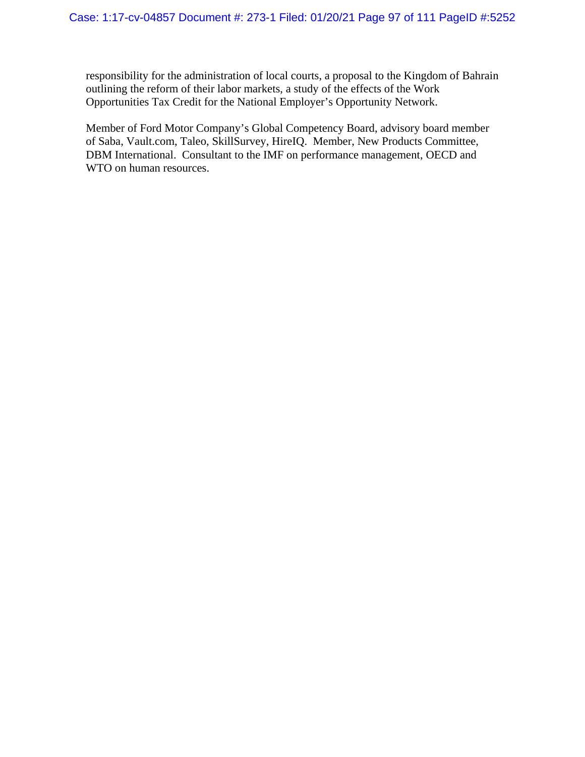responsibility for the administration of local courts, a proposal to the Kingdom of Bahrain outlining the reform of their labor markets, a study of the effects of the Work Opportunities Tax Credit for the National Employer's Opportunity Network.

Member of Ford Motor Company's Global Competency Board, advisory board member of Saba, Vault.com, Taleo, SkillSurvey, HireIQ. Member, New Products Committee, DBM International. Consultant to the IMF on performance management, OECD and WTO on human resources.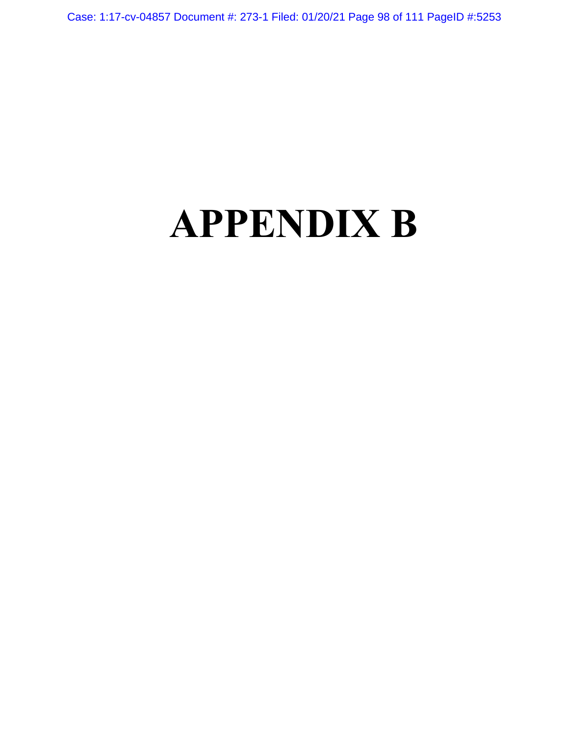# APPENDIX B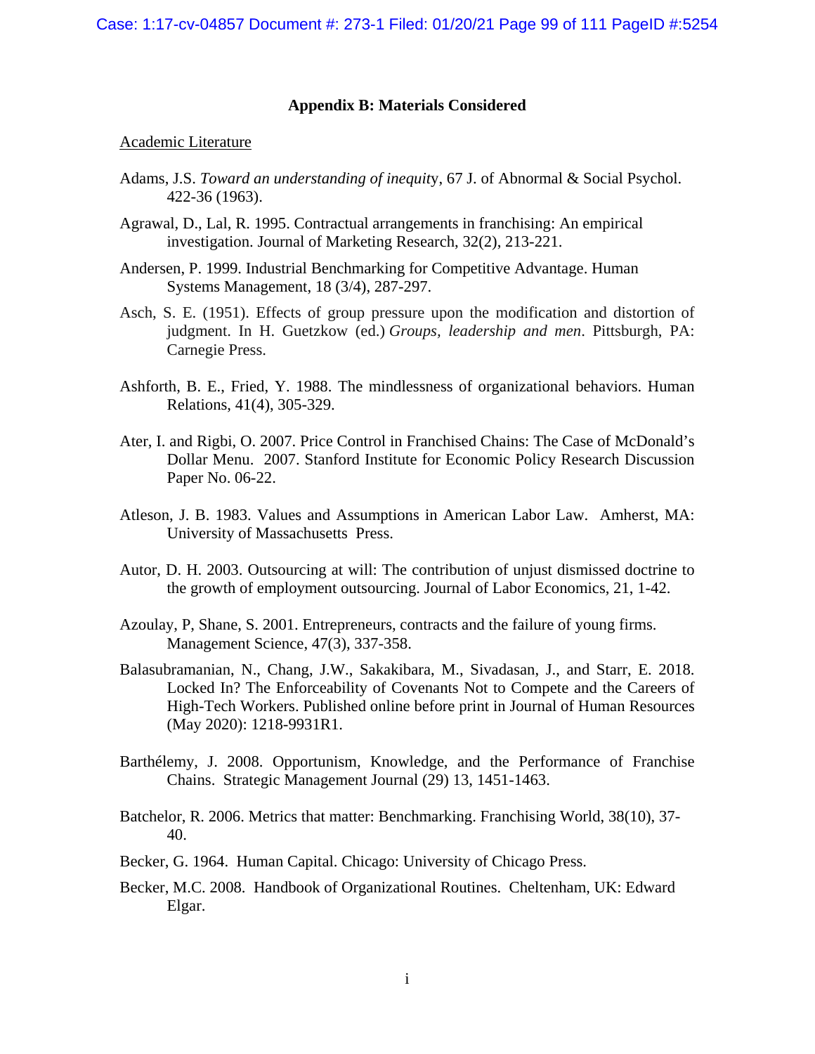**Appendix B: Materials Considered**

Academic Literature

Adams, J.S. *Toward an understanding of inequity*, 67 J. of Abnormal & Social Psychol. 422-36 (1963).

Agrawal, D., Lal, R. 1995. Contractual arrangements in franchising: An empirical investigation. Journal of Marketing Research, 32(2), 213-221.

Andersen, P. 1999. Industrial Benchmarking for Competitive Advantage. Human Systems Management, 18 (3/4), 287-297.

Asch, S. E. (1951). Effects of group pressure upon the modification and distortion of judgment. In H. Guetzkow (ed.) *Groups, leadership and men*. Pittsburgh, PA: Carnegie Press.

Ashforth, B. E., Fried, Y. 1988. The mindlessness of organizational behaviors. Human Relations, 41(4), 305-329.

Ater, I. and Rigbi, O. 2007. Price Control in Franchised Chains: The Case of McDonald's Dollar Menu. 2007. Stanford Institute for Economic Policy Research Discussion Paper No. 06-22.

Atleson, J. B. 1983. Values and Assumptions in American Labor Law. Amherst, MA: University of Massachusetts Press.

Autor, D. H. 2003. Outsourcing at will: The contribution of unjust dismissed doctrine to the growth of employment outsourcing. Journal of Labor Economics, 21, 1-42.

Azoulay, P, Shane, S. 2001. Entrepreneurs, contracts and the failure of young firms. Management Science, 47(3), 337-358.

Balasubramanian, N., Chang, J.W., Sakakibara, M., Sivadasan, J., and Starr, E. 2018. Locked In? The Enforceability of Covenants Not to Compete and the Careers of High-Tech Workers. Published online before print in Journal of Human Resources (May 2020): 1218-9931R1.

Barthélemy, J. 2008. Opportunism, Knowledge, and the Performance of Franchise Chains. Strategic Management Journal (29) 13, 1451-1463.

Batchelor, R. 2006. Metrics that matter: Benchmarking. Franchising World, 38(10), 37-40.

Becker, G. 1964. Human Capital. Chicago: University of Chicago Press.

Becker, M.C. 2008. Handbook of Organizational Routines. Cheltenham, UK: Edward Elgar.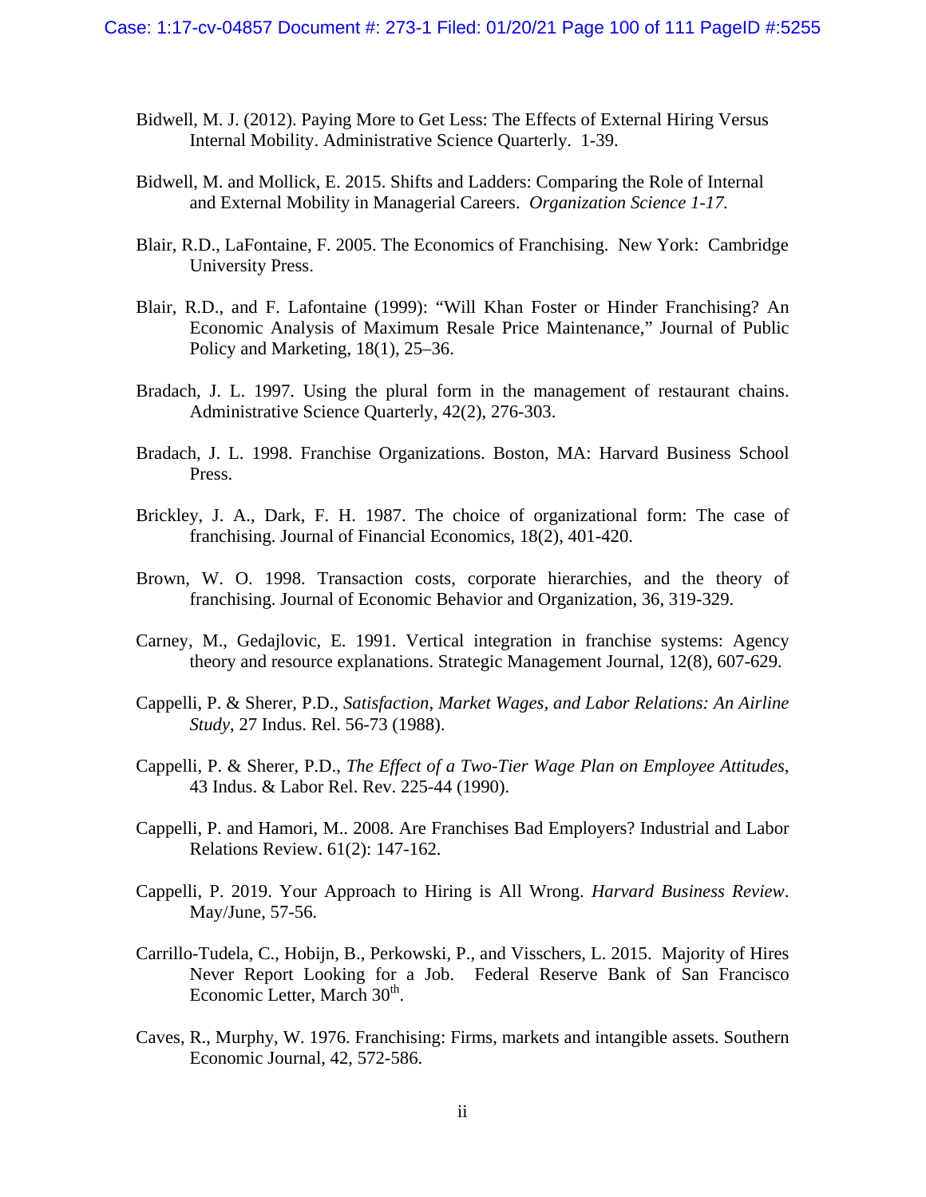Bidwell, M. J. (2012). Paying More to Get Less: The Effects of External Hiring Versus Internal Mobility. Administrative Science Quarterly. 1-39.

Bidwell, M. and Mollick, E. 2015. Shifts and Ladders: Comparing the Role of Internal and External Mobility in Managerial Careers. *Organization Science 1-17.*

Blair, R.D., LaFontaine, F. 2005. The Economics of Franchising. New York: Cambridge University Press.

Blair, R.D., and F. Lafontaine (1999): "Will Khan Foster or Hinder Franchising? An Economic Analysis of Maximum Resale Price Maintenance," Journal of Public Policy and Marketing, 18(1), 25–36.

Bradach, J. L. 1997. Using the plural form in the management of restaurant chains. Administrative Science Quarterly, 42(2), 276-303.

Bradach, J. L. 1998. Franchise Organizations. Boston, MA: Harvard Business School Press.

Brickley, J. A., Dark, F. H. 1987. The choice of organizational form: The case of franchising. Journal of Financial Economics, 18(2), 401-420.

Brown, W. O. 1998. Transaction costs, corporate hierarchies, and the theory of franchising. Journal of Economic Behavior and Organization, 36, 319-329.

Carney, M., Gedajlovic, E. 1991. Vertical integration in franchise systems: Agency theory and resource explanations. Strategic Management Journal, 12(8), 607-629.

Cappelli, P. & Sherer, P.D., *Satisfaction, Market Wages, and Labor Relations: An Airline Study*, 27 Indus. Rel. 56-73 (1988).

Cappelli, P. & Sherer, P.D., *The Effect of a Two-Tier Wage Plan on Employee Attitudes*, 43 Indus. & Labor Rel. Rev. 225-44 (1990).

Cappelli, P. and Hamori, M.. 2008. Are Franchises Bad Employers? Industrial and Labor Relations Review. 61(2): 147-162.

Cappelli, P. 2019. Your Approach to Hiring is All Wrong. *Harvard Business Review*. May/June, 57-56.

Carrillo-Tudela, C., Hobijn, B., Perkowski, P., and Visschers, L. 2015. Majority of Hires Never Report Looking for a Job. Federal Reserve Bank of San Francisco Economic Letter, March 30th.

Caves, R., Murphy, W. 1976. Franchising: Firms, markets and intangible assets. Southern Economic Journal, 42, 572-586.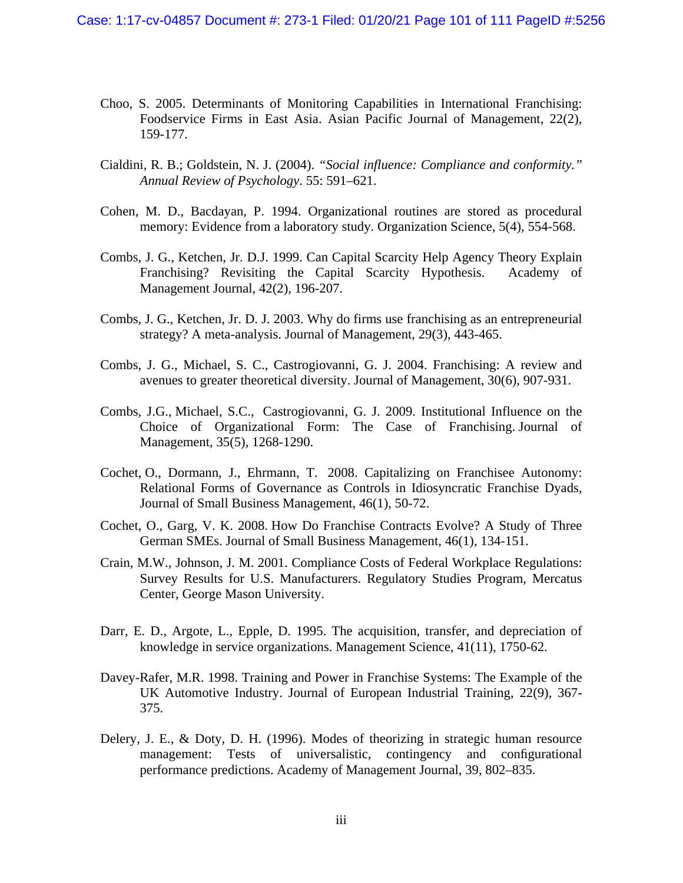Choo, S. 2005. Determinants of Monitoring Capabilities in International Franchising: Foodservice Firms in East Asia. Asian Pacific Journal of Management, 22(2), 159-177.

Cialdini, R. B.; Goldstein, N. J. (2004). *"Social influence: Compliance and conformity." Annual Review of Psychology*. 55: 591–621.

Cohen, M. D., Bacdayan, P. 1994. Organizational routines are stored as procedural memory: Evidence from a laboratory study. Organization Science, 5(4), 554-568.

Combs, J. G., Ketchen, Jr. D.J. 1999. Can Capital Scarcity Help Agency Theory Explain Franchising? Revisiting the Capital Scarcity Hypothesis. Academy of Management Journal, 42(2), 196-207.

Combs, J. G., Ketchen, Jr. D. J. 2003. Why do firms use franchising as an entrepreneurial strategy? A meta-analysis. Journal of Management, 29(3), 443-465.

Combs, J. G., Michael, S. C., Castrogiovanni, G. J. 2004. Franchising: A review and avenues to greater theoretical diversity. Journal of Management, 30(6), 907-931.

Combs, J.G., Michael, S.C., Castrogiovanni, G. J. 2009. Institutional Influence on the Choice of Organizational Form: The Case of Franchising. Journal of Management, 35(5), 1268-1290.

Cochet, O., Dormann, J., Ehrmann, T. 2008. Capitalizing on Franchisee Autonomy: Relational Forms of Governance as Controls in Idiosyncratic Franchise Dyads, Journal of Small Business Management, 46(1), 50-72.

Cochet, O., Garg, V. K. 2008. How Do Franchise Contracts Evolve? A Study of Three German SMEs. Journal of Small Business Management, 46(1), 134-151.

Crain, M.W., Johnson, J. M. 2001. Compliance Costs of Federal Workplace Regulations: Survey Results for U.S. Manufacturers. Regulatory Studies Program, Mercatus Center, George Mason University.

Darr, E. D., Argote, L., Epple, D. 1995. The acquisition, transfer, and depreciation of knowledge in service organizations. Management Science, 41(11), 1750-62.

Davey-Rafer, M.R. 1998. Training and Power in Franchise Systems: The Example of the UK Automotive Industry. Journal of European Industrial Training, 22(9), 367-375.

Delery, J. E., & Doty, D. H. (1996). Modes of theorizing in strategic human resource management: Tests of universalistic, contingency and configurational performance predictions. Academy of Management Journal, 39, 802–835.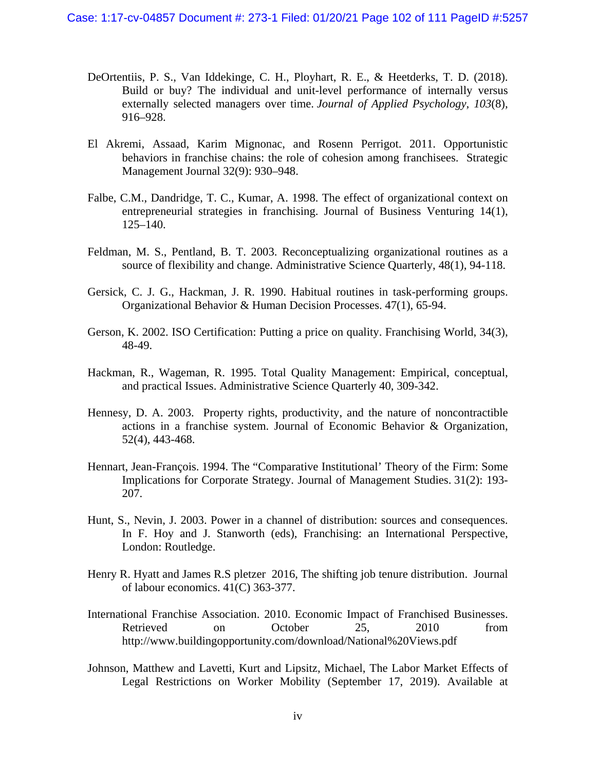DeOrtentiis, P. S., Van Iddekinge, C. H., Ployhart, R. E., & Heetderks, T. D. (2018). Build or buy? The individual and unit-level performance of internally versus externally selected managers over time. *Journal of Applied Psychology*, *103*(8), 916–928.

El Akremi, Assaad, Karim Mignonac, and Rosenn Perrigot. 2011. Opportunistic behaviors in franchise chains: the role of cohesion among franchisees. Strategic Management Journal 32(9): 930–948.

Falbe, C.M., Dandridge, T. C., Kumar, A. 1998. The effect of organizational context on entrepreneurial strategies in franchising. Journal of Business Venturing 14(1), 125–140.

Feldman, M. S., Pentland, B. T. 2003. Reconceptualizing organizational routines as a source of flexibility and change. Administrative Science Quarterly, 48(1), 94-118.

Gersick, C. J. G., Hackman, J. R. 1990. Habitual routines in task-performing groups. Organizational Behavior & Human Decision Processes. 47(1), 65-94.

Gerson, K. 2002. ISO Certification: Putting a price on quality. Franchising World, 34(3), 48-49.

Hackman, R., Wageman, R. 1995. Total Quality Management: Empirical, conceptual, and practical Issues. Administrative Science Quarterly 40, 309-342.

Hennesy, D. A. 2003. Property rights, productivity, and the nature of noncontractible actions in a franchise system. Journal of Economic Behavior & Organization, 52(4), 443-468.

Hennart, Jean-François. 1994. The "Comparative Institutional' Theory of the Firm: Some Implications for Corporate Strategy. Journal of Management Studies. 31(2): 193-207.

Hunt, S., Nevin, J. 2003. Power in a channel of distribution: sources and consequences. In F. Hoy and J. Stanworth (eds), Franchising: an International Perspective, London: Routledge.

Henry R. Hyatt and James R.S pletzer 2016, The shifting job tenure distribution. Journal of labour economics. 41(C) 363-377.

International Franchise Association. 2010. Economic Impact of Franchised Businesses. Retrieved on October 25, 2010 from http://www.buildingopportunity.com/download/National%20Views.pdf

Johnson, Matthew and Lavetti, Kurt and Lipsitz, Michael, The Labor Market Effects of Legal Restrictions on Worker Mobility (September 17, 2019). Available at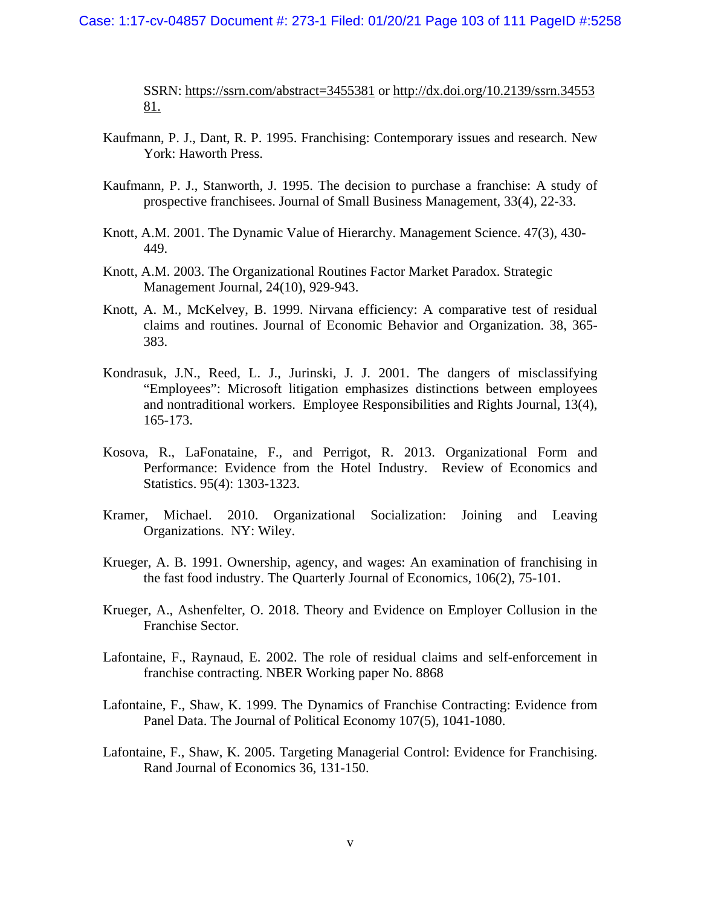SSRN: https://ssrn.com/abstract=3455381 or http://dx.doi.org/10.2139/ssrn.3455381.

Kaufmann, P. J., Dant, R. P. 1995. Franchising: Contemporary issues and research. New York: Haworth Press.

Kaufmann, P. J., Stanworth, J. 1995. The decision to purchase a franchise: A study of prospective franchisees. Journal of Small Business Management, 33(4), 22-33.

Knott, A.M. 2001. The Dynamic Value of Hierarchy. Management Science. 47(3), 430-449.

Knott, A.M. 2003. The Organizational Routines Factor Market Paradox. Strategic Management Journal, 24(10), 929-943.

Knott, A. M., McKelvey, B. 1999. Nirvana efficiency: A comparative test of residual claims and routines. Journal of Economic Behavior and Organization. 38, 365-383.

Kondrasuk, J.N., Reed, L. J., Jurinski, J. J. 2001. The dangers of misclassifying "Employees": Microsoft litigation emphasizes distinctions between employees and nontraditional workers. Employee Responsibilities and Rights Journal, 13(4), 165-173.

Kosova, R., LaFonataine, F., and Perrigot, R. 2013. Organizational Form and Performance: Evidence from the Hotel Industry. Review of Economics and Statistics. 95(4): 1303-1323.

Kramer, Michael. 2010. Organizational Socialization: Joining and Leaving Organizations. NY: Wiley.

Krueger, A. B. 1991. Ownership, agency, and wages: An examination of franchising in the fast food industry. The Quarterly Journal of Economics, 106(2), 75-101.

Krueger, A., Ashenfelter, O. 2018. Theory and Evidence on Employer Collusion in the Franchise Sector.

Lafontaine, F., Raynaud, E. 2002. The role of residual claims and self-enforcement in franchise contracting. NBER Working paper No. 8868

Lafontaine, F., Shaw, K. 1999. The Dynamics of Franchise Contracting: Evidence from Panel Data. The Journal of Political Economy 107(5), 1041-1080.

Lafontaine, F., Shaw, K. 2005. Targeting Managerial Control: Evidence for Franchising. Rand Journal of Economics 36, 131-150.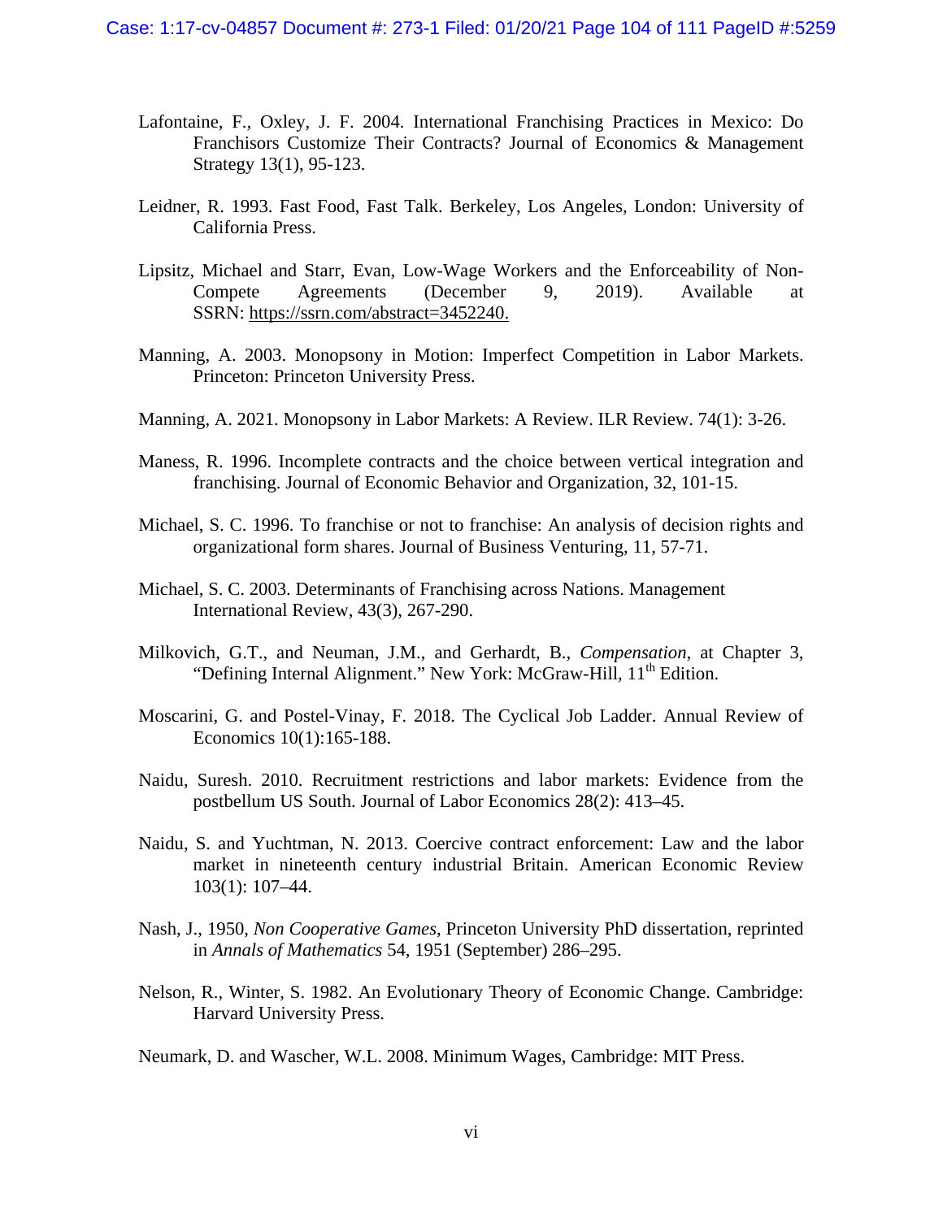Lafontaine, F., Oxley, J. F. 2004. International Franchising Practices in Mexico: Do Franchisors Customize Their Contracts? Journal of Economics & Management Strategy 13(1), 95-123.

Leidner, R. 1993. Fast Food, Fast Talk. Berkeley, Los Angeles, London: University of California Press.

Lipsitz, Michael and Starr, Evan, Low-Wage Workers and the Enforceability of Non-Compete Agreements (December 9, 2019). Available at SSRN: https://ssrn.com/abstract=3452240.

Manning, A. 2003. Monopsony in Motion: Imperfect Competition in Labor Markets. Princeton: Princeton University Press.

Manning, A. 2021. Monopsony in Labor Markets: A Review. ILR Review. 74(1): 3-26.

Maness, R. 1996. Incomplete contracts and the choice between vertical integration and franchising. Journal of Economic Behavior and Organization, 32, 101-15.

Michael, S. C. 1996. To franchise or not to franchise: An analysis of decision rights and organizational form shares. Journal of Business Venturing, 11, 57-71.

Michael, S. C. 2003. Determinants of Franchising across Nations. Management International Review, 43(3), 267-290.

Milkovich, G.T., and Neuman, J.M., and Gerhardt, B., *Compensation*, at Chapter 3, "Defining Internal Alignment." New York: McGraw-Hill, 11th Edition.

Moscarini, G. and Postel-Vinay, F. 2018. The Cyclical Job Ladder. Annual Review of Economics 10(1):165-188.

Naidu, Suresh. 2010. Recruitment restrictions and labor markets: Evidence from the postbellum US South. Journal of Labor Economics 28(2): 413–45.

Naidu, S. and Yuchtman, N. 2013. Coercive contract enforcement: Law and the labor market in nineteenth century industrial Britain. American Economic Review 103(1): 107–44.

Nash, J., 1950, *Non Cooperative Games*, Princeton University PhD dissertation, reprinted in *Annals of Mathematics* 54, 1951 (September) 286–295.

Nelson, R., Winter, S. 1982. An Evolutionary Theory of Economic Change. Cambridge: Harvard University Press.

Neumark, D. and Wascher, W.L. 2008. Minimum Wages, Cambridge: MIT Press.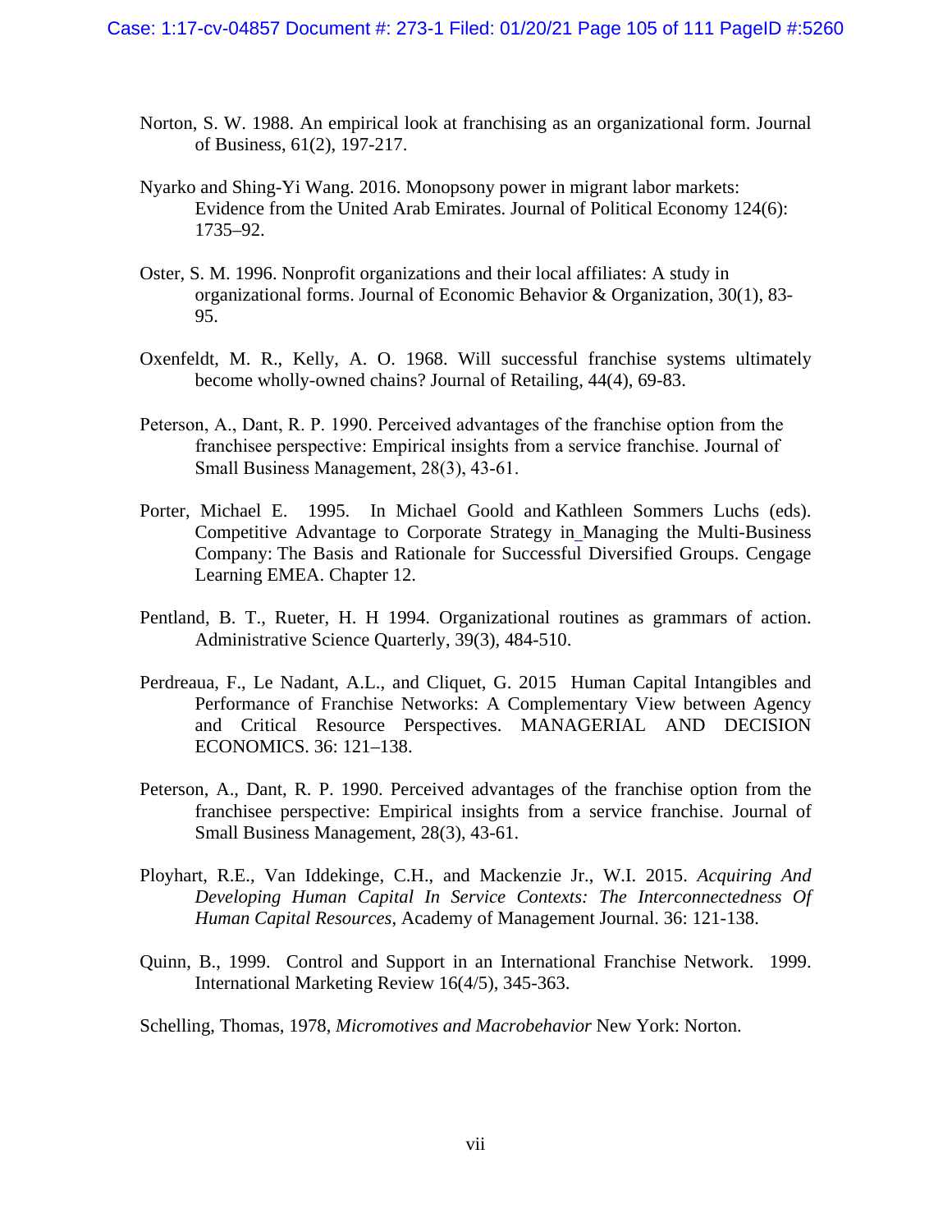Norton, S. W. 1988. An empirical look at franchising as an organizational form. Journal of Business, 61(2), 197-217.

Nyarko and Shing-Yi Wang. 2016. Monopsony power in migrant labor markets: Evidence from the United Arab Emirates. Journal of Political Economy 124(6): 1735–92.

Oster, S. M. 1996. Nonprofit organizations and their local affiliates: A study in organizational forms. Journal of Economic Behavior & Organization, 30(1), 83-95.

Oxenfeldt, M. R., Kelly, A. O. 1968. Will successful franchise systems ultimately become wholly-owned chains? Journal of Retailing, 44(4), 69-83.

Peterson, A., Dant, R. P. 1990. Perceived advantages of the franchise option from the franchisee perspective: Empirical insights from a service franchise. Journal of Small Business Management, 28(3), 43-61.

Porter, Michael E. 1995. In Michael Goold and Kathleen Sommers Luchs (eds). Competitive Advantage to Corporate Strategy in Managing the Multi-Business Company: The Basis and Rationale for Successful Diversified Groups. Cengage Learning EMEA. Chapter 12.

Pentland, B. T., Rueter, H. H 1994. Organizational routines as grammars of action. Administrative Science Quarterly, 39(3), 484-510.

Perdreaua, F., Le Nadant, A.L., and Cliquet, G. 2015 Human Capital Intangibles and Performance of Franchise Networks: A Complementary View between Agency and Critical Resource Perspectives. MANAGERIAL AND DECISION ECONOMICS. 36: 121–138.

Peterson, A., Dant, R. P. 1990. Perceived advantages of the franchise option from the franchisee perspective: Empirical insights from a service franchise. Journal of Small Business Management, 28(3), 43-61.

Ployhart, R.E., Van Iddekinge, C.H., and Mackenzie Jr., W.I. 2015. *Acquiring And Developing Human Capital In Service Contexts: The Interconnectedness Of Human Capital Resources*, Academy of Management Journal. 36: 121-138.

Quinn, B., 1999. Control and Support in an International Franchise Network. 1999. International Marketing Review 16(4/5), 345-363.

Schelling, Thomas, 1978, *Micromotives and Macrobehavior* New York: Norton.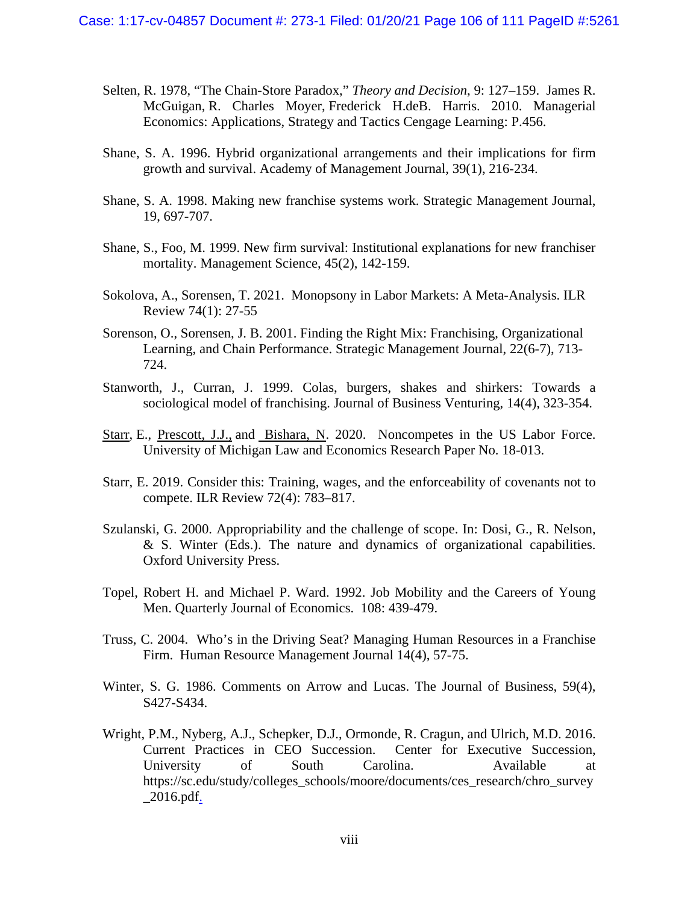Selten, R. 1978, "The Chain-Store Paradox," *Theory and Decision*, 9: 127–159. James R. McGuigan, R. Charles Moyer, Frederick H.deB. Harris. 2010. Managerial Economics: Applications, Strategy and Tactics Cengage Learning: P.456.

Shane, S. A. 1996. Hybrid organizational arrangements and their implications for firm growth and survival. Academy of Management Journal, 39(1), 216-234.

Shane, S. A. 1998. Making new franchise systems work. Strategic Management Journal, 19, 697-707.

Shane, S., Foo, M. 1999. New firm survival: Institutional explanations for new franchiser mortality. Management Science, 45(2), 142-159.

Sokolova, A., Sorensen, T. 2021. Monopsony in Labor Markets: A Meta-Analysis. ILR Review 74(1): 27-55

Sorenson, O., Sorensen, J. B. 2001. Finding the Right Mix: Franchising, Organizational Learning, and Chain Performance. Strategic Management Journal, 22(6-7), 713-724.

Stanworth, J., Curran, J. 1999. Colas, burgers, shakes and shirkers: Towards a sociological model of franchising. Journal of Business Venturing, 14(4), 323-354.

Starr, E., Prescott, J.J., and Bishara, N. 2020. Noncompetes in the US Labor Force. University of Michigan Law and Economics Research Paper No. 18-013.

Starr, E. 2019. Consider this: Training, wages, and the enforceability of covenants not to compete. ILR Review 72(4): 783–817.

Szulanski, G. 2000. Appropriability and the challenge of scope. In: Dosi, G., R. Nelson, & S. Winter (Eds.). The nature and dynamics of organizational capabilities. Oxford University Press.

Topel, Robert H. and Michael P. Ward. 1992. Job Mobility and the Careers of Young Men. Quarterly Journal of Economics. 108: 439-479.

Truss, C. 2004. Who's in the Driving Seat? Managing Human Resources in a Franchise Firm. Human Resource Management Journal 14(4), 57-75.

Winter, S. G. 1986. Comments on Arrow and Lucas. The Journal of Business, 59(4), S427-S434.

Wright, P.M., Nyberg, A.J., Schepker, D.J., Ormonde, R. Cragun, and Ulrich, M.D. 2016. Current Practices in CEO Succession. Center for Executive Succession, University of South Carolina. Available at https://sc.edu/study/colleges_schools/moore/documents/ces_research/chro_survey_2016.pdf.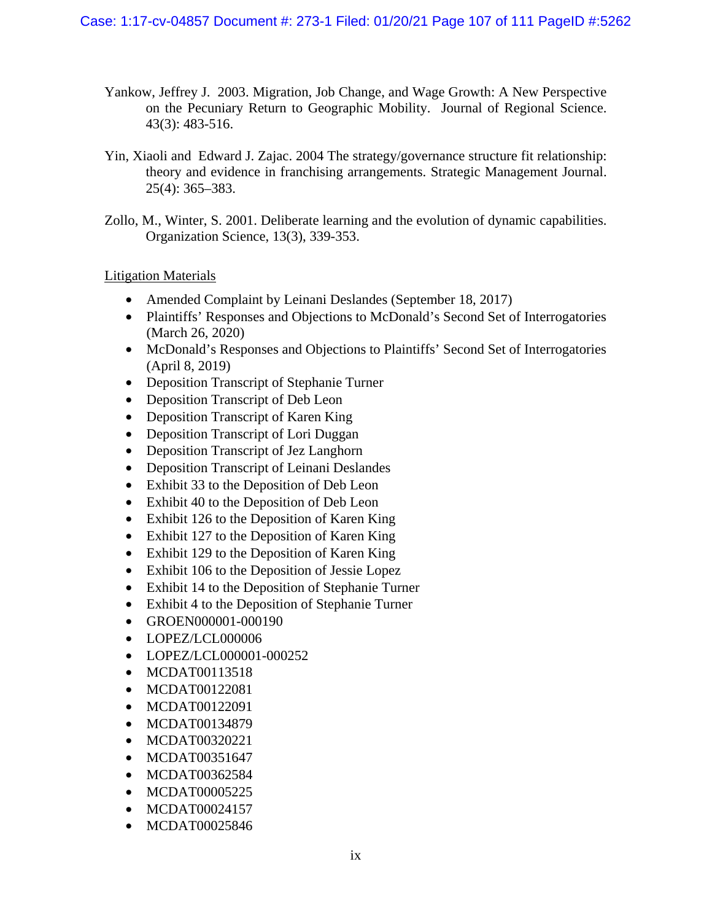Yankow, Jeffrey J. 2003. Migration, Job Change, and Wage Growth: A New Perspective on the Pecuniary Return to Geographic Mobility. Journal of Regional Science. 43(3): 483-516.

Yin, Xiaoli and Edward J. Zajac. 2004 The strategy/governance structure fit relationship: theory and evidence in franchising arrangements. Strategic Management Journal. 25(4): 365–383.

Zollo, M., Winter, S. 2001. Deliberate learning and the evolution of dynamic capabilities. Organization Science, 13(3), 339-353.

Litigation Materials

- Amended Complaint by Leinani Deslandes (September 18, 2017)
- Plaintiffs' Responses and Objections to McDonald's Second Set of Interrogatories (March 26, 2020)
- McDonald's Responses and Objections to Plaintiffs' Second Set of Interrogatories (April 8, 2019)
- Deposition Transcript of Stephanie Turner
- Deposition Transcript of Deb Leon
- Deposition Transcript of Karen King
- Deposition Transcript of Lori Duggan
- Deposition Transcript of Jez Langhorn
- Deposition Transcript of Leinani Deslandes
- Exhibit 33 to the Deposition of Deb Leon
- Exhibit 40 to the Deposition of Deb Leon
- Exhibit 126 to the Deposition of Karen King
- Exhibit 127 to the Deposition of Karen King
- Exhibit 129 to the Deposition of Karen King
- Exhibit 106 to the Deposition of Jessie Lopez
- Exhibit 14 to the Deposition of Stephanie Turner
- Exhibit 4 to the Deposition of Stephanie Turner
- GROEN000001-000190
- LOPEZ/LCL000006
- LOPEZ/LCL000001-000252
- MCDAT00113518
- MCDAT00122081
- MCDAT00122091
- MCDAT00134879
- MCDAT00320221
- MCDAT00351647
- MCDAT00362584
- MCDAT00005225
- MCDAT00024157
- MCDAT00025846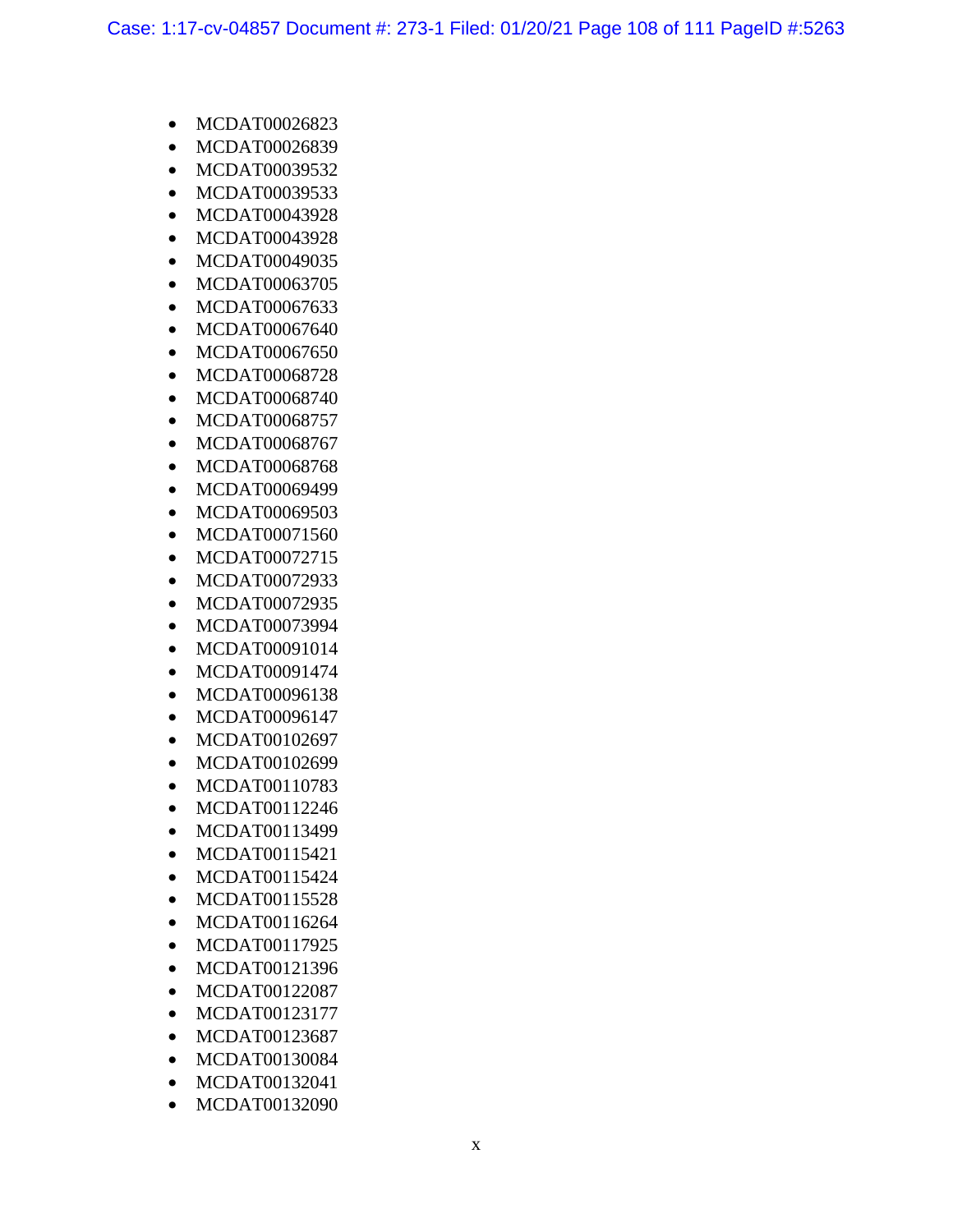- MCDAT00026823
- MCDAT00026839
- MCDAT00039532
- MCDAT00039533
- MCDAT00043928
- MCDAT00043928
- MCDAT00049035
- MCDAT00063705
- MCDAT00067633
- MCDAT00067640
- MCDAT00067650
- MCDAT00068728
- MCDAT00068740
- MCDAT00068757
- MCDAT00068767
- MCDAT00068768
- MCDAT00069499
- MCDAT00069503
- MCDAT00071560
- MCDAT00072715
- MCDAT00072933
- MCDAT00072935
- MCDAT00073994
- MCDAT00091014
- MCDAT00091474
- MCDAT00096138
- MCDAT00096147
- MCDAT00102697
- MCDAT00102699
- MCDAT00110783
- MCDAT00112246
- MCDAT00113499
- MCDAT00115421
- MCDAT00115424
- MCDAT00115528
- MCDAT00116264
- MCDAT00117925
- MCDAT00121396
- MCDAT00122087
- MCDAT00123177
- MCDAT00123687
- MCDAT00130084
- MCDAT00132041
- MCDAT00132090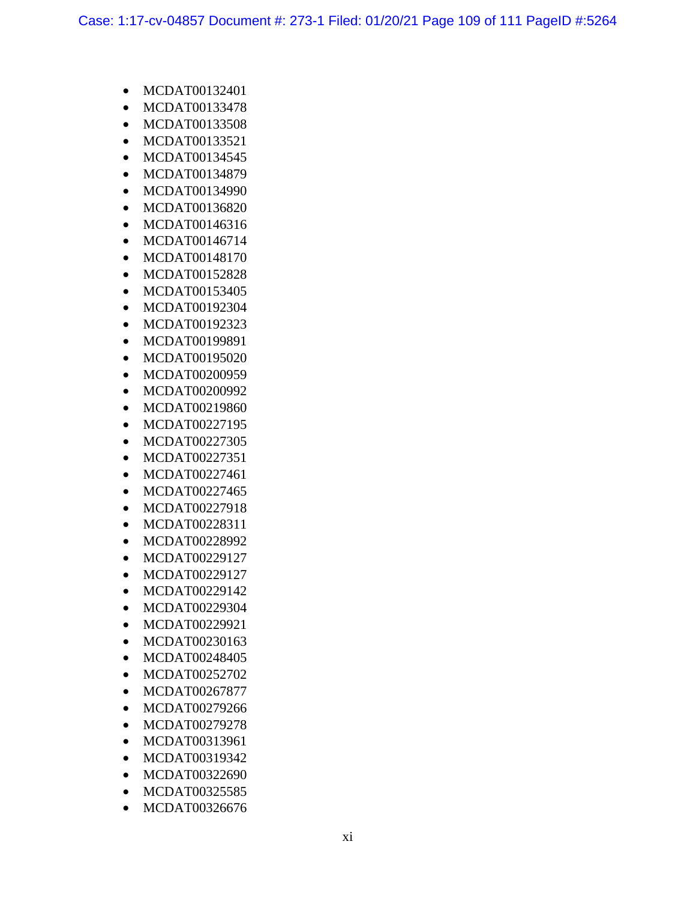- MCDAT00132401
- MCDAT00133478
- MCDAT00133508
- MCDAT00133521
- MCDAT00134545
- MCDAT00134879
- MCDAT00134990
- MCDAT00136820
- MCDAT00146316
- MCDAT00146714
- MCDAT00148170
- MCDAT00152828
- MCDAT00153405
- MCDAT00192304
- MCDAT00192323
- MCDAT00199891
- MCDAT00195020
- MCDAT00200959
- MCDAT00200992
- MCDAT00219860
- MCDAT00227195
- MCDAT00227305
- MCDAT00227351
- MCDAT00227461
- MCDAT00227465
- MCDAT00227918
- MCDAT00228311
- MCDAT00228992
- MCDAT00229127
- MCDAT00229127
- MCDAT00229142
- MCDAT00229304
- MCDAT00229921
- MCDAT00230163
- MCDAT00248405
- MCDAT00252702
- MCDAT00267877
- MCDAT00279266
- MCDAT00279278
- MCDAT00313961
- MCDAT00319342
- MCDAT00322690
- MCDAT00325585
- MCDAT00326676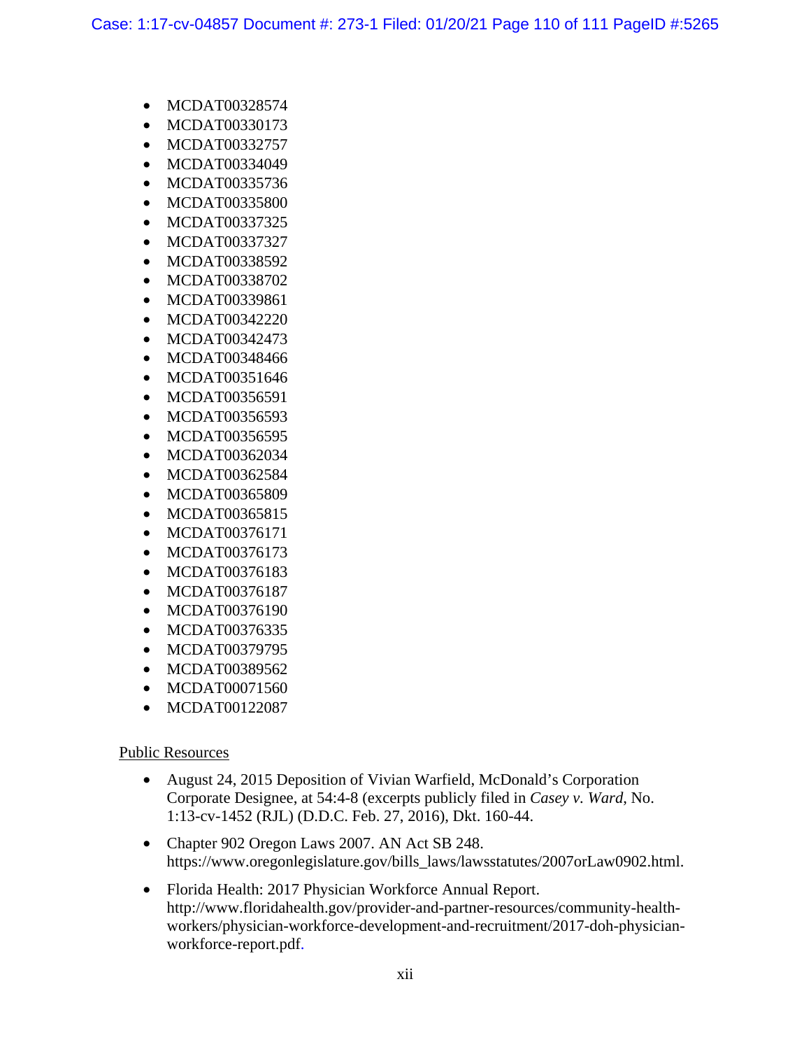- MCDAT00328574
- MCDAT00330173
- MCDAT00332757
- MCDAT00334049
- MCDAT00335736
- MCDAT00335800
- MCDAT00337325
- MCDAT00337327
- MCDAT00338592
- MCDAT00338702
- MCDAT00339861
- MCDAT00342220
- MCDAT00342473
- MCDAT00348466
- MCDAT00351646
- MCDAT00356591
- MCDAT00356593
- MCDAT00356595
- MCDAT00362034
- MCDAT00362584
- MCDAT00365809
- MCDAT00365815
- MCDAT00376171
- MCDAT00376173
- MCDAT00376183
- MCDAT00376187
- MCDAT00376190
- MCDAT00376335
- MCDAT00379795
- MCDAT00389562
- MCDAT00071560
- MCDAT00122087

Public Resources

- August 24, 2015 Deposition of Vivian Warfield, McDonald's Corporation Corporate Designee, at 54:4-8 (excerpts publicly filed in *Casey v. Ward*, No. 1:13-cv-1452 (RJL) (D.D.C. Feb. 27, 2016), Dkt. 160-44.

- Chapter 902 Oregon Laws 2007. AN Act SB 248. https://www.oregonlegislature.gov/bills_laws/lawsstatutes/2007orLaw0902.html.

- Florida Health: 2017 Physician Workforce Annual Report. http://www.floridahealth.gov/provider-and-partner-resources/community-health-workers/physician-workforce-development-and-recruitment/2017-doh-physician-workforce-report.pdf.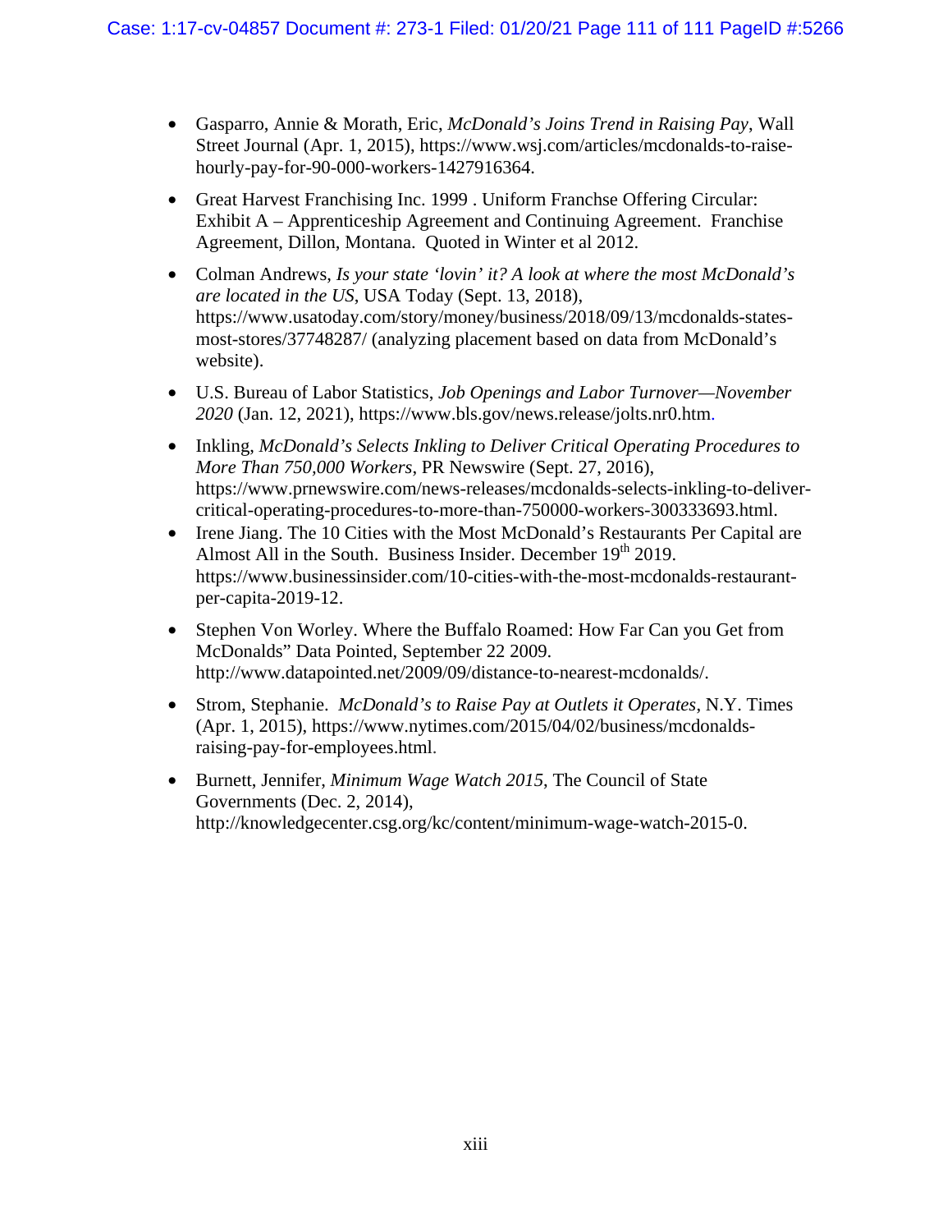- Gasparro, Annie & Morath, Eric, *McDonald's Joins Trend in Raising Pay*, Wall Street Journal (Apr. 1, 2015), https://www.wsj.com/articles/mcdonalds-to-raise-hourly-pay-for-90-000-workers-1427916364.

- Great Harvest Franchising Inc. 1999 . Uniform Franchse Offering Circular: Exhibit A – Apprenticeship Agreement and Continuing Agreement. Franchise Agreement, Dillon, Montana. Quoted in Winter et al 2012.

- Colman Andrews, *Is your state 'lovin' it? A look at where the most McDonald's are located in the US*, USA Today (Sept. 13, 2018), https://www.usatoday.com/story/money/business/2018/09/13/mcdonalds-states-most-stores/37748287/ (analyzing placement based on data from McDonald's website).

- U.S. Bureau of Labor Statistics, *Job Openings and Labor Turnover—November 2020* (Jan. 12, 2021), https://www.bls.gov/news.release/jolts.nr0.htm.

- Inkling, *McDonald's Selects Inkling to Deliver Critical Operating Procedures to More Than 750,000 Workers*, PR Newswire (Sept. 27, 2016), https://www.prnewswire.com/news-releases/mcdonalds-selects-inkling-to-deliver-critical-operating-procedures-to-more-than-750000-workers-300333693.html.

- Irene Jiang. The 10 Cities with the Most McDonald's Restaurants Per Capital are Almost All in the South. Business Insider. December 19th 2019. https://www.businessinsider.com/10-cities-with-the-most-mcdonalds-restaurant-per-capita-2019-12.

- Stephen Von Worley. Where the Buffalo Roamed: How Far Can you Get from McDonalds" Data Pointed, September 22 2009. http://www.datapointed.net/2009/09/distance-to-nearest-mcdonalds/.

- Strom, Stephanie. *McDonald's to Raise Pay at Outlets it Operates*, N.Y. Times (Apr. 1, 2015), https://www.nytimes.com/2015/04/02/business/mcdonalds-raising-pay-for-employees.html.

- Burnett, Jennifer, *Minimum Wage Watch 2015*, The Council of State Governments (Dec. 2, 2014), http://knowledgecenter.csg.org/kc/content/minimum-wage-watch-2015-0.